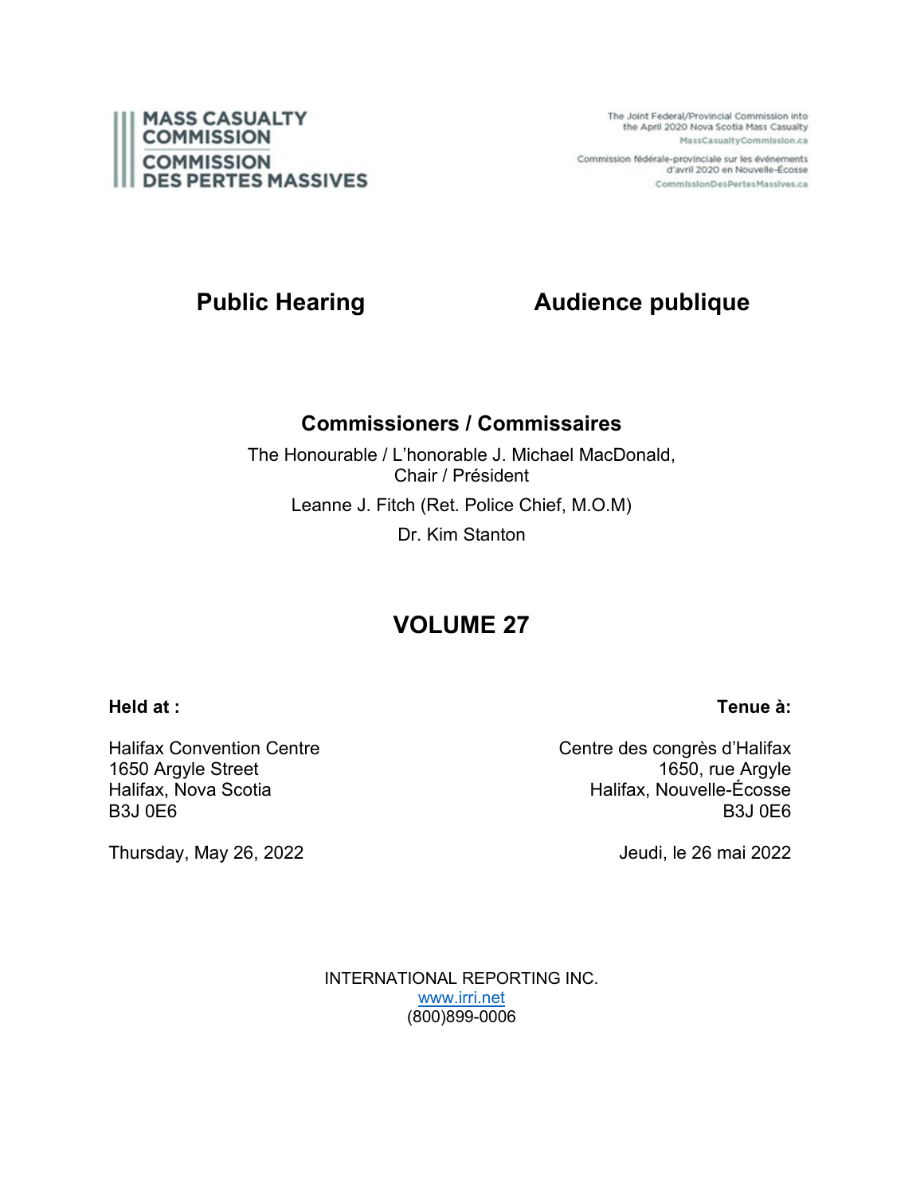MASS CASUALTY COMMISSION

COMMISSION DES PERTES MASSIVES

The Joint Federal/Provincial Commission into the April 2020 Nova Scotia Mass Casualty
MassCasualtyCommission.ca

Commission fédérale-provinciale sur les événements d'avril 2020 en Nouvelle-Écosse
CommissionDesPertesMassives.ca

# Public Hearing — Audience publique

## Commissioners / Commissaires

The Honourable / L'honorable J. Michael MacDonald,
Chair / Président

Leanne J. Fitch (Ret. Police Chief, M.O.M)

Dr. Kim Stanton

# VOLUME 27

**Held at :**

Halifax Convention Centre
1650 Argyle Street
Halifax, Nova Scotia
B3J 0E6

Thursday, May 26, 2022

**Tenue à:**

Centre des congrès d'Halifax
1650, rue Argyle
Halifax, Nouvelle-Écosse
B3J 0E6

Jeudi, le 26 mai 2022

INTERNATIONAL REPORTING INC.
www.irri.net
(800)899-0006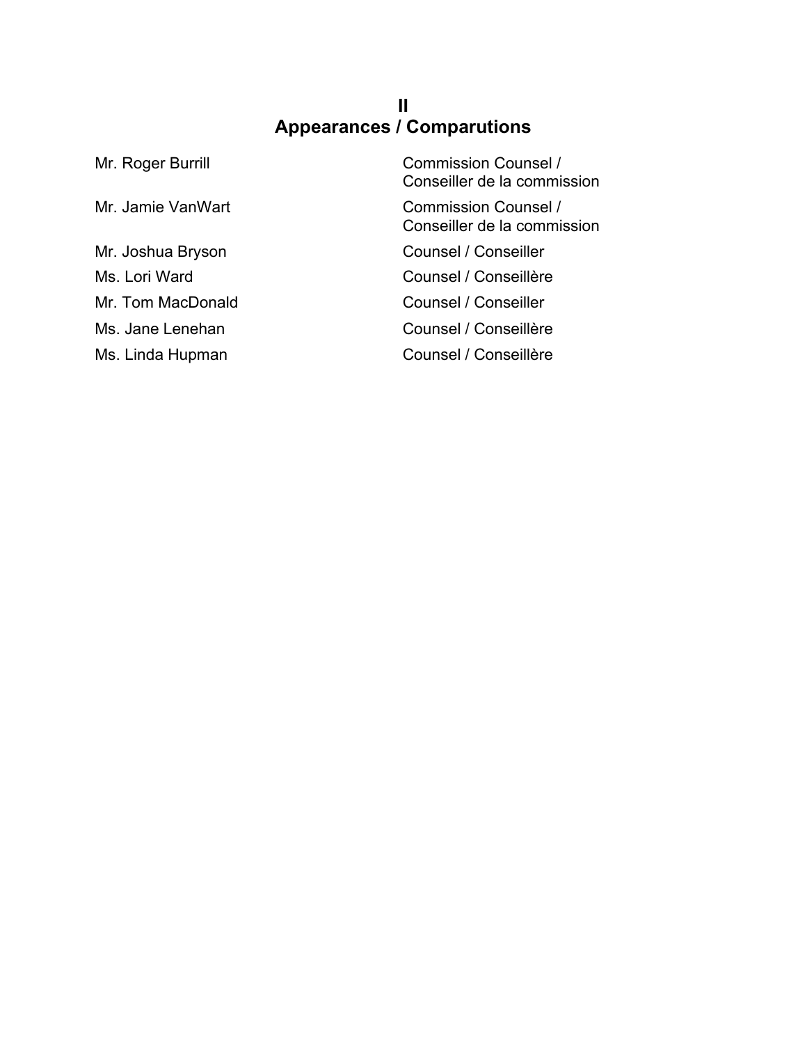# II
# Appearances / Comparutions

| | |
|---|---|
| Mr. Roger Burrill | Commission Counsel / Conseiller de la commission |
| Mr. Jamie VanWart | Commission Counsel / Conseiller de la commission |
| Mr. Joshua Bryson | Counsel / Conseiller |
| Ms. Lori Ward | Counsel / Conseillère |
| Mr. Tom MacDonald | Counsel / Conseiller |
| Ms. Jane Lenehan | Counsel / Conseillère |
| Ms. Linda Hupman | Counsel / Conseillère |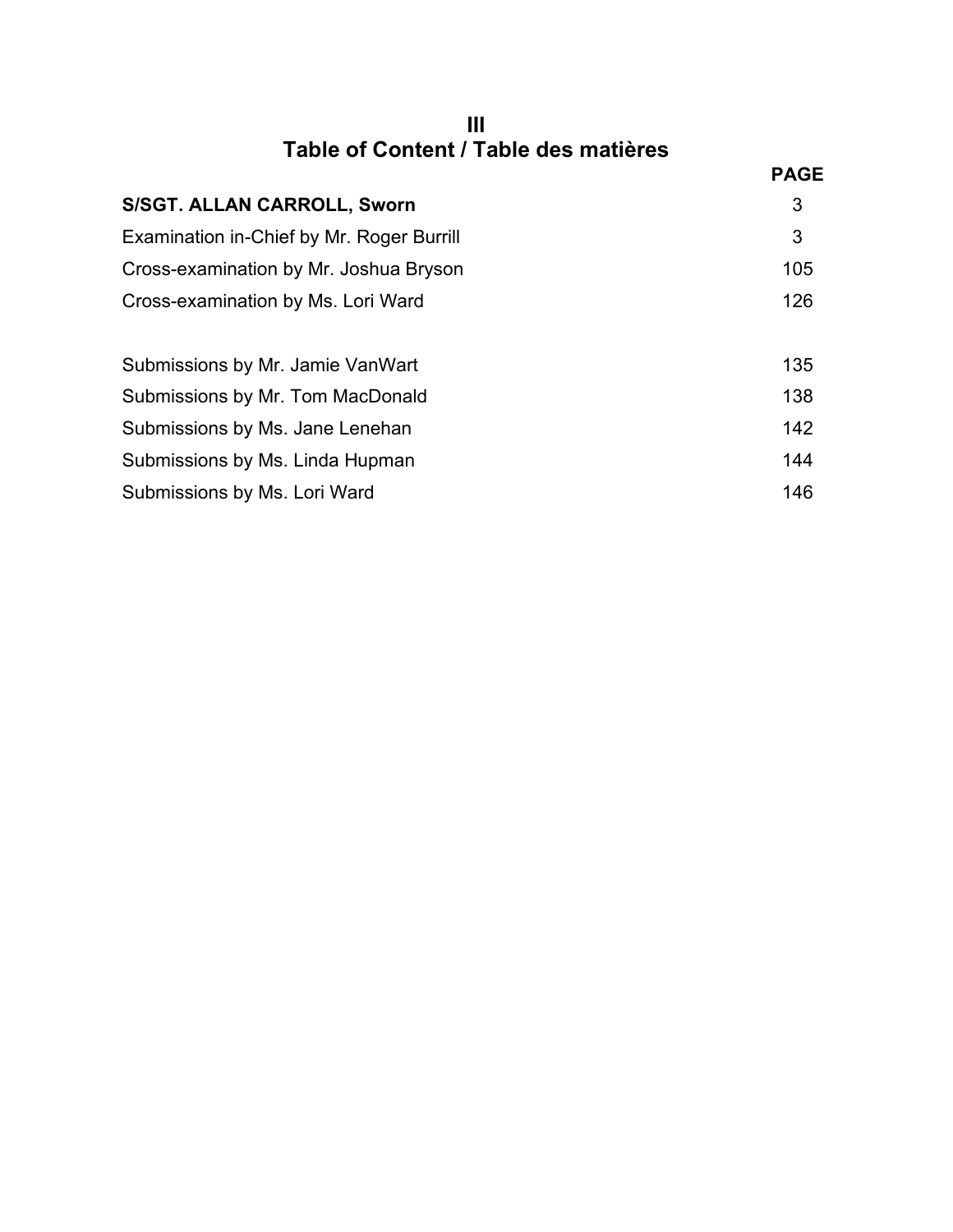# III
# Table of Content / Table des matières

| | PAGE |
|---|---|
| **S/SGT. ALLAN CARROLL, Sworn** | 3 |
| Examination in-Chief by Mr. Roger Burrill | 3 |
| Cross-examination by Mr. Joshua Bryson | 105 |
| Cross-examination by Ms. Lori Ward | 126 |
| | |
| Submissions by Mr. Jamie VanWart | 135 |
| Submissions by Mr. Tom MacDonald | 138 |
| Submissions by Ms. Jane Lenehan | 142 |
| Submissions by Ms. Linda Hupman | 144 |
| Submissions by Ms. Lori Ward | 146 |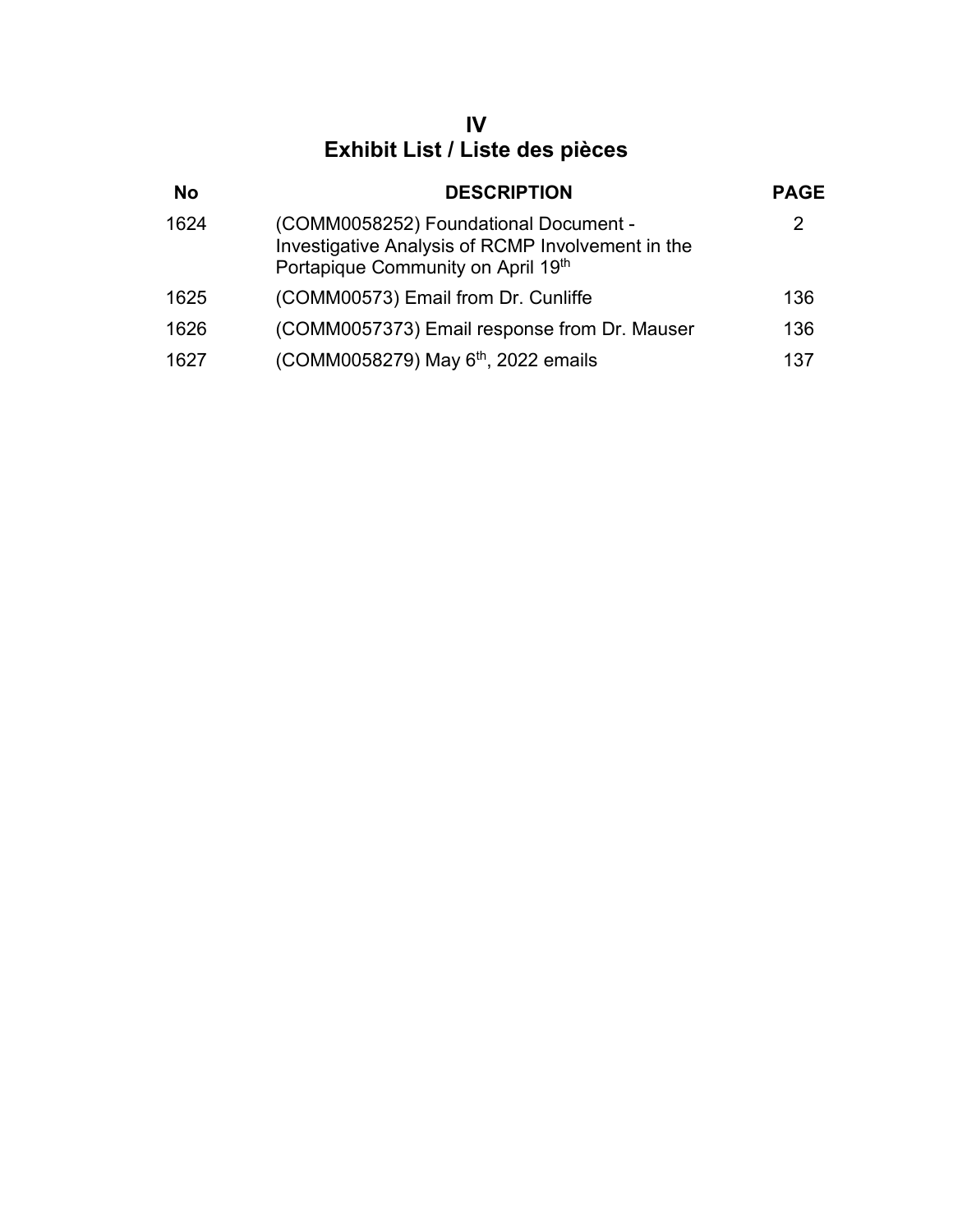# IV
# Exhibit List / Liste des pièces

| No | DESCRIPTION | PAGE |
| --- | --- | --- |
| 1624 | (COMM0058252) Foundational Document - Investigative Analysis of RCMP Involvement in the Portapique Community on April 19th | 2 |
| 1625 | (COMM00573) Email from Dr. Cunliffe | 136 |
| 1626 | (COMM0057373) Email response from Dr. Mauser | 136 |
| 1627 | (COMM0058279) May 6th, 2022 emails | 137 |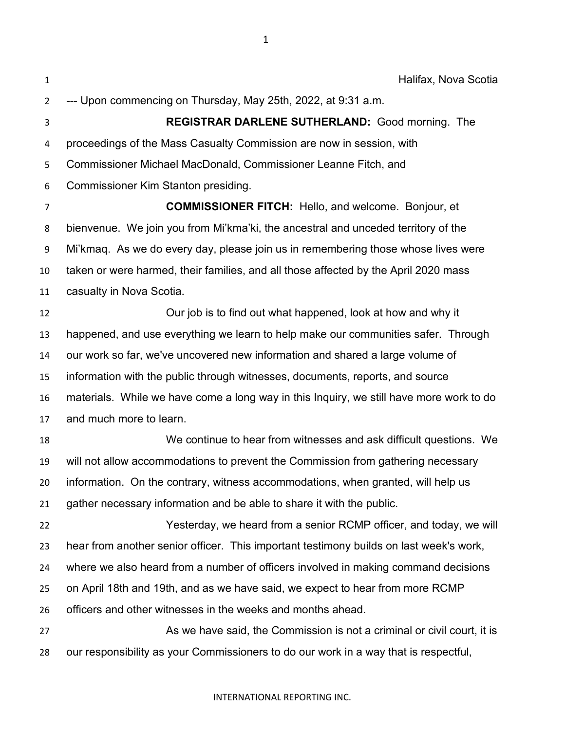Halifax, Nova Scotia

--- Upon commencing on Thursday, May 25th, 2022, at 9:31 a.m.

**REGISTRAR DARLENE SUTHERLAND:** Good morning. The proceedings of the Mass Casualty Commission are now in session, with Commissioner Michael MacDonald, Commissioner Leanne Fitch, and Commissioner Kim Stanton presiding.

**COMMISSIONER FITCH:** Hello, and welcome. Bonjour, et bienvenue. We join you from Mi'kma'ki, the ancestral and unceded territory of the Mi'kmaq. As we do every day, please join us in remembering those whose lives were taken or were harmed, their families, and all those affected by the April 2020 mass casualty in Nova Scotia.

Our job is to find out what happened, look at how and why it happened, and use everything we learn to help make our communities safer. Through our work so far, we've uncovered new information and shared a large volume of information with the public through witnesses, documents, reports, and source materials. While we have come a long way in this Inquiry, we still have more work to do and much more to learn.

We continue to hear from witnesses and ask difficult questions. We will not allow accommodations to prevent the Commission from gathering necessary information. On the contrary, witness accommodations, when granted, will help us gather necessary information and be able to share it with the public.

Yesterday, we heard from a senior RCMP officer, and today, we will hear from another senior officer. This important testimony builds on last week's work, where we also heard from a number of officers involved in making command decisions on April 18th and 19th, and as we have said, we expect to hear from more RCMP officers and other witnesses in the weeks and months ahead.

As we have said, the Commission is not a criminal or civil court, it is our responsibility as your Commissioners to do our work in a way that is respectful,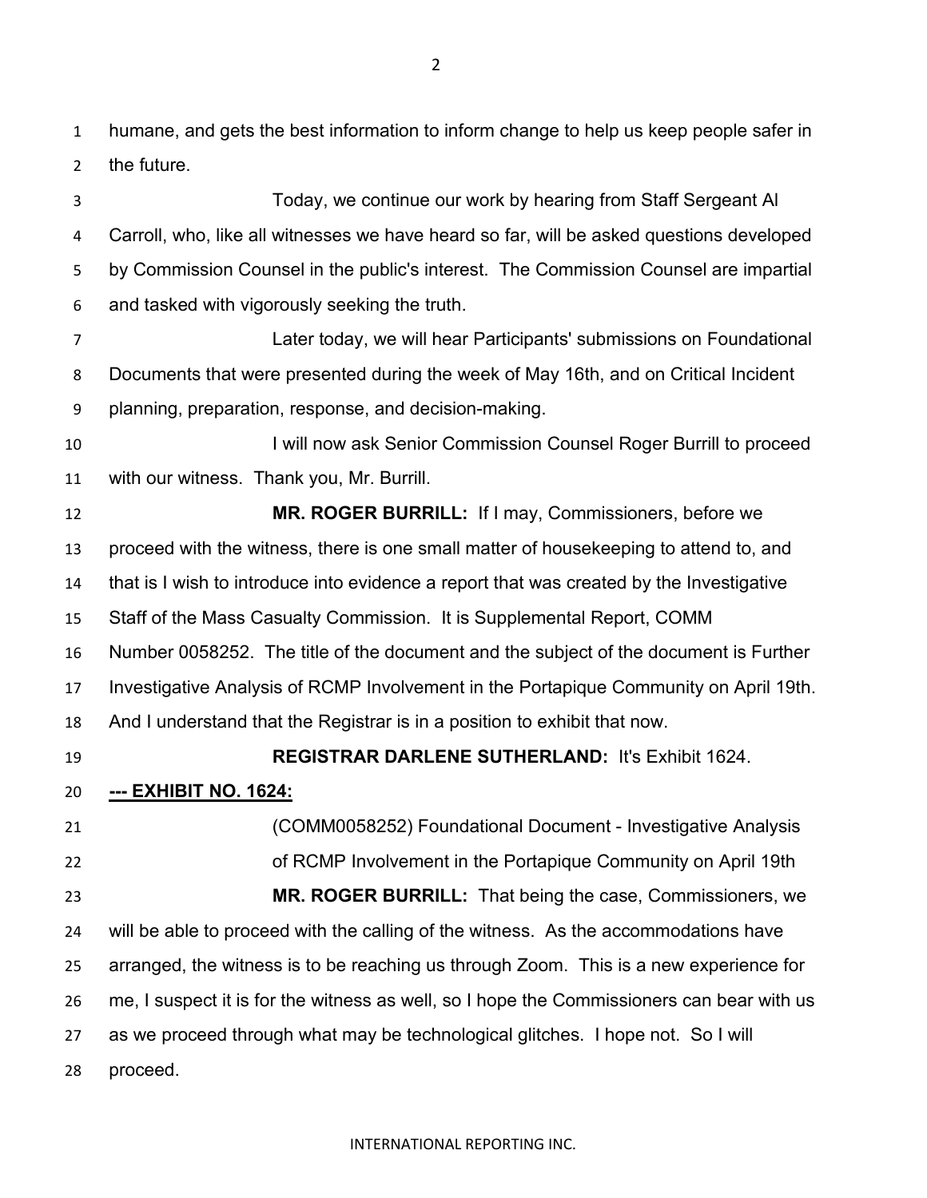humane, and gets the best information to inform change to help us keep people safer in the future.

Today, we continue our work by hearing from Staff Sergeant Al Carroll, who, like all witnesses we have heard so far, will be asked questions developed by Commission Counsel in the public's interest. The Commission Counsel are impartial and tasked with vigorously seeking the truth.

Later today, we will hear Participants' submissions on Foundational Documents that were presented during the week of May 16th, and on Critical Incident planning, preparation, response, and decision-making.

I will now ask Senior Commission Counsel Roger Burrill to proceed with our witness. Thank you, Mr. Burrill.

**MR. ROGER BURRILL:** If I may, Commissioners, before we proceed with the witness, there is one small matter of housekeeping to attend to, and that is I wish to introduce into evidence a report that was created by the Investigative Staff of the Mass Casualty Commission. It is Supplemental Report, COMM Number 0058252. The title of the document and the subject of the document is Further Investigative Analysis of RCMP Involvement in the Portapique Community on April 19th. And I understand that the Registrar is in a position to exhibit that now.

**REGISTRAR DARLENE SUTHERLAND:** It's Exhibit 1624.

**--- EXHIBIT NO. 1624:**

(COMM0058252) Foundational Document - Investigative Analysis of RCMP Involvement in the Portapique Community on April 19th

**MR. ROGER BURRILL:** That being the case, Commissioners, we will be able to proceed with the calling of the witness. As the accommodations have arranged, the witness is to be reaching us through Zoom. This is a new experience for me, I suspect it is for the witness as well, so I hope the Commissioners can bear with us as we proceed through what may be technological glitches. I hope not. So I will proceed.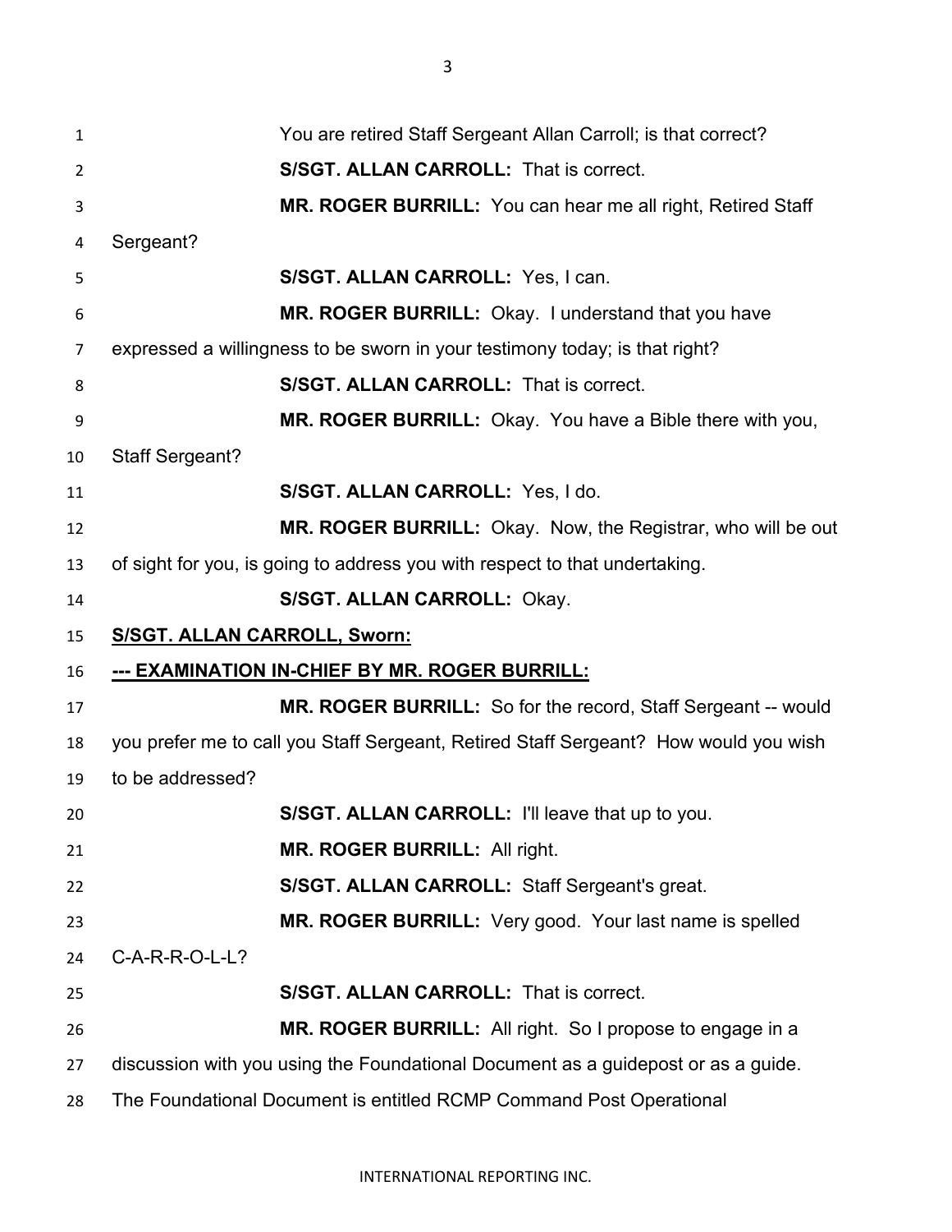You are retired Staff Sergeant Allan Carroll; is that correct?

**S/SGT. ALLAN CARROLL:** That is correct.

**MR. ROGER BURRILL:** You can hear me all right, Retired Staff Sergeant?

**S/SGT. ALLAN CARROLL:** Yes, I can.

**MR. ROGER BURRILL:** Okay. I understand that you have expressed a willingness to be sworn in your testimony today; is that right?

**S/SGT. ALLAN CARROLL:** That is correct.

**MR. ROGER BURRILL:** Okay. You have a Bible there with you, Staff Sergeant?

**S/SGT. ALLAN CARROLL:** Yes, I do.

**MR. ROGER BURRILL:** Okay. Now, the Registrar, who will be out of sight for you, is going to address you with respect to that undertaking.

**S/SGT. ALLAN CARROLL:** Okay.

**S/SGT. ALLAN CARROLL, Sworn:**

**--- EXAMINATION IN-CHIEF BY MR. ROGER BURRILL:**

**MR. ROGER BURRILL:** So for the record, Staff Sergeant -- would you prefer me to call you Staff Sergeant, Retired Staff Sergeant? How would you wish to be addressed?

**S/SGT. ALLAN CARROLL:** I'll leave that up to you.

**MR. ROGER BURRILL:** All right.

**S/SGT. ALLAN CARROLL:** Staff Sergeant's great.

**MR. ROGER BURRILL:** Very good. Your last name is spelled C-A-R-R-O-L-L?

**S/SGT. ALLAN CARROLL:** That is correct.

**MR. ROGER BURRILL:** All right. So I propose to engage in a discussion with you using the Foundational Document as a guidepost or as a guide. The Foundational Document is entitled RCMP Command Post Operational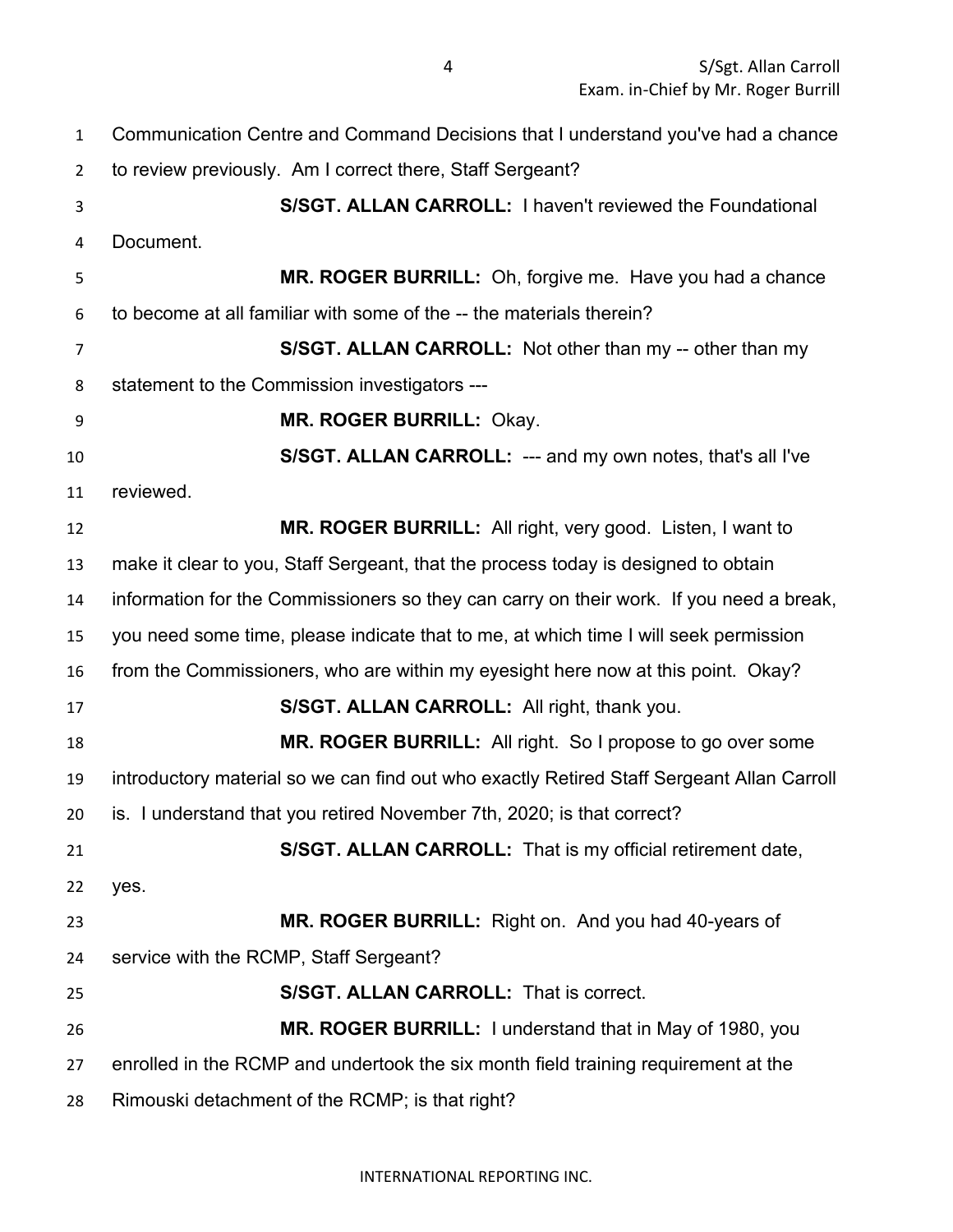Communication Centre and Command Decisions that I understand you've had a chance to review previously. Am I correct there, Staff Sergeant?

**S/SGT. ALLAN CARROLL:** I haven't reviewed the Foundational Document.

**MR. ROGER BURRILL:** Oh, forgive me. Have you had a chance to become at all familiar with some of the -- the materials therein?

**S/SGT. ALLAN CARROLL:** Not other than my -- other than my statement to the Commission investigators ---

**MR. ROGER BURRILL:** Okay.

**S/SGT. ALLAN CARROLL:** --- and my own notes, that's all I've reviewed.

**MR. ROGER BURRILL:** All right, very good. Listen, I want to make it clear to you, Staff Sergeant, that the process today is designed to obtain information for the Commissioners so they can carry on their work. If you need a break, you need some time, please indicate that to me, at which time I will seek permission from the Commissioners, who are within my eyesight here now at this point. Okay?

**S/SGT. ALLAN CARROLL:** All right, thank you.

**MR. ROGER BURRILL:** All right. So I propose to go over some introductory material so we can find out who exactly Retired Staff Sergeant Allan Carroll is. I understand that you retired November 7th, 2020; is that correct?

**S/SGT. ALLAN CARROLL:** That is my official retirement date, yes.

**MR. ROGER BURRILL:** Right on. And you had 40-years of service with the RCMP, Staff Sergeant?

**S/SGT. ALLAN CARROLL:** That is correct.

**MR. ROGER BURRILL:** I understand that in May of 1980, you enrolled in the RCMP and undertook the six month field training requirement at the Rimouski detachment of the RCMP; is that right?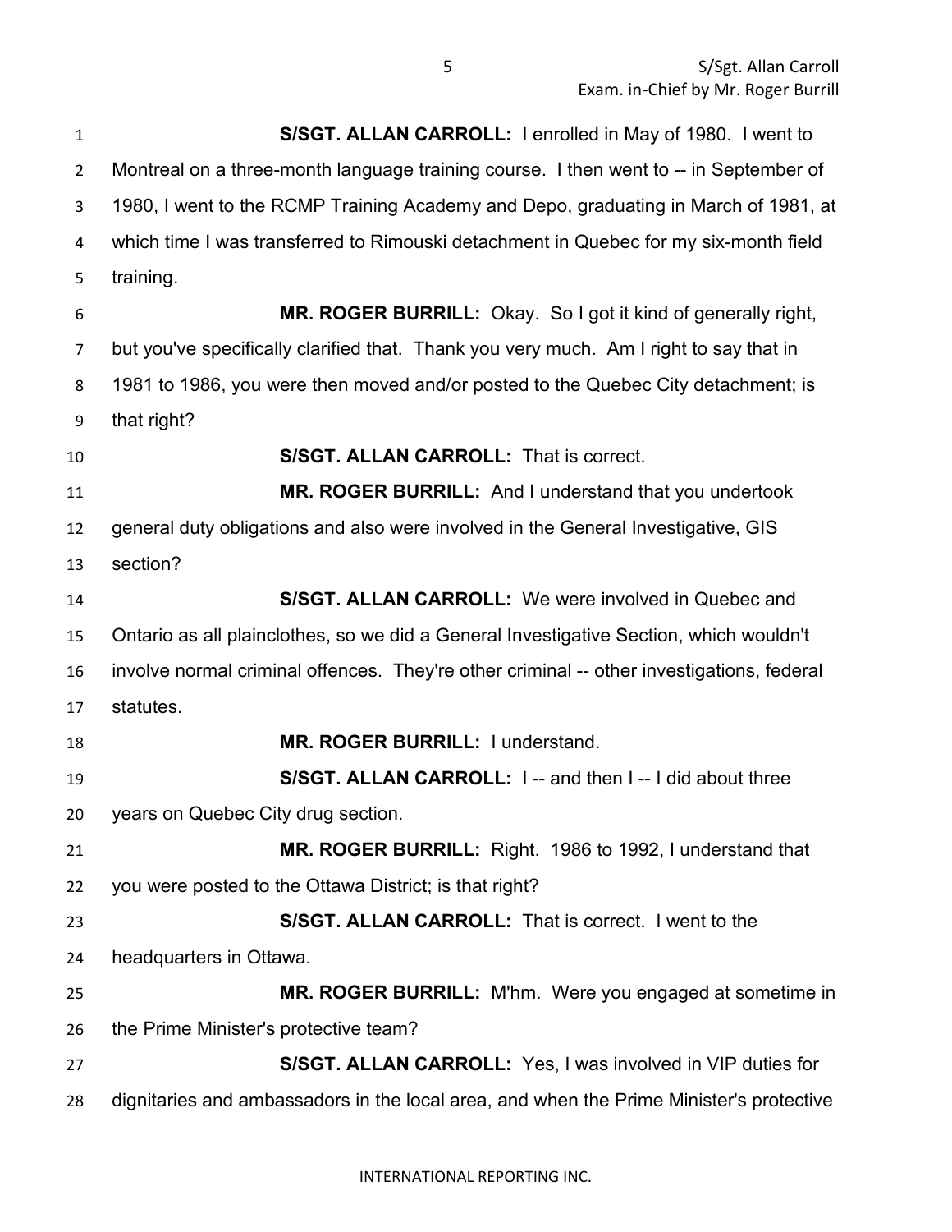**S/SGT. ALLAN CARROLL:** I enrolled in May of 1980. I went to Montreal on a three-month language training course. I then went to -- in September of 1980, I went to the RCMP Training Academy and Depo, graduating in March of 1981, at which time I was transferred to Rimouski detachment in Quebec for my six-month field training.

**MR. ROGER BURRILL:** Okay. So I got it kind of generally right, but you've specifically clarified that. Thank you very much. Am I right to say that in 1981 to 1986, you were then moved and/or posted to the Quebec City detachment; is that right?

**S/SGT. ALLAN CARROLL:** That is correct.

**MR. ROGER BURRILL:** And I understand that you undertook general duty obligations and also were involved in the General Investigative, GIS section?

**S/SGT. ALLAN CARROLL:** We were involved in Quebec and Ontario as all plainclothes, so we did a General Investigative Section, which wouldn't involve normal criminal offences. They're other criminal -- other investigations, federal statutes.

**MR. ROGER BURRILL:** I understand.

**S/SGT. ALLAN CARROLL:** I -- and then I -- I did about three years on Quebec City drug section.

**MR. ROGER BURRILL:** Right. 1986 to 1992, I understand that you were posted to the Ottawa District; is that right?

**S/SGT. ALLAN CARROLL:** That is correct. I went to the headquarters in Ottawa.

**MR. ROGER BURRILL:** M'hm. Were you engaged at sometime in the Prime Minister's protective team?

**S/SGT. ALLAN CARROLL:** Yes, I was involved in VIP duties for dignitaries and ambassadors in the local area, and when the Prime Minister's protective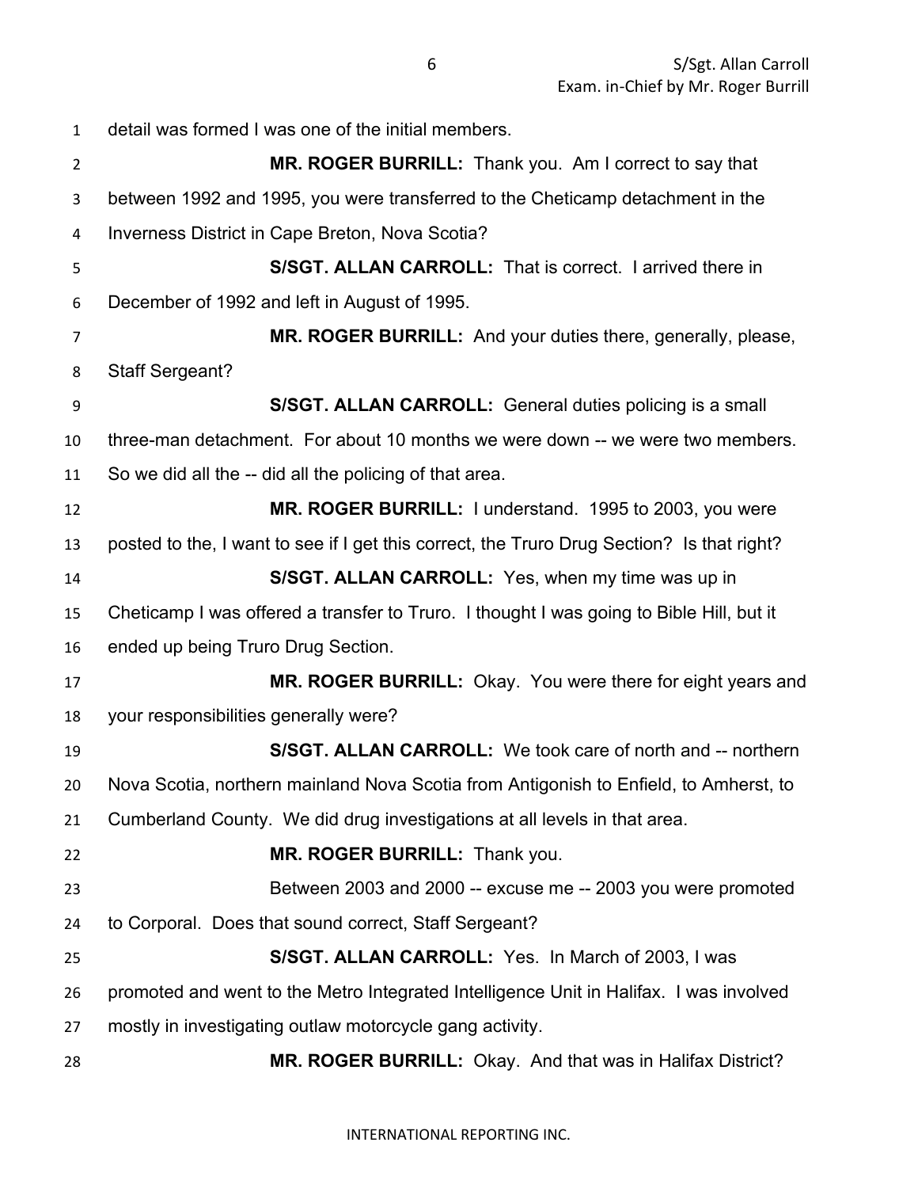detail was formed I was one of the initial members.

**MR. ROGER BURRILL:** Thank you. Am I correct to say that between 1992 and 1995, you were transferred to the Cheticamp detachment in the Inverness District in Cape Breton, Nova Scotia?

**S/SGT. ALLAN CARROLL:** That is correct. I arrived there in December of 1992 and left in August of 1995.

**MR. ROGER BURRILL:** And your duties there, generally, please, Staff Sergeant?

**S/SGT. ALLAN CARROLL:** General duties policing is a small three-man detachment. For about 10 months we were down -- we were two members. So we did all the -- did all the policing of that area.

**MR. ROGER BURRILL:** I understand. 1995 to 2003, you were posted to the, I want to see if I get this correct, the Truro Drug Section? Is that right?

**S/SGT. ALLAN CARROLL:** Yes, when my time was up in Cheticamp I was offered a transfer to Truro. I thought I was going to Bible Hill, but it ended up being Truro Drug Section.

**MR. ROGER BURRILL:** Okay. You were there for eight years and your responsibilities generally were?

**S/SGT. ALLAN CARROLL:** We took care of north and -- northern Nova Scotia, northern mainland Nova Scotia from Antigonish to Enfield, to Amherst, to Cumberland County. We did drug investigations at all levels in that area.

**MR. ROGER BURRILL:** Thank you.

Between 2003 and 2000 -- excuse me -- 2003 you were promoted to Corporal. Does that sound correct, Staff Sergeant?

**S/SGT. ALLAN CARROLL:** Yes. In March of 2003, I was promoted and went to the Metro Integrated Intelligence Unit in Halifax. I was involved mostly in investigating outlaw motorcycle gang activity.

**MR. ROGER BURRILL:** Okay. And that was in Halifax District?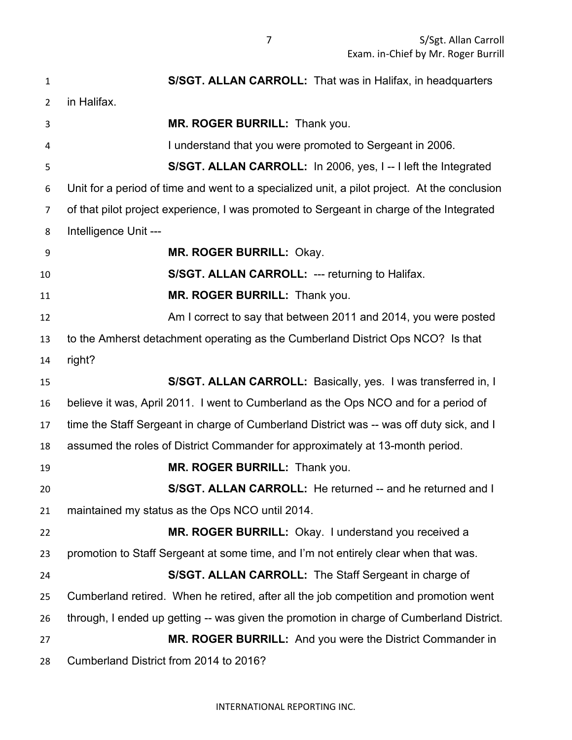**S/SGT. ALLAN CARROLL:** That was in Halifax, in headquarters in Halifax.

**MR. ROGER BURRILL:** Thank you.

I understand that you were promoted to Sergeant in 2006.

**S/SGT. ALLAN CARROLL:** In 2006, yes, I -- I left the Integrated Unit for a period of time and went to a specialized unit, a pilot project. At the conclusion of that pilot project experience, I was promoted to Sergeant in charge of the Integrated Intelligence Unit ---

**MR. ROGER BURRILL:** Okay.

**S/SGT. ALLAN CARROLL:** --- returning to Halifax.

**MR. ROGER BURRILL:** Thank you.

Am I correct to say that between 2011 and 2014, you were posted to the Amherst detachment operating as the Cumberland District Ops NCO? Is that right?

**S/SGT. ALLAN CARROLL:** Basically, yes. I was transferred in, I believe it was, April 2011. I went to Cumberland as the Ops NCO and for a period of time the Staff Sergeant in charge of Cumberland District was -- was off duty sick, and I assumed the roles of District Commander for approximately at 13-month period.

**MR. ROGER BURRILL:** Thank you.

**S/SGT. ALLAN CARROLL:** He returned -- and he returned and I maintained my status as the Ops NCO until 2014.

**MR. ROGER BURRILL:** Okay. I understand you received a promotion to Staff Sergeant at some time, and I'm not entirely clear when that was.

**S/SGT. ALLAN CARROLL:** The Staff Sergeant in charge of Cumberland retired. When he retired, after all the job competition and promotion went through, I ended up getting -- was given the promotion in charge of Cumberland District.

**MR. ROGER BURRILL:** And you were the District Commander in Cumberland District from 2014 to 2016?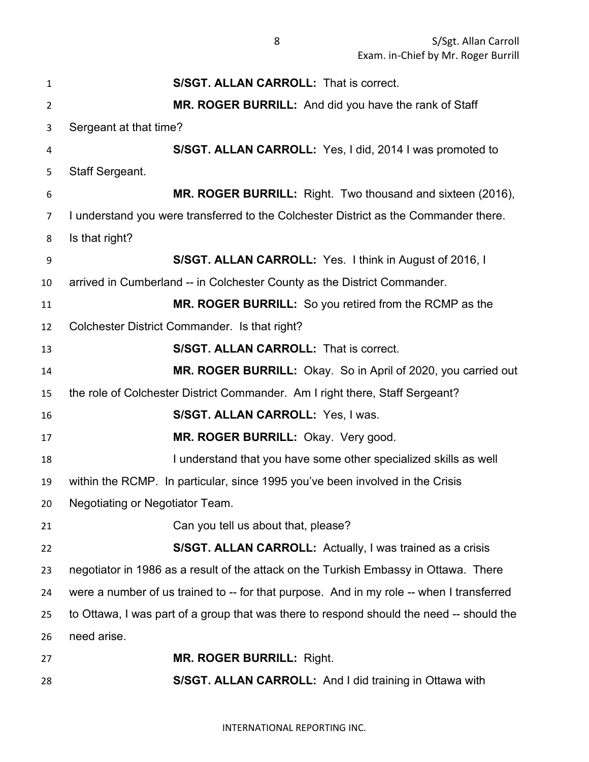**S/SGT. ALLAN CARROLL:** That is correct.

**MR. ROGER BURRILL:** And did you have the rank of Staff Sergeant at that time?

**S/SGT. ALLAN CARROLL:** Yes, I did, 2014 I was promoted to Staff Sergeant.

**MR. ROGER BURRILL:** Right. Two thousand and sixteen (2016), I understand you were transferred to the Colchester District as the Commander there. Is that right?

**S/SGT. ALLAN CARROLL:** Yes. I think in August of 2016, I arrived in Cumberland -- in Colchester County as the District Commander.

**MR. ROGER BURRILL:** So you retired from the RCMP as the Colchester District Commander. Is that right?

**S/SGT. ALLAN CARROLL:** That is correct.

**MR. ROGER BURRILL:** Okay. So in April of 2020, you carried out the role of Colchester District Commander. Am I right there, Staff Sergeant?

**S/SGT. ALLAN CARROLL:** Yes, I was.

**MR. ROGER BURRILL:** Okay. Very good.

I understand that you have some other specialized skills as well within the RCMP. In particular, since 1995 you've been involved in the Crisis Negotiating or Negotiator Team.

Can you tell us about that, please?

**S/SGT. ALLAN CARROLL:** Actually, I was trained as a crisis negotiator in 1986 as a result of the attack on the Turkish Embassy in Ottawa. There were a number of us trained to -- for that purpose. And in my role -- when I transferred to Ottawa, I was part of a group that was there to respond should the need -- should the need arise.

**MR. ROGER BURRILL:** Right.

**S/SGT. ALLAN CARROLL:** And I did training in Ottawa with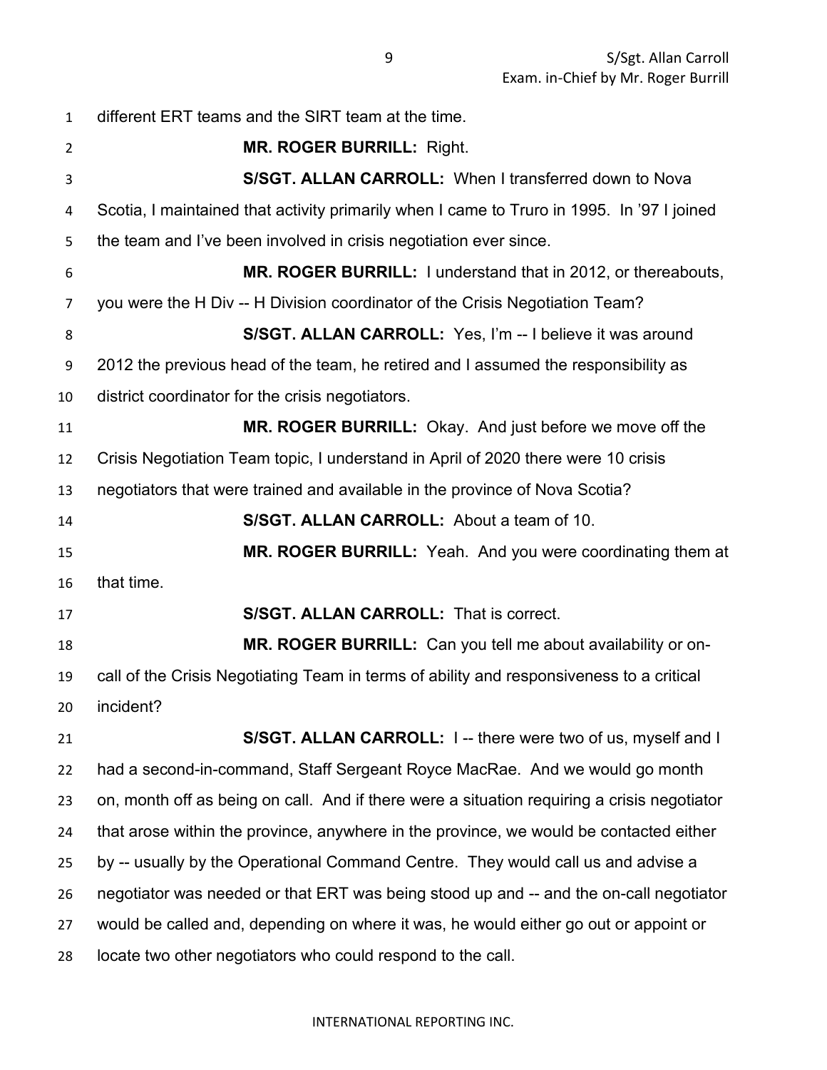different ERT teams and the SIRT team at the time.

**MR. ROGER BURRILL:** Right.

**S/SGT. ALLAN CARROLL:** When I transferred down to Nova Scotia, I maintained that activity primarily when I came to Truro in 1995. In '97 I joined the team and I've been involved in crisis negotiation ever since.

**MR. ROGER BURRILL:** I understand that in 2012, or thereabouts, you were the H Div -- H Division coordinator of the Crisis Negotiation Team?

**S/SGT. ALLAN CARROLL:** Yes, I'm -- I believe it was around 2012 the previous head of the team, he retired and I assumed the responsibility as district coordinator for the crisis negotiators.

**MR. ROGER BURRILL:** Okay. And just before we move off the Crisis Negotiation Team topic, I understand in April of 2020 there were 10 crisis negotiators that were trained and available in the province of Nova Scotia?

**S/SGT. ALLAN CARROLL:** About a team of 10.

**MR. ROGER BURRILL:** Yeah. And you were coordinating them at that time.

**S/SGT. ALLAN CARROLL:** That is correct.

**MR. ROGER BURRILL:** Can you tell me about availability or on-call of the Crisis Negotiating Team in terms of ability and responsiveness to a critical incident?

**S/SGT. ALLAN CARROLL:** I -- there were two of us, myself and I had a second-in-command, Staff Sergeant Royce MacRae. And we would go month on, month off as being on call. And if there were a situation requiring a crisis negotiator that arose within the province, anywhere in the province, we would be contacted either by -- usually by the Operational Command Centre. They would call us and advise a negotiator was needed or that ERT was being stood up and -- and the on-call negotiator would be called and, depending on where it was, he would either go out or appoint or locate two other negotiators who could respond to the call.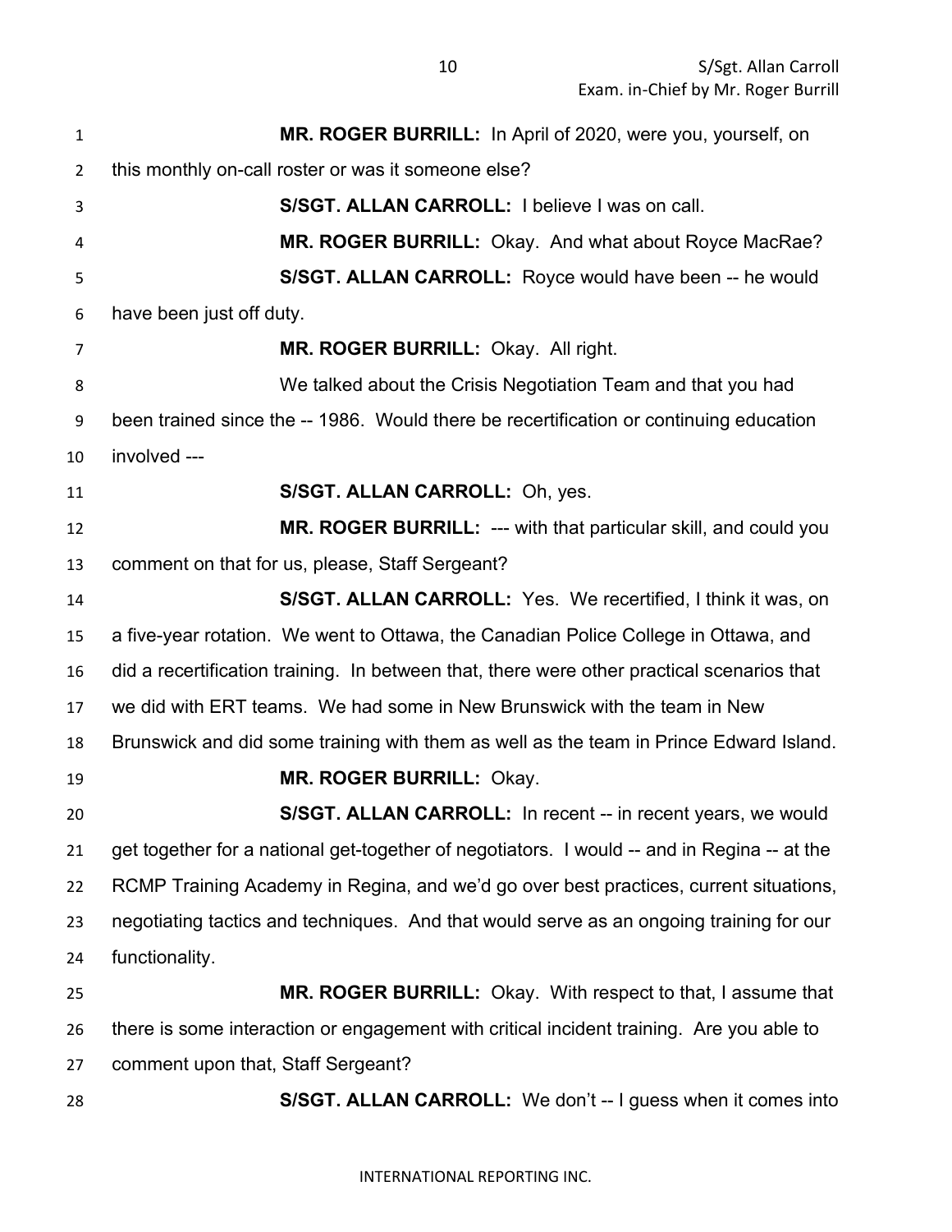**MR. ROGER BURRILL:** In April of 2020, were you, yourself, on this monthly on-call roster or was it someone else?

**S/SGT. ALLAN CARROLL:** I believe I was on call.

**MR. ROGER BURRILL:** Okay. And what about Royce MacRae?

**S/SGT. ALLAN CARROLL:** Royce would have been -- he would have been just off duty.

**MR. ROGER BURRILL:** Okay. All right.

We talked about the Crisis Negotiation Team and that you had been trained since the -- 1986. Would there be recertification or continuing education involved ---

**S/SGT. ALLAN CARROLL:** Oh, yes.

**MR. ROGER BURRILL:** --- with that particular skill, and could you comment on that for us, please, Staff Sergeant?

**S/SGT. ALLAN CARROLL:** Yes. We recertified, I think it was, on a five-year rotation. We went to Ottawa, the Canadian Police College in Ottawa, and did a recertification training. In between that, there were other practical scenarios that we did with ERT teams. We had some in New Brunswick with the team in New Brunswick and did some training with them as well as the team in Prince Edward Island.

**MR. ROGER BURRILL:** Okay.

**S/SGT. ALLAN CARROLL:** In recent -- in recent years, we would get together for a national get-together of negotiators. I would -- and in Regina -- at the RCMP Training Academy in Regina, and we'd go over best practices, current situations, negotiating tactics and techniques. And that would serve as an ongoing training for our functionality.

**MR. ROGER BURRILL:** Okay. With respect to that, I assume that there is some interaction or engagement with critical incident training. Are you able to comment upon that, Staff Sergeant?

**S/SGT. ALLAN CARROLL:** We don't -- I guess when it comes into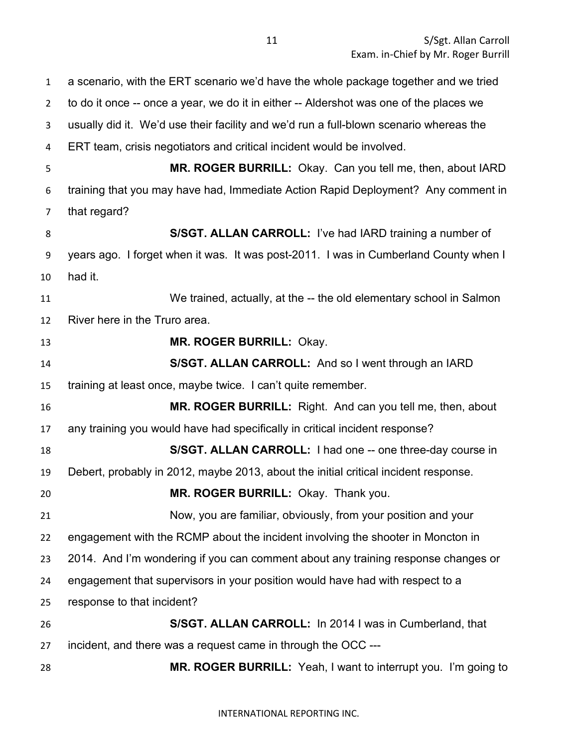a scenario, with the ERT scenario we'd have the whole package together and we tried to do it once -- once a year, we do it in either -- Aldershot was one of the places we usually did it. We'd use their facility and we'd run a full-blown scenario whereas the ERT team, crisis negotiators and critical incident would be involved.

**MR. ROGER BURRILL:** Okay. Can you tell me, then, about IARD training that you may have had, Immediate Action Rapid Deployment? Any comment in that regard?

**S/SGT. ALLAN CARROLL:** I've had IARD training a number of years ago. I forget when it was. It was post-2011. I was in Cumberland County when I had it.

We trained, actually, at the -- the old elementary school in Salmon River here in the Truro area.

**MR. ROGER BURRILL:** Okay.

**S/SGT. ALLAN CARROLL:** And so I went through an IARD training at least once, maybe twice. I can't quite remember.

**MR. ROGER BURRILL:** Right. And can you tell me, then, about any training you would have had specifically in critical incident response?

**S/SGT. ALLAN CARROLL:** I had one -- one three-day course in Debert, probably in 2012, maybe 2013, about the initial critical incident response.

**MR. ROGER BURRILL:** Okay. Thank you.

Now, you are familiar, obviously, from your position and your engagement with the RCMP about the incident involving the shooter in Moncton in 2014. And I'm wondering if you can comment about any training response changes or engagement that supervisors in your position would have had with respect to a response to that incident?

**S/SGT. ALLAN CARROLL:** In 2014 I was in Cumberland, that incident, and there was a request came in through the OCC ---

**MR. ROGER BURRILL:** Yeah, I want to interrupt you. I'm going to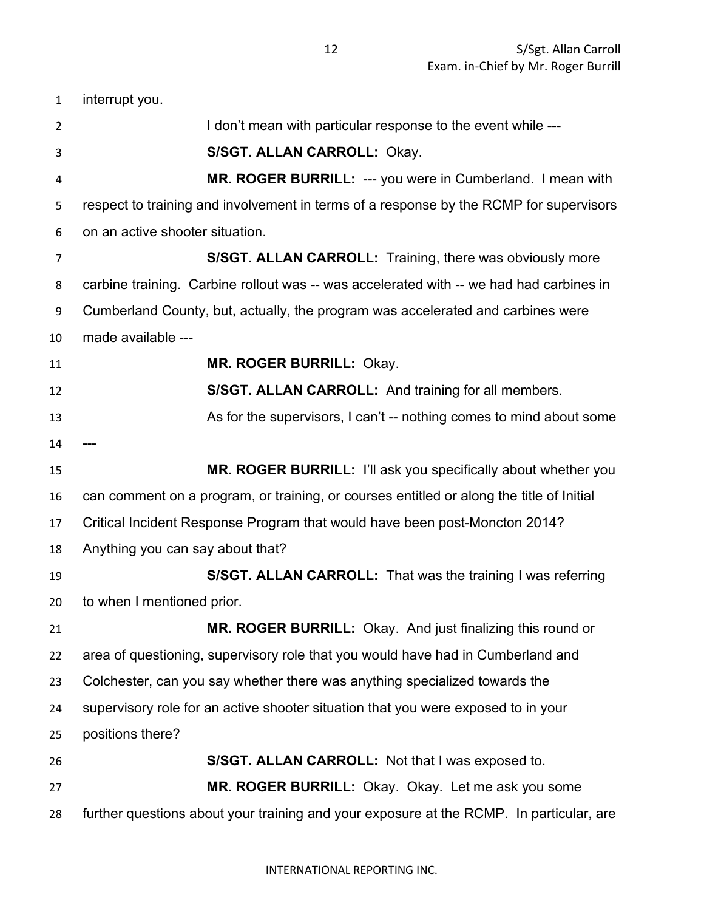interrupt you.

I don't mean with particular response to the event while ---

**S/SGT. ALLAN CARROLL:** Okay.

**MR. ROGER BURRILL:** --- you were in Cumberland. I mean with respect to training and involvement in terms of a response by the RCMP for supervisors on an active shooter situation.

**S/SGT. ALLAN CARROLL:** Training, there was obviously more carbine training. Carbine rollout was -- was accelerated with -- we had had carbines in Cumberland County, but, actually, the program was accelerated and carbines were made available ---

**MR. ROGER BURRILL:** Okay.

**S/SGT. ALLAN CARROLL:** And training for all members.

As for the supervisors, I can't -- nothing comes to mind about some ---

**MR. ROGER BURRILL:** I'll ask you specifically about whether you can comment on a program, or training, or courses entitled or along the title of Initial Critical Incident Response Program that would have been post-Moncton 2014? Anything you can say about that?

**S/SGT. ALLAN CARROLL:** That was the training I was referring to when I mentioned prior.

**MR. ROGER BURRILL:** Okay. And just finalizing this round or area of questioning, supervisory role that you would have had in Cumberland and Colchester, can you say whether there was anything specialized towards the supervisory role for an active shooter situation that you were exposed to in your positions there?

**S/SGT. ALLAN CARROLL:** Not that I was exposed to.

**MR. ROGER BURRILL:** Okay. Okay. Let me ask you some further questions about your training and your exposure at the RCMP. In particular, are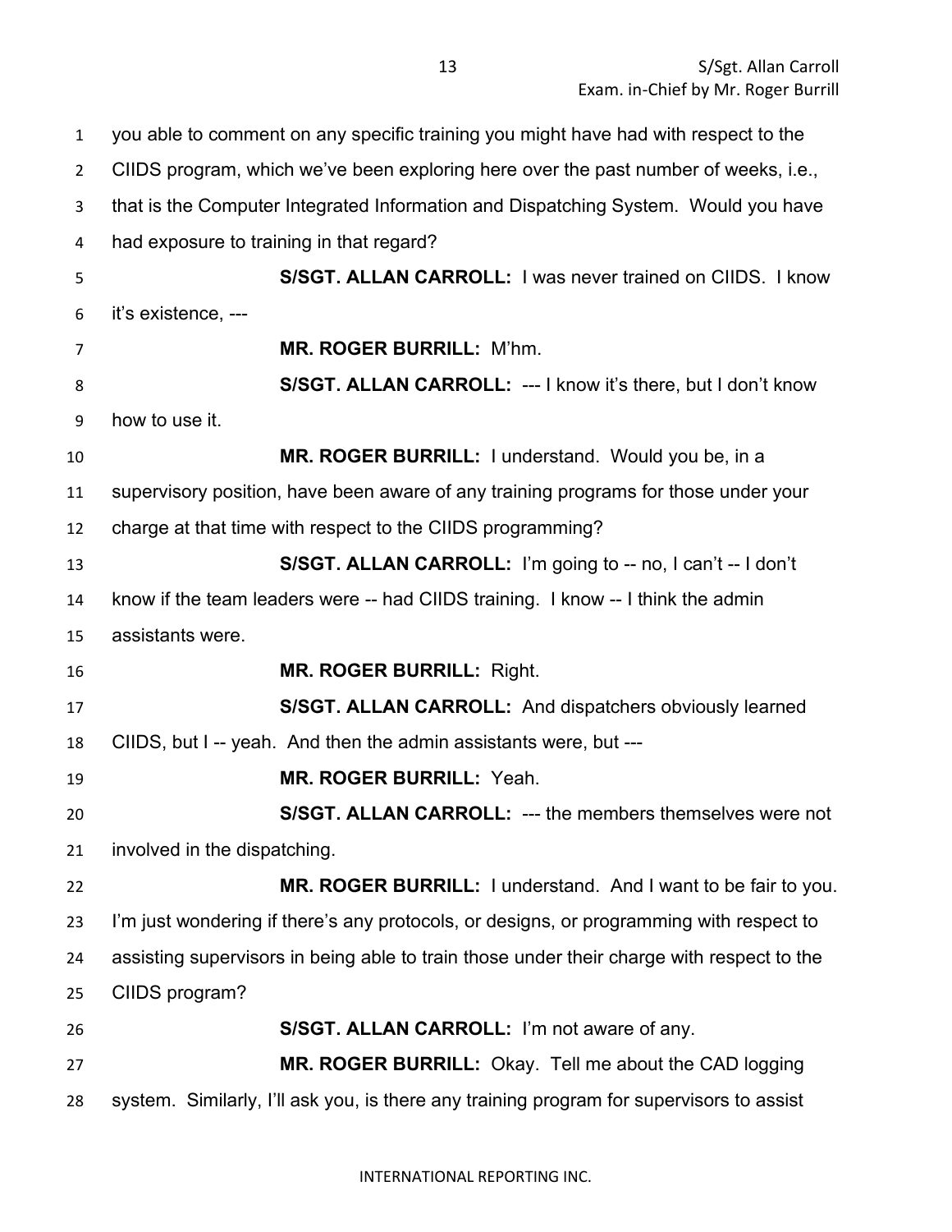you able to comment on any specific training you might have had with respect to the CIIDS program, which we've been exploring here over the past number of weeks, i.e., that is the Computer Integrated Information and Dispatching System. Would you have had exposure to training in that regard?

**S/SGT. ALLAN CARROLL:** I was never trained on CIIDS. I know it's existence, ---

**MR. ROGER BURRILL:** M'hm.

**S/SGT. ALLAN CARROLL:** --- I know it's there, but I don't know how to use it.

**MR. ROGER BURRILL:** I understand. Would you be, in a supervisory position, have been aware of any training programs for those under your charge at that time with respect to the CIIDS programming?

**S/SGT. ALLAN CARROLL:** I'm going to -- no, I can't -- I don't know if the team leaders were -- had CIIDS training. I know -- I think the admin assistants were.

**MR. ROGER BURRILL:** Right.

**S/SGT. ALLAN CARROLL:** And dispatchers obviously learned CIIDS, but I -- yeah. And then the admin assistants were, but ---

**MR. ROGER BURRILL:** Yeah.

**S/SGT. ALLAN CARROLL:** --- the members themselves were not involved in the dispatching.

**MR. ROGER BURRILL:** I understand. And I want to be fair to you. I'm just wondering if there's any protocols, or designs, or programming with respect to assisting supervisors in being able to train those under their charge with respect to the CIIDS program?

**S/SGT. ALLAN CARROLL:** I'm not aware of any.

**MR. ROGER BURRILL:** Okay. Tell me about the CAD logging system. Similarly, I'll ask you, is there any training program for supervisors to assist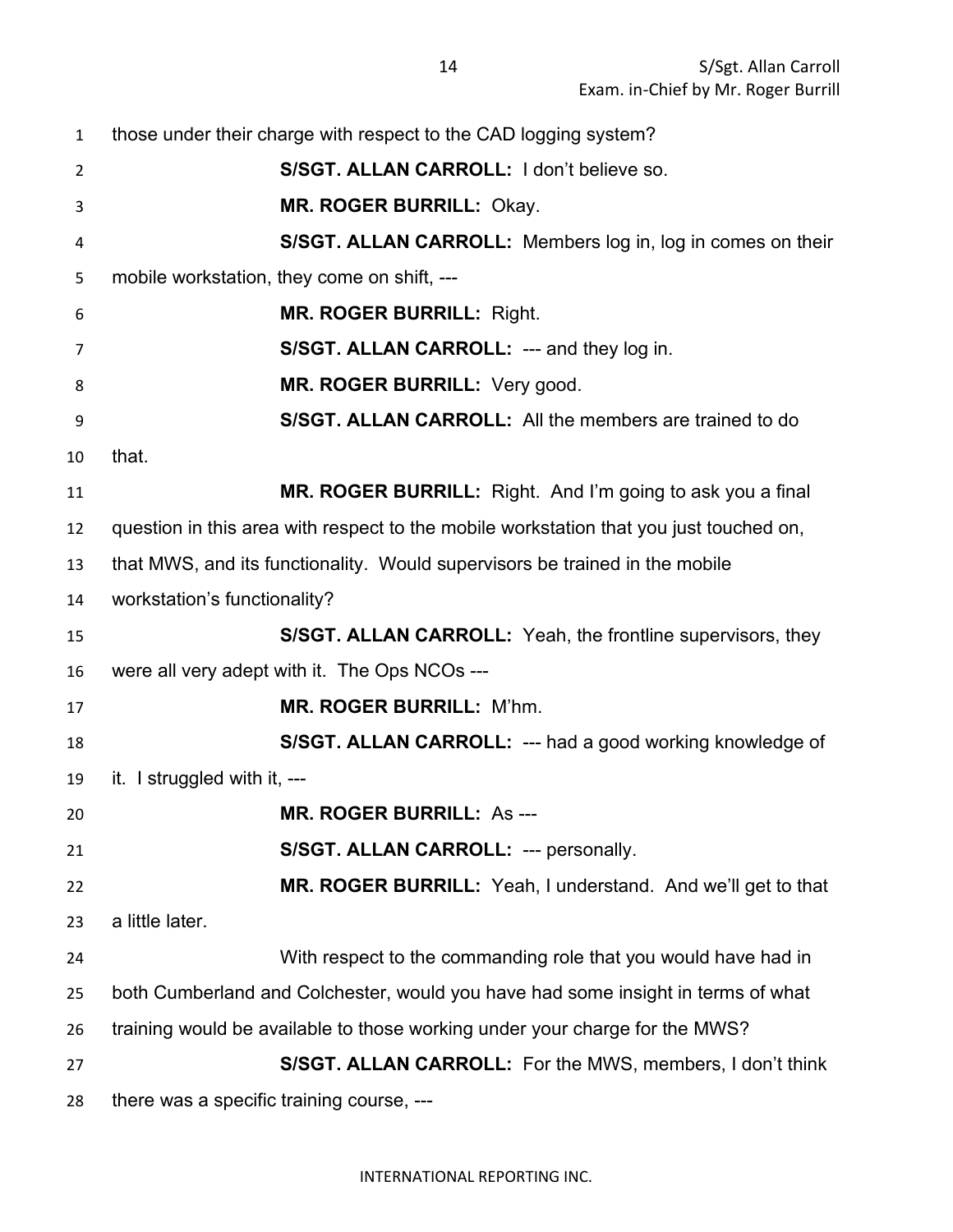those under their charge with respect to the CAD logging system?

**S/SGT. ALLAN CARROLL:** I don't believe so.

**MR. ROGER BURRILL:** Okay.

**S/SGT. ALLAN CARROLL:** Members log in, log in comes on their mobile workstation, they come on shift, ---

**MR. ROGER BURRILL:** Right.

**S/SGT. ALLAN CARROLL:** --- and they log in.

**MR. ROGER BURRILL:** Very good.

**S/SGT. ALLAN CARROLL:** All the members are trained to do that.

**MR. ROGER BURRILL:** Right. And I'm going to ask you a final question in this area with respect to the mobile workstation that you just touched on, that MWS, and its functionality. Would supervisors be trained in the mobile workstation's functionality?

**S/SGT. ALLAN CARROLL:** Yeah, the frontline supervisors, they were all very adept with it. The Ops NCOs ---

**MR. ROGER BURRILL:** M'hm.

**S/SGT. ALLAN CARROLL:** --- had a good working knowledge of it. I struggled with it, ---

**MR. ROGER BURRILL:** As ---

**S/SGT. ALLAN CARROLL:** --- personally.

**MR. ROGER BURRILL:** Yeah, I understand. And we'll get to that a little later.

With respect to the commanding role that you would have had in both Cumberland and Colchester, would you have had some insight in terms of what training would be available to those working under your charge for the MWS?

**S/SGT. ALLAN CARROLL:** For the MWS, members, I don't think there was a specific training course, ---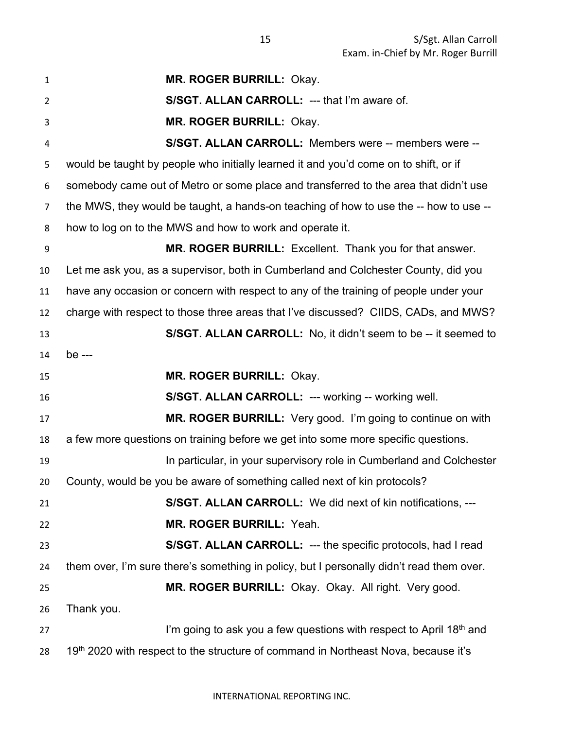**MR. ROGER BURRILL:** Okay.

**S/SGT. ALLAN CARROLL:** --- that I'm aware of.

**MR. ROGER BURRILL:** Okay.

**S/SGT. ALLAN CARROLL:** Members were -- members were -- would be taught by people who initially learned it and you'd come on to shift, or if somebody came out of Metro or some place and transferred to the area that didn't use the MWS, they would be taught, a hands-on teaching of how to use the -- how to use -- how to log on to the MWS and how to work and operate it.

**MR. ROGER BURRILL:** Excellent. Thank you for that answer. Let me ask you, as a supervisor, both in Cumberland and Colchester County, did you have any occasion or concern with respect to any of the training of people under your charge with respect to those three areas that I've discussed? CIIDS, CADs, and MWS?

**S/SGT. ALLAN CARROLL:** No, it didn't seem to be -- it seemed to be ---

**MR. ROGER BURRILL:** Okay.

**S/SGT. ALLAN CARROLL:** --- working -- working well.

**MR. ROGER BURRILL:** Very good. I'm going to continue on with a few more questions on training before we get into some more specific questions.

In particular, in your supervisory role in Cumberland and Colchester County, would be you be aware of something called next of kin protocols?

**S/SGT. ALLAN CARROLL:** We did next of kin notifications, ---

**MR. ROGER BURRILL:** Yeah.

**S/SGT. ALLAN CARROLL:** --- the specific protocols, had I read them over, I'm sure there's something in policy, but I personally didn't read them over.

**MR. ROGER BURRILL:** Okay. Okay. All right. Very good. Thank you.

I'm going to ask you a few questions with respect to April 18th and 19th 2020 with respect to the structure of command in Northeast Nova, because it's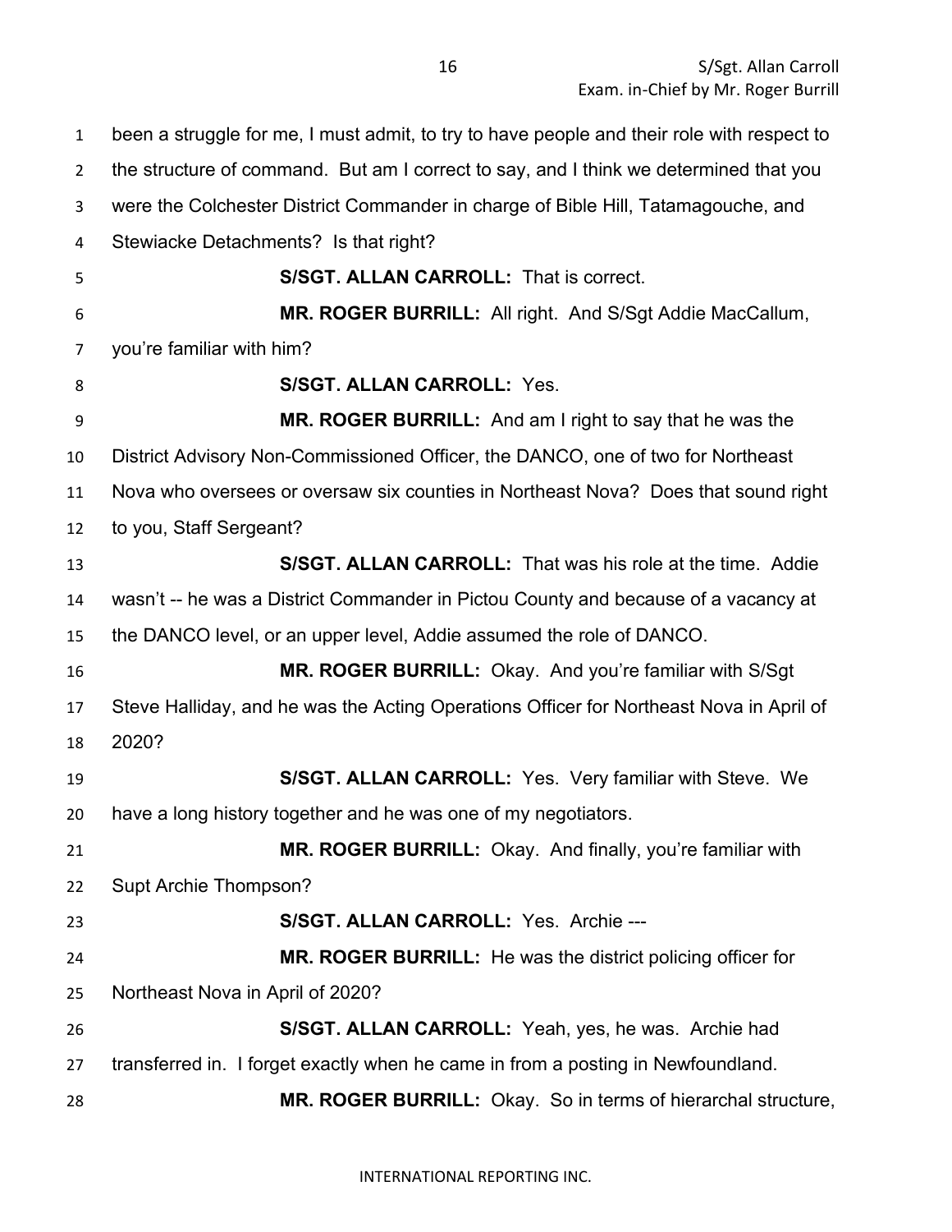been a struggle for me, I must admit, to try to have people and their role with respect to the structure of command. But am I correct to say, and I think we determined that you were the Colchester District Commander in charge of Bible Hill, Tatamagouche, and Stewiacke Detachments? Is that right?

**S/SGT. ALLAN CARROLL:** That is correct.

**MR. ROGER BURRILL:** All right. And S/Sgt Addie MacCallum, you're familiar with him?

**S/SGT. ALLAN CARROLL:** Yes.

**MR. ROGER BURRILL:** And am I right to say that he was the District Advisory Non-Commissioned Officer, the DANCO, one of two for Northeast Nova who oversees or oversaw six counties in Northeast Nova? Does that sound right to you, Staff Sergeant?

**S/SGT. ALLAN CARROLL:** That was his role at the time. Addie wasn't -- he was a District Commander in Pictou County and because of a vacancy at the DANCO level, or an upper level, Addie assumed the role of DANCO.

**MR. ROGER BURRILL:** Okay. And you're familiar with S/Sgt Steve Halliday, and he was the Acting Operations Officer for Northeast Nova in April of 2020?

**S/SGT. ALLAN CARROLL:** Yes. Very familiar with Steve. We have a long history together and he was one of my negotiators.

**MR. ROGER BURRILL:** Okay. And finally, you're familiar with Supt Archie Thompson?

**S/SGT. ALLAN CARROLL:** Yes. Archie ---

**MR. ROGER BURRILL:** He was the district policing officer for Northeast Nova in April of 2020?

**S/SGT. ALLAN CARROLL:** Yeah, yes, he was. Archie had transferred in. I forget exactly when he came in from a posting in Newfoundland.

**MR. ROGER BURRILL:** Okay. So in terms of hierarchal structure,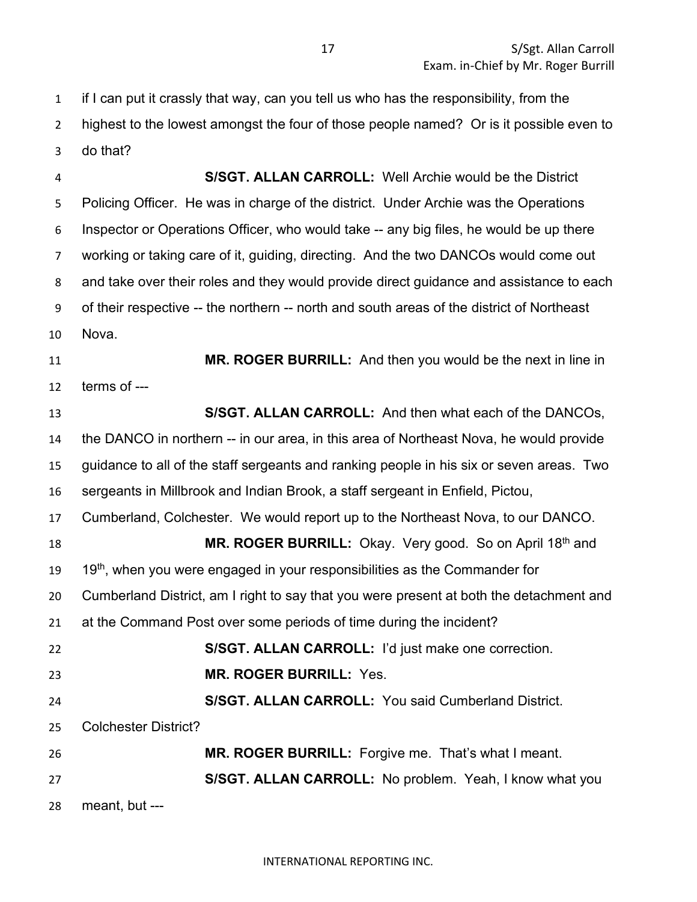if I can put it crassly that way, can you tell us who has the responsibility, from the highest to the lowest amongst the four of those people named? Or is it possible even to do that?

**S/SGT. ALLAN CARROLL:** Well Archie would be the District Policing Officer. He was in charge of the district. Under Archie was the Operations Inspector or Operations Officer, who would take -- any big files, he would be up there working or taking care of it, guiding, directing. And the two DANCOs would come out and take over their roles and they would provide direct guidance and assistance to each of their respective -- the northern -- north and south areas of the district of Northeast Nova.

**MR. ROGER BURRILL:** And then you would be the next in line in terms of ---

**S/SGT. ALLAN CARROLL:** And then what each of the DANCOs, the DANCO in northern -- in our area, in this area of Northeast Nova, he would provide guidance to all of the staff sergeants and ranking people in his six or seven areas. Two sergeants in Millbrook and Indian Brook, a staff sergeant in Enfield, Pictou, Cumberland, Colchester. We would report up to the Northeast Nova, to our DANCO.

**MR. ROGER BURRILL:** Okay. Very good. So on April 18th and 19th, when you were engaged in your responsibilities as the Commander for Cumberland District, am I right to say that you were present at both the detachment and at the Command Post over some periods of time during the incident?

**S/SGT. ALLAN CARROLL:** I'd just make one correction.

**MR. ROGER BURRILL:** Yes.

**S/SGT. ALLAN CARROLL:** You said Cumberland District. Colchester District?

**MR. ROGER BURRILL:** Forgive me. That's what I meant.

**S/SGT. ALLAN CARROLL:** No problem. Yeah, I know what you meant, but ---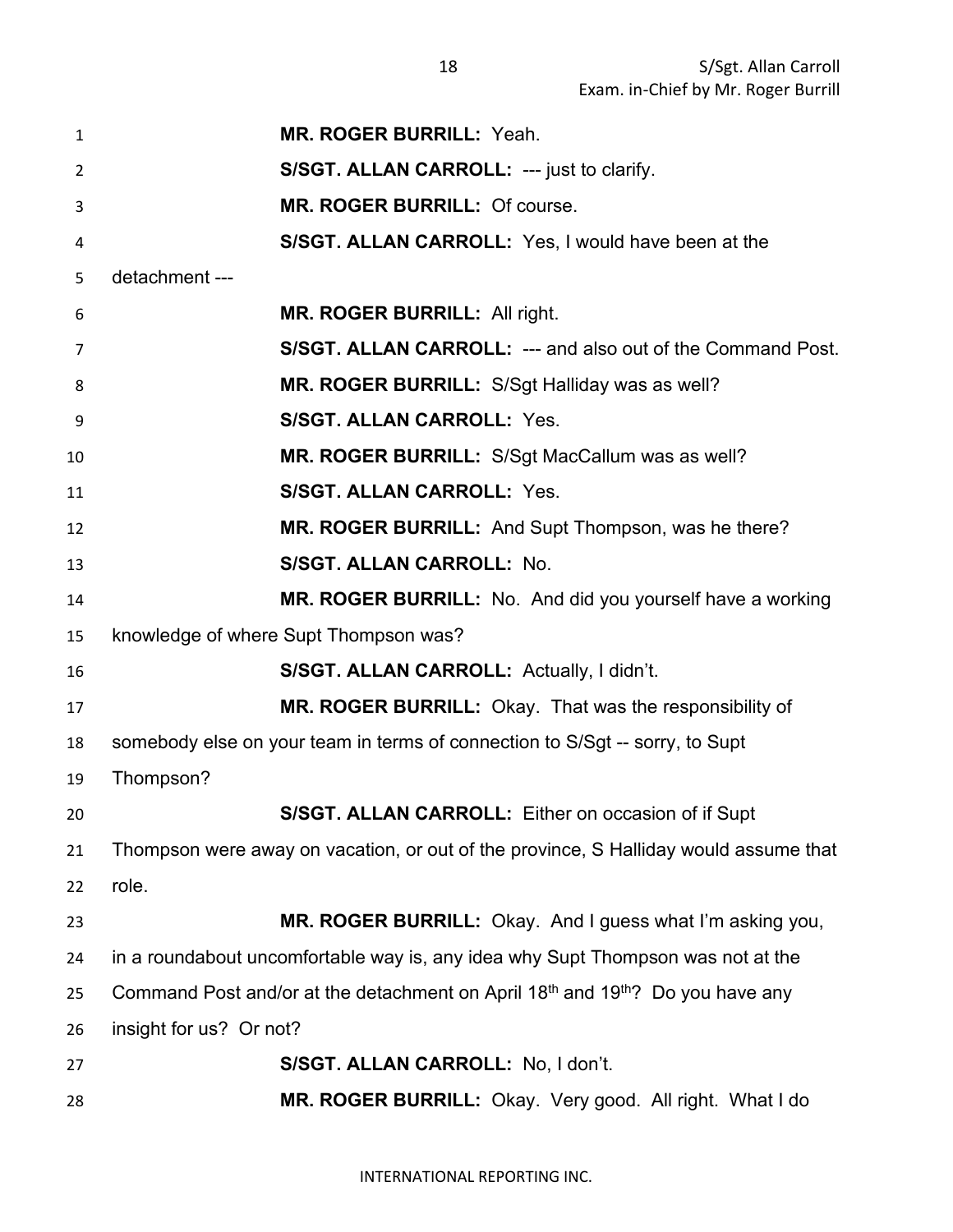**MR. ROGER BURRILL:** Yeah.

**S/SGT. ALLAN CARROLL:** --- just to clarify.

**MR. ROGER BURRILL:** Of course.

**S/SGT. ALLAN CARROLL:** Yes, I would have been at the detachment ---

**MR. ROGER BURRILL:** All right.

**S/SGT. ALLAN CARROLL:** --- and also out of the Command Post.

**MR. ROGER BURRILL:** S/Sgt Halliday was as well?

**S/SGT. ALLAN CARROLL:** Yes.

**MR. ROGER BURRILL:** S/Sgt MacCallum was as well?

**S/SGT. ALLAN CARROLL:** Yes.

**MR. ROGER BURRILL:** And Supt Thompson, was he there?

**S/SGT. ALLAN CARROLL:** No.

**MR. ROGER BURRILL:** No. And did you yourself have a working knowledge of where Supt Thompson was?

**S/SGT. ALLAN CARROLL:** Actually, I didn't.

**MR. ROGER BURRILL:** Okay. That was the responsibility of somebody else on your team in terms of connection to S/Sgt -- sorry, to Supt Thompson?

**S/SGT. ALLAN CARROLL:** Either on occasion of if Supt Thompson were away on vacation, or out of the province, S Halliday would assume that role.

**MR. ROGER BURRILL:** Okay. And I guess what I'm asking you, in a roundabout uncomfortable way is, any idea why Supt Thompson was not at the Command Post and/or at the detachment on April 18th and 19th? Do you have any insight for us? Or not?

**S/SGT. ALLAN CARROLL:** No, I don't.

**MR. ROGER BURRILL:** Okay. Very good. All right. What I do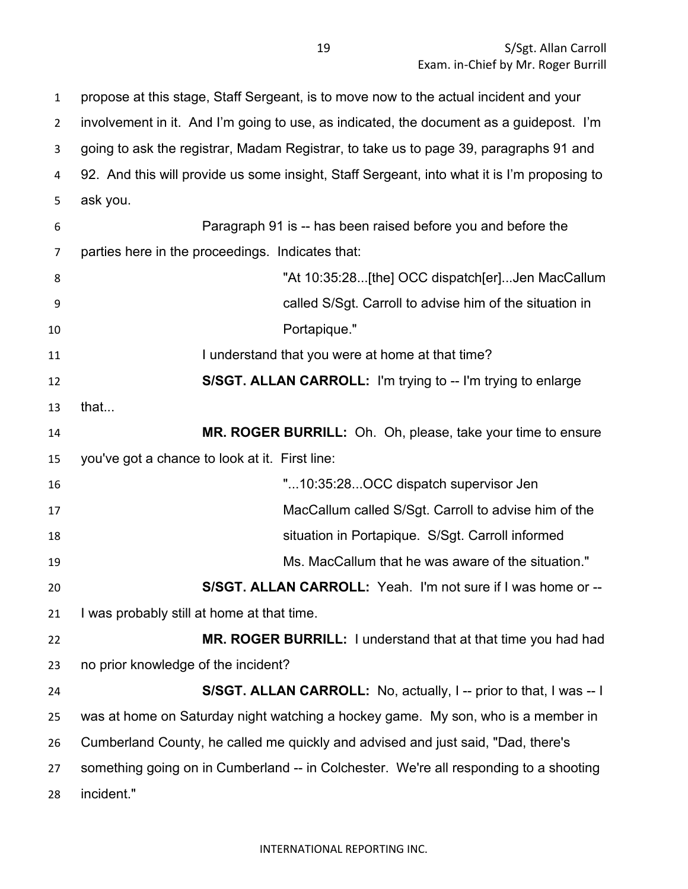propose at this stage, Staff Sergeant, is to move now to the actual incident and your involvement in it. And I'm going to use, as indicated, the document as a guidepost. I'm going to ask the registrar, Madam Registrar, to take us to page 39, paragraphs 91 and 92. And this will provide us some insight, Staff Sergeant, into what it is I'm proposing to ask you.

Paragraph 91 is -- has been raised before you and before the parties here in the proceedings. Indicates that:

> "At 10:35:28...[the] OCC dispatch[er]...Jen MacCallum called S/Sgt. Carroll to advise him of the situation in Portapique."

I understand that you were at home at that time?

**S/SGT. ALLAN CARROLL:** I'm trying to -- I'm trying to enlarge that...

**MR. ROGER BURRILL:** Oh. Oh, please, take your time to ensure you've got a chance to look at it. First line:

> "...10:35:28...OCC dispatch supervisor Jen MacCallum called S/Sgt. Carroll to advise him of the situation in Portapique. S/Sgt. Carroll informed Ms. MacCallum that he was aware of the situation."

**S/SGT. ALLAN CARROLL:** Yeah. I'm not sure if I was home or -- I was probably still at home at that time.

**MR. ROGER BURRILL:** I understand that at that time you had had no prior knowledge of the incident?

**S/SGT. ALLAN CARROLL:** No, actually, I -- prior to that, I was -- I was at home on Saturday night watching a hockey game. My son, who is a member in Cumberland County, he called me quickly and advised and just said, "Dad, there's something going on in Cumberland -- in Colchester. We're all responding to a shooting incident."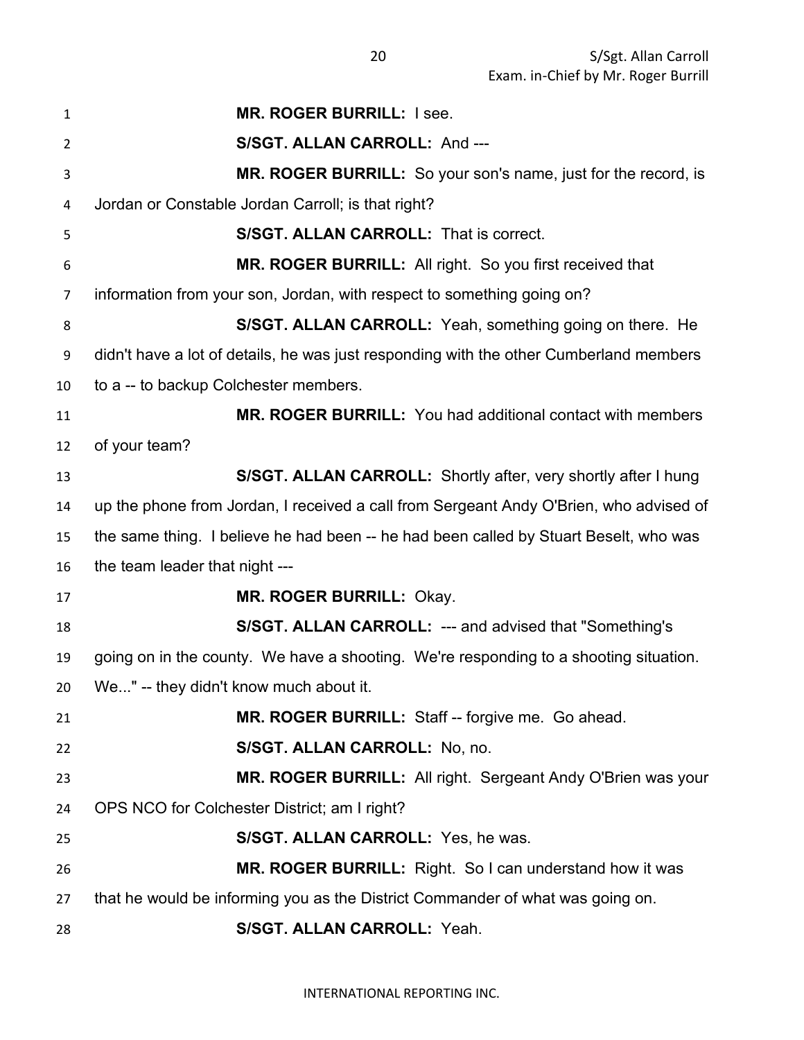**MR. ROGER BURRILL:** I see.

**S/SGT. ALLAN CARROLL:** And ---

**MR. ROGER BURRILL:** So your son's name, just for the record, is Jordan or Constable Jordan Carroll; is that right?

**S/SGT. ALLAN CARROLL:** That is correct.

**MR. ROGER BURRILL:** All right. So you first received that information from your son, Jordan, with respect to something going on?

**S/SGT. ALLAN CARROLL:** Yeah, something going on there. He didn't have a lot of details, he was just responding with the other Cumberland members to a -- to backup Colchester members.

**MR. ROGER BURRILL:** You had additional contact with members of your team?

**S/SGT. ALLAN CARROLL:** Shortly after, very shortly after I hung up the phone from Jordan, I received a call from Sergeant Andy O'Brien, who advised of the same thing. I believe he had been -- he had been called by Stuart Beselt, who was the team leader that night ---

**MR. ROGER BURRILL:** Okay.

**S/SGT. ALLAN CARROLL:** --- and advised that "Something's going on in the county. We have a shooting. We're responding to a shooting situation. We..." -- they didn't know much about it.

**MR. ROGER BURRILL:** Staff -- forgive me. Go ahead.

**S/SGT. ALLAN CARROLL:** No, no.

**MR. ROGER BURRILL:** All right. Sergeant Andy O'Brien was your OPS NCO for Colchester District; am I right?

**S/SGT. ALLAN CARROLL:** Yes, he was.

**MR. ROGER BURRILL:** Right. So I can understand how it was that he would be informing you as the District Commander of what was going on.

**S/SGT. ALLAN CARROLL:** Yeah.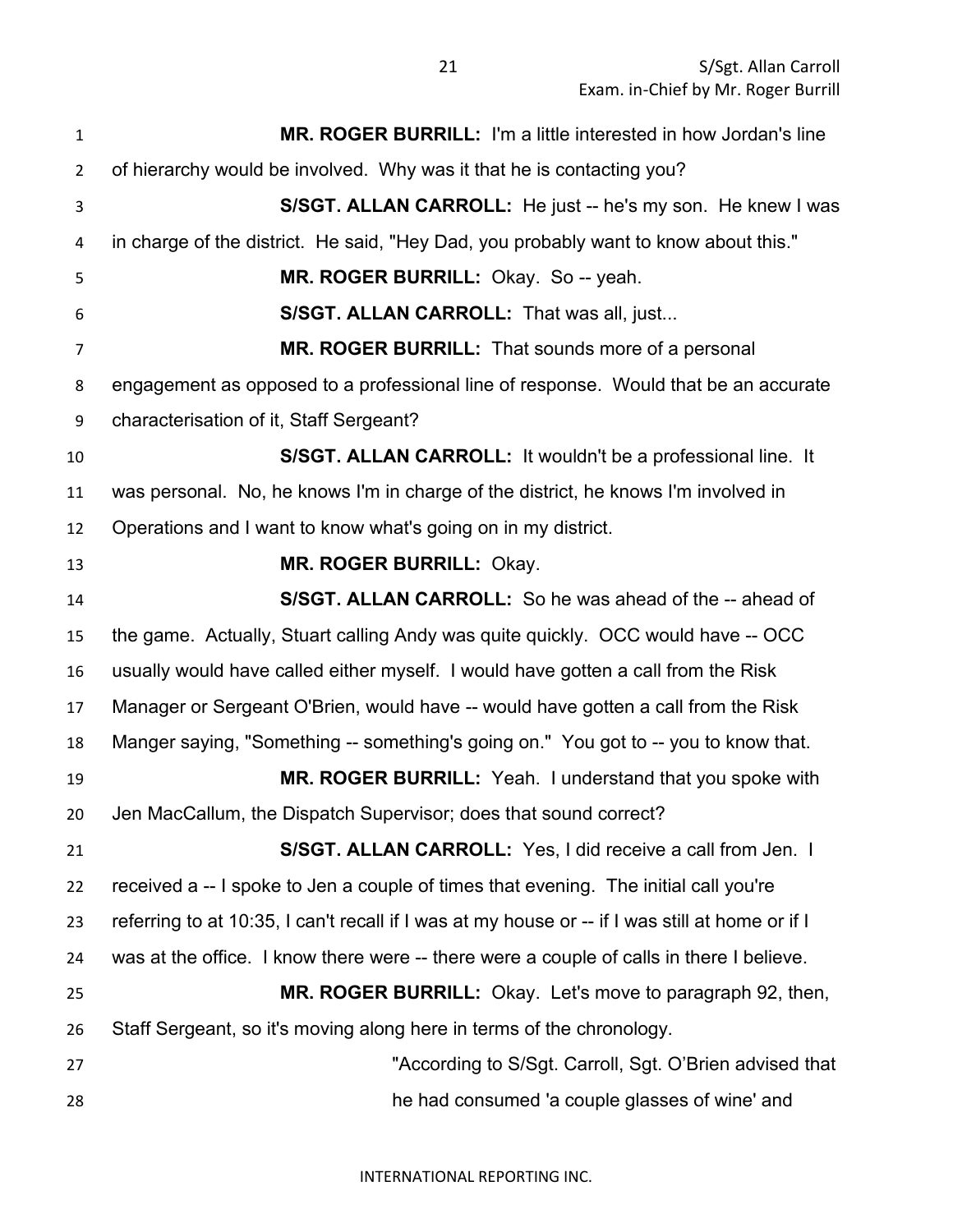**MR. ROGER BURRILL:** I'm a little interested in how Jordan's line of hierarchy would be involved. Why was it that he is contacting you?

**S/SGT. ALLAN CARROLL:** He just -- he's my son. He knew I was in charge of the district. He said, "Hey Dad, you probably want to know about this."

**MR. ROGER BURRILL:** Okay. So -- yeah.

**S/SGT. ALLAN CARROLL:** That was all, just...

**MR. ROGER BURRILL:** That sounds more of a personal engagement as opposed to a professional line of response. Would that be an accurate characterisation of it, Staff Sergeant?

**S/SGT. ALLAN CARROLL:** It wouldn't be a professional line. It was personal. No, he knows I'm in charge of the district, he knows I'm involved in Operations and I want to know what's going on in my district.

**MR. ROGER BURRILL:** Okay.

**S/SGT. ALLAN CARROLL:** So he was ahead of the -- ahead of the game. Actually, Stuart calling Andy was quite quickly. OCC would have -- OCC usually would have called either myself. I would have gotten a call from the Risk Manager or Sergeant O'Brien, would have -- would have gotten a call from the Risk Manger saying, "Something -- something's going on." You got to -- you to know that.

**MR. ROGER BURRILL:** Yeah. I understand that you spoke with Jen MacCallum, the Dispatch Supervisor; does that sound correct?

**S/SGT. ALLAN CARROLL:** Yes, I did receive a call from Jen. I received a -- I spoke to Jen a couple of times that evening. The initial call you're referring to at 10:35, I can't recall if I was at my house or -- if I was still at home or if I was at the office. I know there were -- there were a couple of calls in there I believe.

**MR. ROGER BURRILL:** Okay. Let's move to paragraph 92, then, Staff Sergeant, so it's moving along here in terms of the chronology.

> "According to S/Sgt. Carroll, Sgt. O'Brien advised that he had consumed 'a couple glasses of wine' and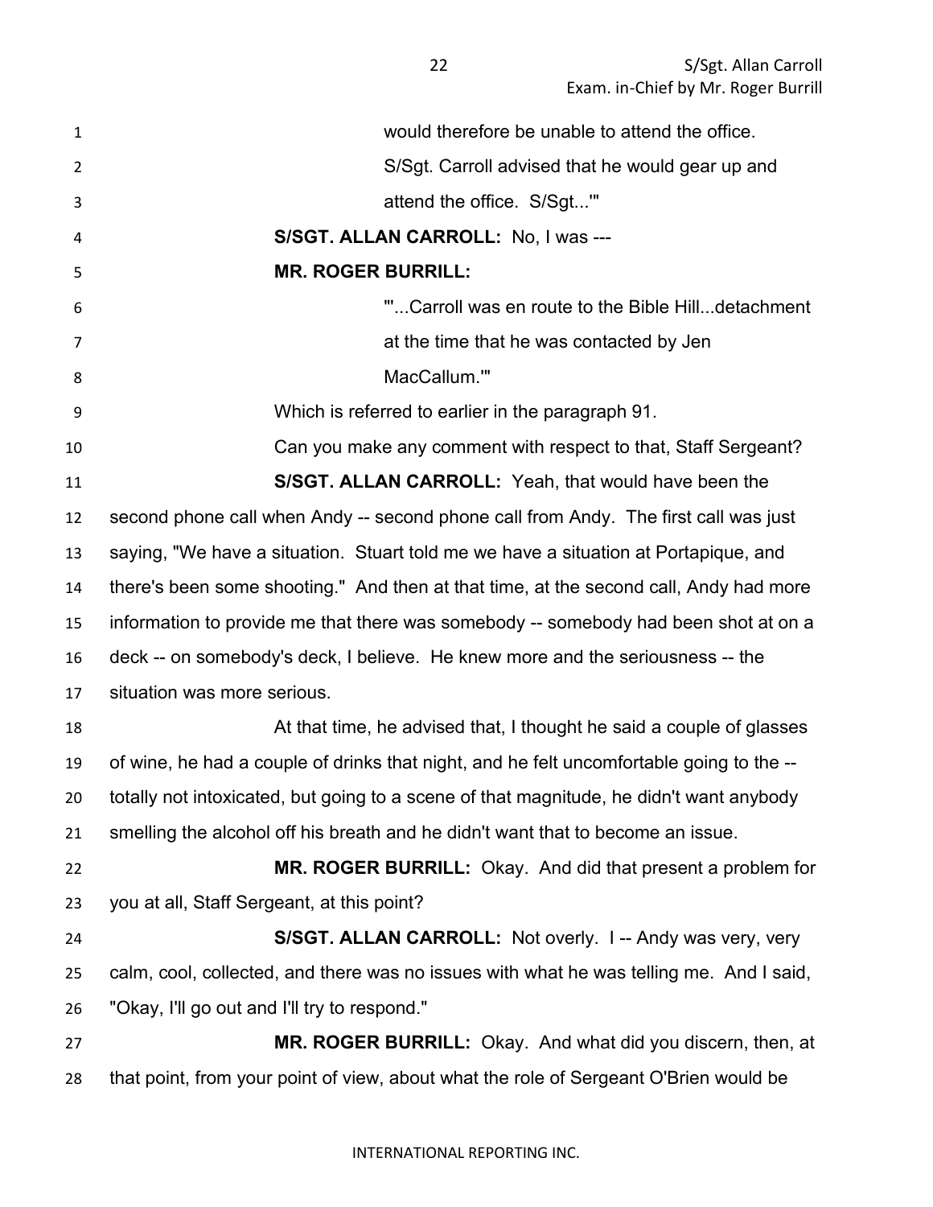would therefore be unable to attend the office. S/Sgt. Carroll advised that he would gear up and attend the office. S/Sgt...'"

**S/SGT. ALLAN CARROLL:** No, I was ---

**MR. ROGER BURRILL:**

"'...Carroll was en route to the Bible Hill...detachment at the time that he was contacted by Jen MacCallum.'"

Which is referred to earlier in the paragraph 91.

Can you make any comment with respect to that, Staff Sergeant?

**S/SGT. ALLAN CARROLL:** Yeah, that would have been the second phone call when Andy -- second phone call from Andy. The first call was just saying, "We have a situation. Stuart told me we have a situation at Portapique, and there's been some shooting." And then at that time, at the second call, Andy had more information to provide me that there was somebody -- somebody had been shot at on a deck -- on somebody's deck, I believe. He knew more and the seriousness -- the situation was more serious.

At that time, he advised that, I thought he said a couple of glasses of wine, he had a couple of drinks that night, and he felt uncomfortable going to the -- totally not intoxicated, but going to a scene of that magnitude, he didn't want anybody smelling the alcohol off his breath and he didn't want that to become an issue.

**MR. ROGER BURRILL:** Okay. And did that present a problem for you at all, Staff Sergeant, at this point?

**S/SGT. ALLAN CARROLL:** Not overly. I -- Andy was very, very calm, cool, collected, and there was no issues with what he was telling me. And I said, "Okay, I'll go out and I'll try to respond."

**MR. ROGER BURRILL:** Okay. And what did you discern, then, at that point, from your point of view, about what the role of Sergeant O'Brien would be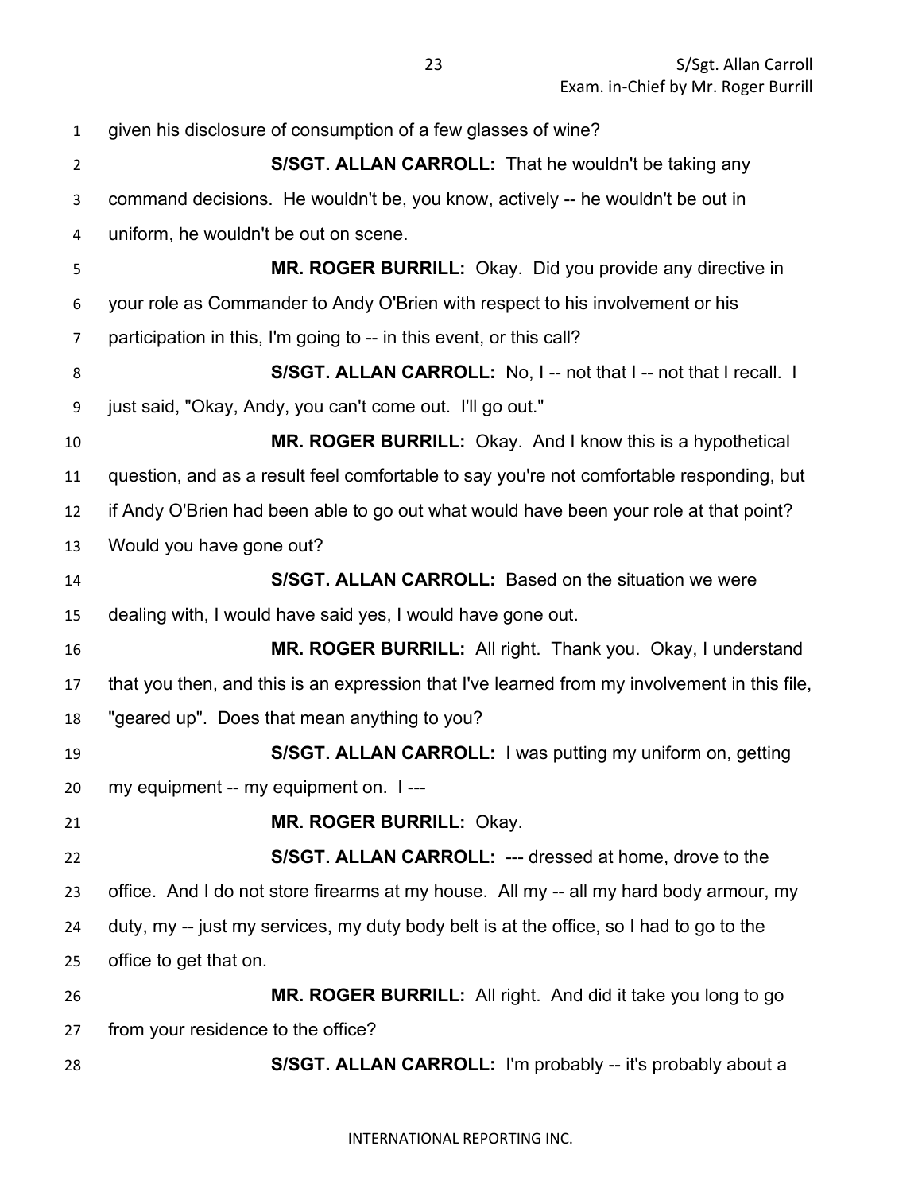given his disclosure of consumption of a few glasses of wine?

**S/SGT. ALLAN CARROLL:** That he wouldn't be taking any command decisions. He wouldn't be, you know, actively -- he wouldn't be out in uniform, he wouldn't be out on scene.

**MR. ROGER BURRILL:** Okay. Did you provide any directive in your role as Commander to Andy O'Brien with respect to his involvement or his participation in this, I'm going to -- in this event, or this call?

**S/SGT. ALLAN CARROLL:** No, I -- not that I -- not that I recall. I just said, "Okay, Andy, you can't come out. I'll go out."

**MR. ROGER BURRILL:** Okay. And I know this is a hypothetical question, and as a result feel comfortable to say you're not comfortable responding, but if Andy O'Brien had been able to go out what would have been your role at that point? Would you have gone out?

**S/SGT. ALLAN CARROLL:** Based on the situation we were dealing with, I would have said yes, I would have gone out.

**MR. ROGER BURRILL:** All right. Thank you. Okay, I understand that you then, and this is an expression that I've learned from my involvement in this file, "geared up". Does that mean anything to you?

**S/SGT. ALLAN CARROLL:** I was putting my uniform on, getting my equipment -- my equipment on. I ---

**MR. ROGER BURRILL:** Okay.

**S/SGT. ALLAN CARROLL:** --- dressed at home, drove to the office. And I do not store firearms at my house. All my -- all my hard body armour, my duty, my -- just my services, my duty body belt is at the office, so I had to go to the office to get that on.

**MR. ROGER BURRILL:** All right. And did it take you long to go from your residence to the office?

**S/SGT. ALLAN CARROLL:** I'm probably -- it's probably about a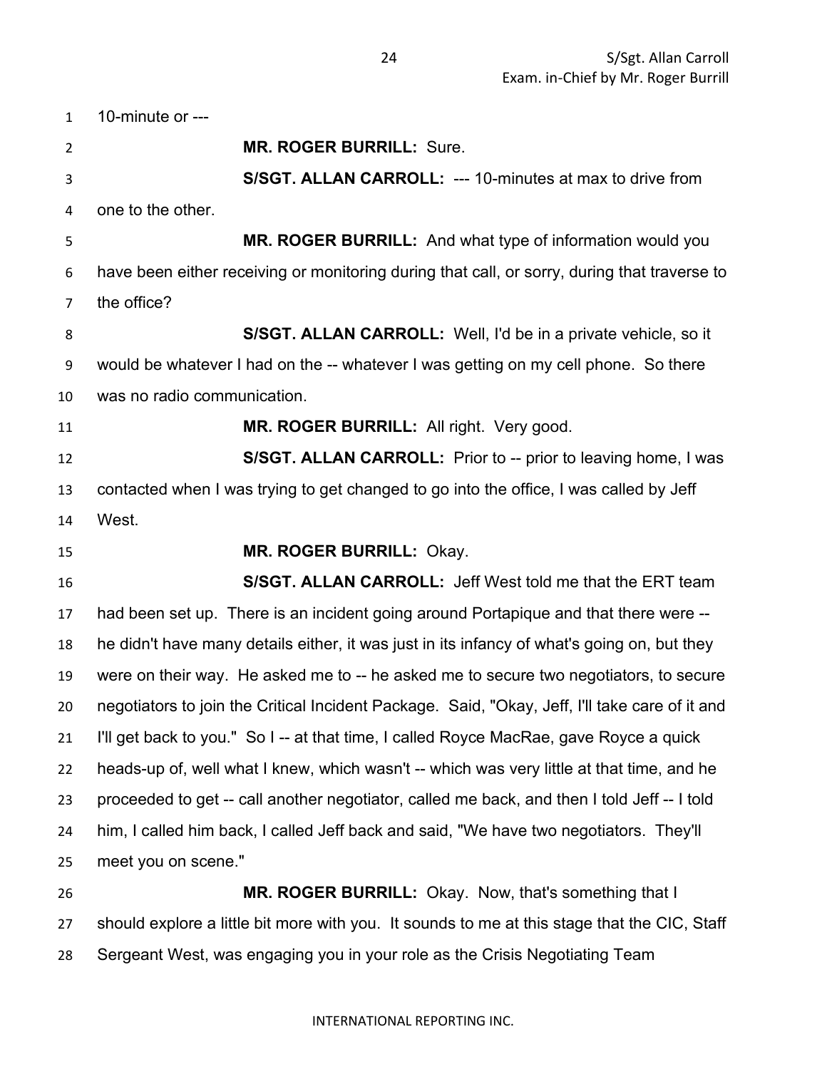10-minute or ---

**MR. ROGER BURRILL:** Sure.

**S/SGT. ALLAN CARROLL:** --- 10-minutes at max to drive from one to the other.

**MR. ROGER BURRILL:** And what type of information would you have been either receiving or monitoring during that call, or sorry, during that traverse to the office?

**S/SGT. ALLAN CARROLL:** Well, I'd be in a private vehicle, so it would be whatever I had on the -- whatever I was getting on my cell phone. So there was no radio communication.

**MR. ROGER BURRILL:** All right. Very good.

**S/SGT. ALLAN CARROLL:** Prior to -- prior to leaving home, I was contacted when I was trying to get changed to go into the office, I was called by Jeff West.

**MR. ROGER BURRILL:** Okay.

**S/SGT. ALLAN CARROLL:** Jeff West told me that the ERT team had been set up. There is an incident going around Portapique and that there were -- he didn't have many details either, it was just in its infancy of what's going on, but they were on their way. He asked me to -- he asked me to secure two negotiators, to secure negotiators to join the Critical Incident Package. Said, "Okay, Jeff, I'll take care of it and I'll get back to you." So I -- at that time, I called Royce MacRae, gave Royce a quick heads-up of, well what I knew, which wasn't -- which was very little at that time, and he proceeded to get -- call another negotiator, called me back, and then I told Jeff -- I told him, I called him back, I called Jeff back and said, "We have two negotiators. They'll meet you on scene."

**MR. ROGER BURRILL:** Okay. Now, that's something that I should explore a little bit more with you. It sounds to me at this stage that the CIC, Staff Sergeant West, was engaging you in your role as the Crisis Negotiating Team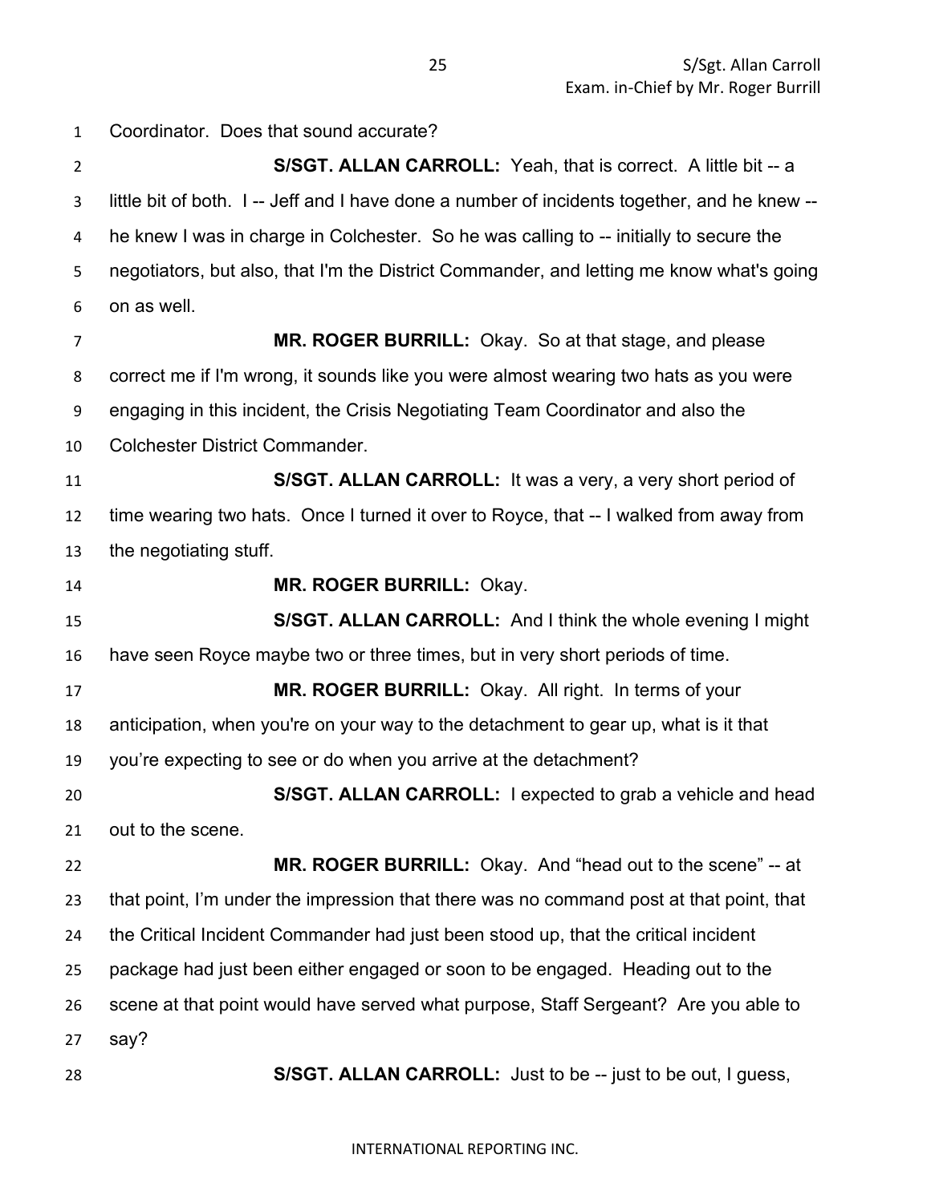Coordinator. Does that sound accurate?

**S/SGT. ALLAN CARROLL:** Yeah, that is correct. A little bit -- a little bit of both. I -- Jeff and I have done a number of incidents together, and he knew -- he knew I was in charge in Colchester. So he was calling to -- initially to secure the negotiators, but also, that I'm the District Commander, and letting me know what's going on as well.

**MR. ROGER BURRILL:** Okay. So at that stage, and please correct me if I'm wrong, it sounds like you were almost wearing two hats as you were engaging in this incident, the Crisis Negotiating Team Coordinator and also the Colchester District Commander.

**S/SGT. ALLAN CARROLL:** It was a very, a very short period of time wearing two hats. Once I turned it over to Royce, that -- I walked from away from the negotiating stuff.

**MR. ROGER BURRILL:** Okay.

**S/SGT. ALLAN CARROLL:** And I think the whole evening I might have seen Royce maybe two or three times, but in very short periods of time.

**MR. ROGER BURRILL:** Okay. All right. In terms of your anticipation, when you're on your way to the detachment to gear up, what is it that you're expecting to see or do when you arrive at the detachment?

**S/SGT. ALLAN CARROLL:** I expected to grab a vehicle and head out to the scene.

**MR. ROGER BURRILL:** Okay. And "head out to the scene" -- at that point, I'm under the impression that there was no command post at that point, that the Critical Incident Commander had just been stood up, that the critical incident package had just been either engaged or soon to be engaged. Heading out to the scene at that point would have served what purpose, Staff Sergeant? Are you able to say?

**S/SGT. ALLAN CARROLL:** Just to be -- just to be out, I guess,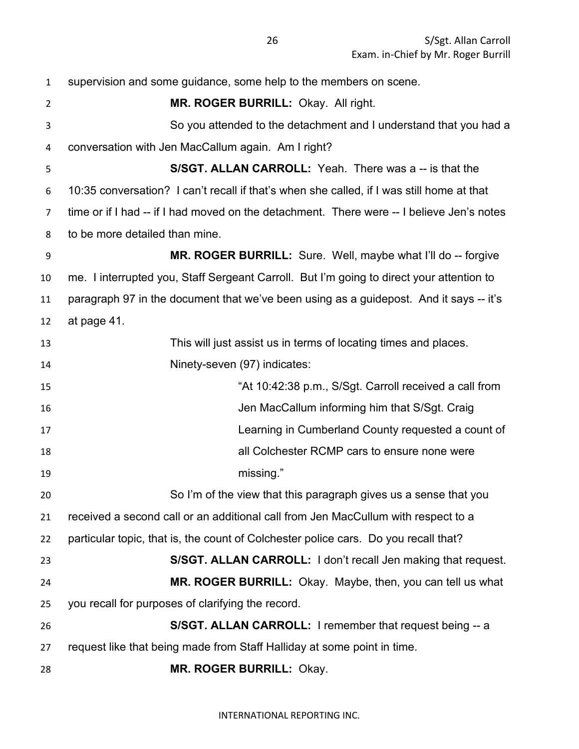supervision and some guidance, some help to the members on scene.

**MR. ROGER BURRILL:** Okay. All right.

So you attended to the detachment and I understand that you had a conversation with Jen MacCallum again. Am I right?

**S/SGT. ALLAN CARROLL:** Yeah. There was a -- is that the 10:35 conversation? I can't recall if that's when she called, if I was still home at that time or if I had -- if I had moved on the detachment. There were -- I believe Jen's notes to be more detailed than mine.

**MR. ROGER BURRILL:** Sure. Well, maybe what I'll do -- forgive me. I interrupted you, Staff Sergeant Carroll. But I'm going to direct your attention to paragraph 97 in the document that we've been using as a guidepost. And it says -- it's at page 41.

This will just assist us in terms of locating times and places.

Ninety-seven (97) indicates:

> "At 10:42:38 p.m., S/Sgt. Carroll received a call from Jen MacCallum informing him that S/Sgt. Craig Learning in Cumberland County requested a count of all Colchester RCMP cars to ensure none were missing."

So I'm of the view that this paragraph gives us a sense that you received a second call or an additional call from Jen MacCullum with respect to a particular topic, that is, the count of Colchester police cars. Do you recall that?

**S/SGT. ALLAN CARROLL:** I don't recall Jen making that request.

**MR. ROGER BURRILL:** Okay. Maybe, then, you can tell us what you recall for purposes of clarifying the record.

**S/SGT. ALLAN CARROLL:** I remember that request being -- a request like that being made from Staff Halliday at some point in time.

**MR. ROGER BURRILL:** Okay.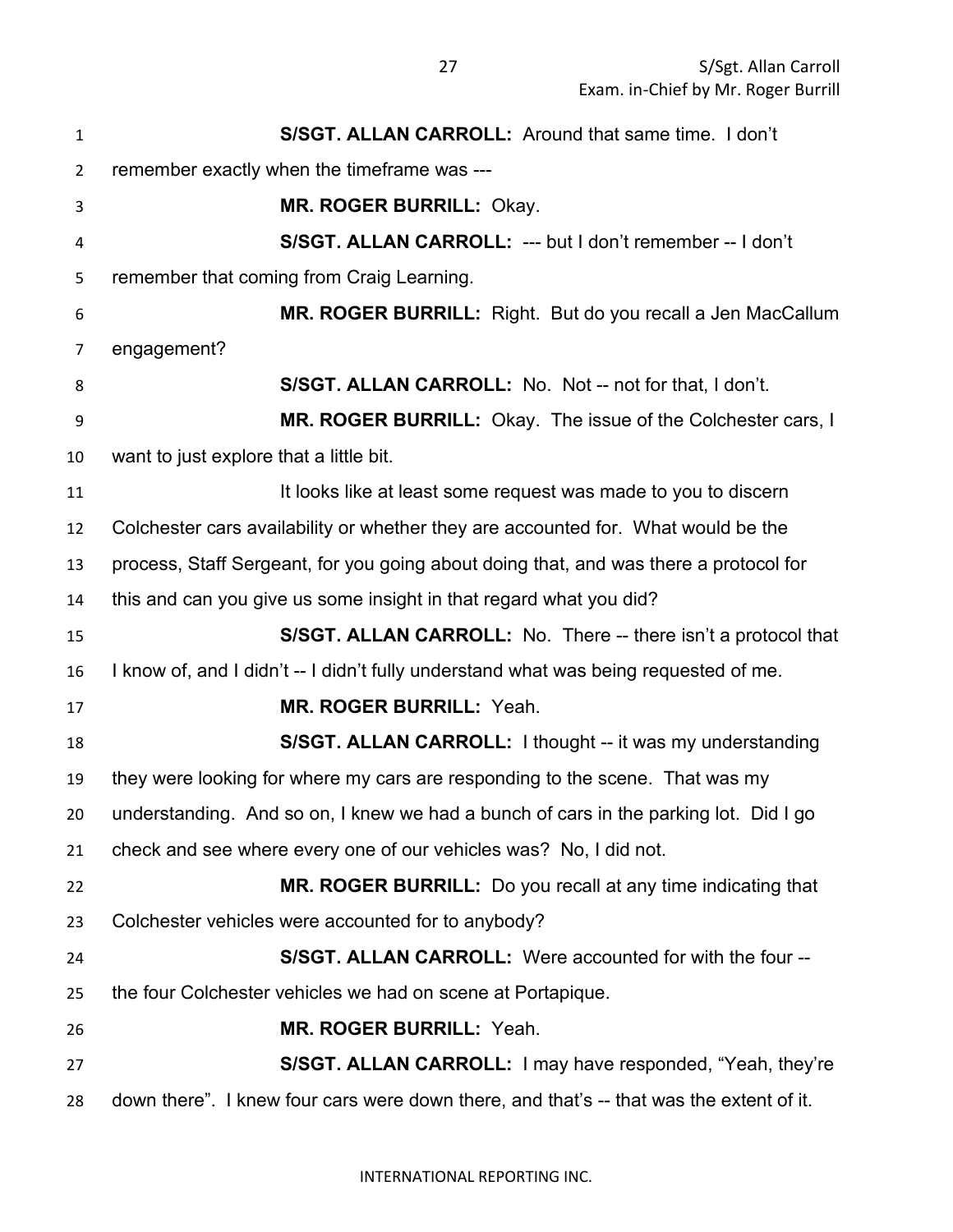**S/SGT. ALLAN CARROLL:** Around that same time. I don't remember exactly when the timeframe was ---

**MR. ROGER BURRILL:** Okay.

**S/SGT. ALLAN CARROLL:** --- but I don't remember -- I don't remember that coming from Craig Learning.

**MR. ROGER BURRILL:** Right. But do you recall a Jen MacCallum engagement?

**S/SGT. ALLAN CARROLL:** No. Not -- not for that, I don't.

**MR. ROGER BURRILL:** Okay. The issue of the Colchester cars, I want to just explore that a little bit.

It looks like at least some request was made to you to discern Colchester cars availability or whether they are accounted for. What would be the process, Staff Sergeant, for you going about doing that, and was there a protocol for this and can you give us some insight in that regard what you did?

**S/SGT. ALLAN CARROLL:** No. There -- there isn't a protocol that I know of, and I didn't -- I didn't fully understand what was being requested of me.

**MR. ROGER BURRILL:** Yeah.

**S/SGT. ALLAN CARROLL:** I thought -- it was my understanding they were looking for where my cars are responding to the scene. That was my understanding. And so on, I knew we had a bunch of cars in the parking lot. Did I go check and see where every one of our vehicles was? No, I did not.

**MR. ROGER BURRILL:** Do you recall at any time indicating that Colchester vehicles were accounted for to anybody?

**S/SGT. ALLAN CARROLL:** Were accounted for with the four -- the four Colchester vehicles we had on scene at Portapique.

**MR. ROGER BURRILL:** Yeah.

**S/SGT. ALLAN CARROLL:** I may have responded, "Yeah, they're down there". I knew four cars were down there, and that's -- that was the extent of it.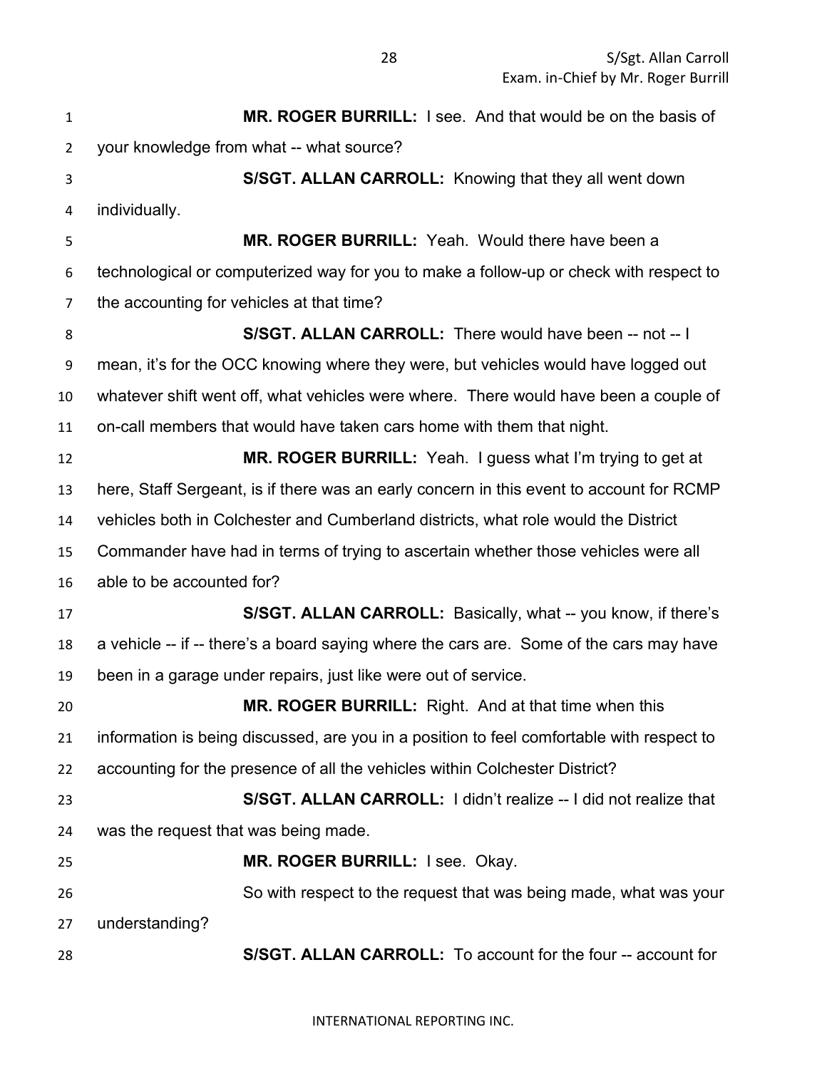**MR. ROGER BURRILL:** I see. And that would be on the basis of your knowledge from what -- what source?

**S/SGT. ALLAN CARROLL:** Knowing that they all went down individually.

**MR. ROGER BURRILL:** Yeah. Would there have been a technological or computerized way for you to make a follow-up or check with respect to the accounting for vehicles at that time?

**S/SGT. ALLAN CARROLL:** There would have been -- not -- I mean, it's for the OCC knowing where they were, but vehicles would have logged out whatever shift went off, what vehicles were where. There would have been a couple of on-call members that would have taken cars home with them that night.

**MR. ROGER BURRILL:** Yeah. I guess what I'm trying to get at here, Staff Sergeant, is if there was an early concern in this event to account for RCMP vehicles both in Colchester and Cumberland districts, what role would the District Commander have had in terms of trying to ascertain whether those vehicles were all able to be accounted for?

**S/SGT. ALLAN CARROLL:** Basically, what -- you know, if there's a vehicle -- if -- there's a board saying where the cars are. Some of the cars may have been in a garage under repairs, just like were out of service.

**MR. ROGER BURRILL:** Right. And at that time when this information is being discussed, are you in a position to feel comfortable with respect to accounting for the presence of all the vehicles within Colchester District?

**S/SGT. ALLAN CARROLL:** I didn't realize -- I did not realize that was the request that was being made.

**MR. ROGER BURRILL:** I see. Okay.

So with respect to the request that was being made, what was your understanding?

**S/SGT. ALLAN CARROLL:** To account for the four -- account for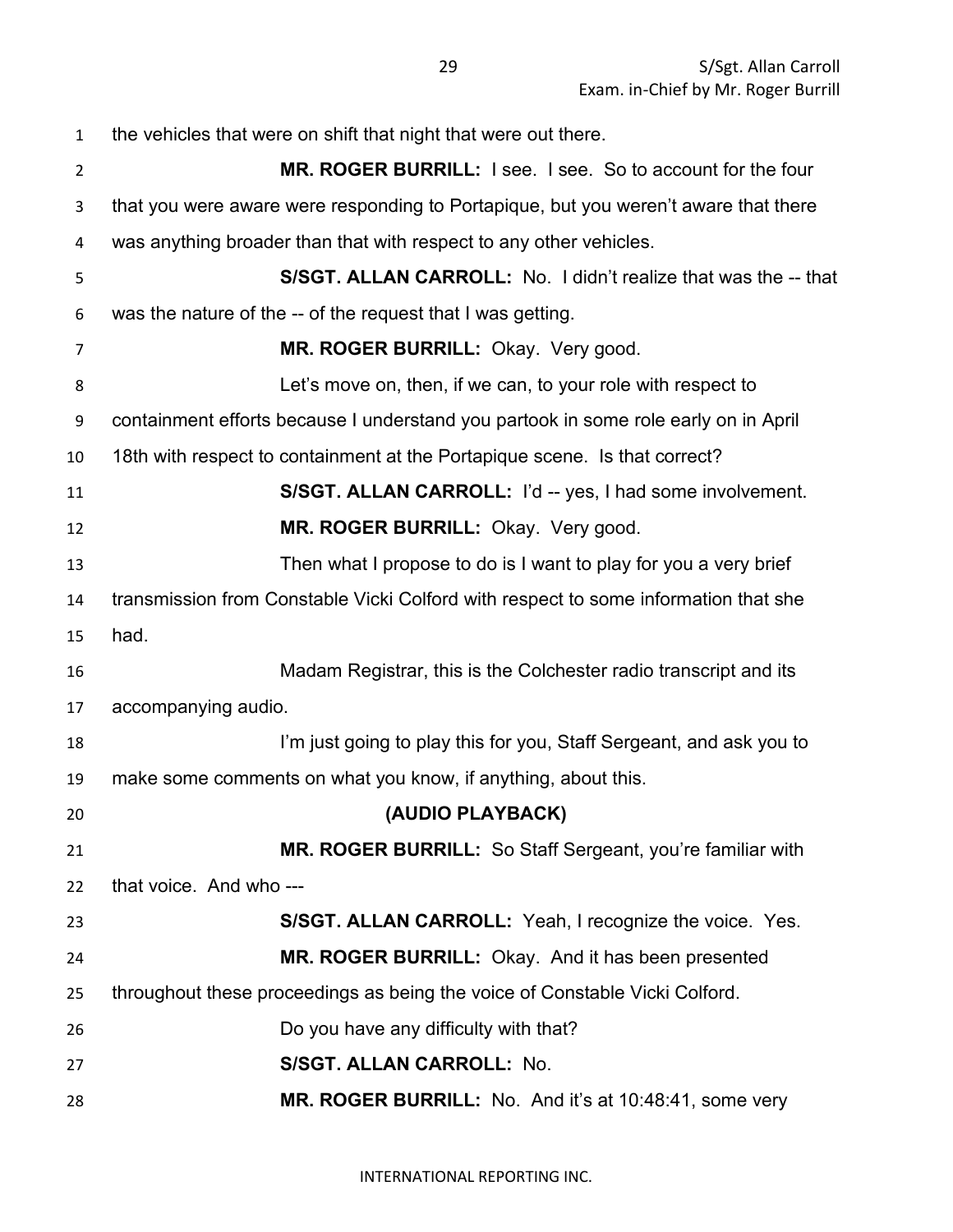the vehicles that were on shift that night that were out there.

**MR. ROGER BURRILL:** I see. I see. So to account for the four that you were aware were responding to Portapique, but you weren't aware that there was anything broader than that with respect to any other vehicles.

**S/SGT. ALLAN CARROLL:** No. I didn't realize that was the -- that was the nature of the -- of the request that I was getting.

**MR. ROGER BURRILL:** Okay. Very good.

Let's move on, then, if we can, to your role with respect to containment efforts because I understand you partook in some role early on in April 18th with respect to containment at the Portapique scene. Is that correct?

**S/SGT. ALLAN CARROLL:** I'd -- yes, I had some involvement.

**MR. ROGER BURRILL:** Okay. Very good.

Then what I propose to do is I want to play for you a very brief transmission from Constable Vicki Colford with respect to some information that she had.

Madam Registrar, this is the Colchester radio transcript and its accompanying audio.

I'm just going to play this for you, Staff Sergeant, and ask you to make some comments on what you know, if anything, about this.

**(AUDIO PLAYBACK)**

**MR. ROGER BURRILL:** So Staff Sergeant, you're familiar with that voice. And who ---

**S/SGT. ALLAN CARROLL:** Yeah, I recognize the voice. Yes.

**MR. ROGER BURRILL:** Okay. And it has been presented throughout these proceedings as being the voice of Constable Vicki Colford.

Do you have any difficulty with that?

**S/SGT. ALLAN CARROLL:** No.

**MR. ROGER BURRILL:** No. And it's at 10:48:41, some very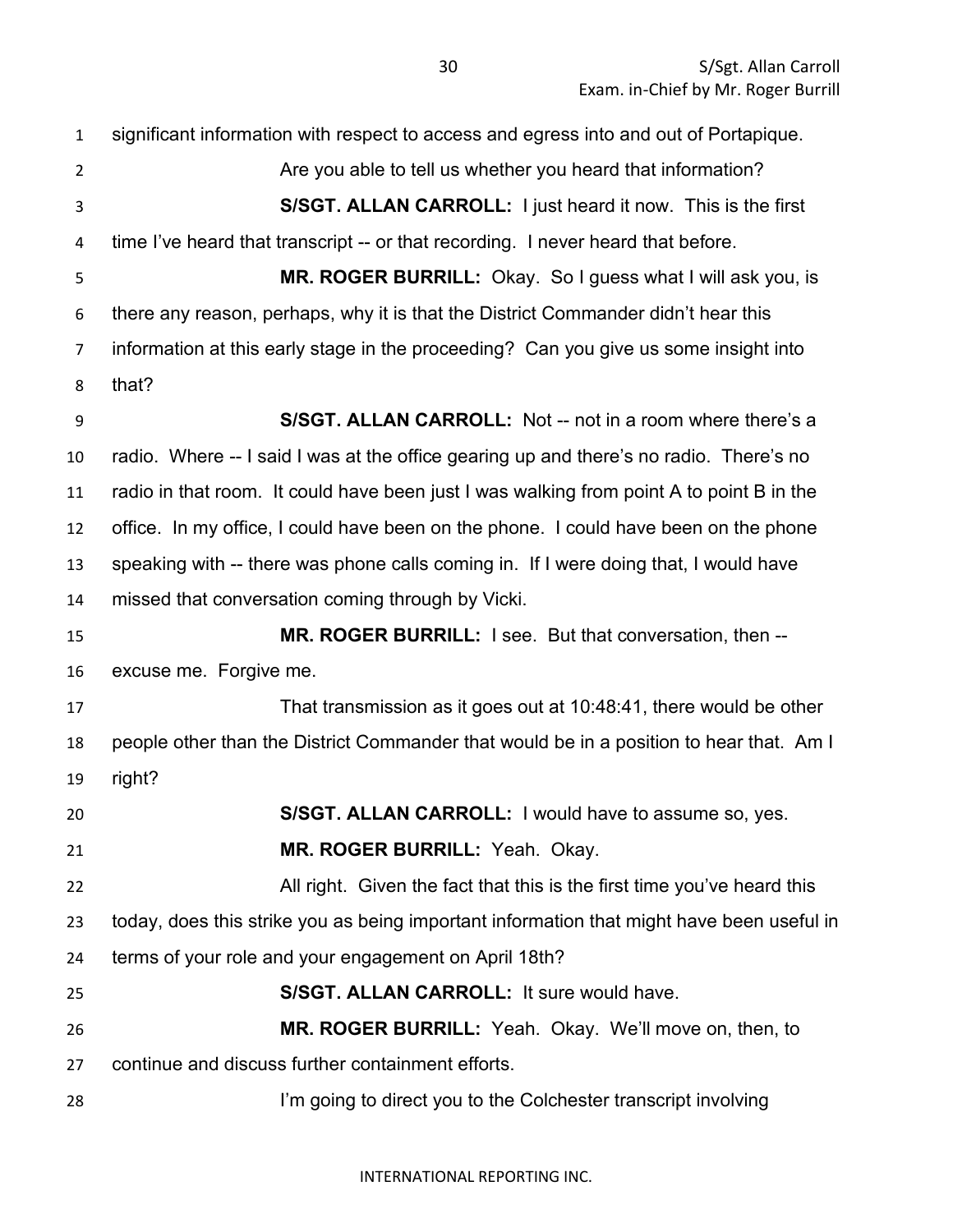significant information with respect to access and egress into and out of Portapique.

Are you able to tell us whether you heard that information?

**S/SGT. ALLAN CARROLL:** I just heard it now. This is the first time I've heard that transcript -- or that recording. I never heard that before.

**MR. ROGER BURRILL:** Okay. So I guess what I will ask you, is there any reason, perhaps, why it is that the District Commander didn't hear this information at this early stage in the proceeding? Can you give us some insight into that?

**S/SGT. ALLAN CARROLL:** Not -- not in a room where there's a radio. Where -- I said I was at the office gearing up and there's no radio. There's no radio in that room. It could have been just I was walking from point A to point B in the office. In my office, I could have been on the phone. I could have been on the phone speaking with -- there was phone calls coming in. If I were doing that, I would have missed that conversation coming through by Vicki.

**MR. ROGER BURRILL:** I see. But that conversation, then -- excuse me. Forgive me.

That transmission as it goes out at 10:48:41, there would be other people other than the District Commander that would be in a position to hear that. Am I right?

**S/SGT. ALLAN CARROLL:** I would have to assume so, yes.

**MR. ROGER BURRILL:** Yeah. Okay.

All right. Given the fact that this is the first time you've heard this today, does this strike you as being important information that might have been useful in terms of your role and your engagement on April 18th?

**S/SGT. ALLAN CARROLL:** It sure would have.

**MR. ROGER BURRILL:** Yeah. Okay. We'll move on, then, to continue and discuss further containment efforts.

I'm going to direct you to the Colchester transcript involving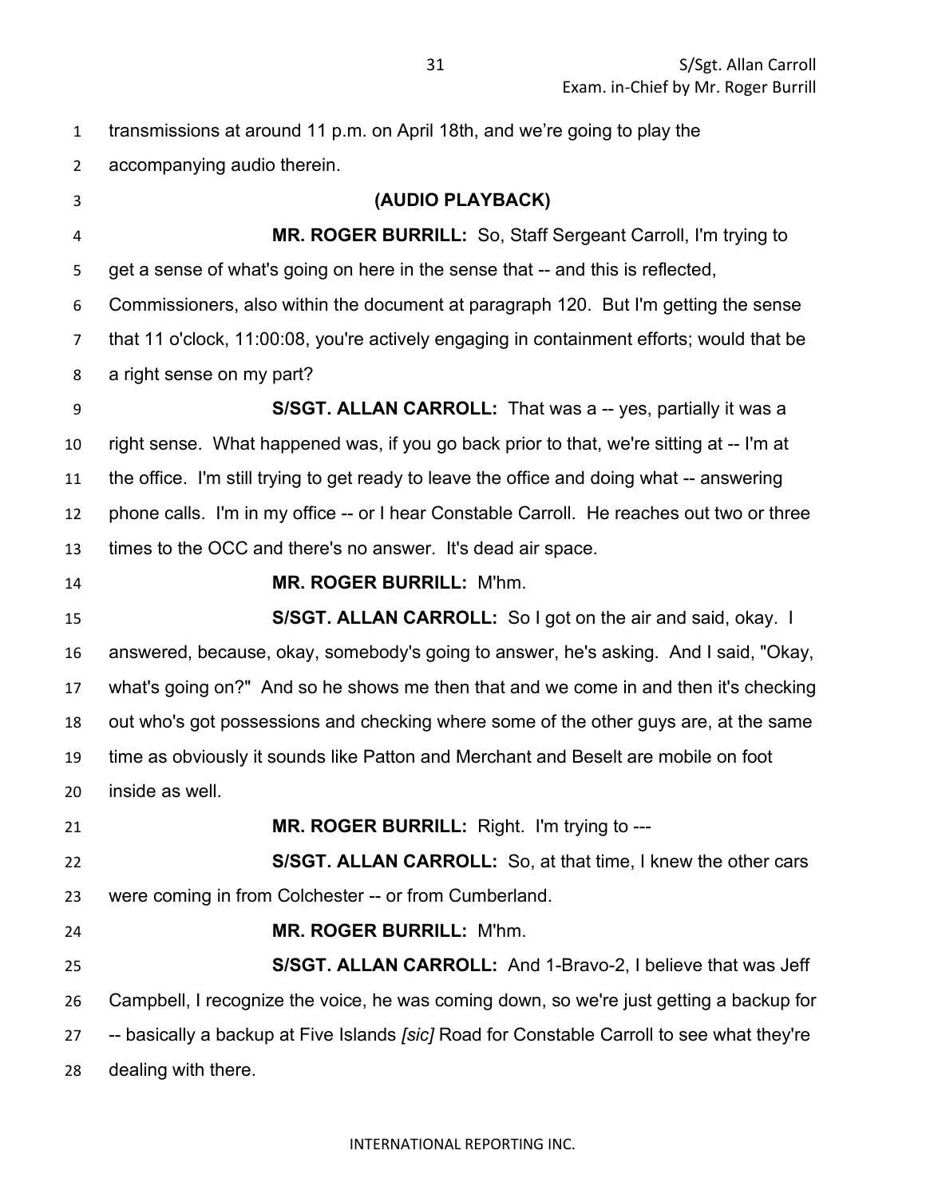transmissions at around 11 p.m. on April 18th, and we're going to play the accompanying audio therein.

**(AUDIO PLAYBACK)**

**MR. ROGER BURRILL:** So, Staff Sergeant Carroll, I'm trying to get a sense of what's going on here in the sense that -- and this is reflected, Commissioners, also within the document at paragraph 120. But I'm getting the sense that 11 o'clock, 11:00:08, you're actively engaging in containment efforts; would that be a right sense on my part?

**S/SGT. ALLAN CARROLL:** That was a -- yes, partially it was a right sense. What happened was, if you go back prior to that, we're sitting at -- I'm at the office. I'm still trying to get ready to leave the office and doing what -- answering phone calls. I'm in my office -- or I hear Constable Carroll. He reaches out two or three times to the OCC and there's no answer. It's dead air space.

**MR. ROGER BURRILL:** M'hm.

**S/SGT. ALLAN CARROLL:** So I got on the air and said, okay. I answered, because, okay, somebody's going to answer, he's asking. And I said, "Okay, what's going on?" And so he shows me then that and we come in and then it's checking out who's got possessions and checking where some of the other guys are, at the same time as obviously it sounds like Patton and Merchant and Beselt are mobile on foot inside as well.

**MR. ROGER BURRILL:** Right. I'm trying to ---

**S/SGT. ALLAN CARROLL:** So, at that time, I knew the other cars were coming in from Colchester -- or from Cumberland.

**MR. ROGER BURRILL:** M'hm.

**S/SGT. ALLAN CARROLL:** And 1-Bravo-2, I believe that was Jeff Campbell, I recognize the voice, he was coming down, so we're just getting a backup for -- basically a backup at Five Islands *[sic]* Road for Constable Carroll to see what they're dealing with there.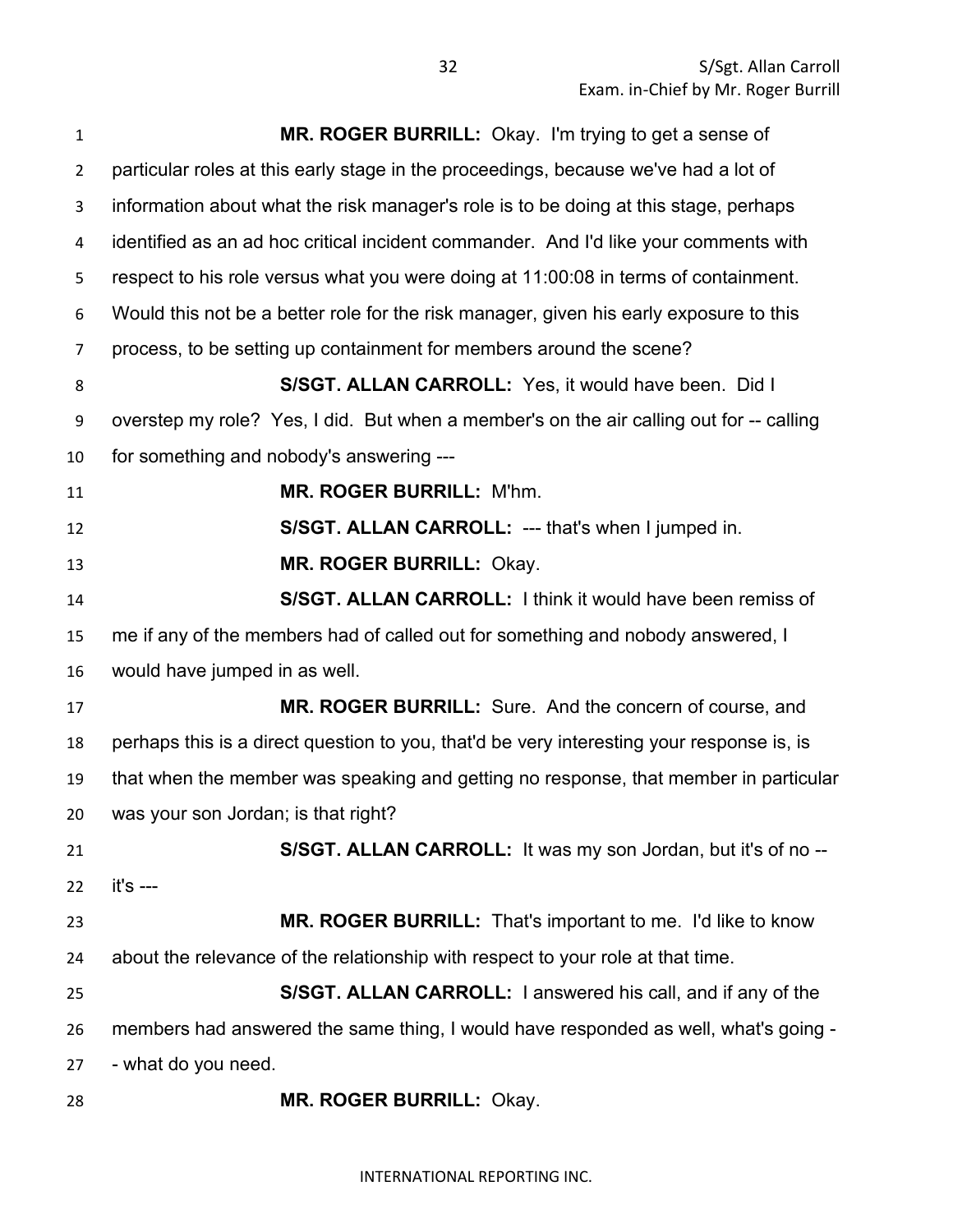**MR. ROGER BURRILL:** Okay. I'm trying to get a sense of particular roles at this early stage in the proceedings, because we've had a lot of information about what the risk manager's role is to be doing at this stage, perhaps identified as an ad hoc critical incident commander. And I'd like your comments with respect to his role versus what you were doing at 11:00:08 in terms of containment. Would this not be a better role for the risk manager, given his early exposure to this process, to be setting up containment for members around the scene?

**S/SGT. ALLAN CARROLL:** Yes, it would have been. Did I overstep my role? Yes, I did. But when a member's on the air calling out for -- calling for something and nobody's answering ---

**MR. ROGER BURRILL:** M'hm.

**S/SGT. ALLAN CARROLL:** --- that's when I jumped in.

**MR. ROGER BURRILL:** Okay.

**S/SGT. ALLAN CARROLL:** I think it would have been remiss of me if any of the members had of called out for something and nobody answered, I would have jumped in as well.

**MR. ROGER BURRILL:** Sure. And the concern of course, and perhaps this is a direct question to you, that'd be very interesting your response is, is that when the member was speaking and getting no response, that member in particular was your son Jordan; is that right?

**S/SGT. ALLAN CARROLL:** It was my son Jordan, but it's of no -- it's ---

**MR. ROGER BURRILL:** That's important to me. I'd like to know about the relevance of the relationship with respect to your role at that time.

**S/SGT. ALLAN CARROLL:** I answered his call, and if any of the members had answered the same thing, I would have responded as well, what's going -- what do you need.

**MR. ROGER BURRILL:** Okay.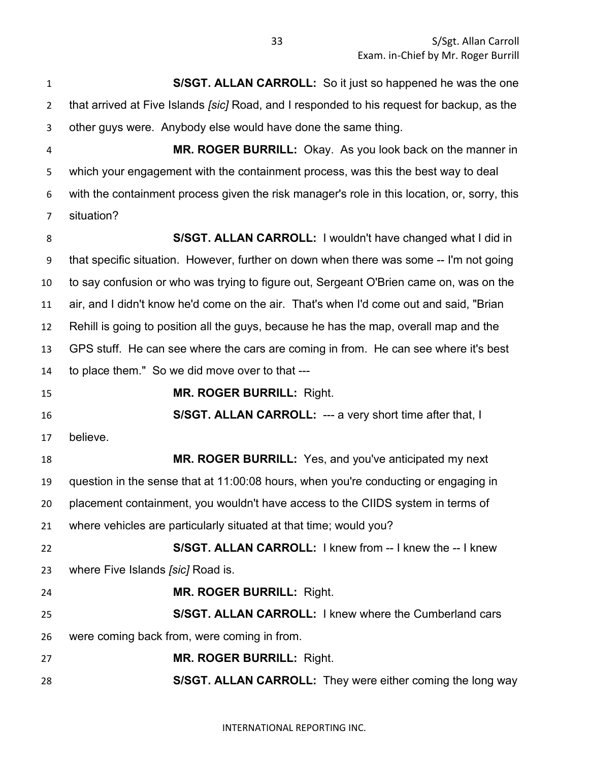**S/SGT. ALLAN CARROLL:** So it just so happened he was the one that arrived at Five Islands *[sic]* Road, and I responded to his request for backup, as the other guys were. Anybody else would have done the same thing.

**MR. ROGER BURRILL:** Okay. As you look back on the manner in which your engagement with the containment process, was this the best way to deal with the containment process given the risk manager's role in this location, or, sorry, this situation?

**S/SGT. ALLAN CARROLL:** I wouldn't have changed what I did in that specific situation. However, further on down when there was some -- I'm not going to say confusion or who was trying to figure out, Sergeant O'Brien came on, was on the air, and I didn't know he'd come on the air. That's when I'd come out and said, "Brian Rehill is going to position all the guys, because he has the map, overall map and the GPS stuff. He can see where the cars are coming in from. He can see where it's best to place them." So we did move over to that ---

**MR. ROGER BURRILL:** Right.

**S/SGT. ALLAN CARROLL:** --- a very short time after that, I believe.

**MR. ROGER BURRILL:** Yes, and you've anticipated my next question in the sense that at 11:00:08 hours, when you're conducting or engaging in placement containment, you wouldn't have access to the CIIDS system in terms of where vehicles are particularly situated at that time; would you?

**S/SGT. ALLAN CARROLL:** I knew from -- I knew the -- I knew where Five Islands *[sic]* Road is.

**MR. ROGER BURRILL:** Right.

**S/SGT. ALLAN CARROLL:** I knew where the Cumberland cars were coming back from, were coming in from.

**MR. ROGER BURRILL:** Right.

**S/SGT. ALLAN CARROLL:** They were either coming the long way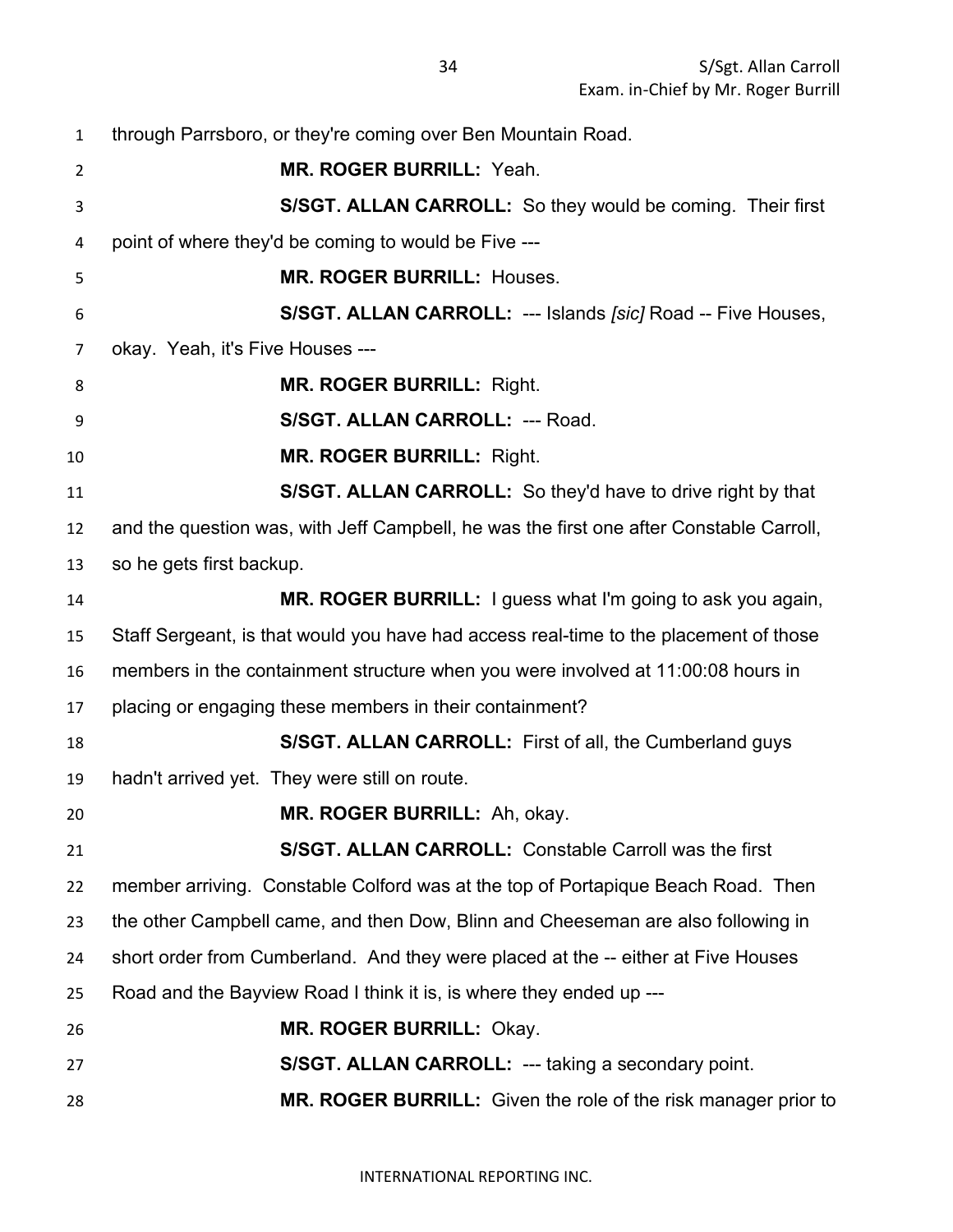through Parrsboro, or they're coming over Ben Mountain Road.

**MR. ROGER BURRILL:** Yeah.

**S/SGT. ALLAN CARROLL:** So they would be coming. Their first point of where they'd be coming to would be Five ---

**MR. ROGER BURRILL:** Houses.

**S/SGT. ALLAN CARROLL:** --- Islands *[sic]* Road -- Five Houses, okay. Yeah, it's Five Houses ---

**MR. ROGER BURRILL:** Right.

**S/SGT. ALLAN CARROLL:** --- Road.

**MR. ROGER BURRILL:** Right.

**S/SGT. ALLAN CARROLL:** So they'd have to drive right by that and the question was, with Jeff Campbell, he was the first one after Constable Carroll, so he gets first backup.

**MR. ROGER BURRILL:** I guess what I'm going to ask you again, Staff Sergeant, is that would you have had access real-time to the placement of those members in the containment structure when you were involved at 11:00:08 hours in placing or engaging these members in their containment?

**S/SGT. ALLAN CARROLL:** First of all, the Cumberland guys hadn't arrived yet. They were still on route.

**MR. ROGER BURRILL:** Ah, okay.

**S/SGT. ALLAN CARROLL:** Constable Carroll was the first member arriving. Constable Colford was at the top of Portapique Beach Road. Then the other Campbell came, and then Dow, Blinn and Cheeseman are also following in short order from Cumberland. And they were placed at the -- either at Five Houses Road and the Bayview Road I think it is, is where they ended up ---

**MR. ROGER BURRILL:** Okay.

**S/SGT. ALLAN CARROLL:** --- taking a secondary point.

**MR. ROGER BURRILL:** Given the role of the risk manager prior to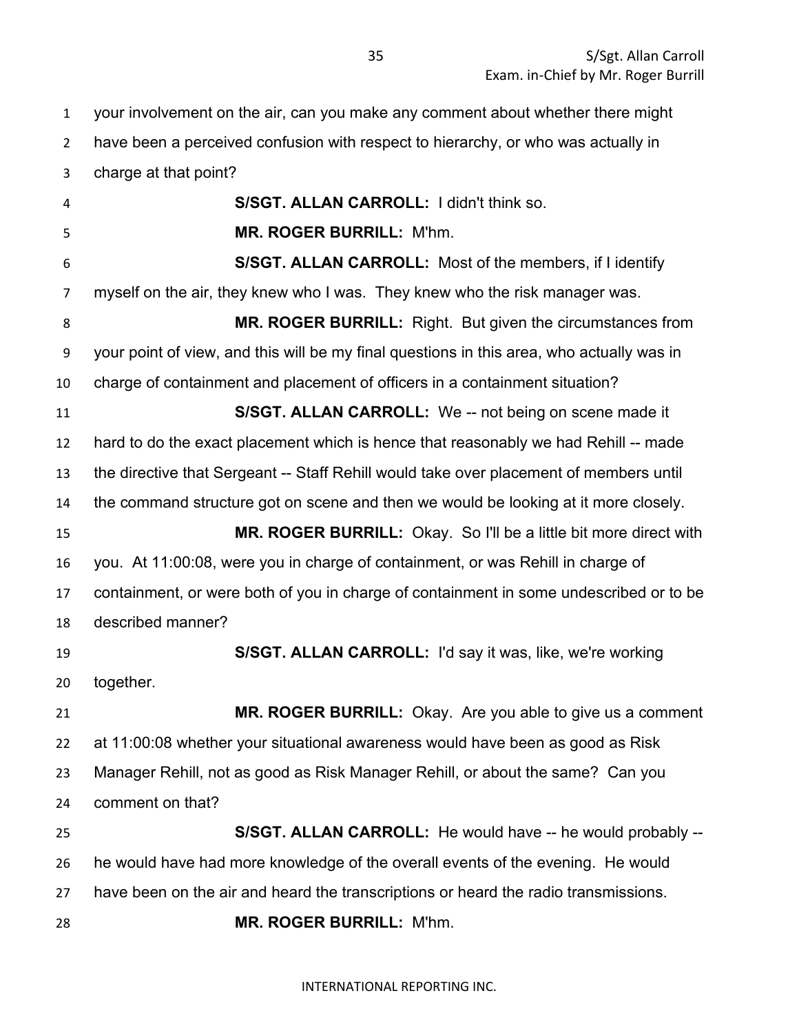your involvement on the air, can you make any comment about whether there might have been a perceived confusion with respect to hierarchy, or who was actually in charge at that point?

**S/SGT. ALLAN CARROLL:** I didn't think so.

**MR. ROGER BURRILL:** M'hm.

**S/SGT. ALLAN CARROLL:** Most of the members, if I identify myself on the air, they knew who I was. They knew who the risk manager was.

**MR. ROGER BURRILL:** Right. But given the circumstances from your point of view, and this will be my final questions in this area, who actually was in charge of containment and placement of officers in a containment situation?

**S/SGT. ALLAN CARROLL:** We -- not being on scene made it hard to do the exact placement which is hence that reasonably we had Rehill -- made the directive that Sergeant -- Staff Rehill would take over placement of members until the command structure got on scene and then we would be looking at it more closely.

**MR. ROGER BURRILL:** Okay. So I'll be a little bit more direct with you. At 11:00:08, were you in charge of containment, or was Rehill in charge of containment, or were both of you in charge of containment in some undescribed or to be described manner?

**S/SGT. ALLAN CARROLL:** I'd say it was, like, we're working together.

**MR. ROGER BURRILL:** Okay. Are you able to give us a comment at 11:00:08 whether your situational awareness would have been as good as Risk Manager Rehill, not as good as Risk Manager Rehill, or about the same? Can you comment on that?

**S/SGT. ALLAN CARROLL:** He would have -- he would probably -- he would have had more knowledge of the overall events of the evening. He would have been on the air and heard the transcriptions or heard the radio transmissions.

**MR. ROGER BURRILL:** M'hm.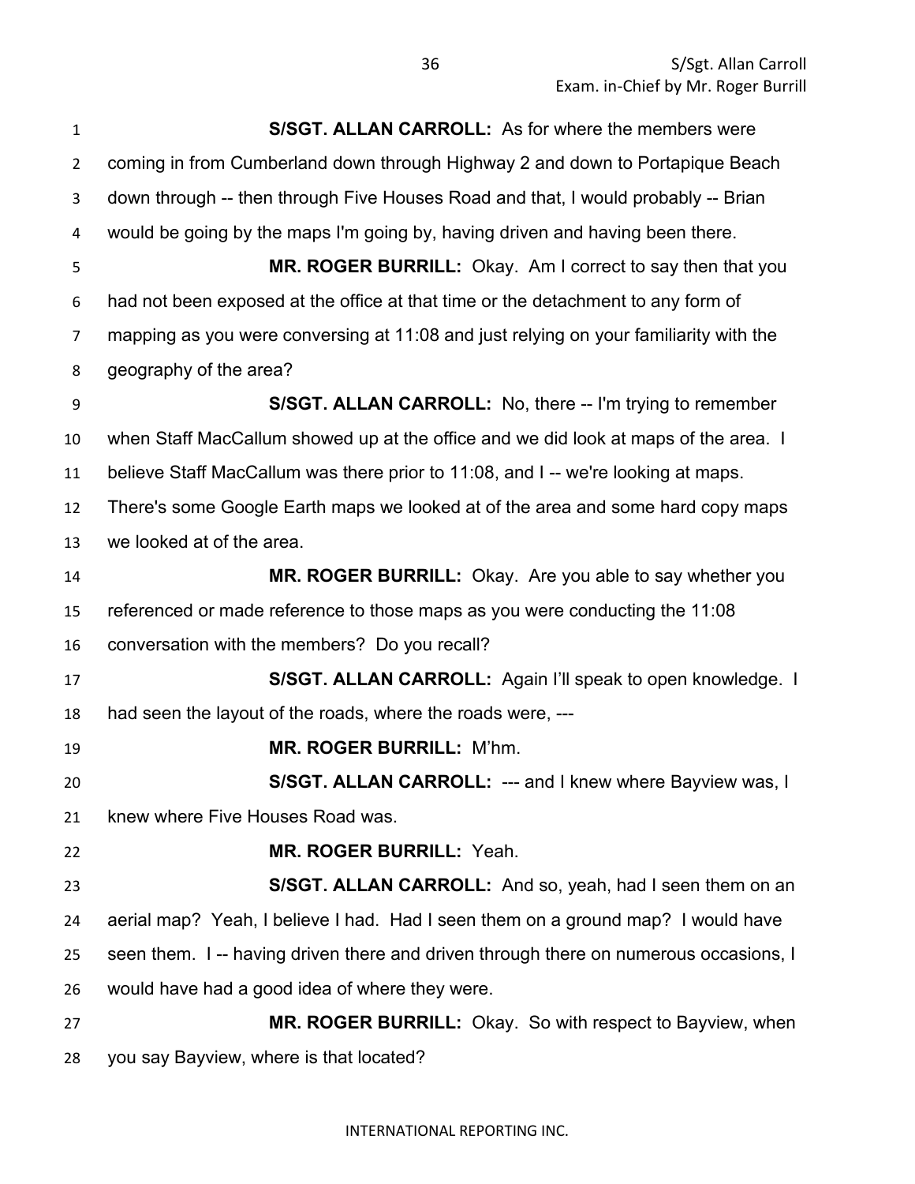**S/SGT. ALLAN CARROLL:** As for where the members were coming in from Cumberland down through Highway 2 and down to Portapique Beach down through -- then through Five Houses Road and that, I would probably -- Brian would be going by the maps I'm going by, having driven and having been there.

**MR. ROGER BURRILL:** Okay. Am I correct to say then that you had not been exposed at the office at that time or the detachment to any form of mapping as you were conversing at 11:08 and just relying on your familiarity with the geography of the area?

**S/SGT. ALLAN CARROLL:** No, there -- I'm trying to remember when Staff MacCallum showed up at the office and we did look at maps of the area. I believe Staff MacCallum was there prior to 11:08, and I -- we're looking at maps. There's some Google Earth maps we looked at of the area and some hard copy maps we looked at of the area.

**MR. ROGER BURRILL:** Okay. Are you able to say whether you referenced or made reference to those maps as you were conducting the 11:08 conversation with the members? Do you recall?

**S/SGT. ALLAN CARROLL:** Again I'll speak to open knowledge. I had seen the layout of the roads, where the roads were, ---

**MR. ROGER BURRILL:** M'hm.

**S/SGT. ALLAN CARROLL:** --- and I knew where Bayview was, I knew where Five Houses Road was.

**MR. ROGER BURRILL:** Yeah.

**S/SGT. ALLAN CARROLL:** And so, yeah, had I seen them on an aerial map? Yeah, I believe I had. Had I seen them on a ground map? I would have seen them. I -- having driven there and driven through there on numerous occasions, I would have had a good idea of where they were.

**MR. ROGER BURRILL:** Okay. So with respect to Bayview, when you say Bayview, where is that located?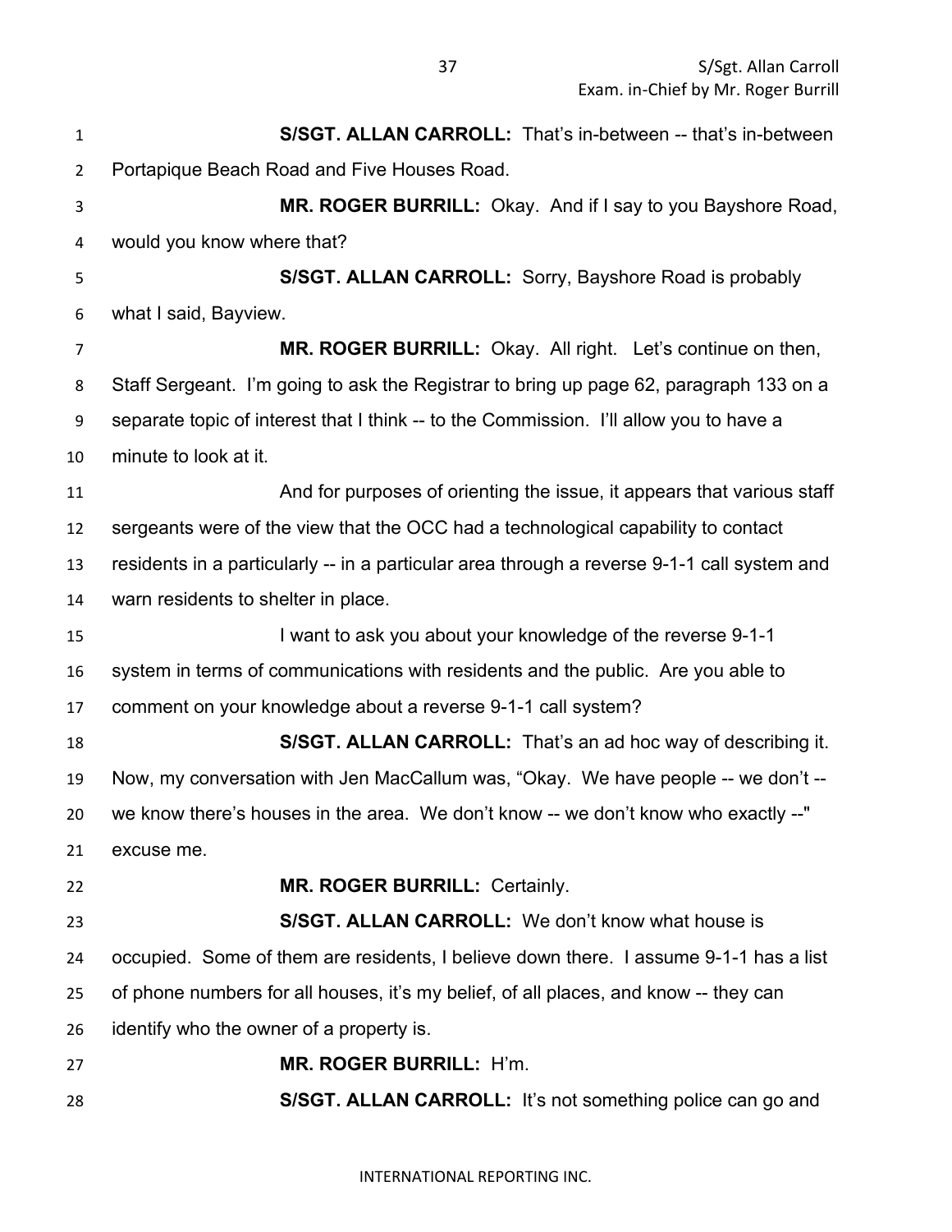**S/SGT. ALLAN CARROLL:** That's in-between -- that's in-between Portapique Beach Road and Five Houses Road.

**MR. ROGER BURRILL:** Okay. And if I say to you Bayshore Road, would you know where that?

**S/SGT. ALLAN CARROLL:** Sorry, Bayshore Road is probably what I said, Bayview.

**MR. ROGER BURRILL:** Okay. All right. Let's continue on then, Staff Sergeant. I'm going to ask the Registrar to bring up page 62, paragraph 133 on a separate topic of interest that I think -- to the Commission. I'll allow you to have a minute to look at it.

And for purposes of orienting the issue, it appears that various staff sergeants were of the view that the OCC had a technological capability to contact residents in a particularly -- in a particular area through a reverse 9-1-1 call system and warn residents to shelter in place.

I want to ask you about your knowledge of the reverse 9-1-1 system in terms of communications with residents and the public. Are you able to comment on your knowledge about a reverse 9-1-1 call system?

**S/SGT. ALLAN CARROLL:** That's an ad hoc way of describing it. Now, my conversation with Jen MacCallum was, "Okay. We have people -- we don't -- we know there's houses in the area. We don't know -- we don't know who exactly --" excuse me.

**MR. ROGER BURRILL:** Certainly.

**S/SGT. ALLAN CARROLL:** We don't know what house is occupied. Some of them are residents, I believe down there. I assume 9-1-1 has a list of phone numbers for all houses, it's my belief, of all places, and know -- they can identify who the owner of a property is.

**MR. ROGER BURRILL:** H'm.

**S/SGT. ALLAN CARROLL:** It's not something police can go and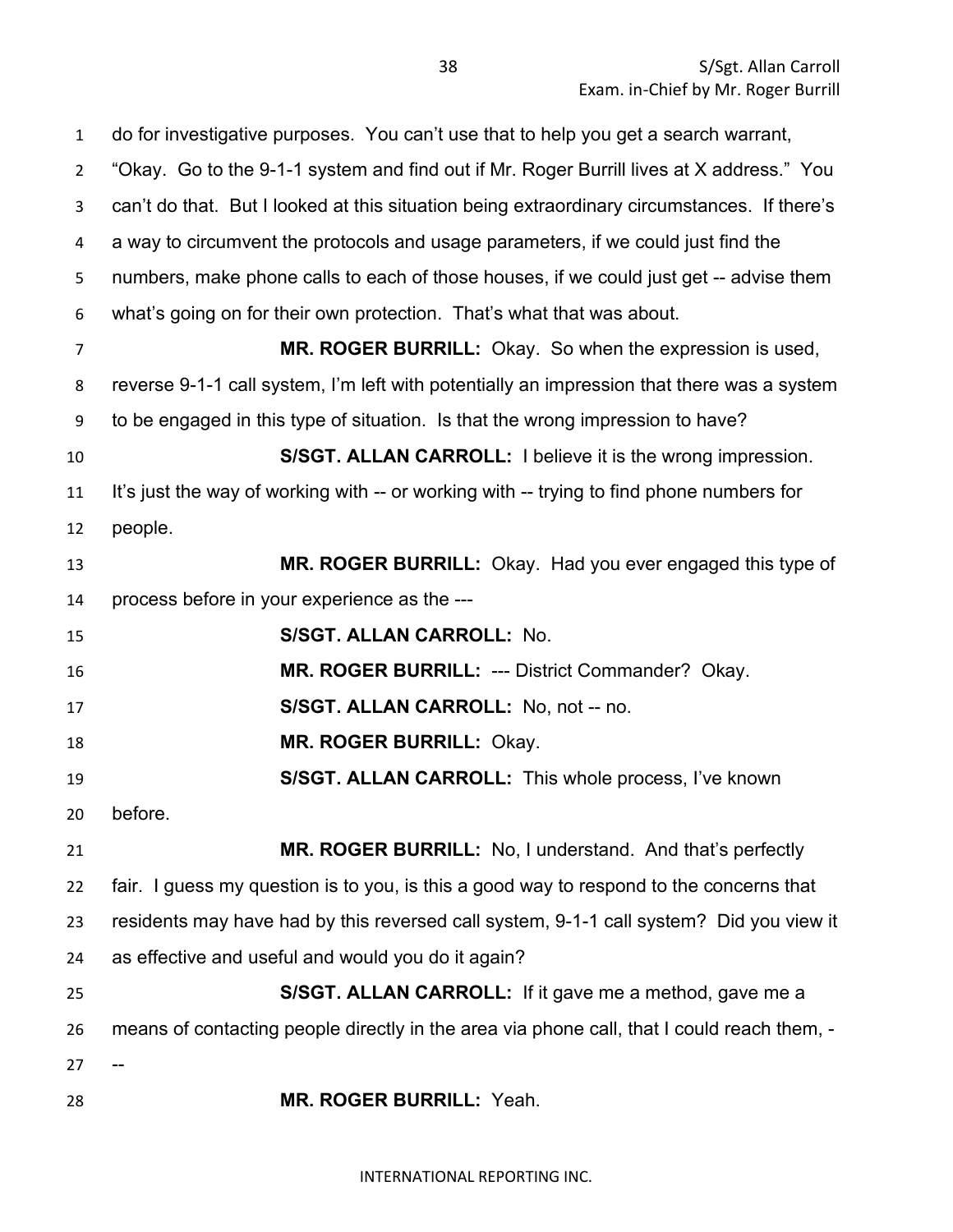do for investigative purposes. You can't use that to help you get a search warrant, "Okay. Go to the 9-1-1 system and find out if Mr. Roger Burrill lives at X address." You can't do that. But I looked at this situation being extraordinary circumstances. If there's a way to circumvent the protocols and usage parameters, if we could just find the numbers, make phone calls to each of those houses, if we could just get -- advise them what's going on for their own protection. That's what that was about.

**MR. ROGER BURRILL:** Okay. So when the expression is used, reverse 9-1-1 call system, I'm left with potentially an impression that there was a system to be engaged in this type of situation. Is that the wrong impression to have?

**S/SGT. ALLAN CARROLL:** I believe it is the wrong impression. It's just the way of working with -- or working with -- trying to find phone numbers for people.

**MR. ROGER BURRILL:** Okay. Had you ever engaged this type of process before in your experience as the ---

**S/SGT. ALLAN CARROLL:** No.

**MR. ROGER BURRILL:** --- District Commander? Okay.

**S/SGT. ALLAN CARROLL:** No, not -- no.

**MR. ROGER BURRILL:** Okay.

**S/SGT. ALLAN CARROLL:** This whole process, I've known before.

**MR. ROGER BURRILL:** No, I understand. And that's perfectly fair. I guess my question is to you, is this a good way to respond to the concerns that residents may have had by this reversed call system, 9-1-1 call system? Did you view it as effective and useful and would you do it again?

**S/SGT. ALLAN CARROLL:** If it gave me a method, gave me a means of contacting people directly in the area via phone call, that I could reach them, ---

**MR. ROGER BURRILL:** Yeah.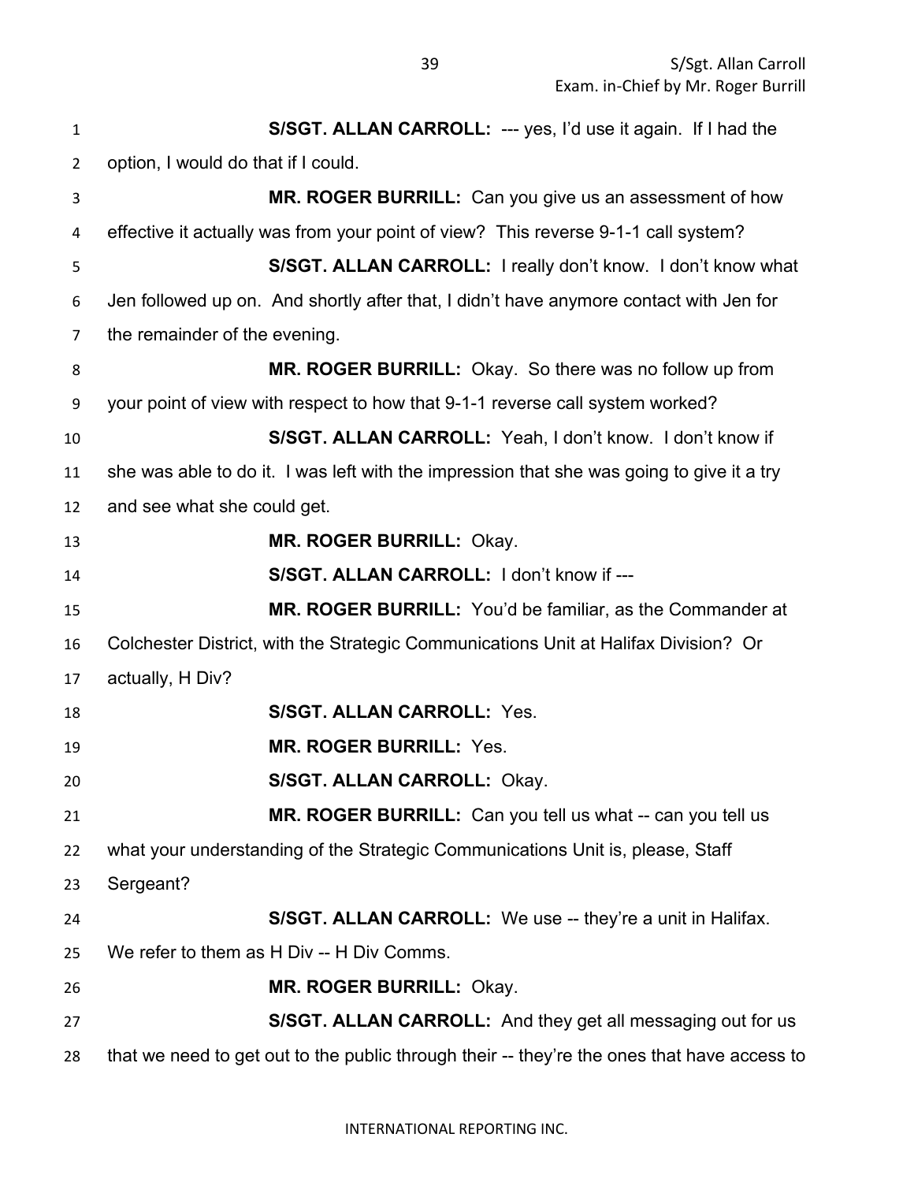**S/SGT. ALLAN CARROLL:** --- yes, I'd use it again. If I had the option, I would do that if I could.

**MR. ROGER BURRILL:** Can you give us an assessment of how effective it actually was from your point of view? This reverse 9-1-1 call system?

**S/SGT. ALLAN CARROLL:** I really don't know. I don't know what Jen followed up on. And shortly after that, I didn't have anymore contact with Jen for the remainder of the evening.

**MR. ROGER BURRILL:** Okay. So there was no follow up from your point of view with respect to how that 9-1-1 reverse call system worked?

**S/SGT. ALLAN CARROLL:** Yeah, I don't know. I don't know if she was able to do it. I was left with the impression that she was going to give it a try and see what she could get.

**MR. ROGER BURRILL:** Okay.

**S/SGT. ALLAN CARROLL:** I don't know if ---

**MR. ROGER BURRILL:** You'd be familiar, as the Commander at Colchester District, with the Strategic Communications Unit at Halifax Division? Or actually, H Div?

**S/SGT. ALLAN CARROLL:** Yes.

**MR. ROGER BURRILL:** Yes.

**S/SGT. ALLAN CARROLL:** Okay.

**MR. ROGER BURRILL:** Can you tell us what -- can you tell us what your understanding of the Strategic Communications Unit is, please, Staff Sergeant?

**S/SGT. ALLAN CARROLL:** We use -- they're a unit in Halifax. We refer to them as H Div -- H Div Comms.

**MR. ROGER BURRILL:** Okay.

**S/SGT. ALLAN CARROLL:** And they get all messaging out for us that we need to get out to the public through their -- they're the ones that have access to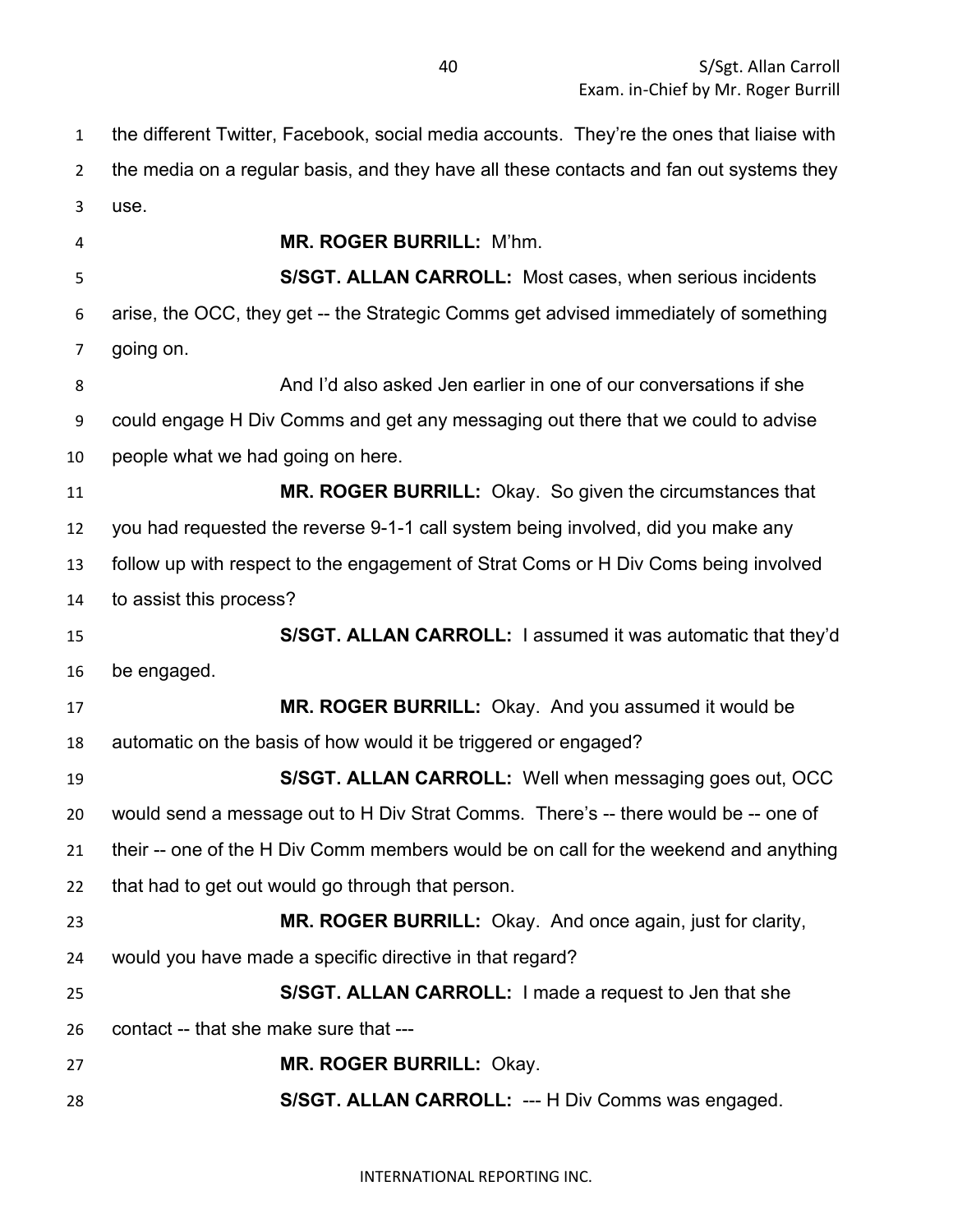the different Twitter, Facebook, social media accounts. They're the ones that liaise with the media on a regular basis, and they have all these contacts and fan out systems they use.

**MR. ROGER BURRILL:** M'hm.

**S/SGT. ALLAN CARROLL:** Most cases, when serious incidents arise, the OCC, they get -- the Strategic Comms get advised immediately of something going on.

And I'd also asked Jen earlier in one of our conversations if she could engage H Div Comms and get any messaging out there that we could to advise people what we had going on here.

**MR. ROGER BURRILL:** Okay. So given the circumstances that you had requested the reverse 9-1-1 call system being involved, did you make any follow up with respect to the engagement of Strat Coms or H Div Coms being involved to assist this process?

**S/SGT. ALLAN CARROLL:** I assumed it was automatic that they'd be engaged.

**MR. ROGER BURRILL:** Okay. And you assumed it would be automatic on the basis of how would it be triggered or engaged?

**S/SGT. ALLAN CARROLL:** Well when messaging goes out, OCC would send a message out to H Div Strat Comms. There's -- there would be -- one of their -- one of the H Div Comm members would be on call for the weekend and anything that had to get out would go through that person.

**MR. ROGER BURRILL:** Okay. And once again, just for clarity, would you have made a specific directive in that regard?

**S/SGT. ALLAN CARROLL:** I made a request to Jen that she contact -- that she make sure that ---

**MR. ROGER BURRILL:** Okay.

**S/SGT. ALLAN CARROLL:** --- H Div Comms was engaged.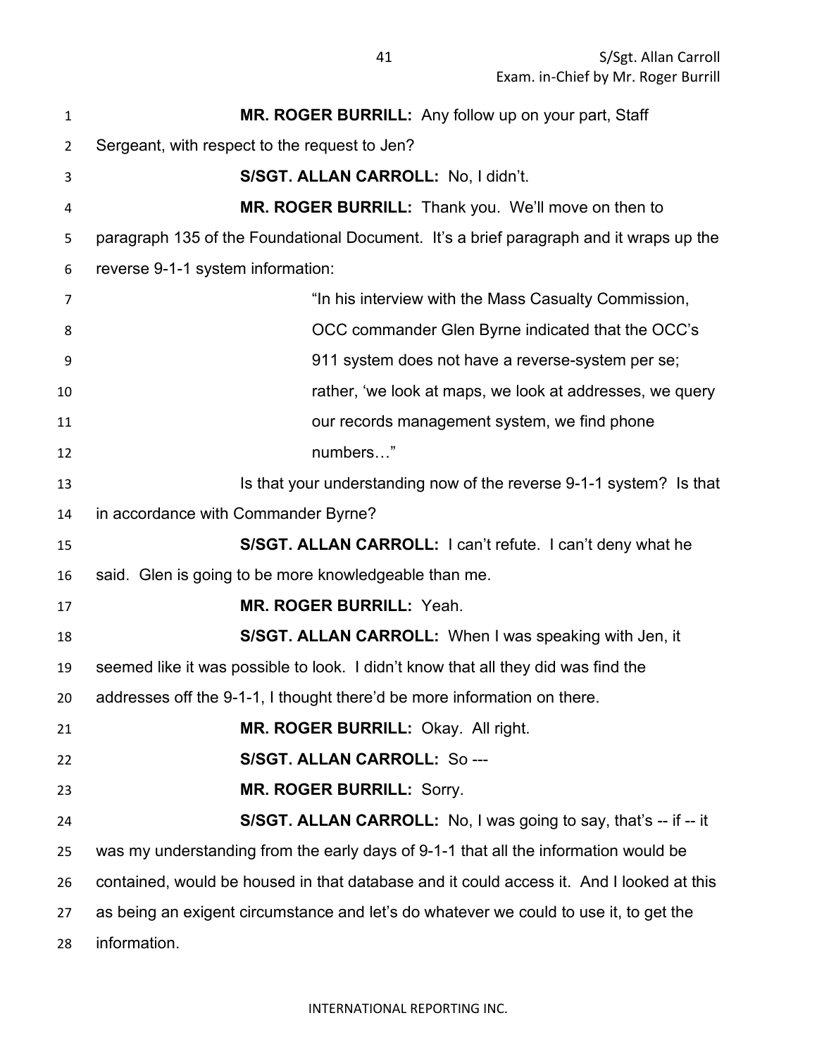**MR. ROGER BURRILL:** Any follow up on your part, Staff Sergeant, with respect to the request to Jen?

**S/SGT. ALLAN CARROLL:** No, I didn't.

**MR. ROGER BURRILL:** Thank you. We'll move on then to paragraph 135 of the Foundational Document. It's a brief paragraph and it wraps up the reverse 9-1-1 system information:

> "In his interview with the Mass Casualty Commission, OCC commander Glen Byrne indicated that the OCC's 911 system does not have a reverse-system per se; rather, 'we look at maps, we look at addresses, we query our records management system, we find phone numbers…"

Is that your understanding now of the reverse 9-1-1 system? Is that in accordance with Commander Byrne?

**S/SGT. ALLAN CARROLL:** I can't refute. I can't deny what he said. Glen is going to be more knowledgeable than me.

**MR. ROGER BURRILL:** Yeah.

**S/SGT. ALLAN CARROLL:** When I was speaking with Jen, it seemed like it was possible to look. I didn't know that all they did was find the addresses off the 9-1-1, I thought there'd be more information on there.

**MR. ROGER BURRILL:** Okay. All right.

**S/SGT. ALLAN CARROLL:** So ---

**MR. ROGER BURRILL:** Sorry.

**S/SGT. ALLAN CARROLL:** No, I was going to say, that's -- if -- it was my understanding from the early days of 9-1-1 that all the information would be contained, would be housed in that database and it could access it. And I looked at this as being an exigent circumstance and let's do whatever we could to use it, to get the information.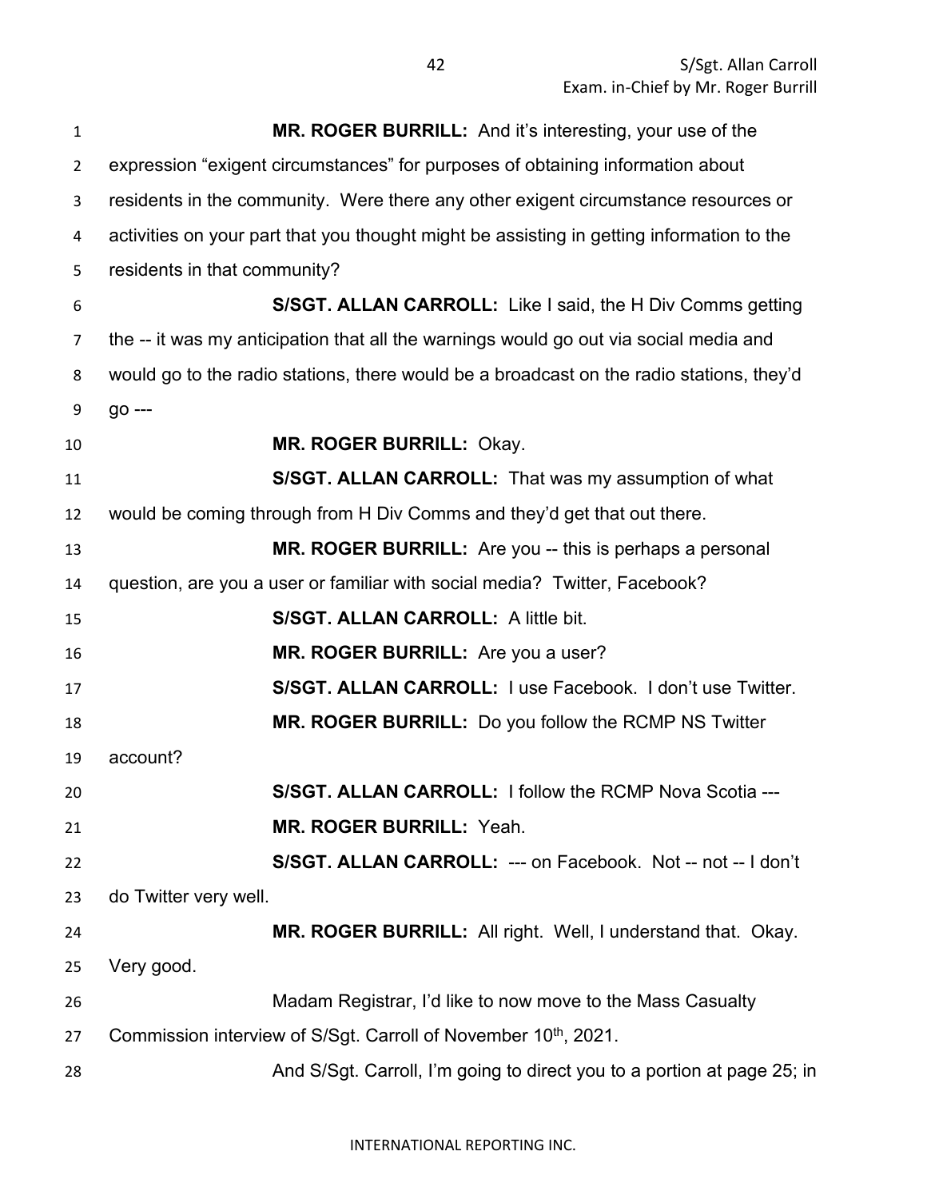**MR. ROGER BURRILL:** And it's interesting, your use of the expression "exigent circumstances" for purposes of obtaining information about residents in the community. Were there any other exigent circumstance resources or activities on your part that you thought might be assisting in getting information to the residents in that community?

**S/SGT. ALLAN CARROLL:** Like I said, the H Div Comms getting the -- it was my anticipation that all the warnings would go out via social media and would go to the radio stations, there would be a broadcast on the radio stations, they'd go ---

**MR. ROGER BURRILL:** Okay.

**S/SGT. ALLAN CARROLL:** That was my assumption of what would be coming through from H Div Comms and they'd get that out there.

**MR. ROGER BURRILL:** Are you -- this is perhaps a personal question, are you a user or familiar with social media? Twitter, Facebook?

**S/SGT. ALLAN CARROLL:** A little bit.

**MR. ROGER BURRILL:** Are you a user?

**S/SGT. ALLAN CARROLL:** I use Facebook. I don't use Twitter.

**MR. ROGER BURRILL:** Do you follow the RCMP NS Twitter account?

**S/SGT. ALLAN CARROLL:** I follow the RCMP Nova Scotia ---

**MR. ROGER BURRILL:** Yeah.

**S/SGT. ALLAN CARROLL:** --- on Facebook. Not -- not -- I don't do Twitter very well.

**MR. ROGER BURRILL:** All right. Well, I understand that. Okay. Very good.

Madam Registrar, I'd like to now move to the Mass Casualty Commission interview of S/Sgt. Carroll of November 10th, 2021.

And S/Sgt. Carroll, I'm going to direct you to a portion at page 25; in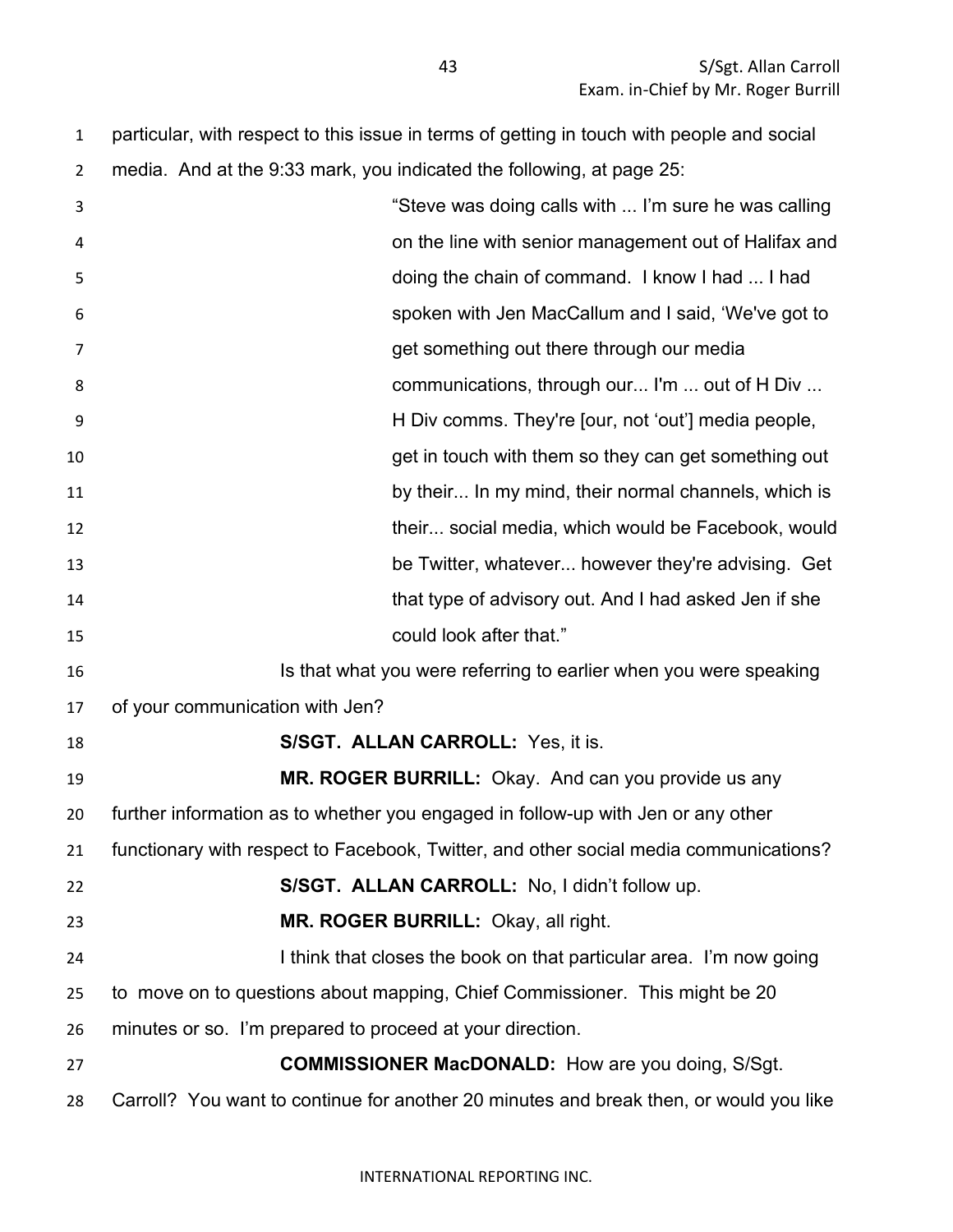particular, with respect to this issue in terms of getting in touch with people and social media. And at the 9:33 mark, you indicated the following, at page 25:

> "Steve was doing calls with ... I'm sure he was calling on the line with senior management out of Halifax and doing the chain of command. I know I had ... I had spoken with Jen MacCallum and I said, 'We've got to get something out there through our media communications, through our... I'm ... out of H Div ... H Div comms. They're [our, not 'out'] media people, get in touch with them so they can get something out by their... In my mind, their normal channels, which is their... social media, which would be Facebook, would be Twitter, whatever... however they're advising. Get that type of advisory out. And I had asked Jen if she could look after that."

Is that what you were referring to earlier when you were speaking of your communication with Jen?

**S/SGT. ALLAN CARROLL:** Yes, it is.

**MR. ROGER BURRILL:** Okay. And can you provide us any further information as to whether you engaged in follow-up with Jen or any other functionary with respect to Facebook, Twitter, and other social media communications?

**S/SGT. ALLAN CARROLL:** No, I didn't follow up.

**MR. ROGER BURRILL:** Okay, all right.

I think that closes the book on that particular area. I'm now going to move on to questions about mapping, Chief Commissioner. This might be 20 minutes or so. I'm prepared to proceed at your direction.

**COMMISSIONER MacDONALD:** How are you doing, S/Sgt. Carroll? You want to continue for another 20 minutes and break then, or would you like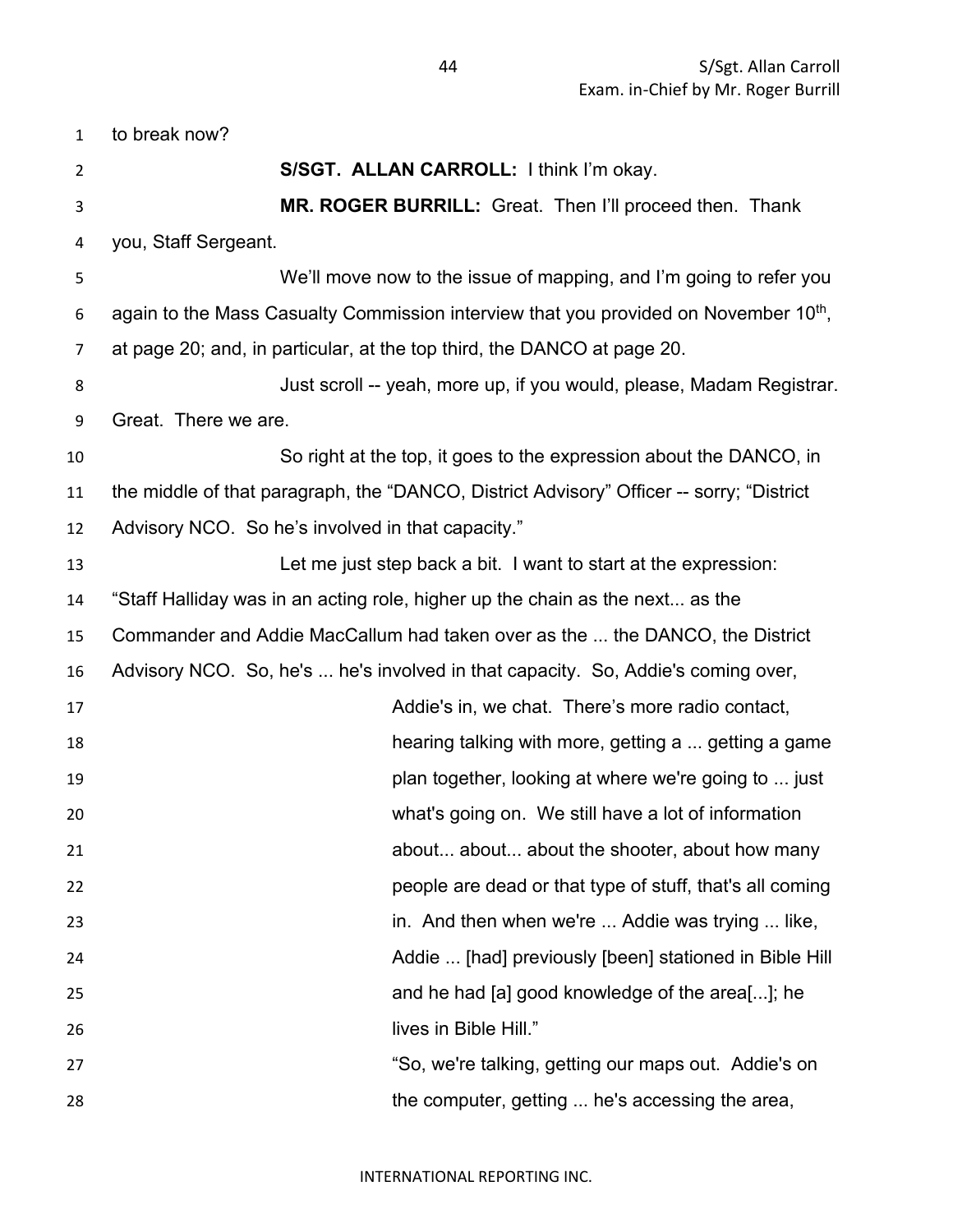to break now?

**S/SGT. ALLAN CARROLL:** I think I'm okay.

**MR. ROGER BURRILL:** Great. Then I'll proceed then. Thank you, Staff Sergeant.

We'll move now to the issue of mapping, and I'm going to refer you again to the Mass Casualty Commission interview that you provided on November 10th, at page 20; and, in particular, at the top third, the DANCO at page 20.

Just scroll -- yeah, more up, if you would, please, Madam Registrar. Great. There we are.

So right at the top, it goes to the expression about the DANCO, in the middle of that paragraph, the "DANCO, District Advisory" Officer -- sorry; "District Advisory NCO. So he's involved in that capacity."

Let me just step back a bit. I want to start at the expression: "Staff Halliday was in an acting role, higher up the chain as the next... as the Commander and Addie MacCallum had taken over as the ... the DANCO, the District Advisory NCO. So, he's ... he's involved in that capacity. So, Addie's coming over,

> Addie's in, we chat. There's more radio contact, hearing talking with more, getting a ... getting a game plan together, looking at where we're going to ... just what's going on. We still have a lot of information about... about... about the shooter, about how many people are dead or that type of stuff, that's all coming in. And then when we're ... Addie was trying ... like, Addie ... [had] previously [been] stationed in Bible Hill and he had [a] good knowledge of the area[...]; he lives in Bible Hill."
>
> "So, we're talking, getting our maps out. Addie's on the computer, getting ... he's accessing the area,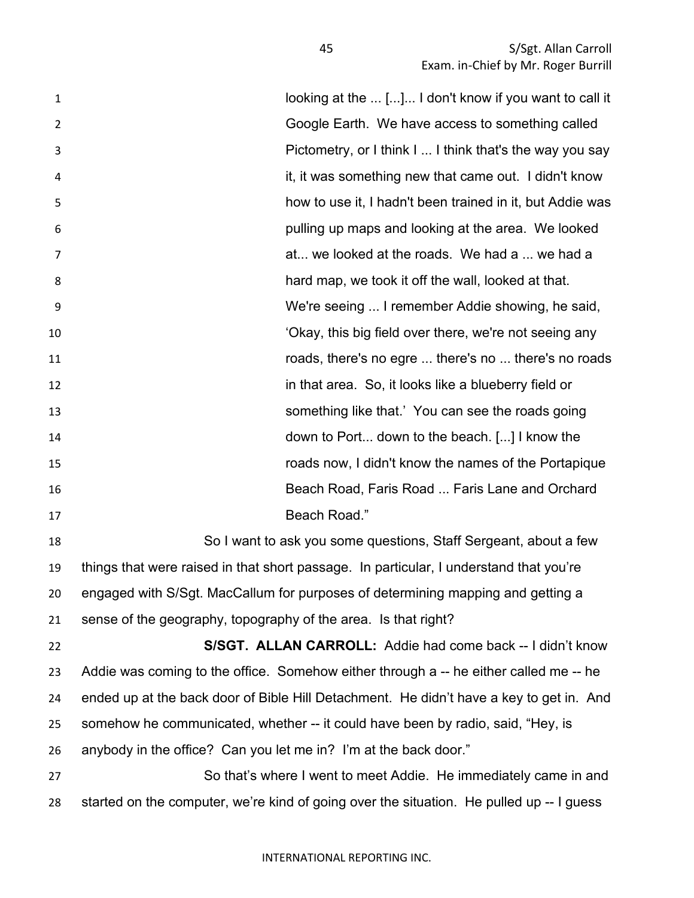looking at the ... [...]... I don't know if you want to call it Google Earth. We have access to something called Pictometry, or I think I ... I think that's the way you say it, it was something new that came out. I didn't know how to use it, I hadn't been trained in it, but Addie was pulling up maps and looking at the area. We looked at... we looked at the roads. We had a ... we had a hard map, we took it off the wall, looked at that. We're seeing ... I remember Addie showing, he said, 'Okay, this big field over there, we're not seeing any roads, there's no egre ... there's no ... there's no roads in that area. So, it looks like a blueberry field or something like that.' You can see the roads going down to Port... down to the beach. [...] I know the roads now, I didn't know the names of the Portapique Beach Road, Faris Road ... Faris Lane and Orchard Beach Road."

So I want to ask you some questions, Staff Sergeant, about a few things that were raised in that short passage. In particular, I understand that you're engaged with S/Sgt. MacCallum for purposes of determining mapping and getting a sense of the geography, topography of the area. Is that right?

**S/SGT. ALLAN CARROLL:** Addie had come back -- I didn't know Addie was coming to the office. Somehow either through a -- he either called me -- he ended up at the back door of Bible Hill Detachment. He didn't have a key to get in. And somehow he communicated, whether -- it could have been by radio, said, "Hey, is anybody in the office? Can you let me in? I'm at the back door."

So that's where I went to meet Addie. He immediately came in and started on the computer, we're kind of going over the situation. He pulled up -- I guess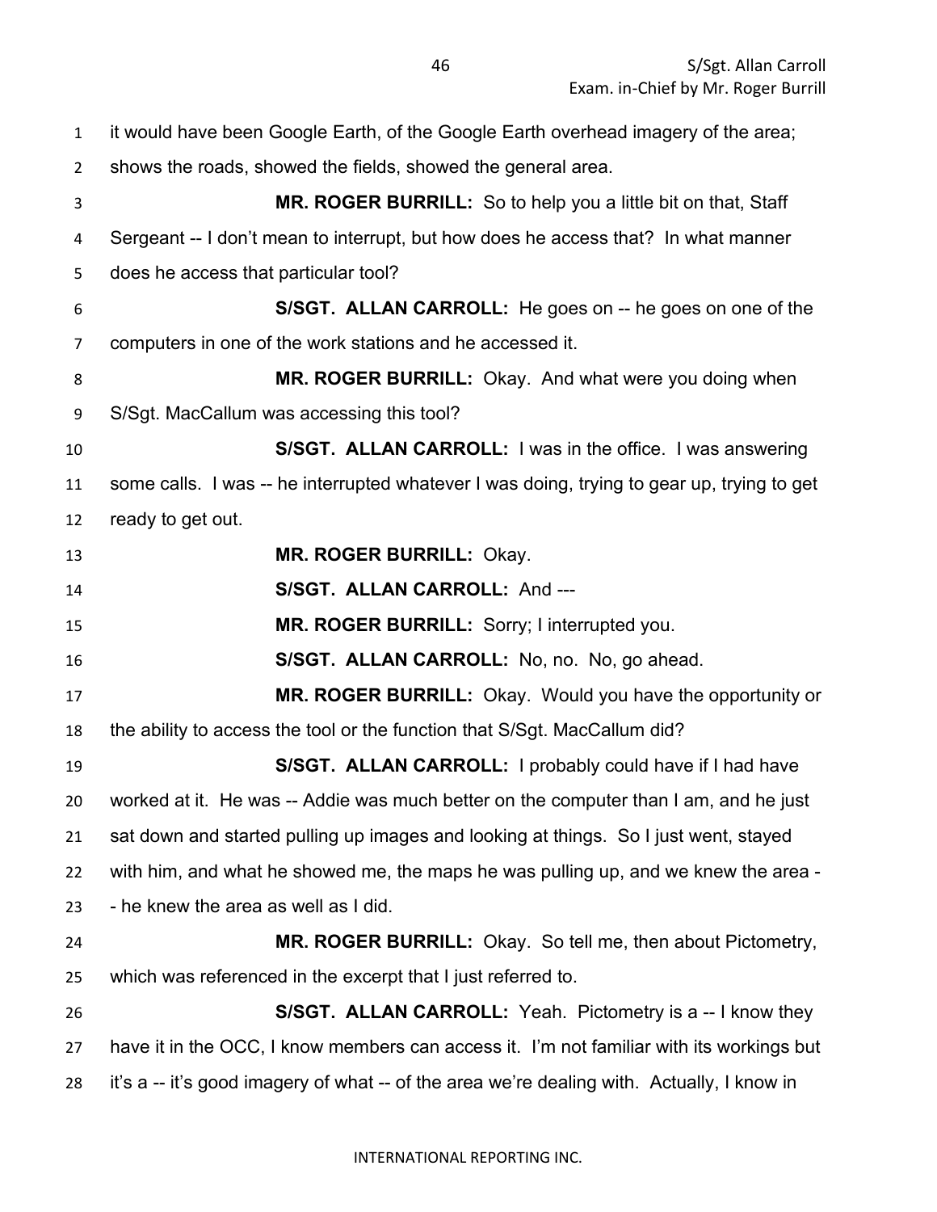it would have been Google Earth, of the Google Earth overhead imagery of the area; shows the roads, showed the fields, showed the general area.

**MR. ROGER BURRILL:** So to help you a little bit on that, Staff Sergeant -- I don't mean to interrupt, but how does he access that? In what manner does he access that particular tool?

**S/SGT. ALLAN CARROLL:** He goes on -- he goes on one of the computers in one of the work stations and he accessed it.

**MR. ROGER BURRILL:** Okay. And what were you doing when S/Sgt. MacCallum was accessing this tool?

**S/SGT. ALLAN CARROLL:** I was in the office. I was answering some calls. I was -- he interrupted whatever I was doing, trying to gear up, trying to get ready to get out.

**MR. ROGER BURRILL:** Okay.

**S/SGT. ALLAN CARROLL:** And ---

**MR. ROGER BURRILL:** Sorry; I interrupted you.

**S/SGT. ALLAN CARROLL:** No, no. No, go ahead.

**MR. ROGER BURRILL:** Okay. Would you have the opportunity or the ability to access the tool or the function that S/Sgt. MacCallum did?

**S/SGT. ALLAN CARROLL:** I probably could have if I had have worked at it. He was -- Addie was much better on the computer than I am, and he just sat down and started pulling up images and looking at things. So I just went, stayed with him, and what he showed me, the maps he was pulling up, and we knew the area -- he knew the area as well as I did.

**MR. ROGER BURRILL:** Okay. So tell me, then about Pictometry, which was referenced in the excerpt that I just referred to.

**S/SGT. ALLAN CARROLL:** Yeah. Pictometry is a -- I know they have it in the OCC, I know members can access it. I'm not familiar with its workings but it's a -- it's good imagery of what -- of the area we're dealing with. Actually, I know in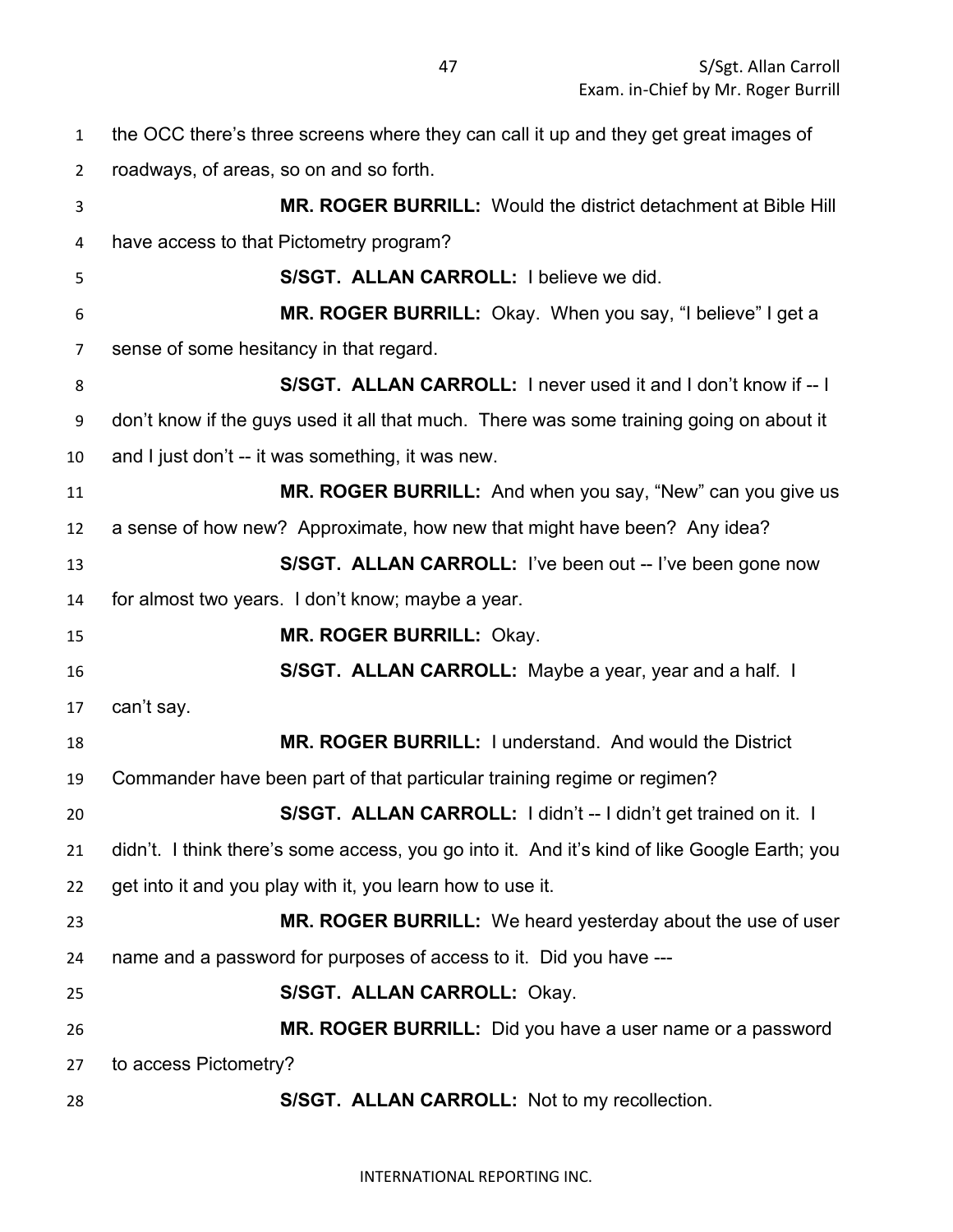the OCC there's three screens where they can call it up and they get great images of roadways, of areas, so on and so forth.

**MR. ROGER BURRILL:** Would the district detachment at Bible Hill have access to that Pictometry program?

**S/SGT. ALLAN CARROLL:** I believe we did.

**MR. ROGER BURRILL:** Okay. When you say, "I believe" I get a sense of some hesitancy in that regard.

**S/SGT. ALLAN CARROLL:** I never used it and I don't know if -- I don't know if the guys used it all that much. There was some training going on about it and I just don't -- it was something, it was new.

**MR. ROGER BURRILL:** And when you say, "New" can you give us a sense of how new? Approximate, how new that might have been? Any idea?

**S/SGT. ALLAN CARROLL:** I've been out -- I've been gone now for almost two years. I don't know; maybe a year.

**MR. ROGER BURRILL:** Okay.

**S/SGT. ALLAN CARROLL:** Maybe a year, year and a half. I can't say.

**MR. ROGER BURRILL:** I understand. And would the District Commander have been part of that particular training regime or regimen?

**S/SGT. ALLAN CARROLL:** I didn't -- I didn't get trained on it. I didn't. I think there's some access, you go into it. And it's kind of like Google Earth; you get into it and you play with it, you learn how to use it.

**MR. ROGER BURRILL:** We heard yesterday about the use of user name and a password for purposes of access to it. Did you have ---

**S/SGT. ALLAN CARROLL:** Okay.

**MR. ROGER BURRILL:** Did you have a user name or a password to access Pictometry?

**S/SGT. ALLAN CARROLL:** Not to my recollection.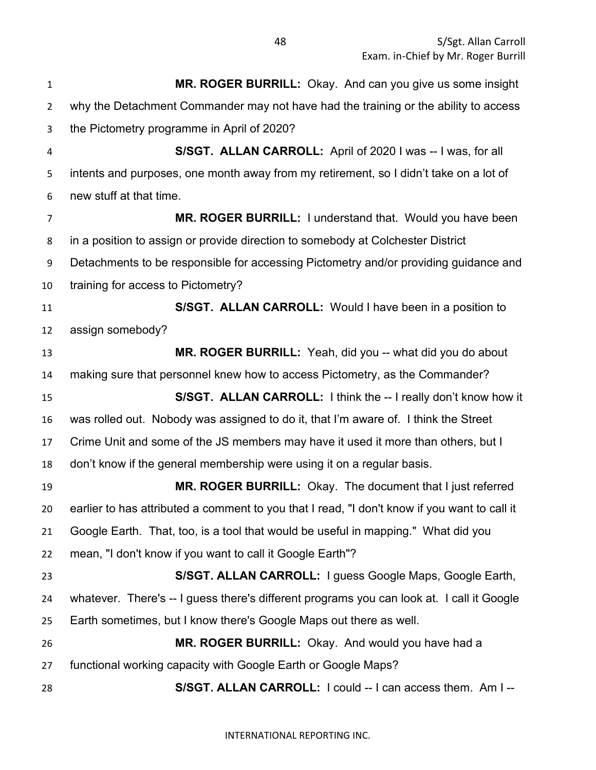**MR. ROGER BURRILL:** Okay. And can you give us some insight why the Detachment Commander may not have had the training or the ability to access the Pictometry programme in April of 2020?

**S/SGT. ALLAN CARROLL:** April of 2020 I was -- I was, for all intents and purposes, one month away from my retirement, so I didn't take on a lot of new stuff at that time.

**MR. ROGER BURRILL:** I understand that. Would you have been in a position to assign or provide direction to somebody at Colchester District Detachments to be responsible for accessing Pictometry and/or providing guidance and training for access to Pictometry?

**S/SGT. ALLAN CARROLL:** Would I have been in a position to assign somebody?

**MR. ROGER BURRILL:** Yeah, did you -- what did you do about making sure that personnel knew how to access Pictometry, as the Commander?

**S/SGT. ALLAN CARROLL:** I think the -- I really don't know how it was rolled out. Nobody was assigned to do it, that I'm aware of. I think the Street Crime Unit and some of the JS members may have it used it more than others, but I don't know if the general membership were using it on a regular basis.

**MR. ROGER BURRILL:** Okay. The document that I just referred earlier to has attributed a comment to you that I read, "I don't know if you want to call it Google Earth. That, too, is a tool that would be useful in mapping." What did you mean, "I don't know if you want to call it Google Earth"?

**S/SGT. ALLAN CARROLL:** I guess Google Maps, Google Earth, whatever. There's -- I guess there's different programs you can look at. I call it Google Earth sometimes, but I know there's Google Maps out there as well.

**MR. ROGER BURRILL:** Okay. And would you have had a functional working capacity with Google Earth or Google Maps?

**S/SGT. ALLAN CARROLL:** I could -- I can access them. Am I --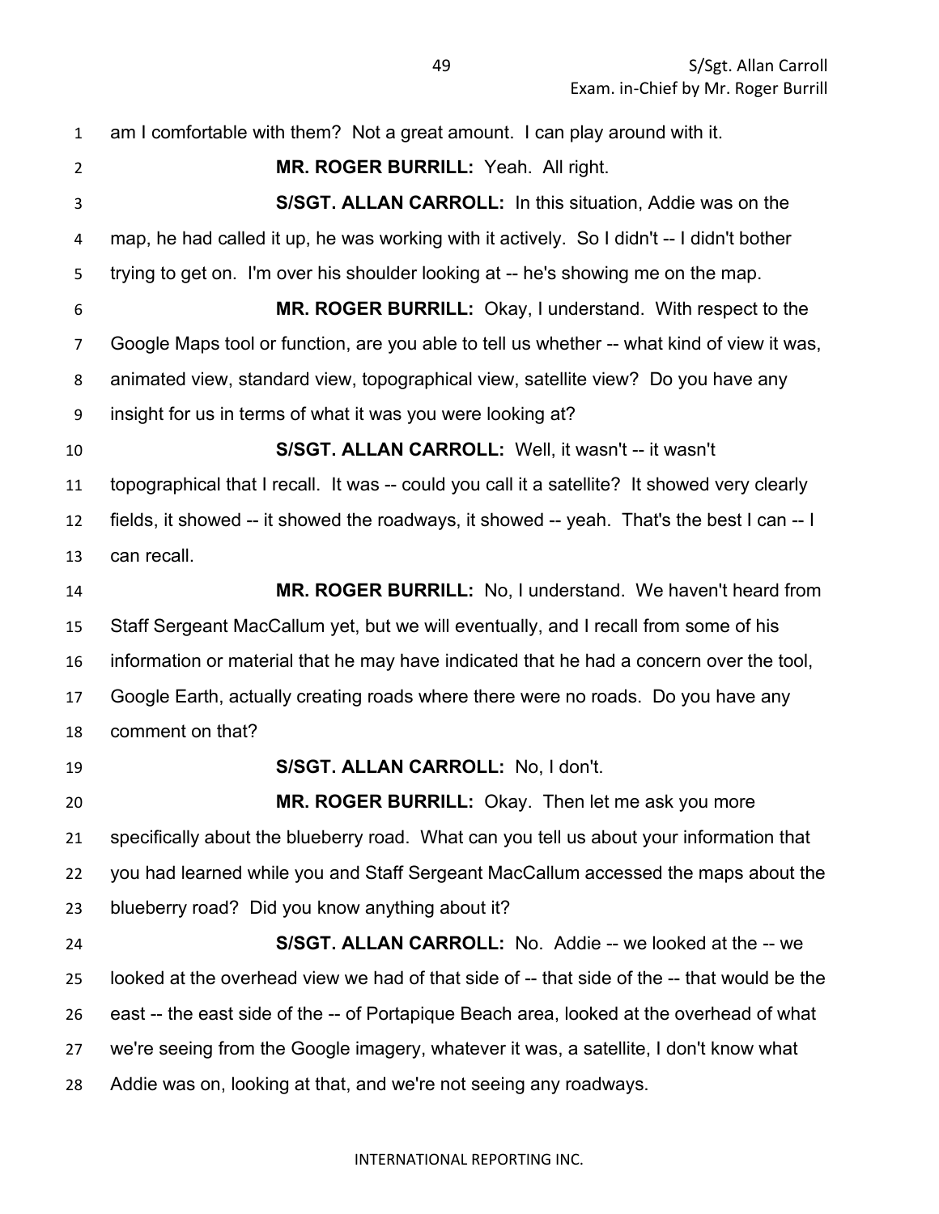am I comfortable with them? Not a great amount. I can play around with it.

**MR. ROGER BURRILL:** Yeah. All right.

**S/SGT. ALLAN CARROLL:** In this situation, Addie was on the map, he had called it up, he was working with it actively. So I didn't -- I didn't bother trying to get on. I'm over his shoulder looking at -- he's showing me on the map.

**MR. ROGER BURRILL:** Okay, I understand. With respect to the Google Maps tool or function, are you able to tell us whether -- what kind of view it was, animated view, standard view, topographical view, satellite view? Do you have any insight for us in terms of what it was you were looking at?

**S/SGT. ALLAN CARROLL:** Well, it wasn't -- it wasn't topographical that I recall. It was -- could you call it a satellite? It showed very clearly fields, it showed -- it showed the roadways, it showed -- yeah. That's the best I can -- I can recall.

**MR. ROGER BURRILL:** No, I understand. We haven't heard from Staff Sergeant MacCallum yet, but we will eventually, and I recall from some of his information or material that he may have indicated that he had a concern over the tool, Google Earth, actually creating roads where there were no roads. Do you have any comment on that?

**S/SGT. ALLAN CARROLL:** No, I don't.

**MR. ROGER BURRILL:** Okay. Then let me ask you more specifically about the blueberry road. What can you tell us about your information that you had learned while you and Staff Sergeant MacCallum accessed the maps about the blueberry road? Did you know anything about it?

**S/SGT. ALLAN CARROLL:** No. Addie -- we looked at the -- we looked at the overhead view we had of that side of -- that side of the -- that would be the east -- the east side of the -- of Portapique Beach area, looked at the overhead of what we're seeing from the Google imagery, whatever it was, a satellite, I don't know what Addie was on, looking at that, and we're not seeing any roadways.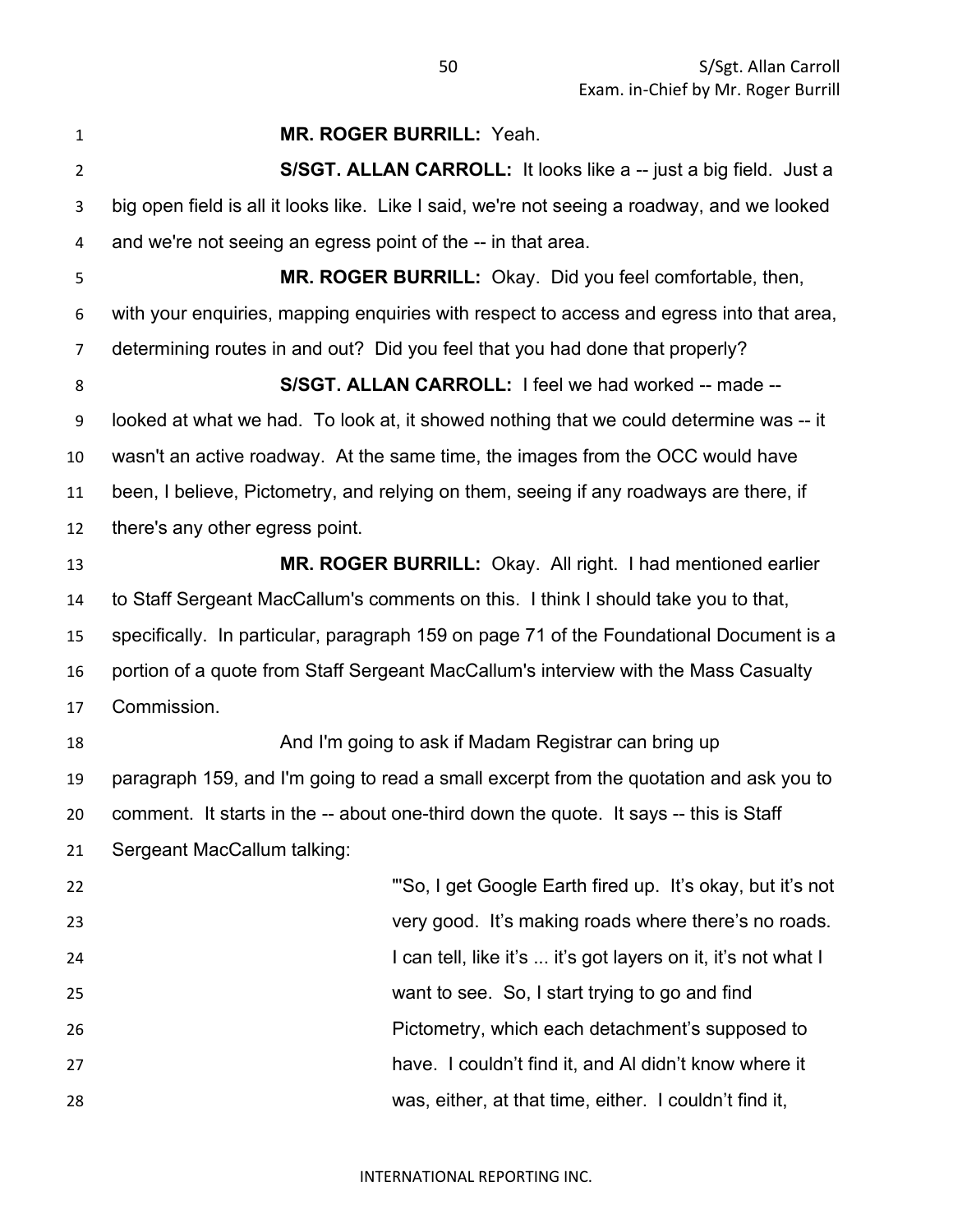**MR. ROGER BURRILL:** Yeah.

**S/SGT. ALLAN CARROLL:** It looks like a -- just a big field. Just a big open field is all it looks like. Like I said, we're not seeing a roadway, and we looked and we're not seeing an egress point of the -- in that area.

**MR. ROGER BURRILL:** Okay. Did you feel comfortable, then, with your enquiries, mapping enquiries with respect to access and egress into that area, determining routes in and out? Did you feel that you had done that properly?

**S/SGT. ALLAN CARROLL:** I feel we had worked -- made -- looked at what we had. To look at, it showed nothing that we could determine was -- it wasn't an active roadway. At the same time, the images from the OCC would have been, I believe, Pictometry, and relying on them, seeing if any roadways are there, if there's any other egress point.

**MR. ROGER BURRILL:** Okay. All right. I had mentioned earlier to Staff Sergeant MacCallum's comments on this. I think I should take you to that, specifically. In particular, paragraph 159 on page 71 of the Foundational Document is a portion of a quote from Staff Sergeant MacCallum's interview with the Mass Casualty Commission.

And I'm going to ask if Madam Registrar can bring up paragraph 159, and I'm going to read a small excerpt from the quotation and ask you to comment. It starts in the -- about one-third down the quote. It says -- this is Staff Sergeant MacCallum talking:

> "'So, I get Google Earth fired up. It's okay, but it's not very good. It's making roads where there's no roads. I can tell, like it's ... it's got layers on it, it's not what I want to see. So, I start trying to go and find Pictometry, which each detachment's supposed to have. I couldn't find it, and Al didn't know where it was, either, at that time, either. I couldn't find it,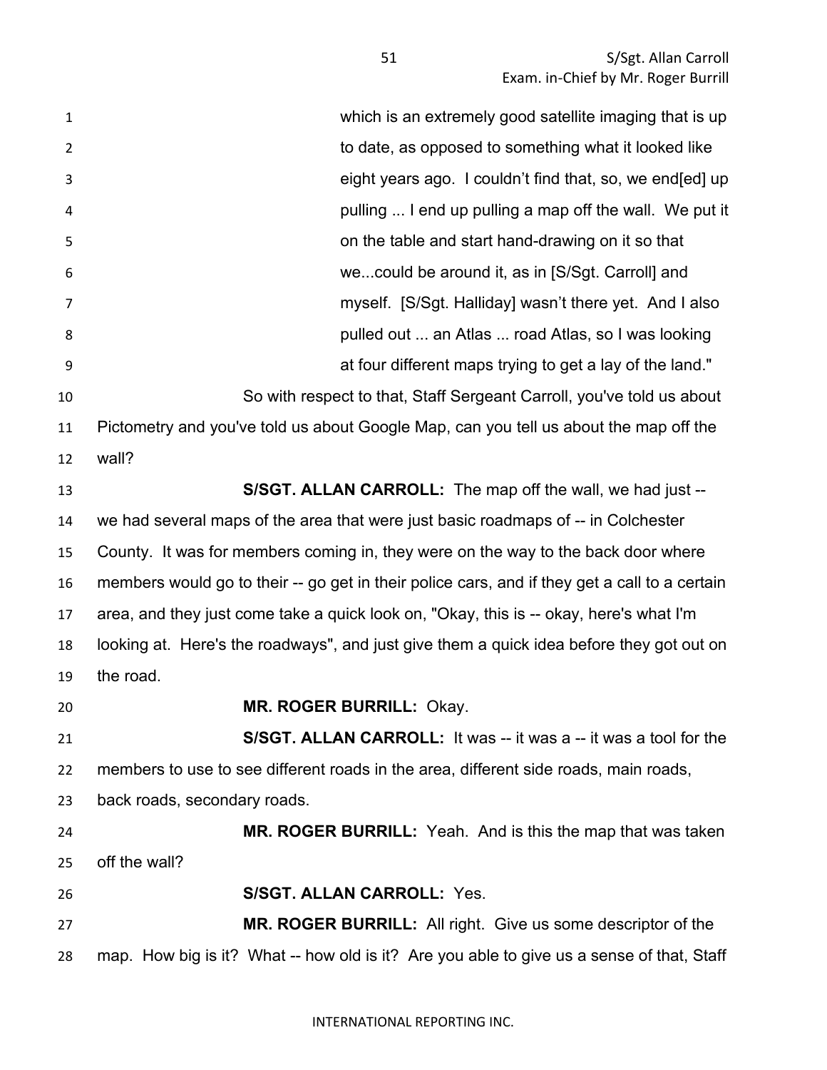> which is an extremely good satellite imaging that is up to date, as opposed to something what it looked like eight years ago. I couldn't find that, so, we end[ed] up pulling ... I end up pulling a map off the wall. We put it on the table and start hand-drawing on it so that we...could be around it, as in [S/Sgt. Carroll] and myself. [S/Sgt. Halliday] wasn't there yet. And I also pulled out ... an Atlas ... road Atlas, so I was looking at four different maps trying to get a lay of the land."

So with respect to that, Staff Sergeant Carroll, you've told us about Pictometry and you've told us about Google Map, can you tell us about the map off the wall?

**S/SGT. ALLAN CARROLL:** The map off the wall, we had just -- we had several maps of the area that were just basic roadmaps of -- in Colchester County. It was for members coming in, they were on the way to the back door where members would go to their -- go get in their police cars, and if they get a call to a certain area, and they just come take a quick look on, "Okay, this is -- okay, here's what I'm looking at. Here's the roadways", and just give them a quick idea before they got out on the road.

**MR. ROGER BURRILL:** Okay.

**S/SGT. ALLAN CARROLL:** It was -- it was a -- it was a tool for the members to use to see different roads in the area, different side roads, main roads, back roads, secondary roads.

**MR. ROGER BURRILL:** Yeah. And is this the map that was taken off the wall?

**S/SGT. ALLAN CARROLL:** Yes.

**MR. ROGER BURRILL:** All right. Give us some descriptor of the map. How big is it? What -- how old is it? Are you able to give us a sense of that, Staff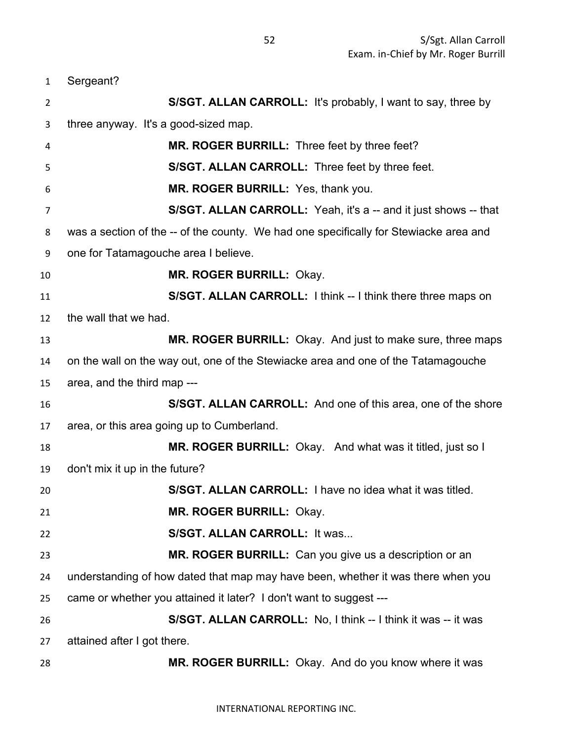Sergeant?

**S/SGT. ALLAN CARROLL:** It's probably, I want to say, three by three anyway. It's a good-sized map.

**MR. ROGER BURRILL:** Three feet by three feet?

**S/SGT. ALLAN CARROLL:** Three feet by three feet.

**MR. ROGER BURRILL:** Yes, thank you.

**S/SGT. ALLAN CARROLL:** Yeah, it's a -- and it just shows -- that was a section of the -- of the county. We had one specifically for Stewiacke area and one for Tatamagouche area I believe.

**MR. ROGER BURRILL:** Okay.

**S/SGT. ALLAN CARROLL:** I think -- I think there three maps on the wall that we had.

**MR. ROGER BURRILL:** Okay. And just to make sure, three maps on the wall on the way out, one of the Stewiacke area and one of the Tatamagouche area, and the third map ---

**S/SGT. ALLAN CARROLL:** And one of this area, one of the shore area, or this area going up to Cumberland.

**MR. ROGER BURRILL:** Okay. And what was it titled, just so I don't mix it up in the future?

**S/SGT. ALLAN CARROLL:** I have no idea what it was titled.

**MR. ROGER BURRILL:** Okay.

**S/SGT. ALLAN CARROLL:** It was...

**MR. ROGER BURRILL:** Can you give us a description or an understanding of how dated that map may have been, whether it was there when you came or whether you attained it later? I don't want to suggest ---

**S/SGT. ALLAN CARROLL:** No, I think -- I think it was -- it was attained after I got there.

**MR. ROGER BURRILL:** Okay. And do you know where it was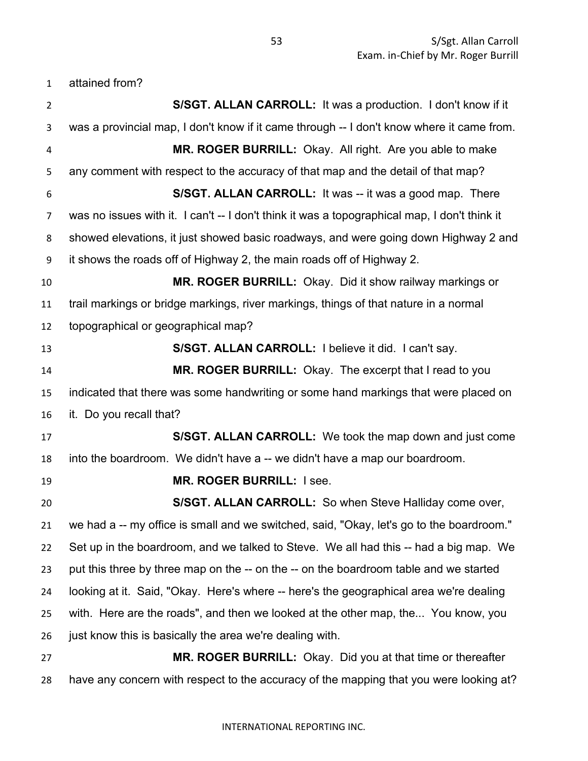attained from?

**S/SGT. ALLAN CARROLL:** It was a production. I don't know if it was a provincial map, I don't know if it came through -- I don't know where it came from.

**MR. ROGER BURRILL:** Okay. All right. Are you able to make any comment with respect to the accuracy of that map and the detail of that map?

**S/SGT. ALLAN CARROLL:** It was -- it was a good map. There was no issues with it. I can't -- I don't think it was a topographical map, I don't think it showed elevations, it just showed basic roadways, and were going down Highway 2 and it shows the roads off of Highway 2, the main roads off of Highway 2.

**MR. ROGER BURRILL:** Okay. Did it show railway markings or trail markings or bridge markings, river markings, things of that nature in a normal topographical or geographical map?

**S/SGT. ALLAN CARROLL:** I believe it did. I can't say.

**MR. ROGER BURRILL:** Okay. The excerpt that I read to you indicated that there was some handwriting or some hand markings that were placed on it. Do you recall that?

**S/SGT. ALLAN CARROLL:** We took the map down and just come into the boardroom. We didn't have a -- we didn't have a map our boardroom.

**MR. ROGER BURRILL:** I see.

**S/SGT. ALLAN CARROLL:** So when Steve Halliday come over, we had a -- my office is small and we switched, said, "Okay, let's go to the boardroom." Set up in the boardroom, and we talked to Steve. We all had this -- had a big map. We put this three by three map on the -- on the -- on the boardroom table and we started looking at it. Said, "Okay. Here's where -- here's the geographical area we're dealing with. Here are the roads", and then we looked at the other map, the... You know, you just know this is basically the area we're dealing with.

**MR. ROGER BURRILL:** Okay. Did you at that time or thereafter have any concern with respect to the accuracy of the mapping that you were looking at?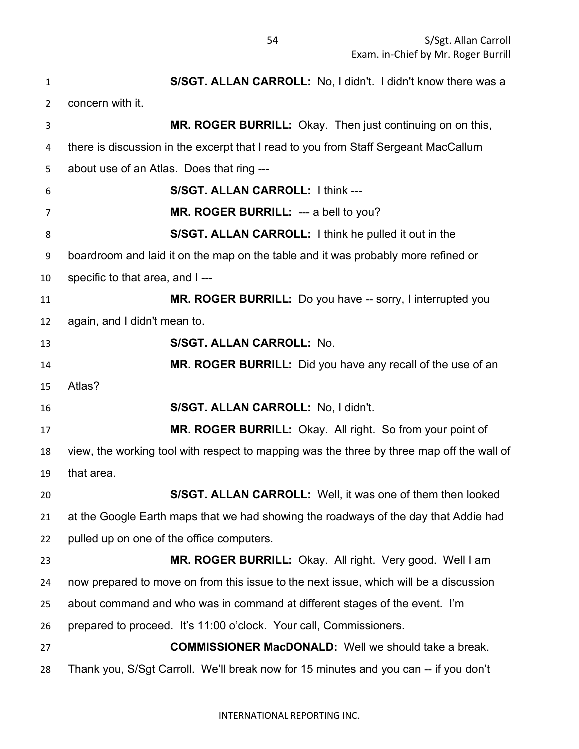**S/SGT. ALLAN CARROLL:** No, I didn't. I didn't know there was a concern with it.

**MR. ROGER BURRILL:** Okay. Then just continuing on on this, there is discussion in the excerpt that I read to you from Staff Sergeant MacCallum about use of an Atlas. Does that ring ---

**S/SGT. ALLAN CARROLL:** I think ---

**MR. ROGER BURRILL:** --- a bell to you?

**S/SGT. ALLAN CARROLL:** I think he pulled it out in the boardroom and laid it on the map on the table and it was probably more refined or specific to that area, and I ---

**MR. ROGER BURRILL:** Do you have -- sorry, I interrupted you again, and I didn't mean to.

**S/SGT. ALLAN CARROLL:** No.

**MR. ROGER BURRILL:** Did you have any recall of the use of an Atlas?

**S/SGT. ALLAN CARROLL:** No, I didn't.

**MR. ROGER BURRILL:** Okay. All right. So from your point of view, the working tool with respect to mapping was the three by three map off the wall of that area.

**S/SGT. ALLAN CARROLL:** Well, it was one of them then looked at the Google Earth maps that we had showing the roadways of the day that Addie had pulled up on one of the office computers.

**MR. ROGER BURRILL:** Okay. All right. Very good. Well I am now prepared to move on from this issue to the next issue, which will be a discussion about command and who was in command at different stages of the event. I'm prepared to proceed. It's 11:00 o'clock. Your call, Commissioners.

**COMMISSIONER MacDONALD:** Well we should take a break. Thank you, S/Sgt Carroll. We'll break now for 15 minutes and you can -- if you don't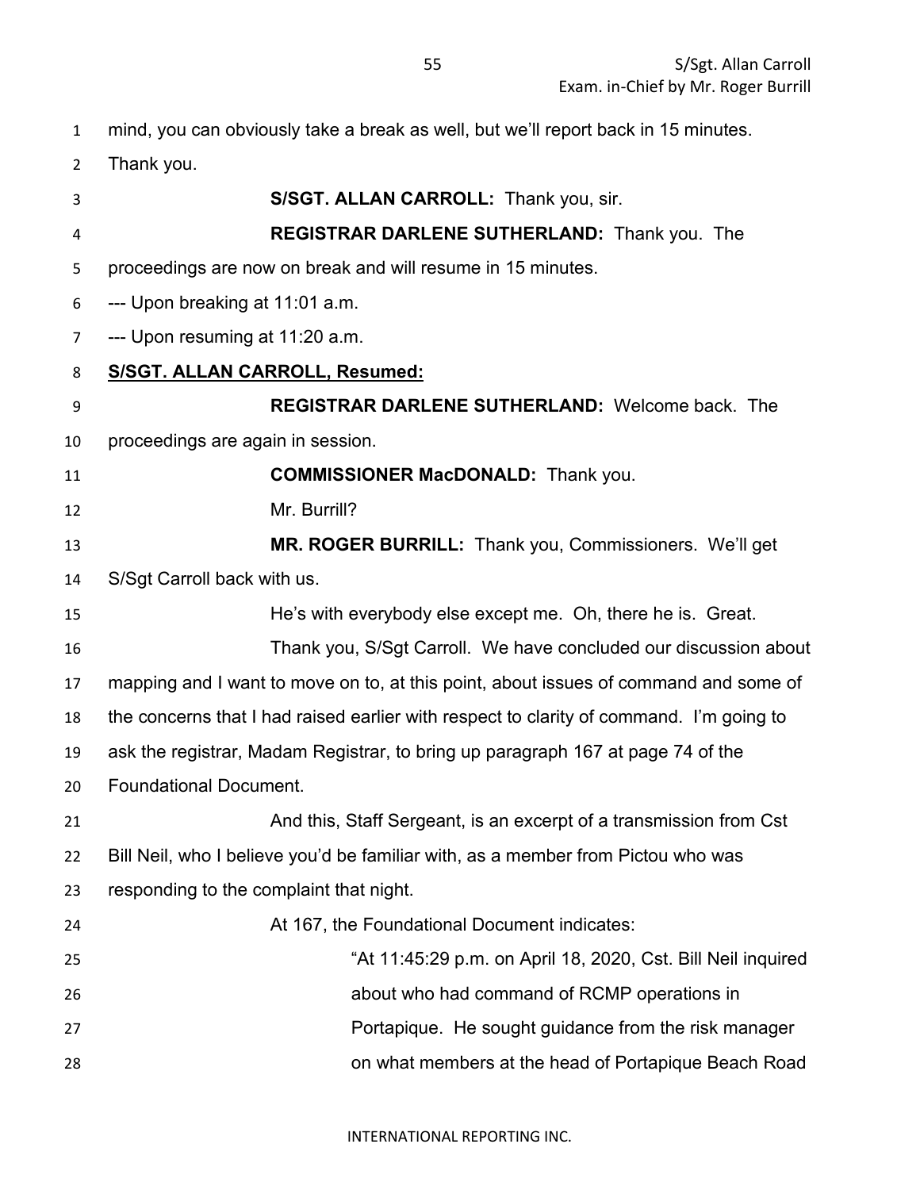mind, you can obviously take a break as well, but we'll report back in 15 minutes. Thank you.

**S/SGT. ALLAN CARROLL:** Thank you, sir.

**REGISTRAR DARLENE SUTHERLAND:** Thank you. The proceedings are now on break and will resume in 15 minutes.

--- Upon breaking at 11:01 a.m.

--- Upon resuming at 11:20 a.m.

**S/SGT. ALLAN CARROLL, Resumed:**

**REGISTRAR DARLENE SUTHERLAND:** Welcome back. The proceedings are again in session.

**COMMISSIONER MacDONALD:** Thank you.

Mr. Burrill?

**MR. ROGER BURRILL:** Thank you, Commissioners. We'll get S/Sgt Carroll back with us.

He's with everybody else except me. Oh, there he is. Great.

Thank you, S/Sgt Carroll. We have concluded our discussion about mapping and I want to move on to, at this point, about issues of command and some of the concerns that I had raised earlier with respect to clarity of command. I'm going to ask the registrar, Madam Registrar, to bring up paragraph 167 at page 74 of the Foundational Document.

And this, Staff Sergeant, is an excerpt of a transmission from Cst Bill Neil, who I believe you'd be familiar with, as a member from Pictou who was responding to the complaint that night.

At 167, the Foundational Document indicates:

> "At 11:45:29 p.m. on April 18, 2020, Cst. Bill Neil inquired about who had command of RCMP operations in Portapique. He sought guidance from the risk manager on what members at the head of Portapique Beach Road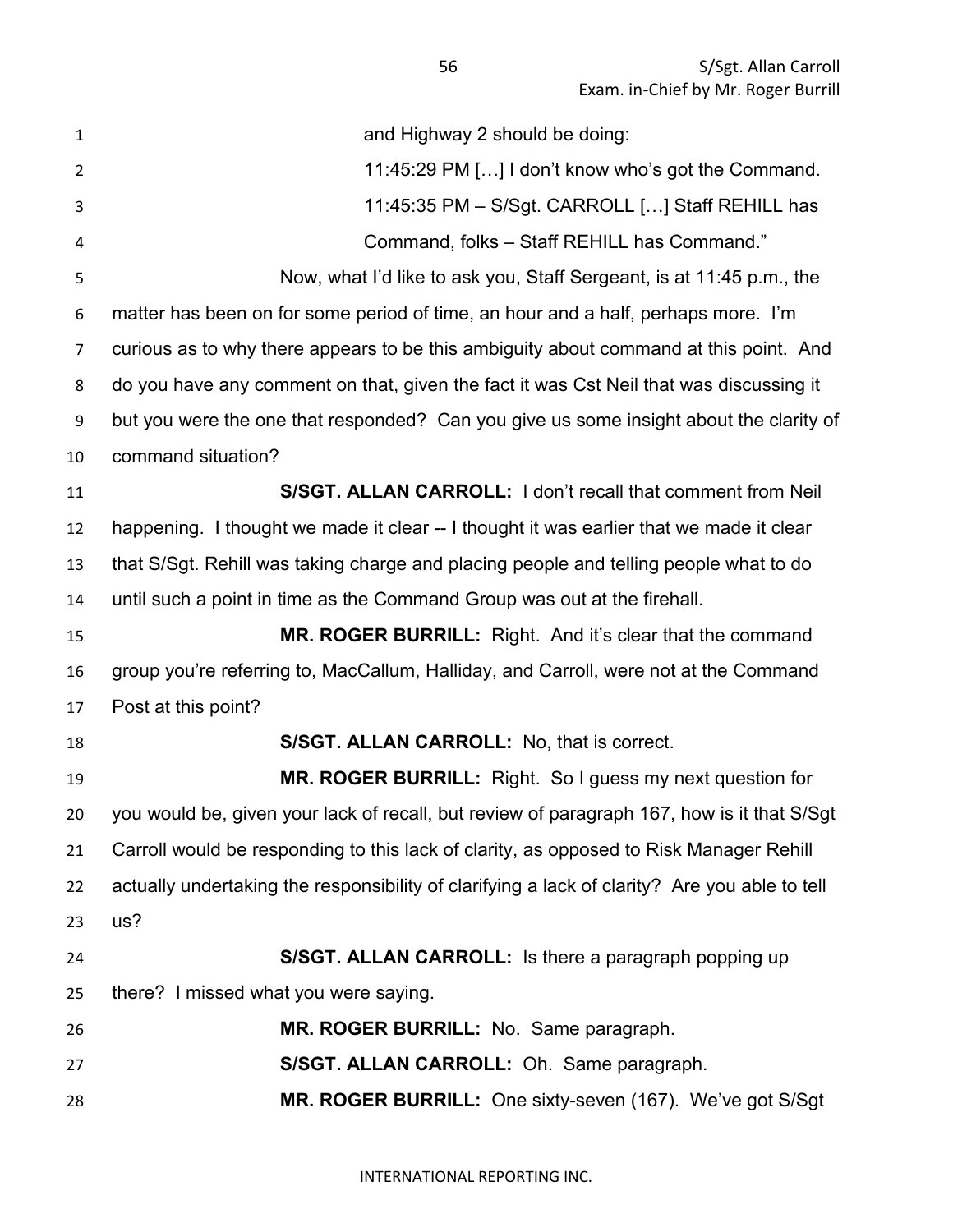and Highway 2 should be doing:

11:45:29 PM […] I don't know who's got the Command.

11:45:35 PM – S/Sgt. CARROLL […] Staff REHILL has Command, folks – Staff REHILL has Command."

Now, what I'd like to ask you, Staff Sergeant, is at 11:45 p.m., the matter has been on for some period of time, an hour and a half, perhaps more. I'm curious as to why there appears to be this ambiguity about command at this point. And do you have any comment on that, given the fact it was Cst Neil that was discussing it but you were the one that responded? Can you give us some insight about the clarity of command situation?

**S/SGT. ALLAN CARROLL:** I don't recall that comment from Neil happening. I thought we made it clear -- I thought it was earlier that we made it clear that S/Sgt. Rehill was taking charge and placing people and telling people what to do until such a point in time as the Command Group was out at the firehall.

**MR. ROGER BURRILL:** Right. And it's clear that the command group you're referring to, MacCallum, Halliday, and Carroll, were not at the Command Post at this point?

**S/SGT. ALLAN CARROLL:** No, that is correct.

**MR. ROGER BURRILL:** Right. So I guess my next question for you would be, given your lack of recall, but review of paragraph 167, how is it that S/Sgt Carroll would be responding to this lack of clarity, as opposed to Risk Manager Rehill actually undertaking the responsibility of clarifying a lack of clarity? Are you able to tell us?

**S/SGT. ALLAN CARROLL:** Is there a paragraph popping up there? I missed what you were saying.

**MR. ROGER BURRILL:** No. Same paragraph.

**S/SGT. ALLAN CARROLL:** Oh. Same paragraph.

**MR. ROGER BURRILL:** One sixty-seven (167). We've got S/Sgt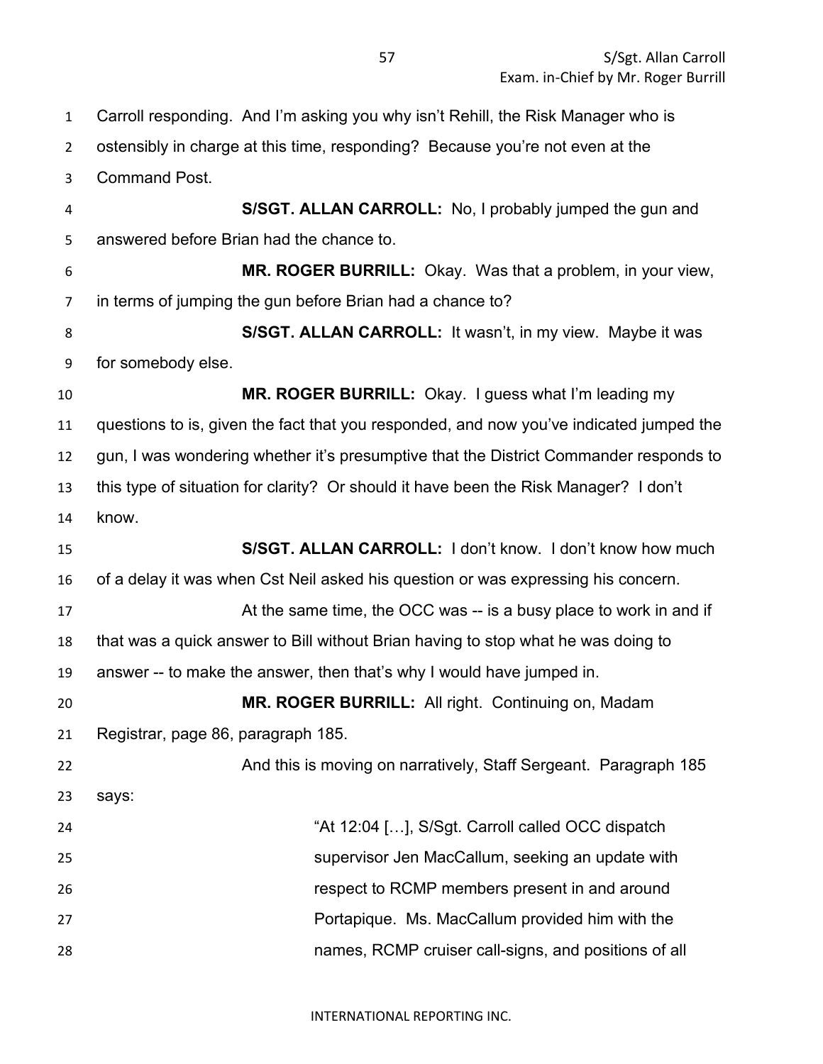Carroll responding. And I'm asking you why isn't Rehill, the Risk Manager who is ostensibly in charge at this time, responding? Because you're not even at the Command Post.

**S/SGT. ALLAN CARROLL:** No, I probably jumped the gun and answered before Brian had the chance to.

**MR. ROGER BURRILL:** Okay. Was that a problem, in your view, in terms of jumping the gun before Brian had a chance to?

**S/SGT. ALLAN CARROLL:** It wasn't, in my view. Maybe it was for somebody else.

**MR. ROGER BURRILL:** Okay. I guess what I'm leading my questions to is, given the fact that you responded, and now you've indicated jumped the gun, I was wondering whether it's presumptive that the District Commander responds to this type of situation for clarity? Or should it have been the Risk Manager? I don't know.

**S/SGT. ALLAN CARROLL:** I don't know. I don't know how much of a delay it was when Cst Neil asked his question or was expressing his concern.

At the same time, the OCC was -- is a busy place to work in and if that was a quick answer to Bill without Brian having to stop what he was doing to answer -- to make the answer, then that's why I would have jumped in.

**MR. ROGER BURRILL:** All right. Continuing on, Madam Registrar, page 86, paragraph 185.

And this is moving on narratively, Staff Sergeant. Paragraph 185 says:

> "At 12:04 […], S/Sgt. Carroll called OCC dispatch supervisor Jen MacCallum, seeking an update with respect to RCMP members present in and around Portapique. Ms. MacCallum provided him with the names, RCMP cruiser call-signs, and positions of all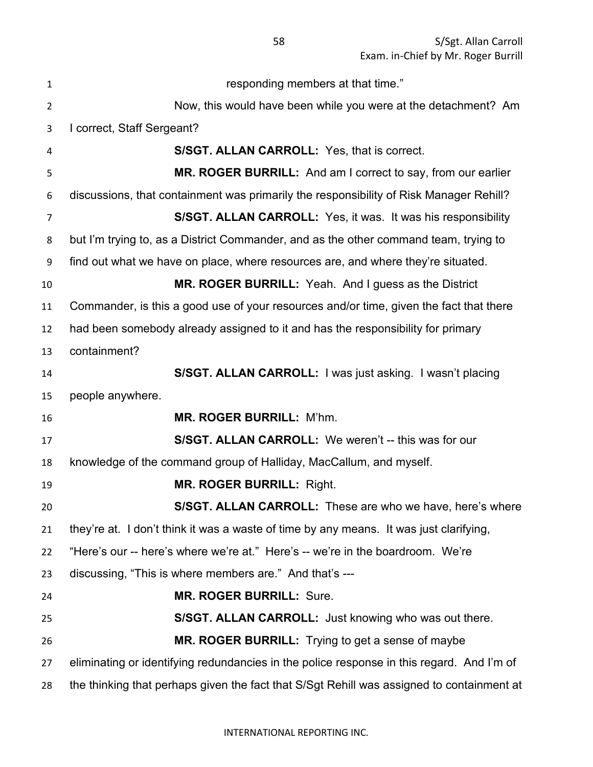responding members at that time."

Now, this would have been while you were at the detachment? Am I correct, Staff Sergeant?

**S/SGT. ALLAN CARROLL:** Yes, that is correct.

**MR. ROGER BURRILL:** And am I correct to say, from our earlier discussions, that containment was primarily the responsibility of Risk Manager Rehill?

**S/SGT. ALLAN CARROLL:** Yes, it was. It was his responsibility but I'm trying to, as a District Commander, and as the other command team, trying to find out what we have on place, where resources are, and where they're situated.

**MR. ROGER BURRILL:** Yeah. And I guess as the District Commander, is this a good use of your resources and/or time, given the fact that there had been somebody already assigned to it and has the responsibility for primary containment?

**S/SGT. ALLAN CARROLL:** I was just asking. I wasn't placing people anywhere.

**MR. ROGER BURRILL:** M'hm.

**S/SGT. ALLAN CARROLL:** We weren't -- this was for our knowledge of the command group of Halliday, MacCallum, and myself.

**MR. ROGER BURRILL:** Right.

**S/SGT. ALLAN CARROLL:** These are who we have, here's where they're at. I don't think it was a waste of time by any means. It was just clarifying, "Here's our -- here's where we're at." Here's -- we're in the boardroom. We're discussing, "This is where members are." And that's ---

**MR. ROGER BURRILL:** Sure.

**S/SGT. ALLAN CARROLL:** Just knowing who was out there.

**MR. ROGER BURRILL:** Trying to get a sense of maybe eliminating or identifying redundancies in the police response in this regard. And I'm of the thinking that perhaps given the fact that S/Sgt Rehill was assigned to containment at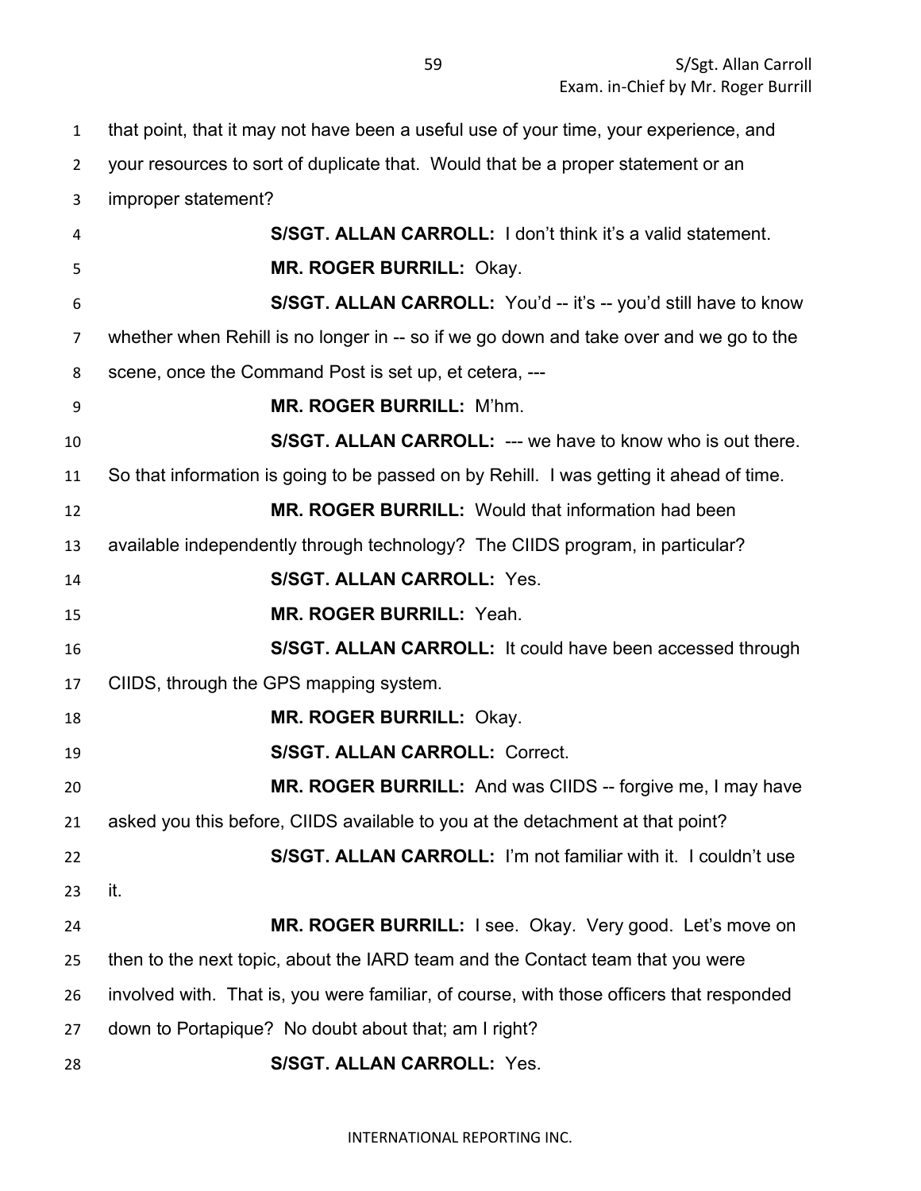that point, that it may not have been a useful use of your time, your experience, and your resources to sort of duplicate that. Would that be a proper statement or an improper statement?

**S/SGT. ALLAN CARROLL:** I don't think it's a valid statement.

**MR. ROGER BURRILL:** Okay.

**S/SGT. ALLAN CARROLL:** You'd -- it's -- you'd still have to know whether when Rehill is no longer in -- so if we go down and take over and we go to the scene, once the Command Post is set up, et cetera, ---

**MR. ROGER BURRILL:** M'hm.

**S/SGT. ALLAN CARROLL:** --- we have to know who is out there. So that information is going to be passed on by Rehill. I was getting it ahead of time.

**MR. ROGER BURRILL:** Would that information had been available independently through technology? The CIIDS program, in particular?

**S/SGT. ALLAN CARROLL:** Yes.

**MR. ROGER BURRILL:** Yeah.

**S/SGT. ALLAN CARROLL:** It could have been accessed through CIIDS, through the GPS mapping system.

**MR. ROGER BURRILL:** Okay.

**S/SGT. ALLAN CARROLL:** Correct.

**MR. ROGER BURRILL:** And was CIIDS -- forgive me, I may have asked you this before, CIIDS available to you at the detachment at that point?

**S/SGT. ALLAN CARROLL:** I'm not familiar with it. I couldn't use it.

**MR. ROGER BURRILL:** I see. Okay. Very good. Let's move on then to the next topic, about the IARD team and the Contact team that you were involved with. That is, you were familiar, of course, with those officers that responded down to Portapique? No doubt about that; am I right?

**S/SGT. ALLAN CARROLL:** Yes.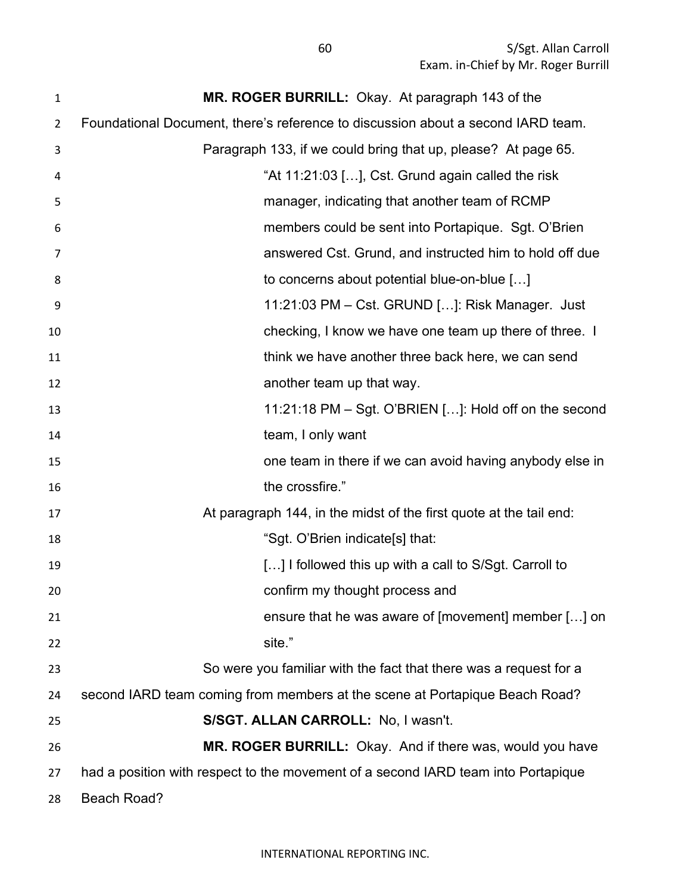**MR. ROGER BURRILL:** Okay. At paragraph 143 of the Foundational Document, there's reference to discussion about a second IARD team.

Paragraph 133, if we could bring that up, please? At page 65.

> "At 11:21:03 […], Cst. Grund again called the risk manager, indicating that another team of RCMP members could be sent into Portapique. Sgt. O'Brien answered Cst. Grund, and instructed him to hold off due to concerns about potential blue-on-blue […]
>
> 11:21:03 PM – Cst. GRUND […]: Risk Manager. Just checking, I know we have one team up there of three. I think we have another three back here, we can send another team up that way.
>
> 11:21:18 PM – Sgt. O'BRIEN […]: Hold off on the second team, I only want one team in there if we can avoid having anybody else in the crossfire."

At paragraph 144, in the midst of the first quote at the tail end:

> "Sgt. O'Brien indicate[s] that:
>
> […] I followed this up with a call to S/Sgt. Carroll to confirm my thought process and ensure that he was aware of [movement] member […] on site."

So were you familiar with the fact that there was a request for a second IARD team coming from members at the scene at Portapique Beach Road?

**S/SGT. ALLAN CARROLL:** No, I wasn't.

**MR. ROGER BURRILL:** Okay. And if there was, would you have had a position with respect to the movement of a second IARD team into Portapique Beach Road?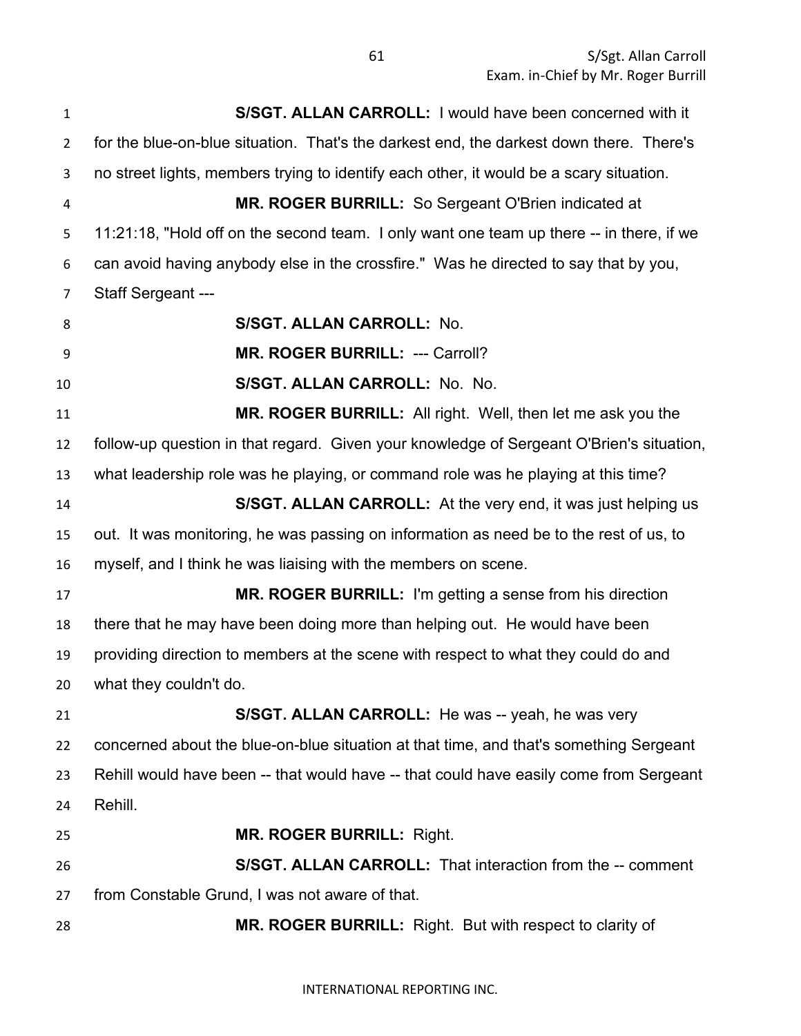**S/SGT. ALLAN CARROLL:** I would have been concerned with it for the blue-on-blue situation. That's the darkest end, the darkest down there. There's no street lights, members trying to identify each other, it would be a scary situation.

**MR. ROGER BURRILL:** So Sergeant O'Brien indicated at 11:21:18, "Hold off on the second team. I only want one team up there -- in there, if we can avoid having anybody else in the crossfire." Was he directed to say that by you, Staff Sergeant ---

**S/SGT. ALLAN CARROLL:** No.

**MR. ROGER BURRILL:** --- Carroll?

**S/SGT. ALLAN CARROLL:** No. No.

**MR. ROGER BURRILL:** All right. Well, then let me ask you the follow-up question in that regard. Given your knowledge of Sergeant O'Brien's situation, what leadership role was he playing, or command role was he playing at this time?

**S/SGT. ALLAN CARROLL:** At the very end, it was just helping us out. It was monitoring, he was passing on information as need be to the rest of us, to myself, and I think he was liaising with the members on scene.

**MR. ROGER BURRILL:** I'm getting a sense from his direction there that he may have been doing more than helping out. He would have been providing direction to members at the scene with respect to what they could do and what they couldn't do.

**S/SGT. ALLAN CARROLL:** He was -- yeah, he was very concerned about the blue-on-blue situation at that time, and that's something Sergeant Rehill would have been -- that would have -- that could have easily come from Sergeant Rehill.

**MR. ROGER BURRILL:** Right.

**S/SGT. ALLAN CARROLL:** That interaction from the -- comment from Constable Grund, I was not aware of that.

**MR. ROGER BURRILL:** Right. But with respect to clarity of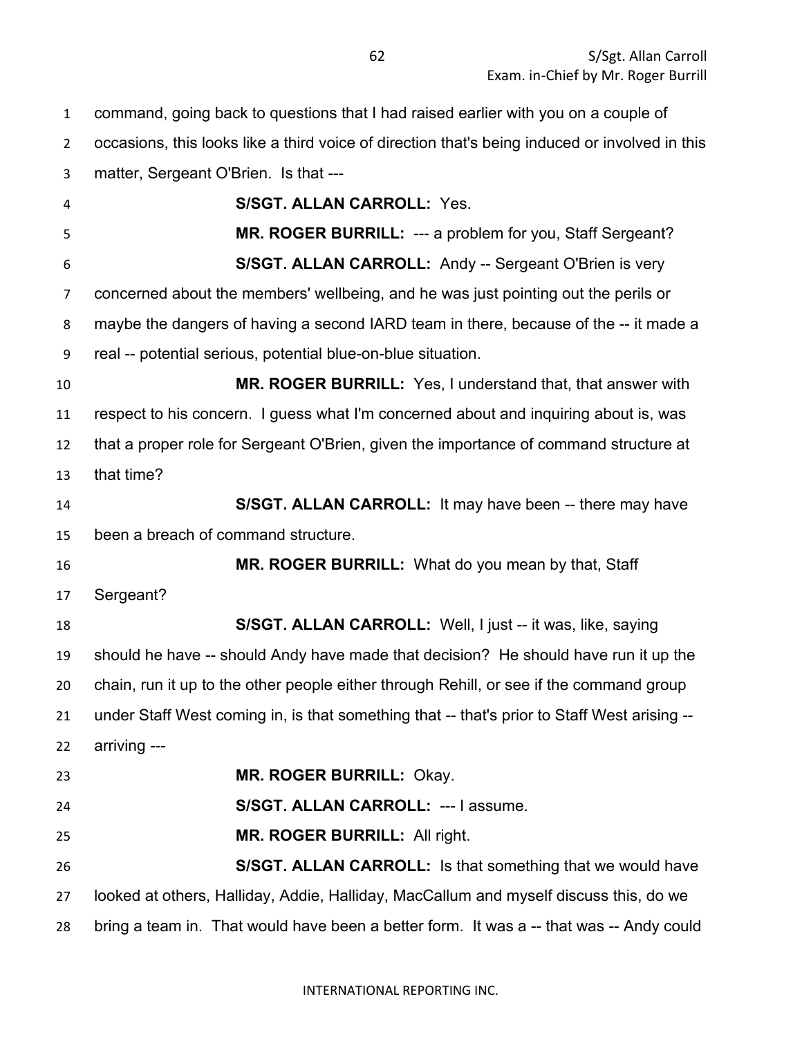command, going back to questions that I had raised earlier with you on a couple of occasions, this looks like a third voice of direction that's being induced or involved in this matter, Sergeant O'Brien. Is that ---

**S/SGT. ALLAN CARROLL:** Yes.

**MR. ROGER BURRILL:** --- a problem for you, Staff Sergeant?

**S/SGT. ALLAN CARROLL:** Andy -- Sergeant O'Brien is very concerned about the members' wellbeing, and he was just pointing out the perils or maybe the dangers of having a second IARD team in there, because of the -- it made a real -- potential serious, potential blue-on-blue situation.

**MR. ROGER BURRILL:** Yes, I understand that, that answer with respect to his concern. I guess what I'm concerned about and inquiring about is, was that a proper role for Sergeant O'Brien, given the importance of command structure at that time?

**S/SGT. ALLAN CARROLL:** It may have been -- there may have been a breach of command structure.

**MR. ROGER BURRILL:** What do you mean by that, Staff Sergeant?

**S/SGT. ALLAN CARROLL:** Well, I just -- it was, like, saying should he have -- should Andy have made that decision? He should have run it up the chain, run it up to the other people either through Rehill, or see if the command group under Staff West coming in, is that something that -- that's prior to Staff West arising -- arriving ---

**MR. ROGER BURRILL:** Okay.

**S/SGT. ALLAN CARROLL:** --- I assume.

**MR. ROGER BURRILL:** All right.

**S/SGT. ALLAN CARROLL:** Is that something that we would have looked at others, Halliday, Addie, Halliday, MacCallum and myself discuss this, do we bring a team in. That would have been a better form. It was a -- that was -- Andy could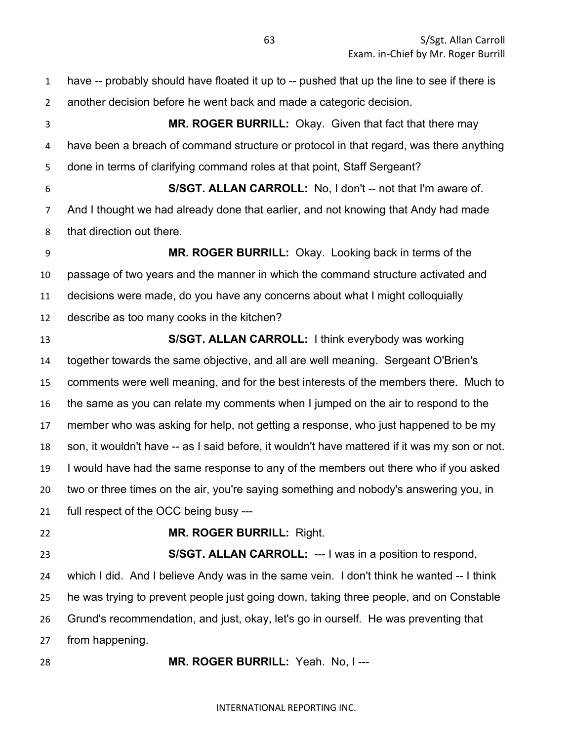have -- probably should have floated it up to -- pushed that up the line to see if there is another decision before he went back and made a categoric decision.

**MR. ROGER BURRILL:** Okay. Given that fact that there may have been a breach of command structure or protocol in that regard, was there anything done in terms of clarifying command roles at that point, Staff Sergeant?

**S/SGT. ALLAN CARROLL:** No, I don't -- not that I'm aware of. And I thought we had already done that earlier, and not knowing that Andy had made that direction out there.

**MR. ROGER BURRILL:** Okay. Looking back in terms of the passage of two years and the manner in which the command structure activated and decisions were made, do you have any concerns about what I might colloquially describe as too many cooks in the kitchen?

**S/SGT. ALLAN CARROLL:** I think everybody was working together towards the same objective, and all are well meaning. Sergeant O'Brien's comments were well meaning, and for the best interests of the members there. Much to the same as you can relate my comments when I jumped on the air to respond to the member who was asking for help, not getting a response, who just happened to be my son, it wouldn't have -- as I said before, it wouldn't have mattered if it was my son or not. I would have had the same response to any of the members out there who if you asked two or three times on the air, you're saying something and nobody's answering you, in full respect of the OCC being busy ---

**MR. ROGER BURRILL:** Right.

**S/SGT. ALLAN CARROLL:** --- I was in a position to respond, which I did. And I believe Andy was in the same vein. I don't think he wanted -- I think he was trying to prevent people just going down, taking three people, and on Constable Grund's recommendation, and just, okay, let's go in ourself. He was preventing that from happening.

**MR. ROGER BURRILL:** Yeah. No, I ---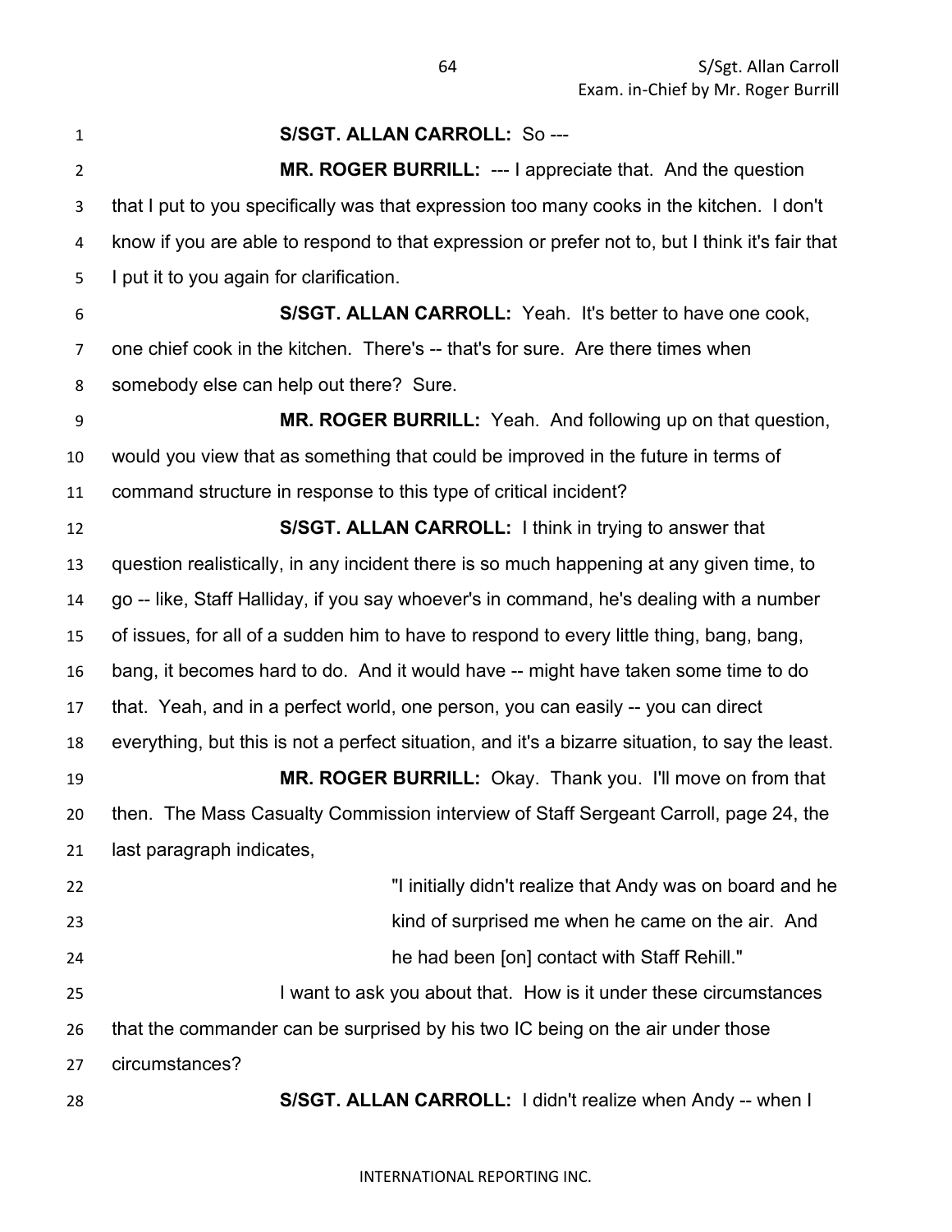**S/SGT. ALLAN CARROLL:** So ---

**MR. ROGER BURRILL:** --- I appreciate that. And the question that I put to you specifically was that expression too many cooks in the kitchen. I don't know if you are able to respond to that expression or prefer not to, but I think it's fair that I put it to you again for clarification.

**S/SGT. ALLAN CARROLL:** Yeah. It's better to have one cook, one chief cook in the kitchen. There's -- that's for sure. Are there times when somebody else can help out there? Sure.

**MR. ROGER BURRILL:** Yeah. And following up on that question, would you view that as something that could be improved in the future in terms of command structure in response to this type of critical incident?

**S/SGT. ALLAN CARROLL:** I think in trying to answer that question realistically, in any incident there is so much happening at any given time, to go -- like, Staff Halliday, if you say whoever's in command, he's dealing with a number of issues, for all of a sudden him to have to respond to every little thing, bang, bang, bang, it becomes hard to do. And it would have -- might have taken some time to do that. Yeah, and in a perfect world, one person, you can easily -- you can direct everything, but this is not a perfect situation, and it's a bizarre situation, to say the least.

**MR. ROGER BURRILL:** Okay. Thank you. I'll move on from that then. The Mass Casualty Commission interview of Staff Sergeant Carroll, page 24, the last paragraph indicates,

> "I initially didn't realize that Andy was on board and he kind of surprised me when he came on the air. And he had been [on] contact with Staff Rehill."

I want to ask you about that. How is it under these circumstances that the commander can be surprised by his two IC being on the air under those circumstances?

**S/SGT. ALLAN CARROLL:** I didn't realize when Andy -- when I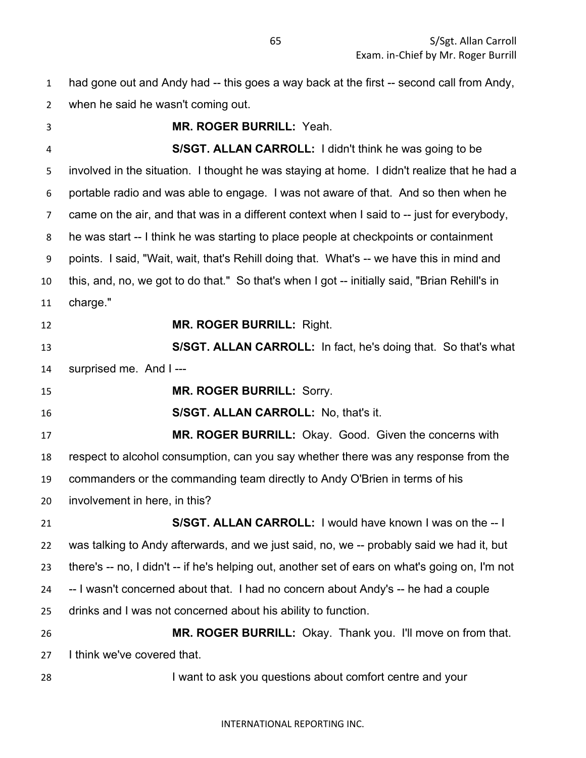had gone out and Andy had -- this goes a way back at the first -- second call from Andy, when he said he wasn't coming out.

**MR. ROGER BURRILL:** Yeah.

**S/SGT. ALLAN CARROLL:** I didn't think he was going to be involved in the situation. I thought he was staying at home. I didn't realize that he had a portable radio and was able to engage. I was not aware of that. And so then when he came on the air, and that was in a different context when I said to -- just for everybody, he was start -- I think he was starting to place people at checkpoints or containment points. I said, "Wait, wait, that's Rehill doing that. What's -- we have this in mind and this, and, no, we got to do that." So that's when I got -- initially said, "Brian Rehill's in charge."

**MR. ROGER BURRILL:** Right.

**S/SGT. ALLAN CARROLL:** In fact, he's doing that. So that's what surprised me. And I ---

**MR. ROGER BURRILL:** Sorry.

**S/SGT. ALLAN CARROLL:** No, that's it.

**MR. ROGER BURRILL:** Okay. Good. Given the concerns with respect to alcohol consumption, can you say whether there was any response from the commanders or the commanding team directly to Andy O'Brien in terms of his involvement in here, in this?

**S/SGT. ALLAN CARROLL:** I would have known I was on the -- I was talking to Andy afterwards, and we just said, no, we -- probably said we had it, but there's -- no, I didn't -- if he's helping out, another set of ears on what's going on, I'm not -- I wasn't concerned about that. I had no concern about Andy's -- he had a couple drinks and I was not concerned about his ability to function.

**MR. ROGER BURRILL:** Okay. Thank you. I'll move on from that. I think we've covered that.

I want to ask you questions about comfort centre and your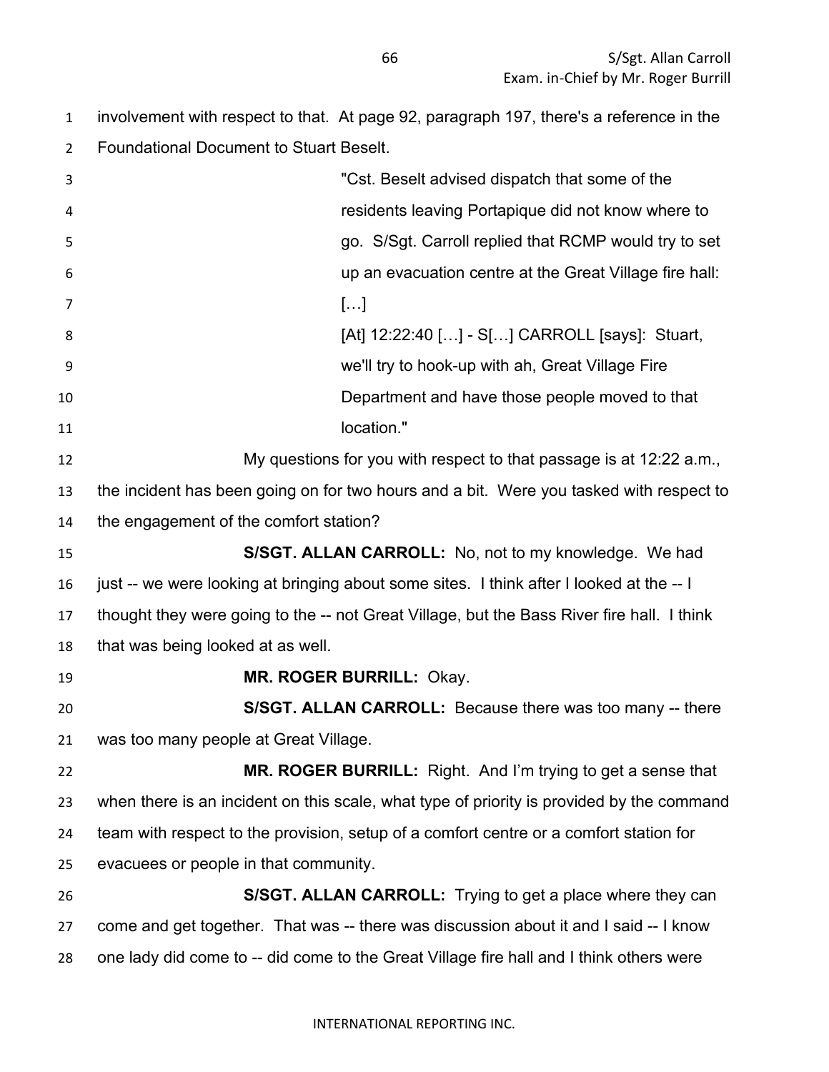involvement with respect to that. At page 92, paragraph 197, there's a reference in the Foundational Document to Stuart Beselt.

> "Cst. Beselt advised dispatch that some of the residents leaving Portapique did not know where to go. S/Sgt. Carroll replied that RCMP would try to set up an evacuation centre at the Great Village fire hall:
>
> […]
>
> [At] 12:22:40 […] - S[…] CARROLL [says]: Stuart, we'll try to hook-up with ah, Great Village Fire Department and have those people moved to that location."

My questions for you with respect to that passage is at 12:22 a.m., the incident has been going on for two hours and a bit. Were you tasked with respect to the engagement of the comfort station?

**S/SGT. ALLAN CARROLL:** No, not to my knowledge. We had just -- we were looking at bringing about some sites. I think after I looked at the -- I thought they were going to the -- not Great Village, but the Bass River fire hall. I think that was being looked at as well.

**MR. ROGER BURRILL:** Okay.

**S/SGT. ALLAN CARROLL:** Because there was too many -- there was too many people at Great Village.

**MR. ROGER BURRILL:** Right. And I'm trying to get a sense that when there is an incident on this scale, what type of priority is provided by the command team with respect to the provision, setup of a comfort centre or a comfort station for evacuees or people in that community.

**S/SGT. ALLAN CARROLL:** Trying to get a place where they can come and get together. That was -- there was discussion about it and I said -- I know one lady did come to -- did come to the Great Village fire hall and I think others were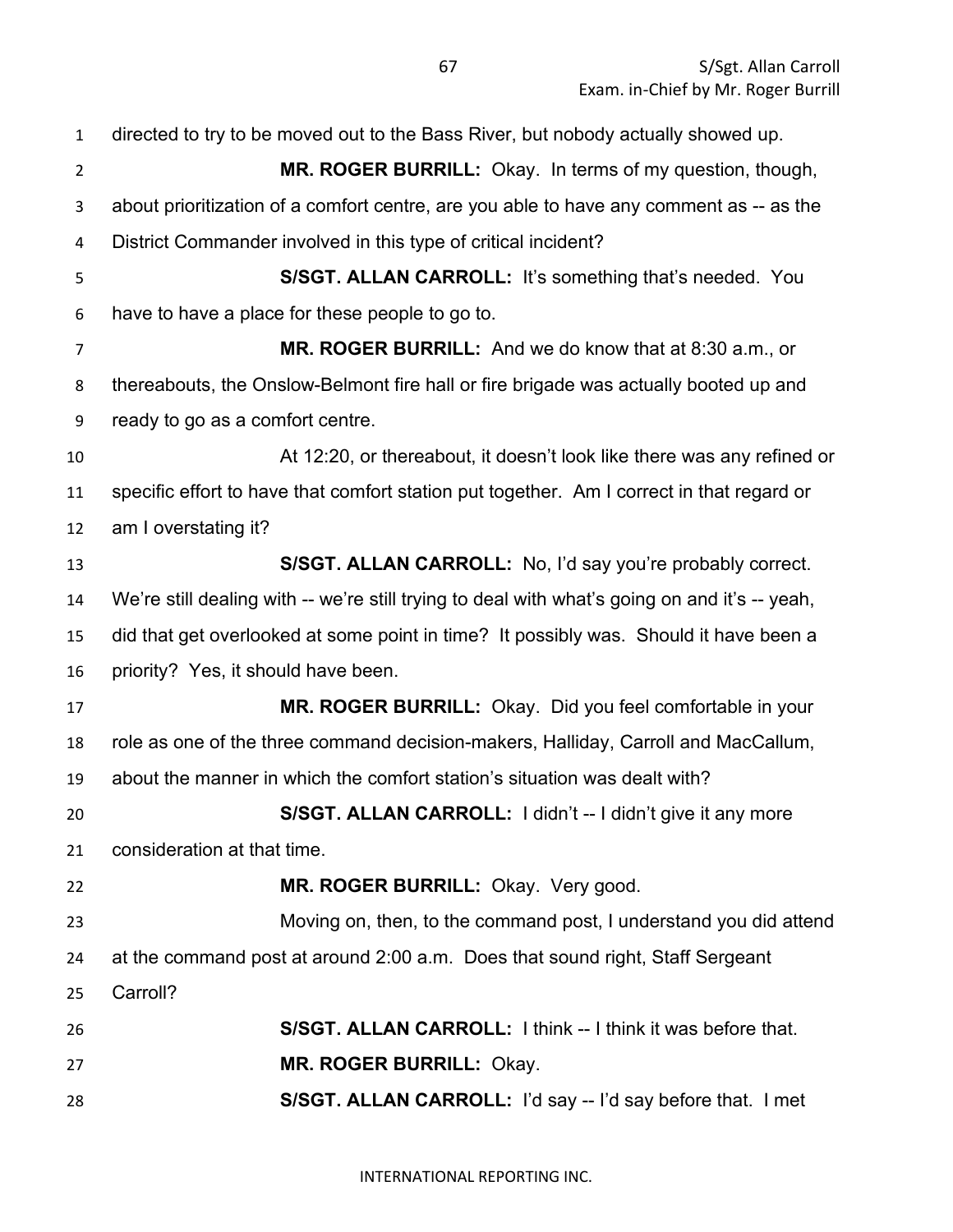directed to try to be moved out to the Bass River, but nobody actually showed up.

**MR. ROGER BURRILL:** Okay. In terms of my question, though, about prioritization of a comfort centre, are you able to have any comment as -- as the District Commander involved in this type of critical incident?

**S/SGT. ALLAN CARROLL:** It's something that's needed. You have to have a place for these people to go to.

**MR. ROGER BURRILL:** And we do know that at 8:30 a.m., or thereabouts, the Onslow-Belmont fire hall or fire brigade was actually booted up and ready to go as a comfort centre.

At 12:20, or thereabout, it doesn't look like there was any refined or specific effort to have that comfort station put together. Am I correct in that regard or am I overstating it?

**S/SGT. ALLAN CARROLL:** No, I'd say you're probably correct. We're still dealing with -- we're still trying to deal with what's going on and it's -- yeah, did that get overlooked at some point in time? It possibly was. Should it have been a priority? Yes, it should have been.

**MR. ROGER BURRILL:** Okay. Did you feel comfortable in your role as one of the three command decision-makers, Halliday, Carroll and MacCallum, about the manner in which the comfort station's situation was dealt with?

**S/SGT. ALLAN CARROLL:** I didn't -- I didn't give it any more consideration at that time.

**MR. ROGER BURRILL:** Okay. Very good.

Moving on, then, to the command post, I understand you did attend at the command post at around 2:00 a.m. Does that sound right, Staff Sergeant Carroll?

**S/SGT. ALLAN CARROLL:** I think -- I think it was before that.

**MR. ROGER BURRILL:** Okay.

**S/SGT. ALLAN CARROLL:** I'd say -- I'd say before that. I met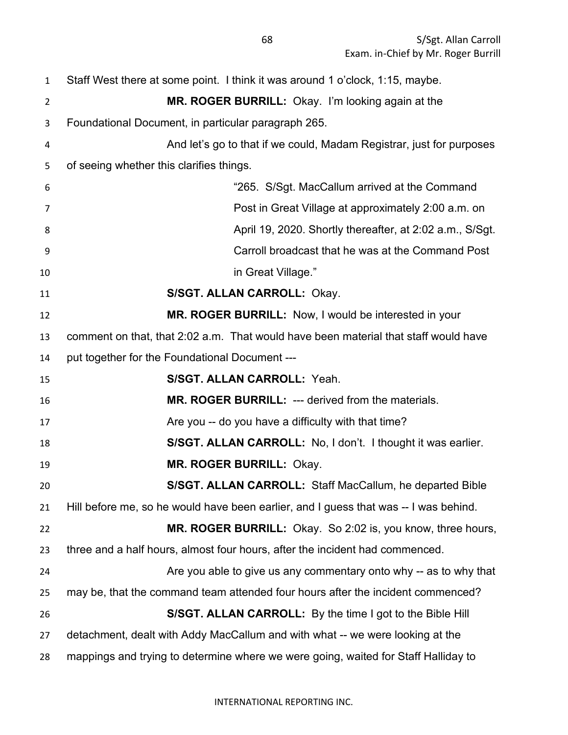Staff West there at some point. I think it was around 1 o'clock, 1:15, maybe.

**MR. ROGER BURRILL:** Okay. I'm looking again at the Foundational Document, in particular paragraph 265.

And let's go to that if we could, Madam Registrar, just for purposes of seeing whether this clarifies things.

> "265. S/Sgt. MacCallum arrived at the Command Post in Great Village at approximately 2:00 a.m. on April 19, 2020. Shortly thereafter, at 2:02 a.m., S/Sgt. Carroll broadcast that he was at the Command Post in Great Village."

**S/SGT. ALLAN CARROLL:** Okay.

**MR. ROGER BURRILL:** Now, I would be interested in your comment on that, that 2:02 a.m. That would have been material that staff would have put together for the Foundational Document ---

**S/SGT. ALLAN CARROLL:** Yeah.

**MR. ROGER BURRILL:** --- derived from the materials.

Are you -- do you have a difficulty with that time?

**S/SGT. ALLAN CARROLL:** No, I don't. I thought it was earlier.

**MR. ROGER BURRILL:** Okay.

**S/SGT. ALLAN CARROLL:** Staff MacCallum, he departed Bible Hill before me, so he would have been earlier, and I guess that was -- I was behind.

**MR. ROGER BURRILL:** Okay. So 2:02 is, you know, three hours, three and a half hours, almost four hours, after the incident had commenced.

Are you able to give us any commentary onto why -- as to why that may be, that the command team attended four hours after the incident commenced?

**S/SGT. ALLAN CARROLL:** By the time I got to the Bible Hill detachment, dealt with Addy MacCallum and with what -- we were looking at the mappings and trying to determine where we were going, waited for Staff Halliday to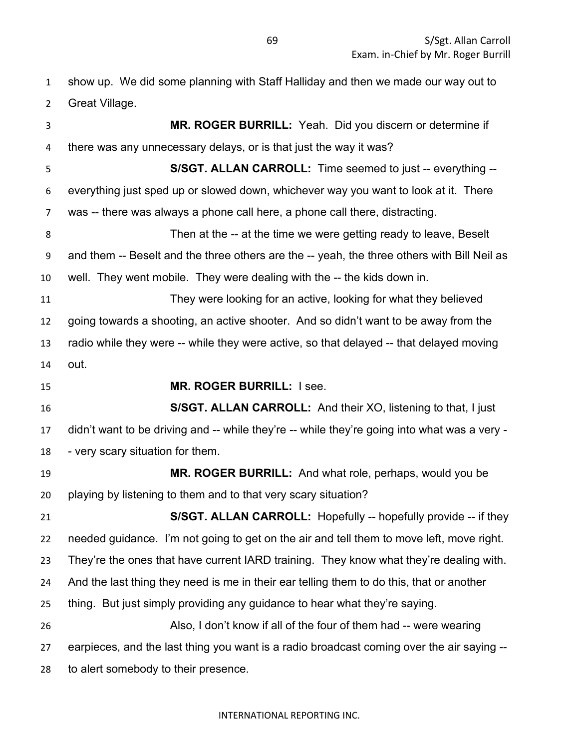show up. We did some planning with Staff Halliday and then we made our way out to Great Village.

**MR. ROGER BURRILL:** Yeah. Did you discern or determine if there was any unnecessary delays, or is that just the way it was?

**S/SGT. ALLAN CARROLL:** Time seemed to just -- everything -- everything just sped up or slowed down, whichever way you want to look at it. There was -- there was always a phone call here, a phone call there, distracting.

Then at the -- at the time we were getting ready to leave, Beselt and them -- Beselt and the three others are the -- yeah, the three others with Bill Neil as well. They went mobile. They were dealing with the -- the kids down in.

They were looking for an active, looking for what they believed going towards a shooting, an active shooter. And so didn't want to be away from the radio while they were -- while they were active, so that delayed -- that delayed moving out.

**MR. ROGER BURRILL:** I see.

**S/SGT. ALLAN CARROLL:** And their XO, listening to that, I just didn't want to be driving and -- while they're -- while they're going into what was a very -- very scary situation for them.

**MR. ROGER BURRILL:** And what role, perhaps, would you be playing by listening to them and to that very scary situation?

**S/SGT. ALLAN CARROLL:** Hopefully -- hopefully provide -- if they needed guidance. I'm not going to get on the air and tell them to move left, move right. They're the ones that have current IARD training. They know what they're dealing with. And the last thing they need is me in their ear telling them to do this, that or another thing. But just simply providing any guidance to hear what they're saying.

Also, I don't know if all of the four of them had -- were wearing earpieces, and the last thing you want is a radio broadcast coming over the air saying -- to alert somebody to their presence.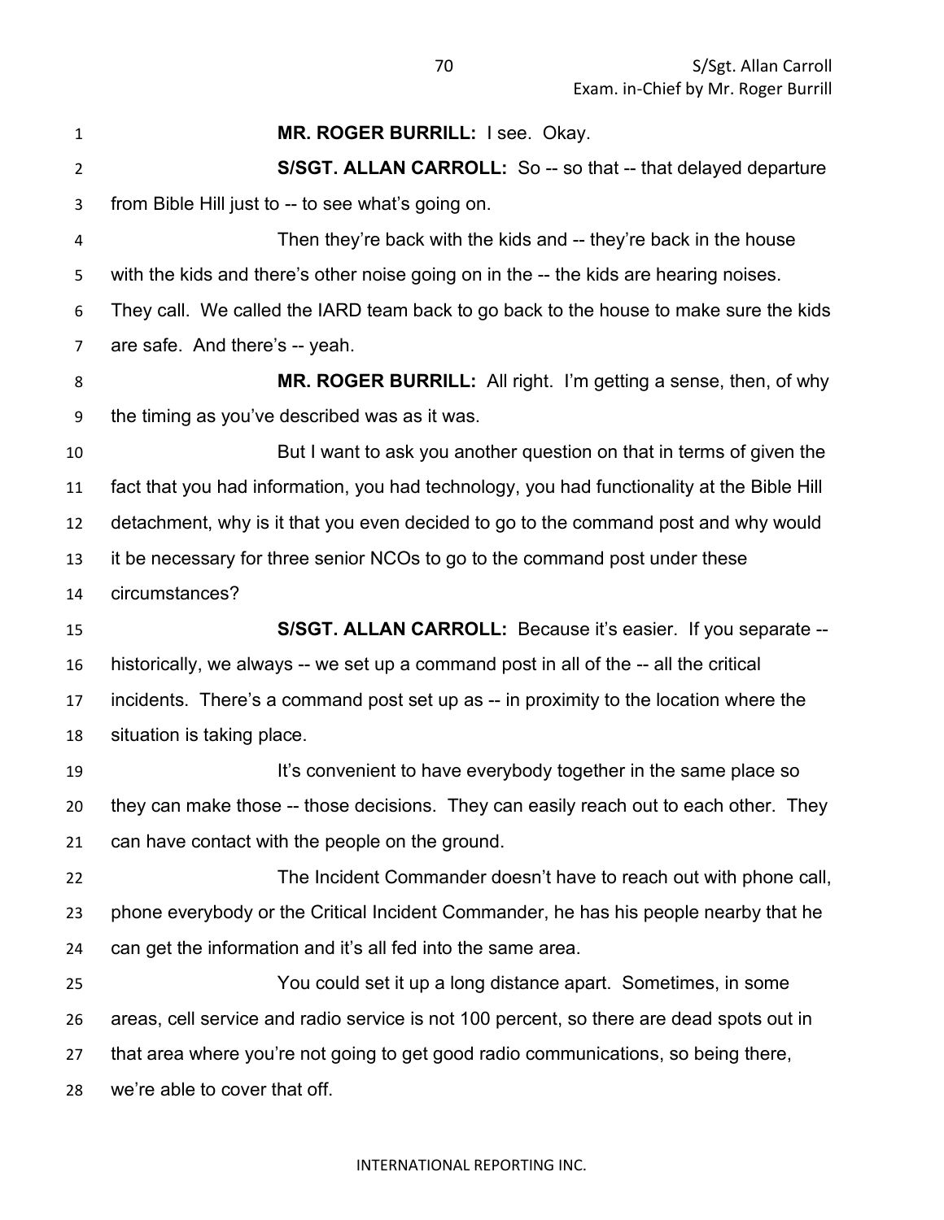**MR. ROGER BURRILL:** I see. Okay.

**S/SGT. ALLAN CARROLL:** So -- so that -- that delayed departure from Bible Hill just to -- to see what's going on.

Then they're back with the kids and -- they're back in the house with the kids and there's other noise going on in the -- the kids are hearing noises. They call. We called the IARD team back to go back to the house to make sure the kids are safe. And there's -- yeah.

**MR. ROGER BURRILL:** All right. I'm getting a sense, then, of why the timing as you've described was as it was.

But I want to ask you another question on that in terms of given the fact that you had information, you had technology, you had functionality at the Bible Hill detachment, why is it that you even decided to go to the command post and why would it be necessary for three senior NCOs to go to the command post under these circumstances?

**S/SGT. ALLAN CARROLL:** Because it's easier. If you separate -- historically, we always -- we set up a command post in all of the -- all the critical incidents. There's a command post set up as -- in proximity to the location where the situation is taking place.

It's convenient to have everybody together in the same place so they can make those -- those decisions. They can easily reach out to each other. They can have contact with the people on the ground.

The Incident Commander doesn't have to reach out with phone call, phone everybody or the Critical Incident Commander, he has his people nearby that he can get the information and it's all fed into the same area.

You could set it up a long distance apart. Sometimes, in some areas, cell service and radio service is not 100 percent, so there are dead spots out in that area where you're not going to get good radio communications, so being there, we're able to cover that off.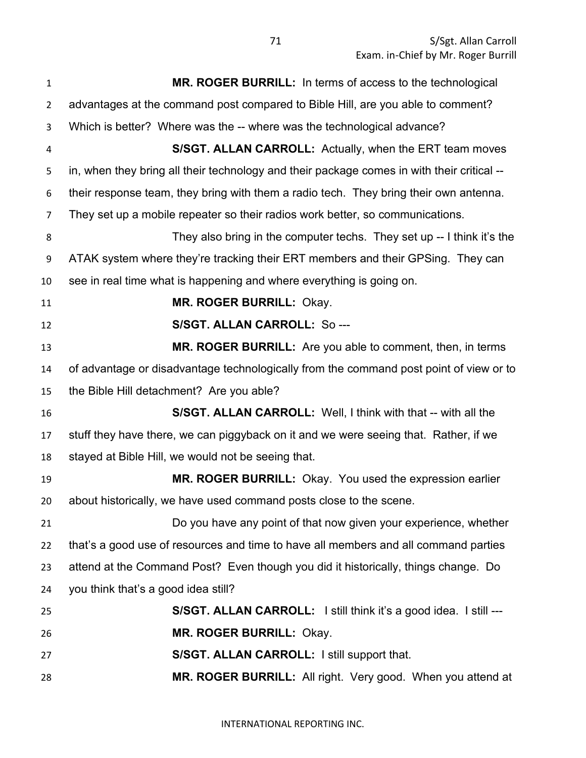**MR. ROGER BURRILL:** In terms of access to the technological advantages at the command post compared to Bible Hill, are you able to comment? Which is better? Where was the -- where was the technological advance?

**S/SGT. ALLAN CARROLL:** Actually, when the ERT team moves in, when they bring all their technology and their package comes in with their critical -- their response team, they bring with them a radio tech. They bring their own antenna. They set up a mobile repeater so their radios work better, so communications.

They also bring in the computer techs. They set up -- I think it's the ATAK system where they're tracking their ERT members and their GPSing. They can see in real time what is happening and where everything is going on.

**MR. ROGER BURRILL:** Okay.

**S/SGT. ALLAN CARROLL:** So ---

**MR. ROGER BURRILL:** Are you able to comment, then, in terms of advantage or disadvantage technologically from the command post point of view or to the Bible Hill detachment? Are you able?

**S/SGT. ALLAN CARROLL:** Well, I think with that -- with all the stuff they have there, we can piggyback on it and we were seeing that. Rather, if we stayed at Bible Hill, we would not be seeing that.

**MR. ROGER BURRILL:** Okay. You used the expression earlier about historically, we have used command posts close to the scene.

Do you have any point of that now given your experience, whether that's a good use of resources and time to have all members and all command parties attend at the Command Post? Even though you did it historically, things change. Do you think that's a good idea still?

**S/SGT. ALLAN CARROLL:** I still think it's a good idea. I still ---

**MR. ROGER BURRILL:** Okay.

**S/SGT. ALLAN CARROLL:** I still support that.

**MR. ROGER BURRILL:** All right. Very good. When you attend at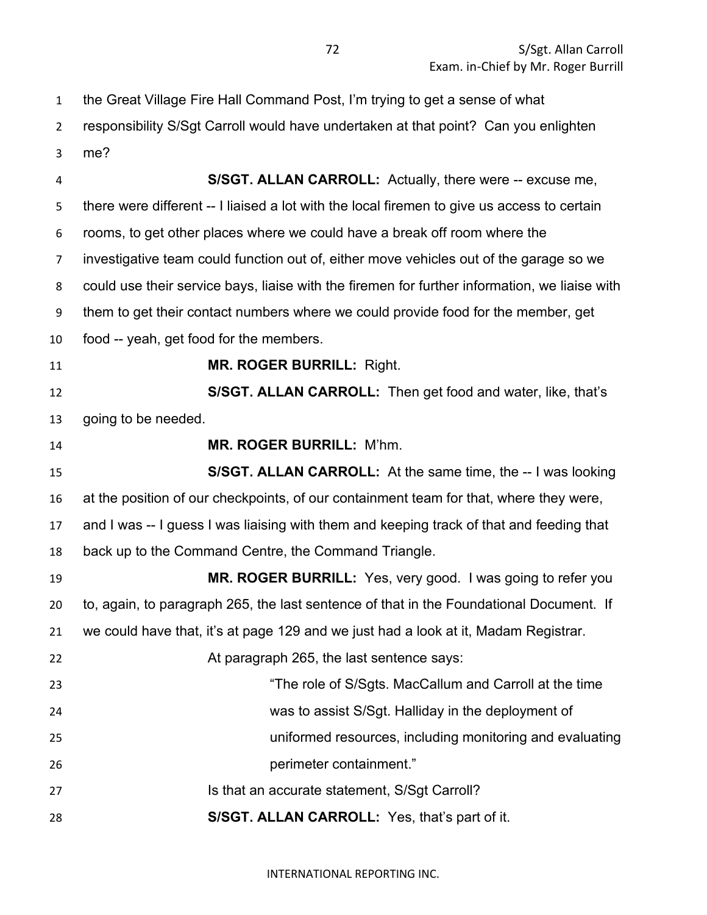the Great Village Fire Hall Command Post, I'm trying to get a sense of what responsibility S/Sgt Carroll would have undertaken at that point? Can you enlighten me?

**S/SGT. ALLAN CARROLL:** Actually, there were -- excuse me, there were different -- I liaised a lot with the local firemen to give us access to certain rooms, to get other places where we could have a break off room where the investigative team could function out of, either move vehicles out of the garage so we could use their service bays, liaise with the firemen for further information, we liaise with them to get their contact numbers where we could provide food for the member, get food -- yeah, get food for the members.

**MR. ROGER BURRILL:** Right.

**S/SGT. ALLAN CARROLL:** Then get food and water, like, that's going to be needed.

**MR. ROGER BURRILL:** M'hm.

**S/SGT. ALLAN CARROLL:** At the same time, the -- I was looking at the position of our checkpoints, of our containment team for that, where they were, and I was -- I guess I was liaising with them and keeping track of that and feeding that back up to the Command Centre, the Command Triangle.

**MR. ROGER BURRILL:** Yes, very good. I was going to refer you to, again, to paragraph 265, the last sentence of that in the Foundational Document. If we could have that, it's at page 129 and we just had a look at it, Madam Registrar.

At paragraph 265, the last sentence says:

> "The role of S/Sgts. MacCallum and Carroll at the time was to assist S/Sgt. Halliday in the deployment of uniformed resources, including monitoring and evaluating perimeter containment."

Is that an accurate statement, S/Sgt Carroll?

**S/SGT. ALLAN CARROLL:** Yes, that's part of it.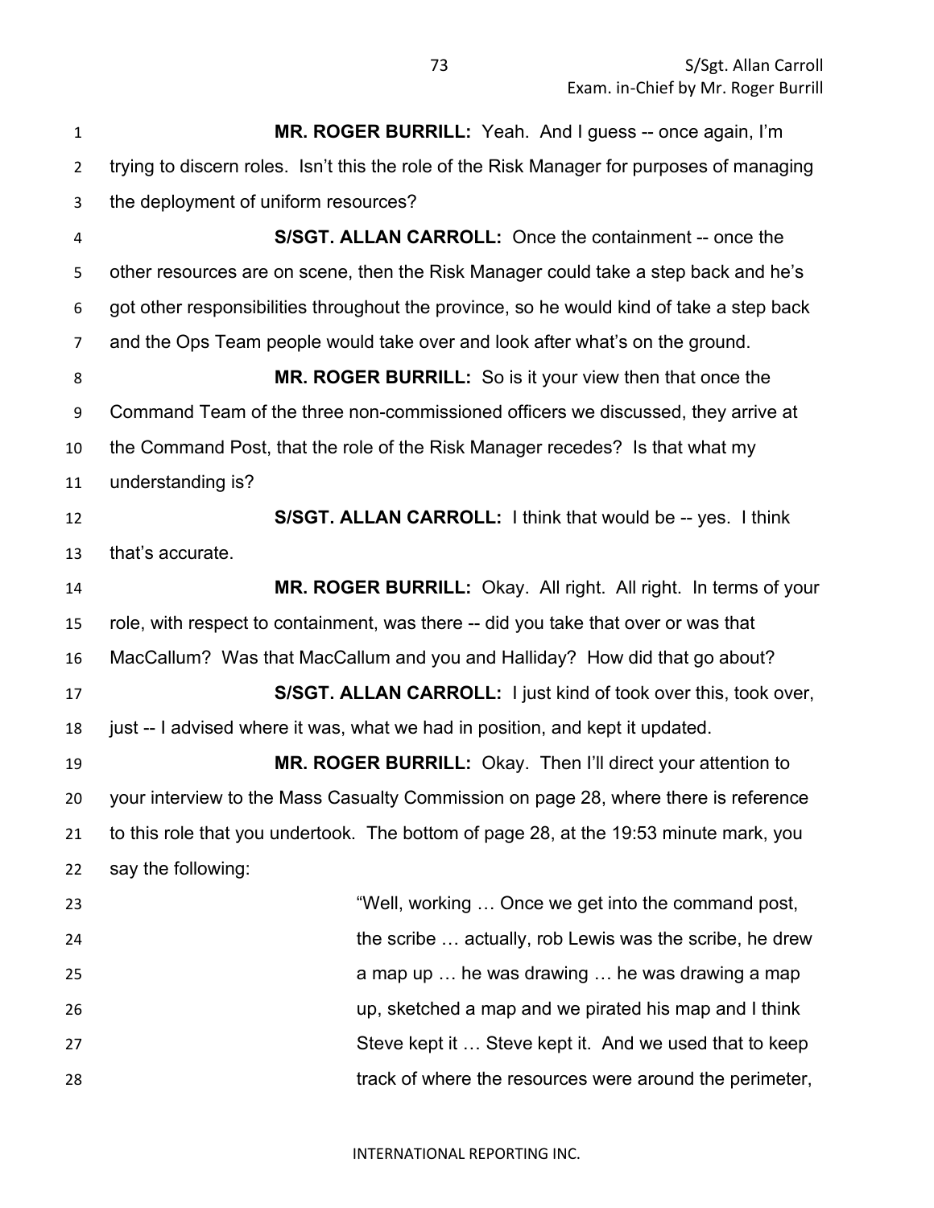**MR. ROGER BURRILL:** Yeah. And I guess -- once again, I'm trying to discern roles. Isn't this the role of the Risk Manager for purposes of managing the deployment of uniform resources?

**S/SGT. ALLAN CARROLL:** Once the containment -- once the other resources are on scene, then the Risk Manager could take a step back and he's got other responsibilities throughout the province, so he would kind of take a step back and the Ops Team people would take over and look after what's on the ground.

**MR. ROGER BURRILL:** So is it your view then that once the Command Team of the three non-commissioned officers we discussed, they arrive at the Command Post, that the role of the Risk Manager recedes? Is that what my understanding is?

**S/SGT. ALLAN CARROLL:** I think that would be -- yes. I think that's accurate.

**MR. ROGER BURRILL:** Okay. All right. All right. In terms of your role, with respect to containment, was there -- did you take that over or was that MacCallum? Was that MacCallum and you and Halliday? How did that go about?

**S/SGT. ALLAN CARROLL:** I just kind of took over this, took over, just -- I advised where it was, what we had in position, and kept it updated.

**MR. ROGER BURRILL:** Okay. Then I'll direct your attention to your interview to the Mass Casualty Commission on page 28, where there is reference to this role that you undertook. The bottom of page 28, at the 19:53 minute mark, you say the following:

> "Well, working … Once we get into the command post, the scribe … actually, rob Lewis was the scribe, he drew a map up … he was drawing … he was drawing a map up, sketched a map and we pirated his map and I think Steve kept it … Steve kept it. And we used that to keep track of where the resources were around the perimeter,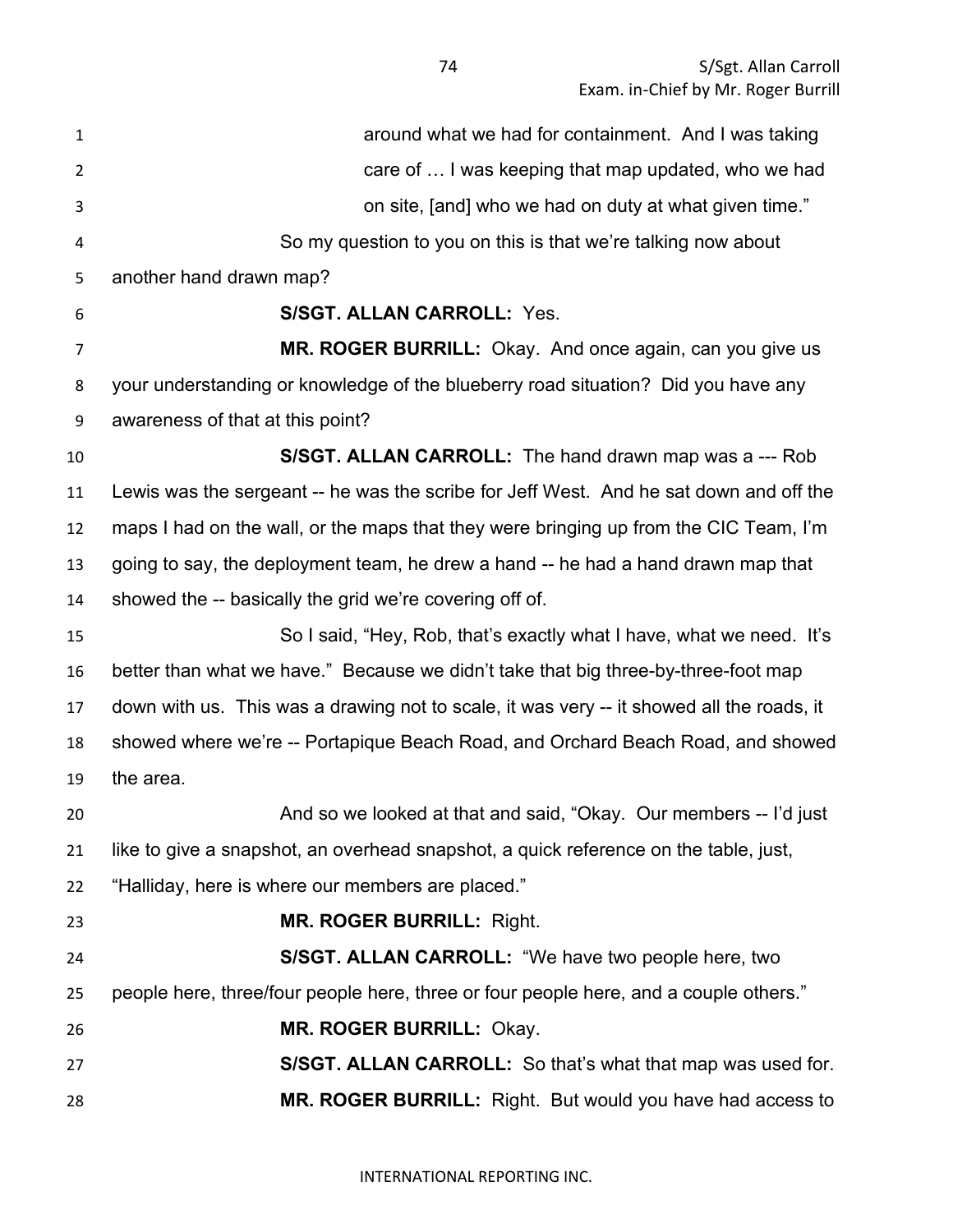around what we had for containment. And I was taking care of … I was keeping that map updated, who we had on site, [and] who we had on duty at what given time."

So my question to you on this is that we're talking now about another hand drawn map?

**S/SGT. ALLAN CARROLL:** Yes.

**MR. ROGER BURRILL:** Okay. And once again, can you give us your understanding or knowledge of the blueberry road situation? Did you have any awareness of that at this point?

**S/SGT. ALLAN CARROLL:** The hand drawn map was a --- Rob Lewis was the sergeant -- he was the scribe for Jeff West. And he sat down and off the maps I had on the wall, or the maps that they were bringing up from the CIC Team, I'm going to say, the deployment team, he drew a hand -- he had a hand drawn map that showed the -- basically the grid we're covering off of.

So I said, "Hey, Rob, that's exactly what I have, what we need. It's better than what we have." Because we didn't take that big three-by-three-foot map down with us. This was a drawing not to scale, it was very -- it showed all the roads, it showed where we're -- Portapique Beach Road, and Orchard Beach Road, and showed the area.

And so we looked at that and said, "Okay. Our members -- I'd just like to give a snapshot, an overhead snapshot, a quick reference on the table, just, "Halliday, here is where our members are placed."

**MR. ROGER BURRILL:** Right.

**S/SGT. ALLAN CARROLL:** "We have two people here, two people here, three/four people here, three or four people here, and a couple others."

**MR. ROGER BURRILL:** Okay.

**S/SGT. ALLAN CARROLL:** So that's what that map was used for.

**MR. ROGER BURRILL:** Right. But would you have had access to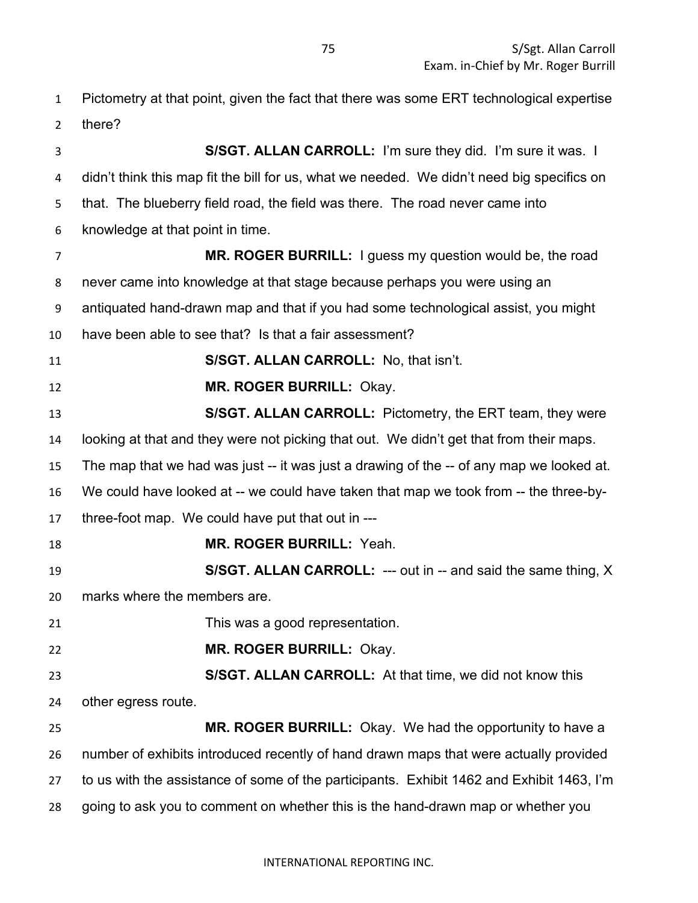Pictometry at that point, given the fact that there was some ERT technological expertise there?

**S/SGT. ALLAN CARROLL:** I'm sure they did. I'm sure it was. I didn't think this map fit the bill for us, what we needed. We didn't need big specifics on that. The blueberry field road, the field was there. The road never came into knowledge at that point in time.

**MR. ROGER BURRILL:** I guess my question would be, the road never came into knowledge at that stage because perhaps you were using an antiquated hand-drawn map and that if you had some technological assist, you might have been able to see that? Is that a fair assessment?

**S/SGT. ALLAN CARROLL:** No, that isn't.

**MR. ROGER BURRILL:** Okay.

**S/SGT. ALLAN CARROLL:** Pictometry, the ERT team, they were looking at that and they were not picking that out. We didn't get that from their maps. The map that we had was just -- it was just a drawing of the -- of any map we looked at. We could have looked at -- we could have taken that map we took from -- the three-by-three-foot map. We could have put that out in ---

**MR. ROGER BURRILL:** Yeah.

**S/SGT. ALLAN CARROLL:** --- out in -- and said the same thing, X marks where the members are.

This was a good representation.

**MR. ROGER BURRILL:** Okay.

**S/SGT. ALLAN CARROLL:** At that time, we did not know this other egress route.

**MR. ROGER BURRILL:** Okay. We had the opportunity to have a number of exhibits introduced recently of hand drawn maps that were actually provided to us with the assistance of some of the participants. Exhibit 1462 and Exhibit 1463, I'm going to ask you to comment on whether this is the hand-drawn map or whether you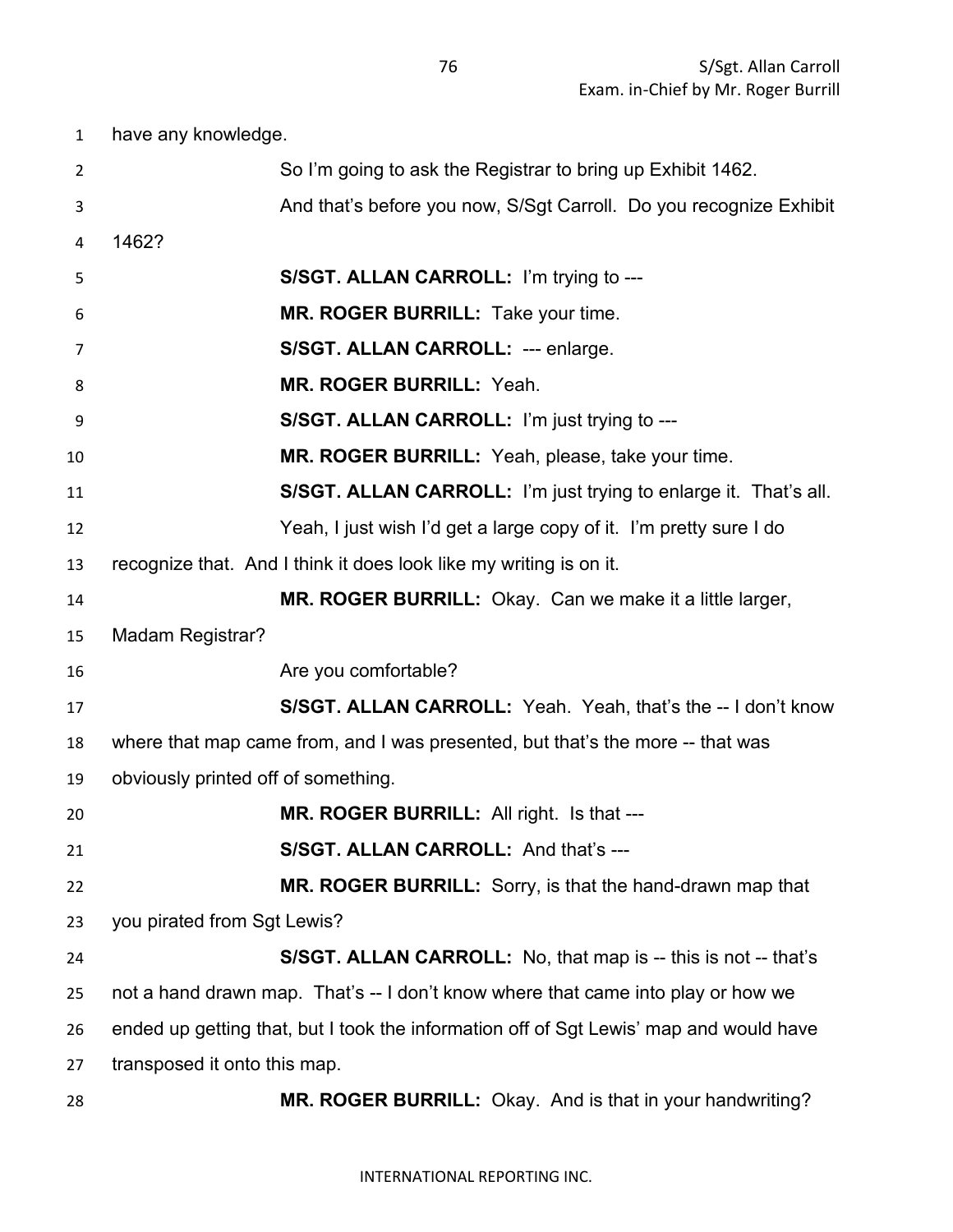have any knowledge.

So I'm going to ask the Registrar to bring up Exhibit 1462.

And that's before you now, S/Sgt Carroll. Do you recognize Exhibit 1462?

**S/SGT. ALLAN CARROLL:** I'm trying to ---

**MR. ROGER BURRILL:** Take your time.

**S/SGT. ALLAN CARROLL:** --- enlarge.

**MR. ROGER BURRILL:** Yeah.

**S/SGT. ALLAN CARROLL:** I'm just trying to ---

**MR. ROGER BURRILL:** Yeah, please, take your time.

**S/SGT. ALLAN CARROLL:** I'm just trying to enlarge it. That's all.

Yeah, I just wish I'd get a large copy of it. I'm pretty sure I do recognize that. And I think it does look like my writing is on it.

**MR. ROGER BURRILL:** Okay. Can we make it a little larger, Madam Registrar?

Are you comfortable?

**S/SGT. ALLAN CARROLL:** Yeah. Yeah, that's the -- I don't know where that map came from, and I was presented, but that's the more -- that was obviously printed off of something.

**MR. ROGER BURRILL:** All right. Is that ---

**S/SGT. ALLAN CARROLL:** And that's ---

**MR. ROGER BURRILL:** Sorry, is that the hand-drawn map that you pirated from Sgt Lewis?

**S/SGT. ALLAN CARROLL:** No, that map is -- this is not -- that's not a hand drawn map. That's -- I don't know where that came into play or how we ended up getting that, but I took the information off of Sgt Lewis' map and would have transposed it onto this map.

**MR. ROGER BURRILL:** Okay. And is that in your handwriting?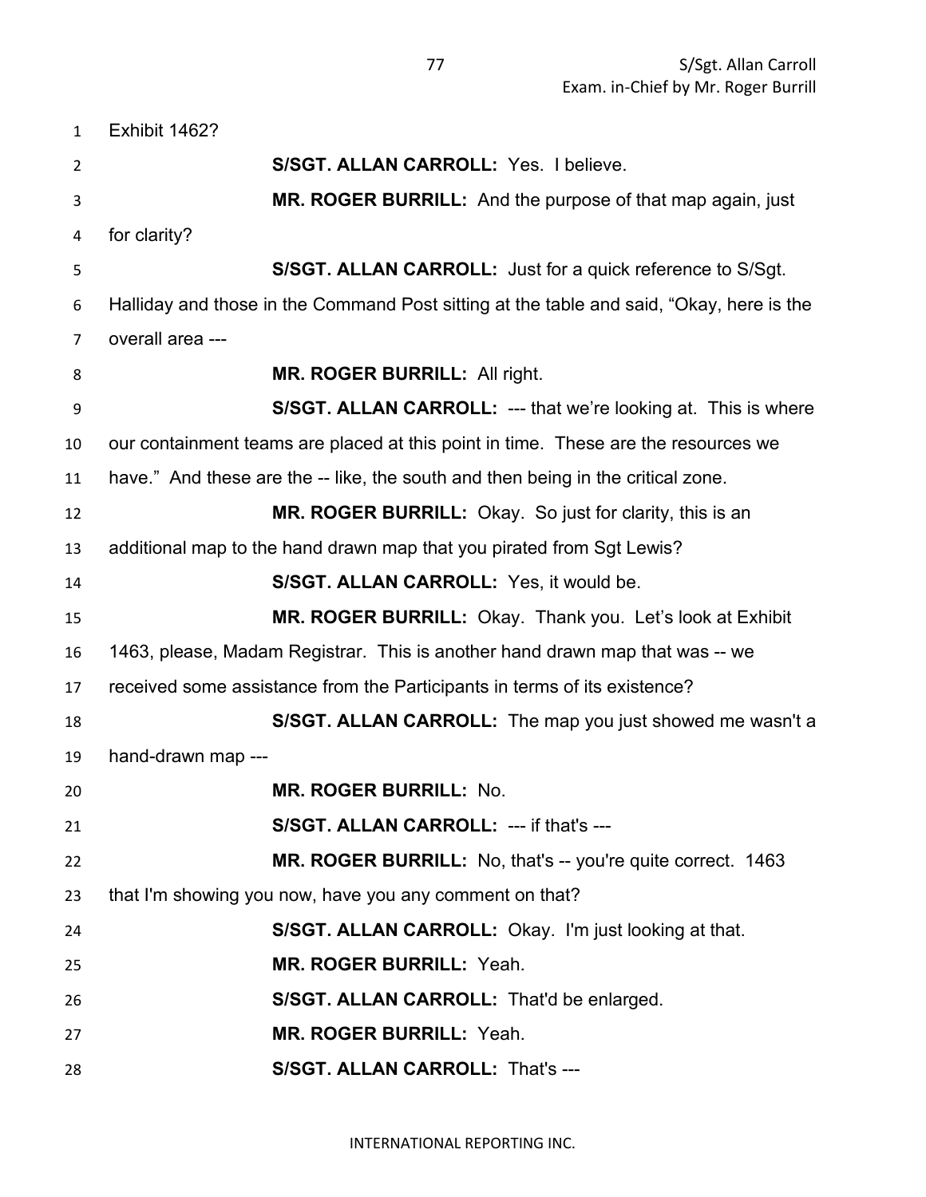Exhibit 1462?

**S/SGT. ALLAN CARROLL:** Yes. I believe.

**MR. ROGER BURRILL:** And the purpose of that map again, just for clarity?

**S/SGT. ALLAN CARROLL:** Just for a quick reference to S/Sgt. Halliday and those in the Command Post sitting at the table and said, "Okay, here is the overall area ---

**MR. ROGER BURRILL:** All right.

**S/SGT. ALLAN CARROLL:** --- that we're looking at. This is where our containment teams are placed at this point in time. These are the resources we have." And these are the -- like, the south and then being in the critical zone.

**MR. ROGER BURRILL:** Okay. So just for clarity, this is an additional map to the hand drawn map that you pirated from Sgt Lewis?

**S/SGT. ALLAN CARROLL:** Yes, it would be.

**MR. ROGER BURRILL:** Okay. Thank you. Let's look at Exhibit 1463, please, Madam Registrar. This is another hand drawn map that was -- we received some assistance from the Participants in terms of its existence?

**S/SGT. ALLAN CARROLL:** The map you just showed me wasn't a hand-drawn map ---

**MR. ROGER BURRILL:** No.

**S/SGT. ALLAN CARROLL:** --- if that's ---

**MR. ROGER BURRILL:** No, that's -- you're quite correct. 1463 that I'm showing you now, have you any comment on that?

**S/SGT. ALLAN CARROLL:** Okay. I'm just looking at that.

**MR. ROGER BURRILL:** Yeah.

**S/SGT. ALLAN CARROLL:** That'd be enlarged.

**MR. ROGER BURRILL:** Yeah.

**S/SGT. ALLAN CARROLL:** That's ---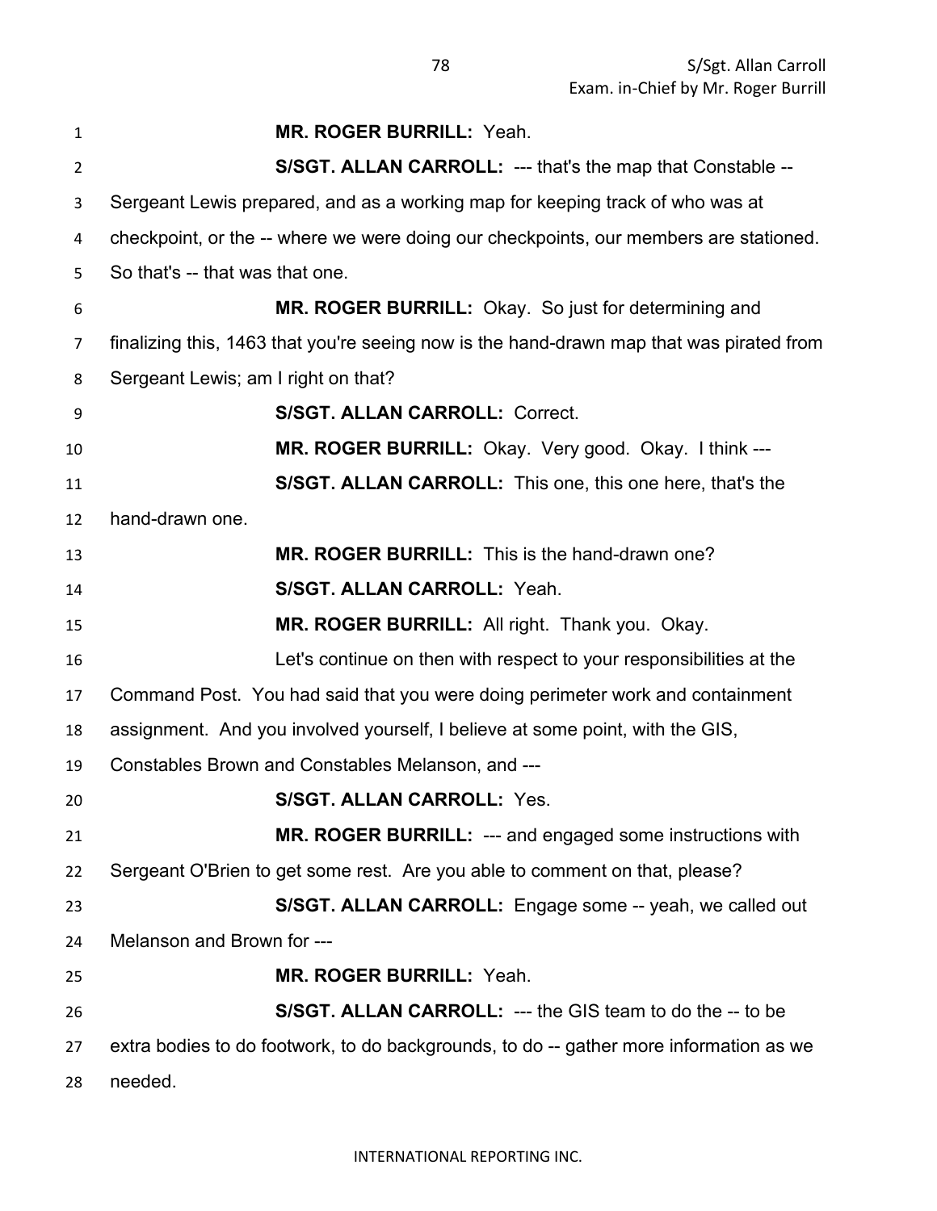**MR. ROGER BURRILL:** Yeah.

**S/SGT. ALLAN CARROLL:** --- that's the map that Constable -- Sergeant Lewis prepared, and as a working map for keeping track of who was at checkpoint, or the -- where we were doing our checkpoints, our members are stationed. So that's -- that was that one.

**MR. ROGER BURRILL:** Okay. So just for determining and finalizing this, 1463 that you're seeing now is the hand-drawn map that was pirated from Sergeant Lewis; am I right on that?

**S/SGT. ALLAN CARROLL:** Correct.

**MR. ROGER BURRILL:** Okay. Very good. Okay. I think ---

**S/SGT. ALLAN CARROLL:** This one, this one here, that's the hand-drawn one.

**MR. ROGER BURRILL:** This is the hand-drawn one?

**S/SGT. ALLAN CARROLL:** Yeah.

**MR. ROGER BURRILL:** All right. Thank you. Okay.

Let's continue on then with respect to your responsibilities at the Command Post. You had said that you were doing perimeter work and containment assignment. And you involved yourself, I believe at some point, with the GIS, Constables Brown and Constables Melanson, and ---

**S/SGT. ALLAN CARROLL:** Yes.

**MR. ROGER BURRILL:** --- and engaged some instructions with Sergeant O'Brien to get some rest. Are you able to comment on that, please?

**S/SGT. ALLAN CARROLL:** Engage some -- yeah, we called out Melanson and Brown for ---

**MR. ROGER BURRILL:** Yeah.

**S/SGT. ALLAN CARROLL:** --- the GIS team to do the -- to be extra bodies to do footwork, to do backgrounds, to do -- gather more information as we needed.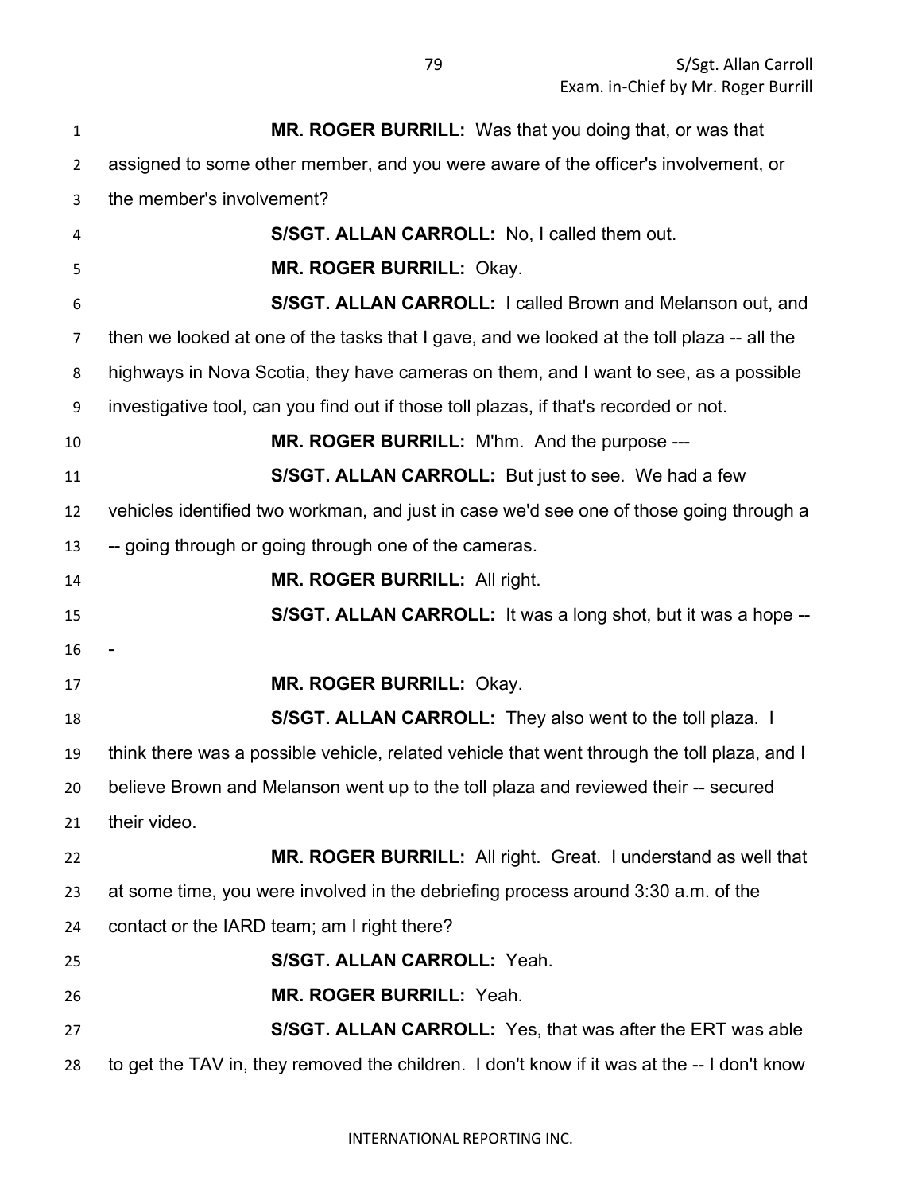**MR. ROGER BURRILL:** Was that you doing that, or was that assigned to some other member, and you were aware of the officer's involvement, or the member's involvement?

**S/SGT. ALLAN CARROLL:** No, I called them out.

**MR. ROGER BURRILL:** Okay.

**S/SGT. ALLAN CARROLL:** I called Brown and Melanson out, and then we looked at one of the tasks that I gave, and we looked at the toll plaza -- all the highways in Nova Scotia, they have cameras on them, and I want to see, as a possible investigative tool, can you find out if those toll plazas, if that's recorded or not.

**MR. ROGER BURRILL:** M'hm. And the purpose ---

**S/SGT. ALLAN CARROLL:** But just to see. We had a few vehicles identified two workman, and just in case we'd see one of those going through a -- going through or going through one of the cameras.

**MR. ROGER BURRILL:** All right.

**S/SGT. ALLAN CARROLL:** It was a long shot, but it was a hope ---

**MR. ROGER BURRILL:** Okay.

**S/SGT. ALLAN CARROLL:** They also went to the toll plaza. I think there was a possible vehicle, related vehicle that went through the toll plaza, and I believe Brown and Melanson went up to the toll plaza and reviewed their -- secured their video.

**MR. ROGER BURRILL:** All right. Great. I understand as well that at some time, you were involved in the debriefing process around 3:30 a.m. of the contact or the IARD team; am I right there?

**S/SGT. ALLAN CARROLL:** Yeah.

**MR. ROGER BURRILL:** Yeah.

**S/SGT. ALLAN CARROLL:** Yes, that was after the ERT was able to get the TAV in, they removed the children. I don't know if it was at the -- I don't know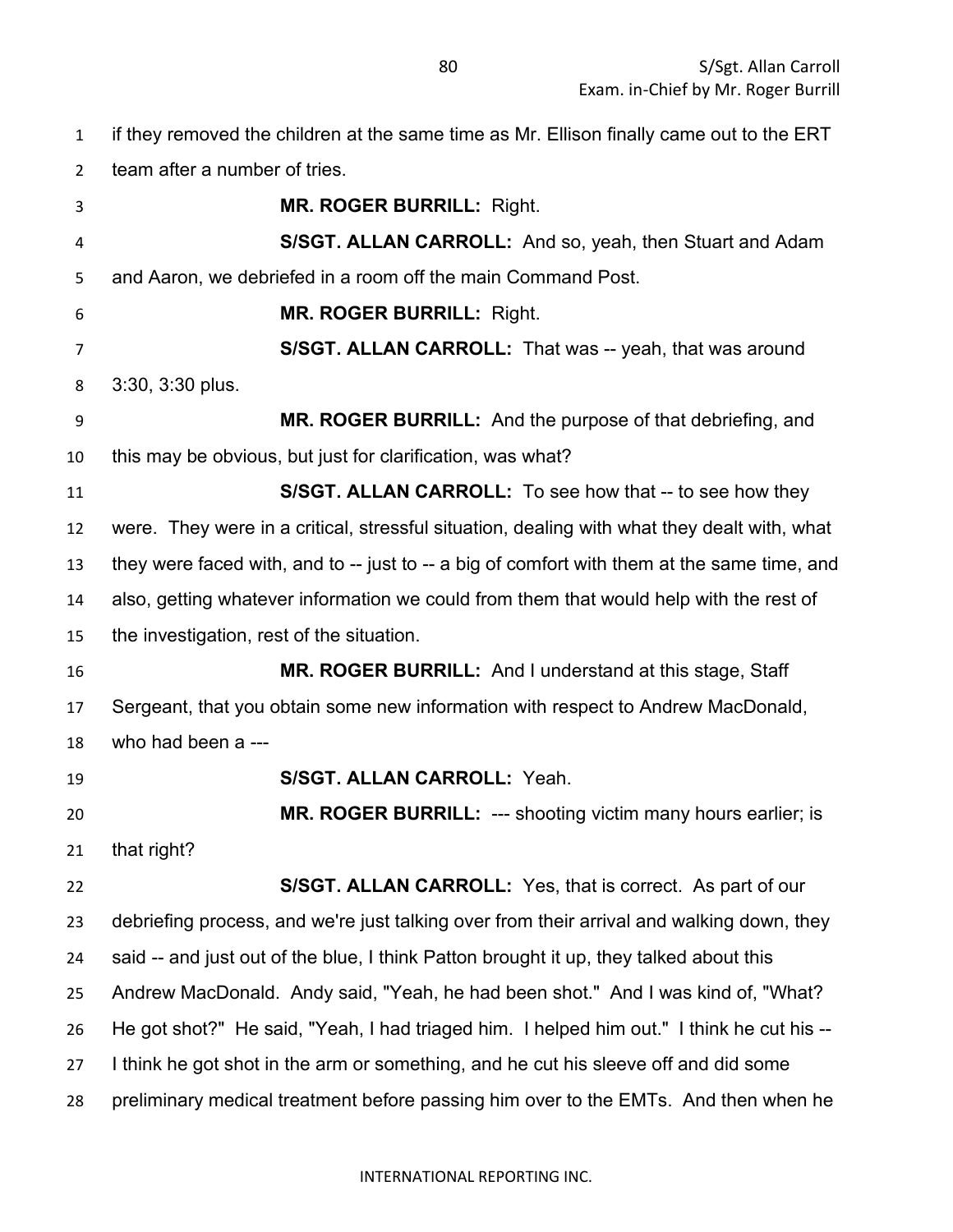if they removed the children at the same time as Mr. Ellison finally came out to the ERT team after a number of tries.

**MR. ROGER BURRILL:** Right.

**S/SGT. ALLAN CARROLL:** And so, yeah, then Stuart and Adam and Aaron, we debriefed in a room off the main Command Post.

**MR. ROGER BURRILL:** Right.

**S/SGT. ALLAN CARROLL:** That was -- yeah, that was around 3:30, 3:30 plus.

**MR. ROGER BURRILL:** And the purpose of that debriefing, and this may be obvious, but just for clarification, was what?

**S/SGT. ALLAN CARROLL:** To see how that -- to see how they were. They were in a critical, stressful situation, dealing with what they dealt with, what they were faced with, and to -- just to -- a big of comfort with them at the same time, and also, getting whatever information we could from them that would help with the rest of the investigation, rest of the situation.

**MR. ROGER BURRILL:** And I understand at this stage, Staff Sergeant, that you obtain some new information with respect to Andrew MacDonald, who had been a ---

**S/SGT. ALLAN CARROLL:** Yeah.

**MR. ROGER BURRILL:** --- shooting victim many hours earlier; is that right?

**S/SGT. ALLAN CARROLL:** Yes, that is correct. As part of our debriefing process, and we're just talking over from their arrival and walking down, they said -- and just out of the blue, I think Patton brought it up, they talked about this Andrew MacDonald. Andy said, "Yeah, he had been shot." And I was kind of, "What? He got shot?" He said, "Yeah, I had triaged him. I helped him out." I think he cut his -- I think he got shot in the arm or something, and he cut his sleeve off and did some preliminary medical treatment before passing him over to the EMTs. And then when he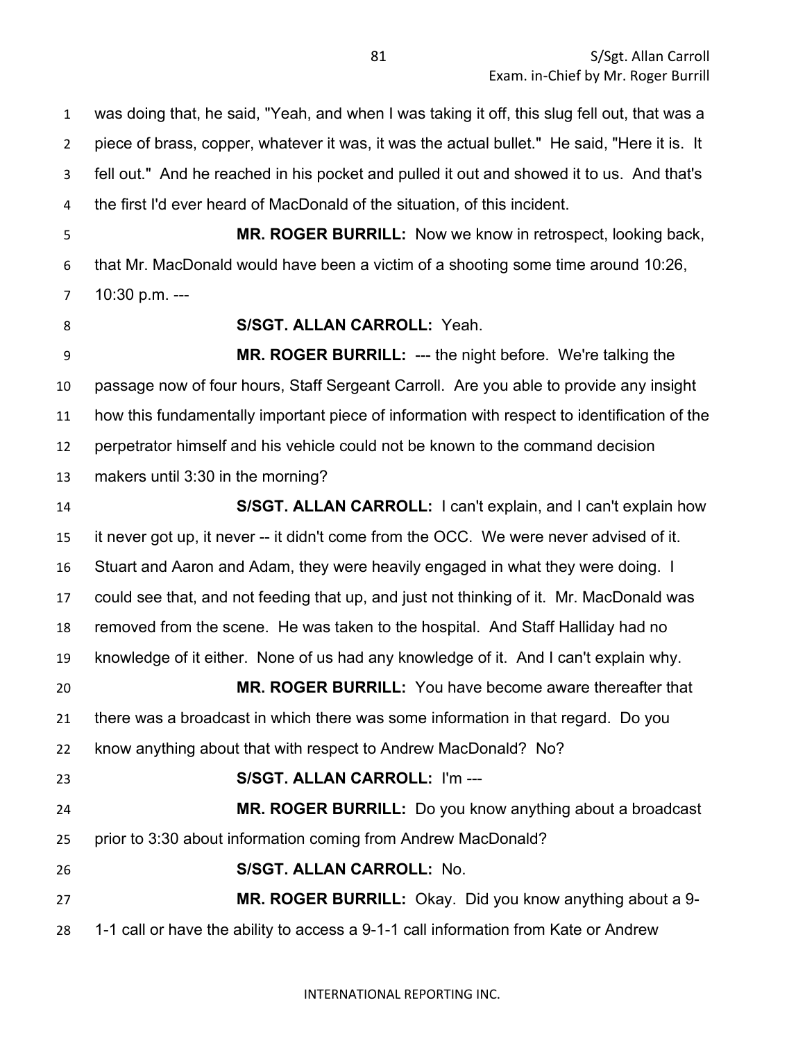was doing that, he said, "Yeah, and when I was taking it off, this slug fell out, that was a piece of brass, copper, whatever it was, it was the actual bullet." He said, "Here it is. It fell out." And he reached in his pocket and pulled it out and showed it to us. And that's the first I'd ever heard of MacDonald of the situation, of this incident.

**MR. ROGER BURRILL:** Now we know in retrospect, looking back, that Mr. MacDonald would have been a victim of a shooting some time around 10:26, 10:30 p.m. ---

**S/SGT. ALLAN CARROLL:** Yeah.

**MR. ROGER BURRILL:** --- the night before. We're talking the passage now of four hours, Staff Sergeant Carroll. Are you able to provide any insight how this fundamentally important piece of information with respect to identification of the perpetrator himself and his vehicle could not be known to the command decision makers until 3:30 in the morning?

**S/SGT. ALLAN CARROLL:** I can't explain, and I can't explain how it never got up, it never -- it didn't come from the OCC. We were never advised of it. Stuart and Aaron and Adam, they were heavily engaged in what they were doing. I could see that, and not feeding that up, and just not thinking of it. Mr. MacDonald was removed from the scene. He was taken to the hospital. And Staff Halliday had no knowledge of it either. None of us had any knowledge of it. And I can't explain why.

**MR. ROGER BURRILL:** You have become aware thereafter that there was a broadcast in which there was some information in that regard. Do you know anything about that with respect to Andrew MacDonald? No?

**S/SGT. ALLAN CARROLL:** I'm ---

**MR. ROGER BURRILL:** Do you know anything about a broadcast prior to 3:30 about information coming from Andrew MacDonald?

**S/SGT. ALLAN CARROLL:** No.

**MR. ROGER BURRILL:** Okay. Did you know anything about a 9-1-1 call or have the ability to access a 9-1-1 call information from Kate or Andrew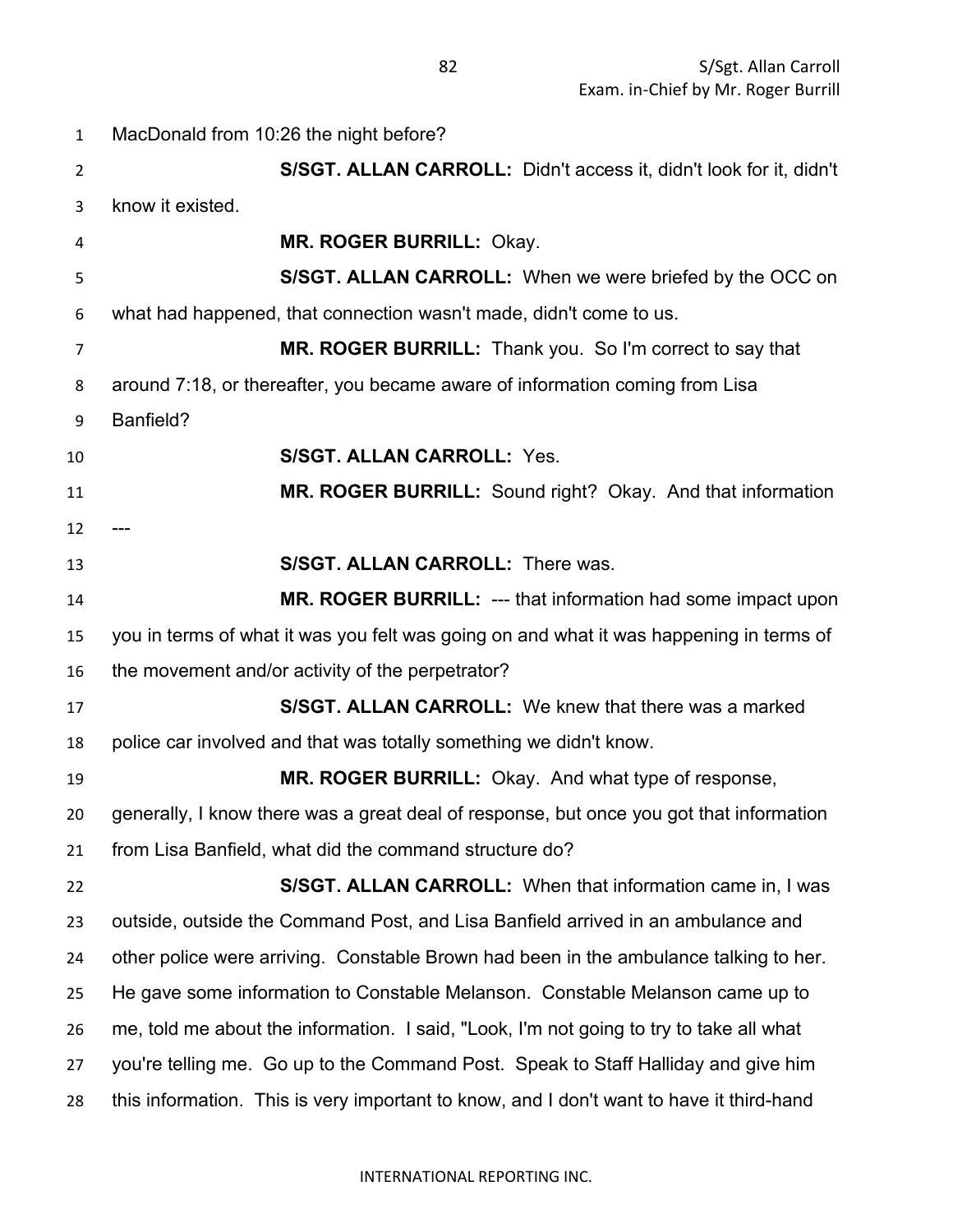MacDonald from 10:26 the night before?

**S/SGT. ALLAN CARROLL:** Didn't access it, didn't look for it, didn't know it existed.

**MR. ROGER BURRILL:** Okay.

**S/SGT. ALLAN CARROLL:** When we were briefed by the OCC on what had happened, that connection wasn't made, didn't come to us.

**MR. ROGER BURRILL:** Thank you. So I'm correct to say that around 7:18, or thereafter, you became aware of information coming from Lisa Banfield?

**S/SGT. ALLAN CARROLL:** Yes.

**MR. ROGER BURRILL:** Sound right? Okay. And that information ---

**S/SGT. ALLAN CARROLL:** There was.

**MR. ROGER BURRILL:** --- that information had some impact upon you in terms of what it was you felt was going on and what it was happening in terms of the movement and/or activity of the perpetrator?

**S/SGT. ALLAN CARROLL:** We knew that there was a marked police car involved and that was totally something we didn't know.

**MR. ROGER BURRILL:** Okay. And what type of response, generally, I know there was a great deal of response, but once you got that information from Lisa Banfield, what did the command structure do?

**S/SGT. ALLAN CARROLL:** When that information came in, I was outside, outside the Command Post, and Lisa Banfield arrived in an ambulance and other police were arriving. Constable Brown had been in the ambulance talking to her. He gave some information to Constable Melanson. Constable Melanson came up to me, told me about the information. I said, "Look, I'm not going to try to take all what you're telling me. Go up to the Command Post. Speak to Staff Halliday and give him this information. This is very important to know, and I don't want to have it third-hand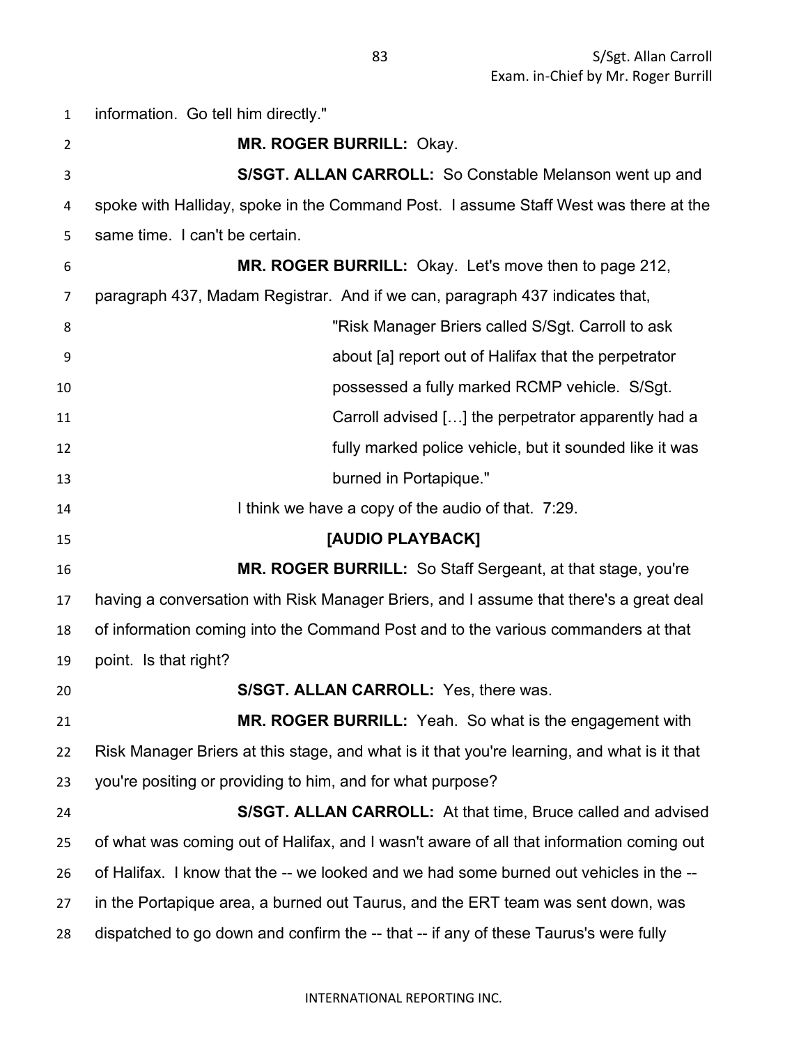information. Go tell him directly."

**MR. ROGER BURRILL:** Okay.

**S/SGT. ALLAN CARROLL:** So Constable Melanson went up and spoke with Halliday, spoke in the Command Post. I assume Staff West was there at the same time. I can't be certain.

**MR. ROGER BURRILL:** Okay. Let's move then to page 212, paragraph 437, Madam Registrar. And if we can, paragraph 437 indicates that,

> "Risk Manager Briers called S/Sgt. Carroll to ask about [a] report out of Halifax that the perpetrator possessed a fully marked RCMP vehicle. S/Sgt. Carroll advised […] the perpetrator apparently had a fully marked police vehicle, but it sounded like it was burned in Portapique."

I think we have a copy of the audio of that. 7:29.

**[AUDIO PLAYBACK]**

**MR. ROGER BURRILL:** So Staff Sergeant, at that stage, you're having a conversation with Risk Manager Briers, and I assume that there's a great deal of information coming into the Command Post and to the various commanders at that point. Is that right?

**S/SGT. ALLAN CARROLL:** Yes, there was.

**MR. ROGER BURRILL:** Yeah. So what is the engagement with Risk Manager Briers at this stage, and what is it that you're learning, and what is it that you're positing or providing to him, and for what purpose?

**S/SGT. ALLAN CARROLL:** At that time, Bruce called and advised of what was coming out of Halifax, and I wasn't aware of all that information coming out of Halifax. I know that the -- we looked and we had some burned out vehicles in the -- in the Portapique area, a burned out Taurus, and the ERT team was sent down, was dispatched to go down and confirm the -- that -- if any of these Taurus's were fully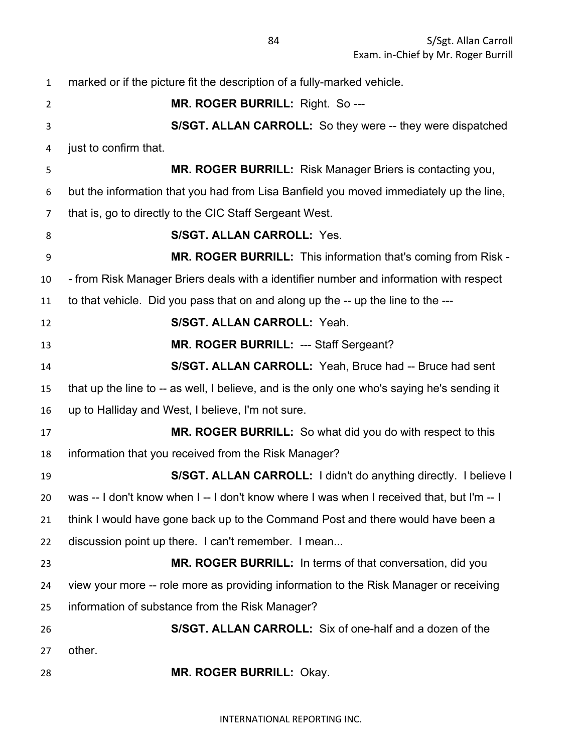marked or if the picture fit the description of a fully-marked vehicle.

**MR. ROGER BURRILL:** Right. So ---

**S/SGT. ALLAN CARROLL:** So they were -- they were dispatched just to confirm that.

**MR. ROGER BURRILL:** Risk Manager Briers is contacting you, but the information that you had from Lisa Banfield you moved immediately up the line, that is, go to directly to the CIC Staff Sergeant West.

**S/SGT. ALLAN CARROLL:** Yes.

**MR. ROGER BURRILL:** This information that's coming from Risk -- from Risk Manager Briers deals with a identifier number and information with respect to that vehicle. Did you pass that on and along up the -- up the line to the ---

**S/SGT. ALLAN CARROLL:** Yeah.

**MR. ROGER BURRILL:** --- Staff Sergeant?

**S/SGT. ALLAN CARROLL:** Yeah, Bruce had -- Bruce had sent that up the line to -- as well, I believe, and is the only one who's saying he's sending it up to Halliday and West, I believe, I'm not sure.

**MR. ROGER BURRILL:** So what did you do with respect to this information that you received from the Risk Manager?

**S/SGT. ALLAN CARROLL:** I didn't do anything directly. I believe I was -- I don't know when I -- I don't know where I was when I received that, but I'm -- I think I would have gone back up to the Command Post and there would have been a discussion point up there. I can't remember. I mean...

**MR. ROGER BURRILL:** In terms of that conversation, did you view your more -- role more as providing information to the Risk Manager or receiving information of substance from the Risk Manager?

**S/SGT. ALLAN CARROLL:** Six of one-half and a dozen of the other.

**MR. ROGER BURRILL:** Okay.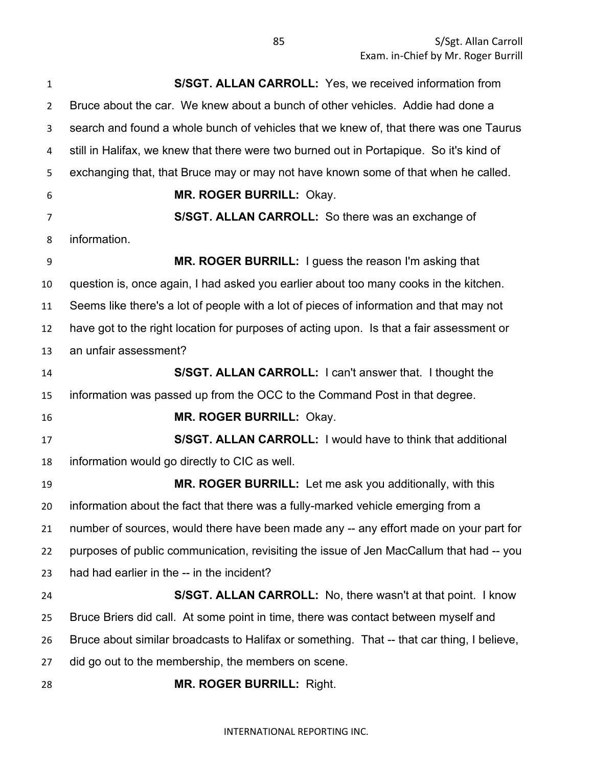**S/SGT. ALLAN CARROLL:** Yes, we received information from Bruce about the car. We knew about a bunch of other vehicles. Addie had done a search and found a whole bunch of vehicles that we knew of, that there was one Taurus still in Halifax, we knew that there were two burned out in Portapique. So it's kind of exchanging that, that Bruce may or may not have known some of that when he called.

**MR. ROGER BURRILL:** Okay.

**S/SGT. ALLAN CARROLL:** So there was an exchange of information.

**MR. ROGER BURRILL:** I guess the reason I'm asking that question is, once again, I had asked you earlier about too many cooks in the kitchen. Seems like there's a lot of people with a lot of pieces of information and that may not have got to the right location for purposes of acting upon. Is that a fair assessment or an unfair assessment?

**S/SGT. ALLAN CARROLL:** I can't answer that. I thought the information was passed up from the OCC to the Command Post in that degree.

**MR. ROGER BURRILL:** Okay.

**S/SGT. ALLAN CARROLL:** I would have to think that additional information would go directly to CIC as well.

**MR. ROGER BURRILL:** Let me ask you additionally, with this information about the fact that there was a fully-marked vehicle emerging from a number of sources, would there have been made any -- any effort made on your part for purposes of public communication, revisiting the issue of Jen MacCallum that had -- you had had earlier in the -- in the incident?

**S/SGT. ALLAN CARROLL:** No, there wasn't at that point. I know Bruce Briers did call. At some point in time, there was contact between myself and Bruce about similar broadcasts to Halifax or something. That -- that car thing, I believe, did go out to the membership, the members on scene.

**MR. ROGER BURRILL:** Right.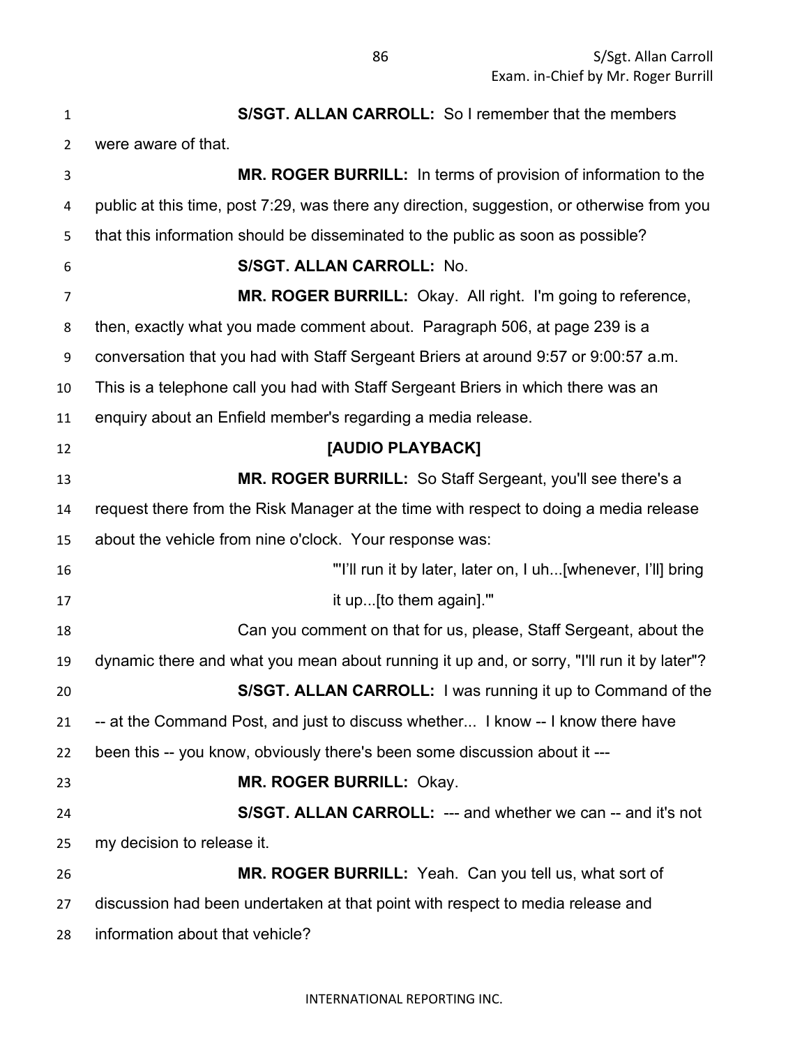**S/SGT. ALLAN CARROLL:** So I remember that the members were aware of that.

**MR. ROGER BURRILL:** In terms of provision of information to the public at this time, post 7:29, was there any direction, suggestion, or otherwise from you that this information should be disseminated to the public as soon as possible?

**S/SGT. ALLAN CARROLL:** No.

**MR. ROGER BURRILL:** Okay. All right. I'm going to reference, then, exactly what you made comment about. Paragraph 506, at page 239 is a conversation that you had with Staff Sergeant Briers at around 9:57 or 9:00:57 a.m. This is a telephone call you had with Staff Sergeant Briers in which there was an enquiry about an Enfield member's regarding a media release.

**[AUDIO PLAYBACK]**

**MR. ROGER BURRILL:** So Staff Sergeant, you'll see there's a request there from the Risk Manager at the time with respect to doing a media release about the vehicle from nine o'clock. Your response was:

> "'I'll run it by later, later on, I uh...[whenever, I'll] bring it up...[to them again].'"

Can you comment on that for us, please, Staff Sergeant, about the dynamic there and what you mean about running it up and, or sorry, "I'll run it by later"?

**S/SGT. ALLAN CARROLL:** I was running it up to Command of the -- at the Command Post, and just to discuss whether... I know -- I know there have been this -- you know, obviously there's been some discussion about it ---

**MR. ROGER BURRILL:** Okay.

**S/SGT. ALLAN CARROLL:** --- and whether we can -- and it's not my decision to release it.

**MR. ROGER BURRILL:** Yeah. Can you tell us, what sort of discussion had been undertaken at that point with respect to media release and information about that vehicle?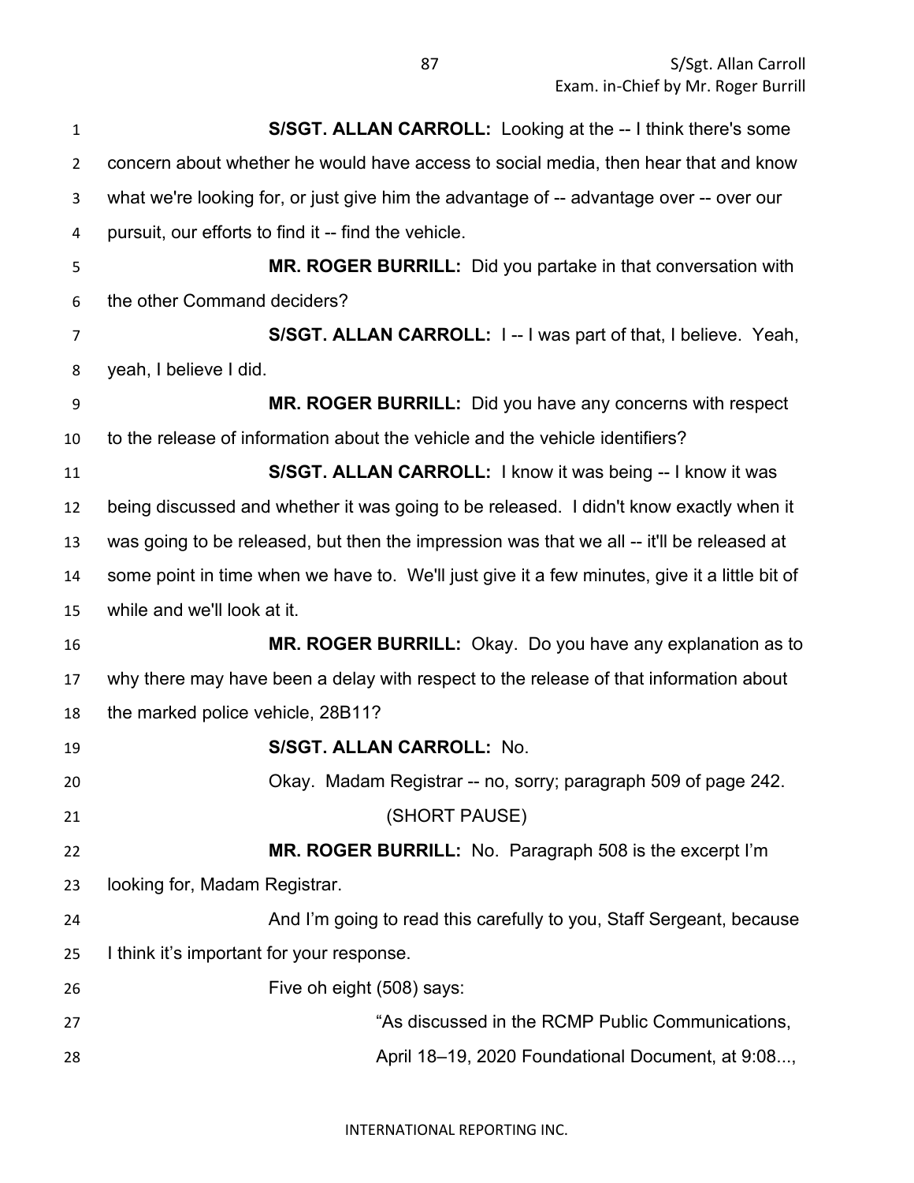**S/SGT. ALLAN CARROLL:** Looking at the -- I think there's some concern about whether he would have access to social media, then hear that and know what we're looking for, or just give him the advantage of -- advantage over -- over our pursuit, our efforts to find it -- find the vehicle.

**MR. ROGER BURRILL:** Did you partake in that conversation with the other Command deciders?

**S/SGT. ALLAN CARROLL:** I -- I was part of that, I believe. Yeah, yeah, I believe I did.

**MR. ROGER BURRILL:** Did you have any concerns with respect to the release of information about the vehicle and the vehicle identifiers?

**S/SGT. ALLAN CARROLL:** I know it was being -- I know it was being discussed and whether it was going to be released. I didn't know exactly when it was going to be released, but then the impression was that we all -- it'll be released at some point in time when we have to. We'll just give it a few minutes, give it a little bit of while and we'll look at it.

**MR. ROGER BURRILL:** Okay. Do you have any explanation as to why there may have been a delay with respect to the release of that information about the marked police vehicle, 28B11?

**S/SGT. ALLAN CARROLL:** No.

Okay. Madam Registrar -- no, sorry; paragraph 509 of page 242.

(SHORT PAUSE)

**MR. ROGER BURRILL:** No. Paragraph 508 is the excerpt I'm looking for, Madam Registrar.

And I'm going to read this carefully to you, Staff Sergeant, because I think it's important for your response.

Five oh eight (508) says:

> "As discussed in the RCMP Public Communications, April 18–19, 2020 Foundational Document, at 9:08...,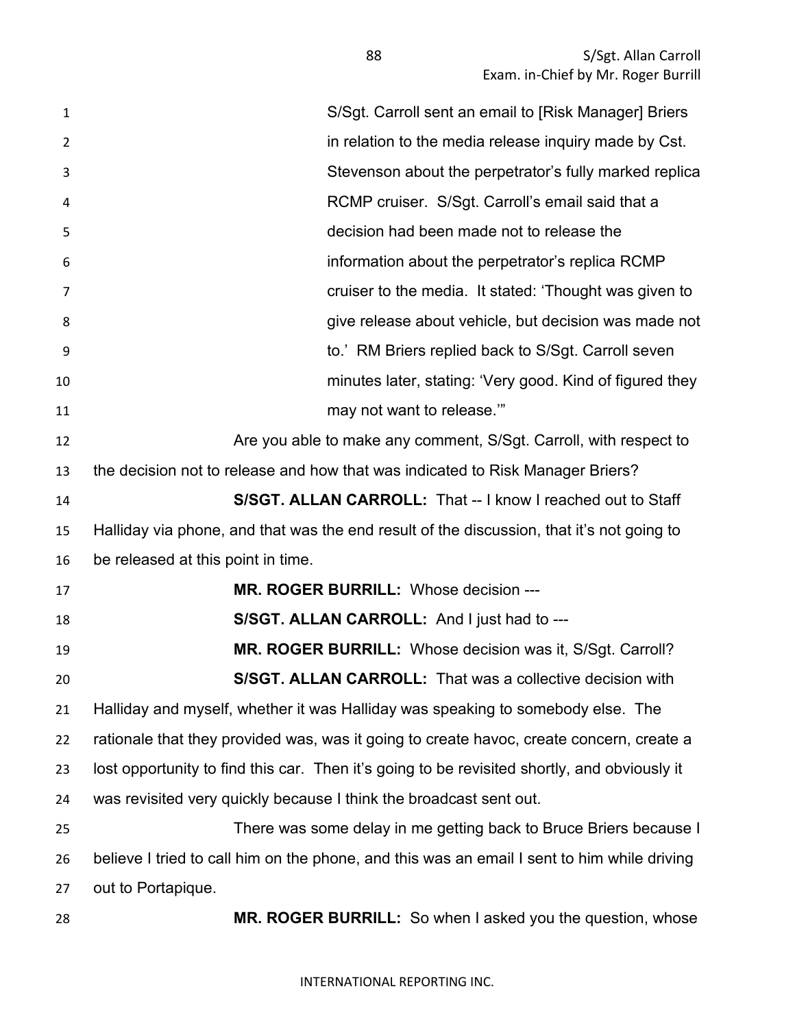S/Sgt. Carroll sent an email to [Risk Manager] Briers in relation to the media release inquiry made by Cst. Stevenson about the perpetrator's fully marked replica RCMP cruiser. S/Sgt. Carroll's email said that a decision had been made not to release the information about the perpetrator's replica RCMP cruiser to the media. It stated: 'Thought was given to give release about vehicle, but decision was made not to.' RM Briers replied back to S/Sgt. Carroll seven minutes later, stating: 'Very good. Kind of figured they may not want to release.'"

Are you able to make any comment, S/Sgt. Carroll, with respect to the decision not to release and how that was indicated to Risk Manager Briers?

**S/SGT. ALLAN CARROLL:** That -- I know I reached out to Staff Halliday via phone, and that was the end result of the discussion, that it's not going to be released at this point in time.

**MR. ROGER BURRILL:** Whose decision ---

**S/SGT. ALLAN CARROLL:** And I just had to ---

**MR. ROGER BURRILL:** Whose decision was it, S/Sgt. Carroll?

**S/SGT. ALLAN CARROLL:** That was a collective decision with Halliday and myself, whether it was Halliday was speaking to somebody else. The rationale that they provided was, was it going to create havoc, create concern, create a lost opportunity to find this car. Then it's going to be revisited shortly, and obviously it was revisited very quickly because I think the broadcast sent out.

There was some delay in me getting back to Bruce Briers because I believe I tried to call him on the phone, and this was an email I sent to him while driving out to Portapique.

**MR. ROGER BURRILL:** So when I asked you the question, whose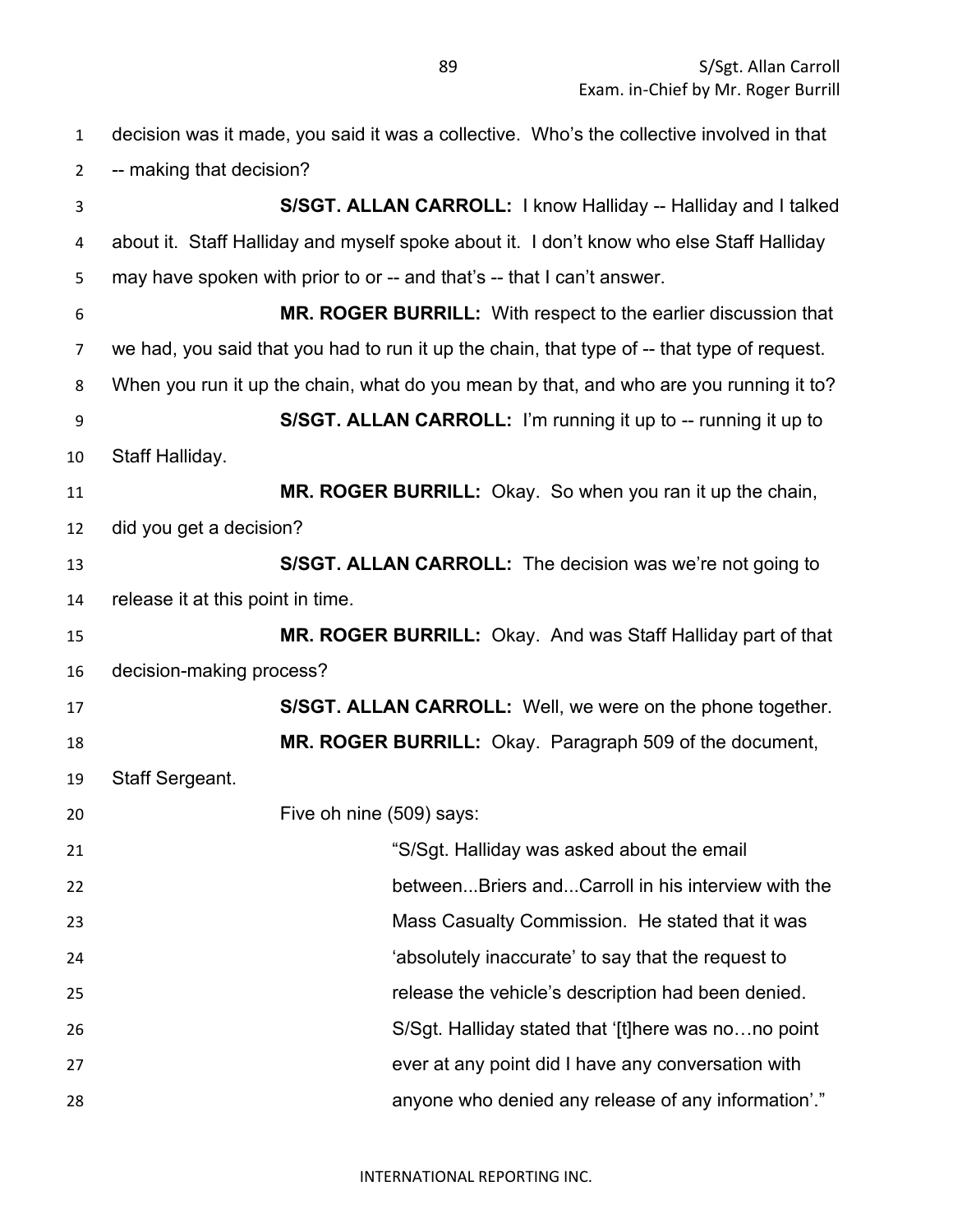decision was it made, you said it was a collective. Who's the collective involved in that -- making that decision?

**S/SGT. ALLAN CARROLL:** I know Halliday -- Halliday and I talked about it. Staff Halliday and myself spoke about it. I don't know who else Staff Halliday may have spoken with prior to or -- and that's -- that I can't answer.

**MR. ROGER BURRILL:** With respect to the earlier discussion that we had, you said that you had to run it up the chain, that type of -- that type of request. When you run it up the chain, what do you mean by that, and who are you running it to?

**S/SGT. ALLAN CARROLL:** I'm running it up to -- running it up to Staff Halliday.

**MR. ROGER BURRILL:** Okay. So when you ran it up the chain, did you get a decision?

**S/SGT. ALLAN CARROLL:** The decision was we're not going to release it at this point in time.

**MR. ROGER BURRILL:** Okay. And was Staff Halliday part of that decision-making process?

**S/SGT. ALLAN CARROLL:** Well, we were on the phone together.

**MR. ROGER BURRILL:** Okay. Paragraph 509 of the document, Staff Sergeant.

Five oh nine (509) says:

> "S/Sgt. Halliday was asked about the email between...Briers and...Carroll in his interview with the Mass Casualty Commission. He stated that it was 'absolutely inaccurate' to say that the request to release the vehicle's description had been denied. S/Sgt. Halliday stated that '[t]here was no…no point ever at any point did I have any conversation with anyone who denied any release of any information'."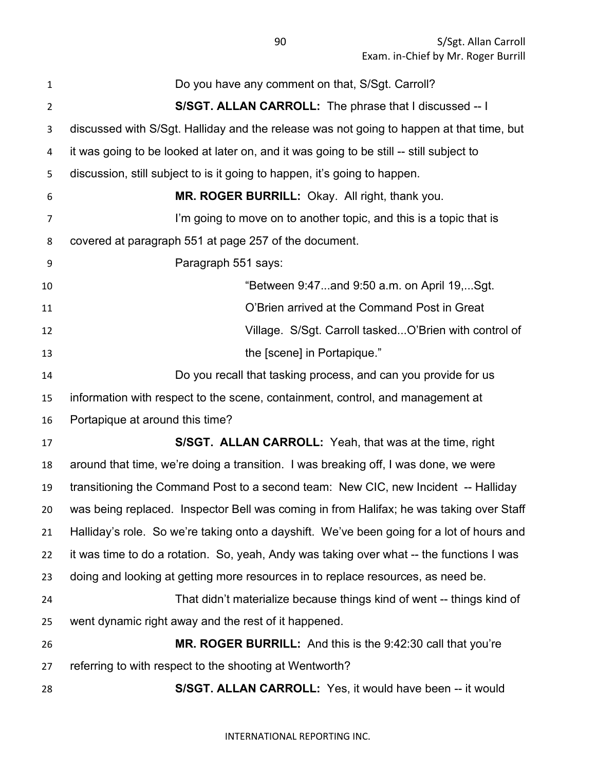Do you have any comment on that, S/Sgt. Carroll?

**S/SGT. ALLAN CARROLL:** The phrase that I discussed -- I discussed with S/Sgt. Halliday and the release was not going to happen at that time, but it was going to be looked at later on, and it was going to be still -- still subject to discussion, still subject to is it going to happen, it's going to happen.

**MR. ROGER BURRILL:** Okay. All right, thank you.

I'm going to move on to another topic, and this is a topic that is covered at paragraph 551 at page 257 of the document.

Paragraph 551 says:

> "Between 9:47...and 9:50 a.m. on April 19,...Sgt. O'Brien arrived at the Command Post in Great Village. S/Sgt. Carroll tasked...O'Brien with control of the [scene] in Portapique."

Do you recall that tasking process, and can you provide for us information with respect to the scene, containment, control, and management at Portapique at around this time?

**S/SGT. ALLAN CARROLL:** Yeah, that was at the time, right around that time, we're doing a transition. I was breaking off, I was done, we were transitioning the Command Post to a second team: New CIC, new Incident -- Halliday was being replaced. Inspector Bell was coming in from Halifax; he was taking over Staff Halliday's role. So we're taking onto a dayshift. We've been going for a lot of hours and it was time to do a rotation. So, yeah, Andy was taking over what -- the functions I was doing and looking at getting more resources in to replace resources, as need be.

That didn't materialize because things kind of went -- things kind of went dynamic right away and the rest of it happened.

**MR. ROGER BURRILL:** And this is the 9:42:30 call that you're referring to with respect to the shooting at Wentworth?

**S/SGT. ALLAN CARROLL:** Yes, it would have been -- it would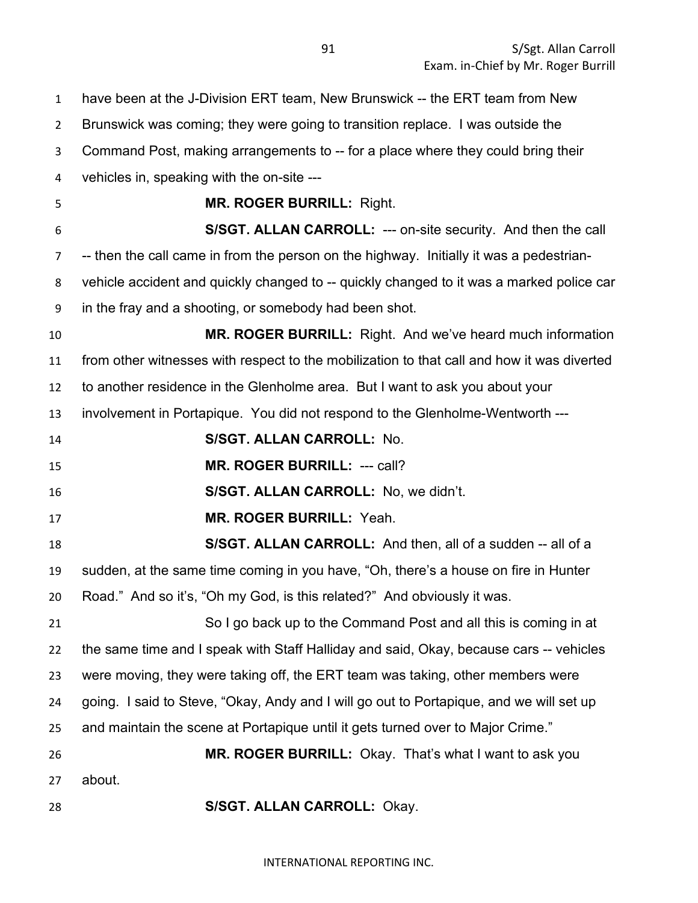have been at the J-Division ERT team, New Brunswick -- the ERT team from New Brunswick was coming; they were going to transition replace. I was outside the Command Post, making arrangements to -- for a place where they could bring their vehicles in, speaking with the on-site ---

**MR. ROGER BURRILL:** Right.

**S/SGT. ALLAN CARROLL:** --- on-site security. And then the call -- then the call came in from the person on the highway. Initially it was a pedestrian-vehicle accident and quickly changed to -- quickly changed to it was a marked police car in the fray and a shooting, or somebody had been shot.

**MR. ROGER BURRILL:** Right. And we've heard much information from other witnesses with respect to the mobilization to that call and how it was diverted to another residence in the Glenholme area. But I want to ask you about your involvement in Portapique. You did not respond to the Glenholme-Wentworth ---

**S/SGT. ALLAN CARROLL:** No.

**MR. ROGER BURRILL:** --- call?

**S/SGT. ALLAN CARROLL:** No, we didn't.

**MR. ROGER BURRILL:** Yeah.

**S/SGT. ALLAN CARROLL:** And then, all of a sudden -- all of a sudden, at the same time coming in you have, "Oh, there's a house on fire in Hunter Road." And so it's, "Oh my God, is this related?" And obviously it was.

So I go back up to the Command Post and all this is coming in at the same time and I speak with Staff Halliday and said, Okay, because cars -- vehicles were moving, they were taking off, the ERT team was taking, other members were going. I said to Steve, "Okay, Andy and I will go out to Portapique, and we will set up and maintain the scene at Portapique until it gets turned over to Major Crime."

**MR. ROGER BURRILL:** Okay. That's what I want to ask you about.

**S/SGT. ALLAN CARROLL:** Okay.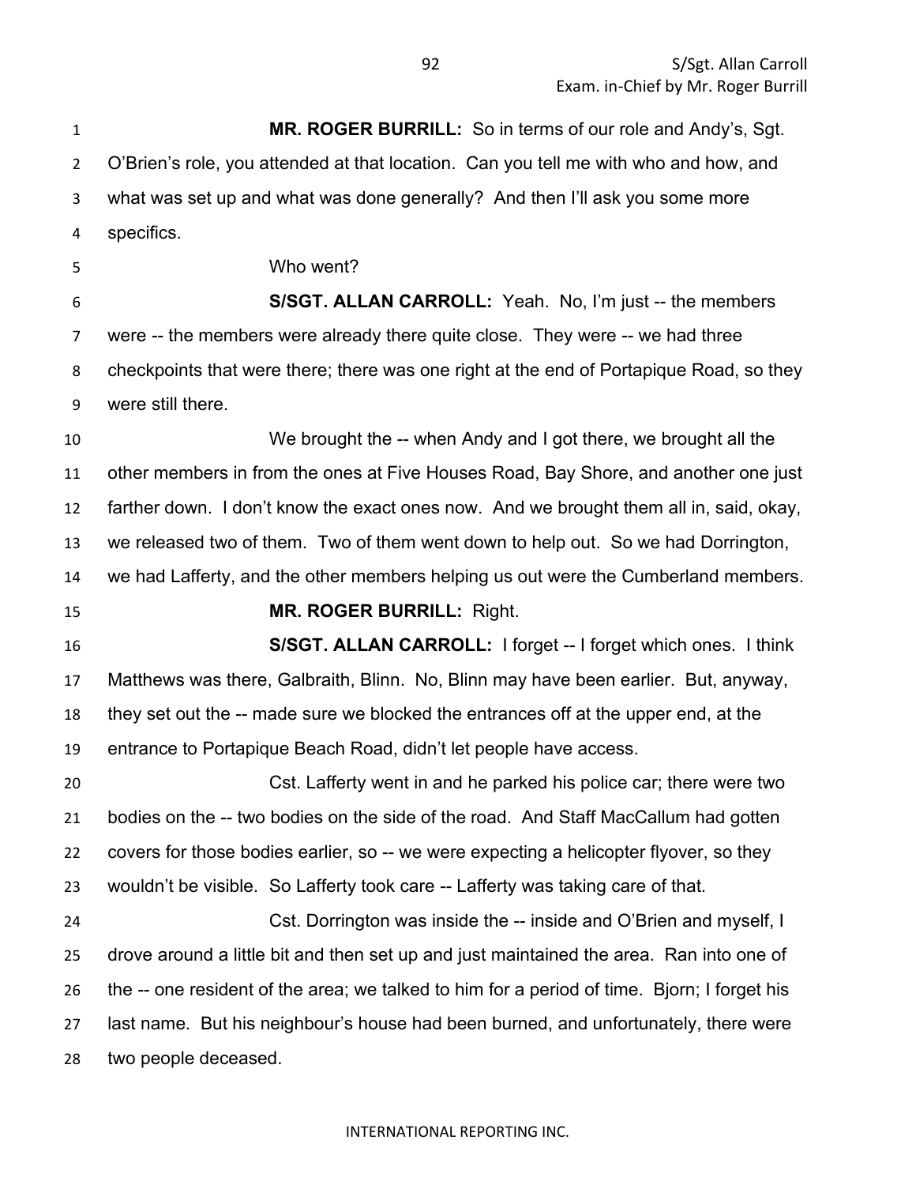**MR. ROGER BURRILL:** So in terms of our role and Andy's, Sgt. O'Brien's role, you attended at that location. Can you tell me with who and how, and what was set up and what was done generally? And then I'll ask you some more specifics.

Who went?

**S/SGT. ALLAN CARROLL:** Yeah. No, I'm just -- the members were -- the members were already there quite close. They were -- we had three checkpoints that were there; there was one right at the end of Portapique Road, so they were still there.

We brought the -- when Andy and I got there, we brought all the other members in from the ones at Five Houses Road, Bay Shore, and another one just farther down. I don't know the exact ones now. And we brought them all in, said, okay, we released two of them. Two of them went down to help out. So we had Dorrington, we had Lafferty, and the other members helping us out were the Cumberland members.

**MR. ROGER BURRILL:** Right.

**S/SGT. ALLAN CARROLL:** I forget -- I forget which ones. I think Matthews was there, Galbraith, Blinn. No, Blinn may have been earlier. But, anyway, they set out the -- made sure we blocked the entrances off at the upper end, at the entrance to Portapique Beach Road, didn't let people have access.

Cst. Lafferty went in and he parked his police car; there were two bodies on the -- two bodies on the side of the road. And Staff MacCallum had gotten covers for those bodies earlier, so -- we were expecting a helicopter flyover, so they wouldn't be visible. So Lafferty took care -- Lafferty was taking care of that.

Cst. Dorrington was inside the -- inside and O'Brien and myself, I drove around a little bit and then set up and just maintained the area. Ran into one of the -- one resident of the area; we talked to him for a period of time. Bjorn; I forget his last name. But his neighbour's house had been burned, and unfortunately, there were two people deceased.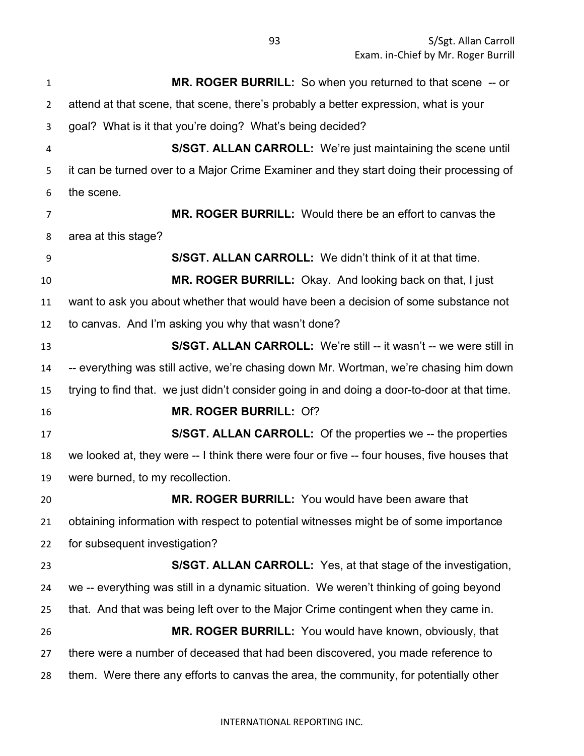**MR. ROGER BURRILL:** So when you returned to that scene -- or attend at that scene, that scene, there's probably a better expression, what is your goal? What is it that you're doing? What's being decided?

**S/SGT. ALLAN CARROLL:** We're just maintaining the scene until it can be turned over to a Major Crime Examiner and they start doing their processing of the scene.

**MR. ROGER BURRILL:** Would there be an effort to canvas the area at this stage?

**S/SGT. ALLAN CARROLL:** We didn't think of it at that time.

**MR. ROGER BURRILL:** Okay. And looking back on that, I just want to ask you about whether that would have been a decision of some substance not to canvas. And I'm asking you why that wasn't done?

**S/SGT. ALLAN CARROLL:** We're still -- it wasn't -- we were still in -- everything was still active, we're chasing down Mr. Wortman, we're chasing him down trying to find that. we just didn't consider going in and doing a door-to-door at that time.

**MR. ROGER BURRILL:** Of?

**S/SGT. ALLAN CARROLL:** Of the properties we -- the properties we looked at, they were -- I think there were four or five -- four houses, five houses that were burned, to my recollection.

**MR. ROGER BURRILL:** You would have been aware that obtaining information with respect to potential witnesses might be of some importance for subsequent investigation?

**S/SGT. ALLAN CARROLL:** Yes, at that stage of the investigation, we -- everything was still in a dynamic situation. We weren't thinking of going beyond that. And that was being left over to the Major Crime contingent when they came in.

**MR. ROGER BURRILL:** You would have known, obviously, that there were a number of deceased that had been discovered, you made reference to them. Were there any efforts to canvas the area, the community, for potentially other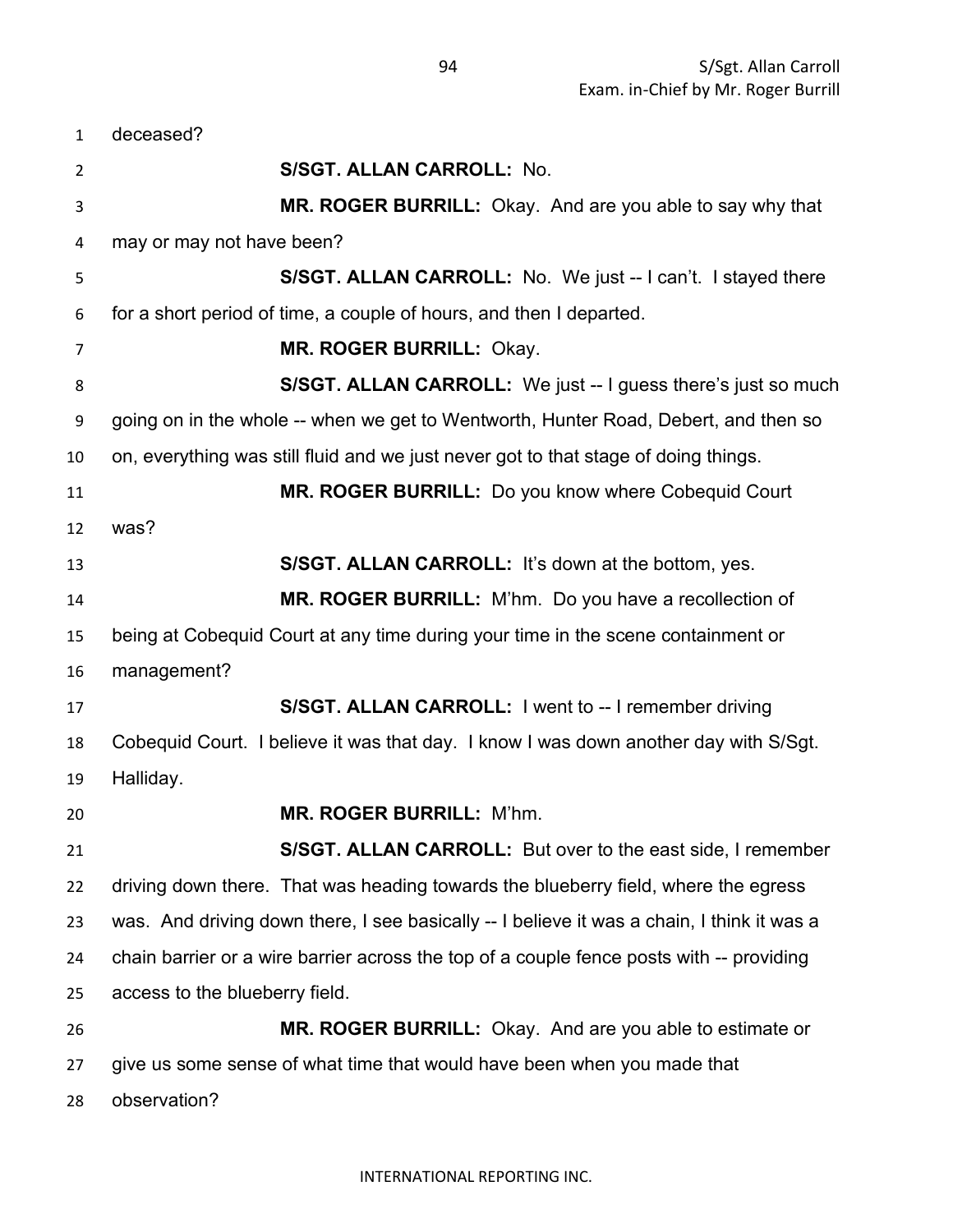deceased?

**S/SGT. ALLAN CARROLL:** No.

**MR. ROGER BURRILL:** Okay. And are you able to say why that may or may not have been?

**S/SGT. ALLAN CARROLL:** No. We just -- I can't. I stayed there for a short period of time, a couple of hours, and then I departed.

**MR. ROGER BURRILL:** Okay.

**S/SGT. ALLAN CARROLL:** We just -- I guess there's just so much going on in the whole -- when we get to Wentworth, Hunter Road, Debert, and then so on, everything was still fluid and we just never got to that stage of doing things.

**MR. ROGER BURRILL:** Do you know where Cobequid Court was?

**S/SGT. ALLAN CARROLL:** It's down at the bottom, yes.

**MR. ROGER BURRILL:** M'hm. Do you have a recollection of being at Cobequid Court at any time during your time in the scene containment or management?

**S/SGT. ALLAN CARROLL:** I went to -- I remember driving Cobequid Court. I believe it was that day. I know I was down another day with S/Sgt. Halliday.

**MR. ROGER BURRILL:** M'hm.

**S/SGT. ALLAN CARROLL:** But over to the east side, I remember driving down there. That was heading towards the blueberry field, where the egress was. And driving down there, I see basically -- I believe it was a chain, I think it was a chain barrier or a wire barrier across the top of a couple fence posts with -- providing access to the blueberry field.

**MR. ROGER BURRILL:** Okay. And are you able to estimate or give us some sense of what time that would have been when you made that observation?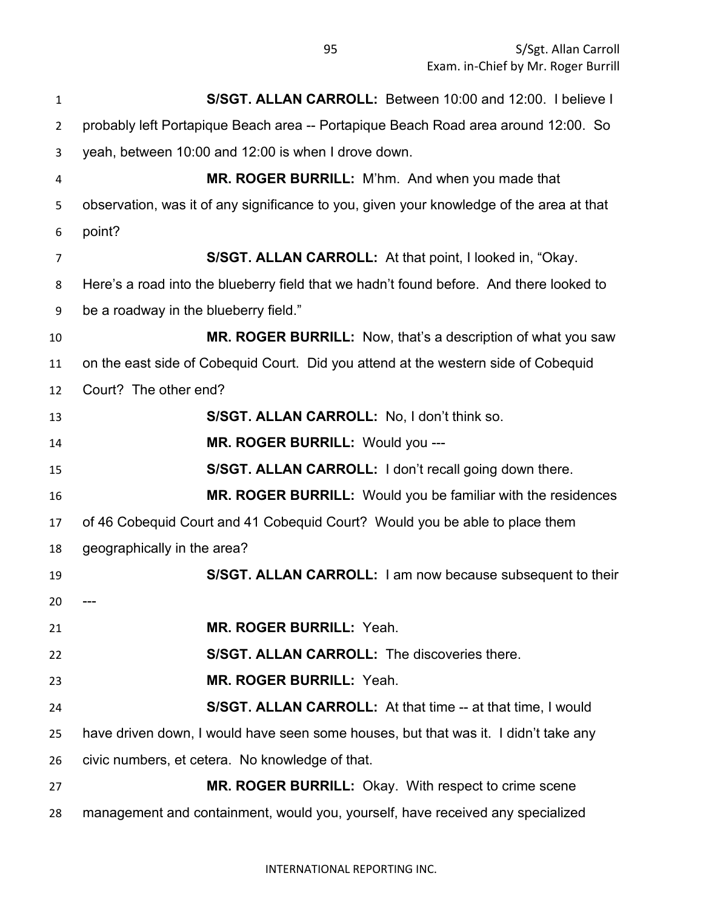**S/SGT. ALLAN CARROLL:** Between 10:00 and 12:00. I believe I probably left Portapique Beach area -- Portapique Beach Road area around 12:00. So yeah, between 10:00 and 12:00 is when I drove down.

**MR. ROGER BURRILL:** M'hm. And when you made that observation, was it of any significance to you, given your knowledge of the area at that point?

**S/SGT. ALLAN CARROLL:** At that point, I looked in, "Okay. Here's a road into the blueberry field that we hadn't found before. And there looked to be a roadway in the blueberry field."

**MR. ROGER BURRILL:** Now, that's a description of what you saw on the east side of Cobequid Court. Did you attend at the western side of Cobequid Court? The other end?

**S/SGT. ALLAN CARROLL:** No, I don't think so.

**MR. ROGER BURRILL:** Would you ---

**S/SGT. ALLAN CARROLL:** I don't recall going down there.

**MR. ROGER BURRILL:** Would you be familiar with the residences of 46 Cobequid Court and 41 Cobequid Court? Would you be able to place them geographically in the area?

**S/SGT. ALLAN CARROLL:** I am now because subsequent to their ---

**MR. ROGER BURRILL:** Yeah.

**S/SGT. ALLAN CARROLL:** The discoveries there.

**MR. ROGER BURRILL:** Yeah.

**S/SGT. ALLAN CARROLL:** At that time -- at that time, I would have driven down, I would have seen some houses, but that was it. I didn't take any civic numbers, et cetera. No knowledge of that.

**MR. ROGER BURRILL:** Okay. With respect to crime scene management and containment, would you, yourself, have received any specialized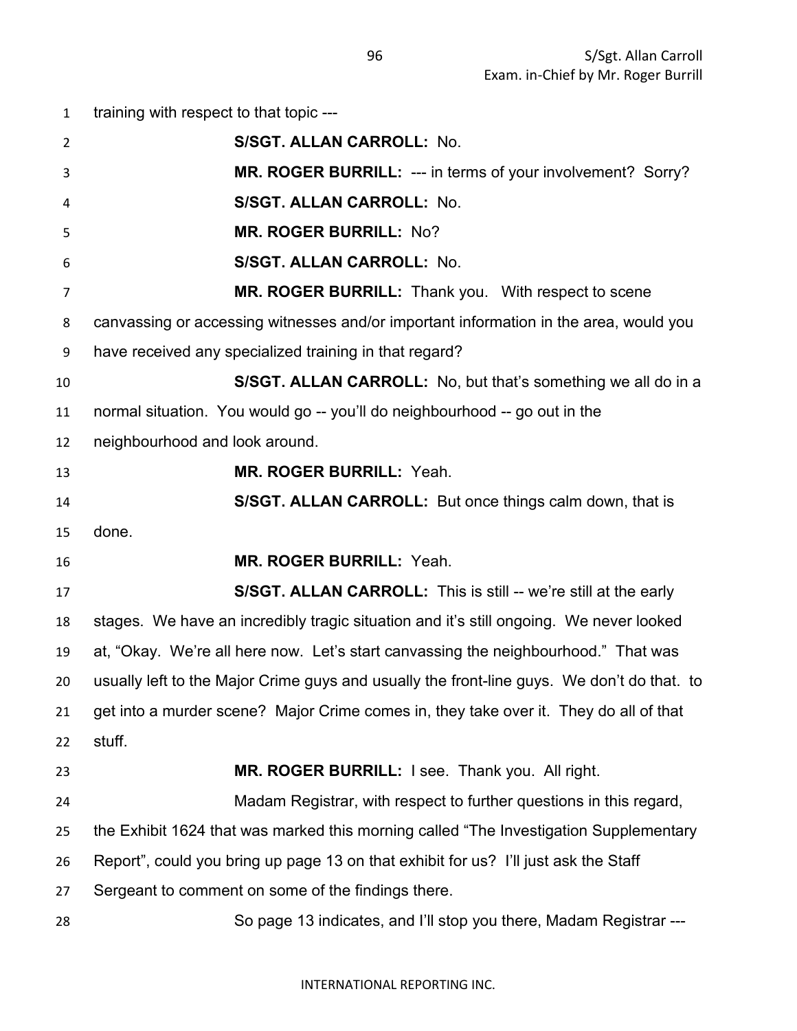training with respect to that topic ---

**S/SGT. ALLAN CARROLL:** No.

**MR. ROGER BURRILL:** --- in terms of your involvement? Sorry?

**S/SGT. ALLAN CARROLL:** No.

**MR. ROGER BURRILL:** No?

**S/SGT. ALLAN CARROLL:** No.

**MR. ROGER BURRILL:** Thank you. With respect to scene canvassing or accessing witnesses and/or important information in the area, would you have received any specialized training in that regard?

**S/SGT. ALLAN CARROLL:** No, but that's something we all do in a normal situation. You would go -- you'll do neighbourhood -- go out in the neighbourhood and look around.

**MR. ROGER BURRILL:** Yeah.

**S/SGT. ALLAN CARROLL:** But once things calm down, that is done.

**MR. ROGER BURRILL:** Yeah.

**S/SGT. ALLAN CARROLL:** This is still -- we're still at the early stages. We have an incredibly tragic situation and it's still ongoing. We never looked at, "Okay. We're all here now. Let's start canvassing the neighbourhood." That was usually left to the Major Crime guys and usually the front-line guys. We don't do that. to get into a murder scene? Major Crime comes in, they take over it. They do all of that stuff.

**MR. ROGER BURRILL:** I see. Thank you. All right.

Madam Registrar, with respect to further questions in this regard, the Exhibit 1624 that was marked this morning called "The Investigation Supplementary Report", could you bring up page 13 on that exhibit for us? I'll just ask the Staff Sergeant to comment on some of the findings there.

So page 13 indicates, and I'll stop you there, Madam Registrar ---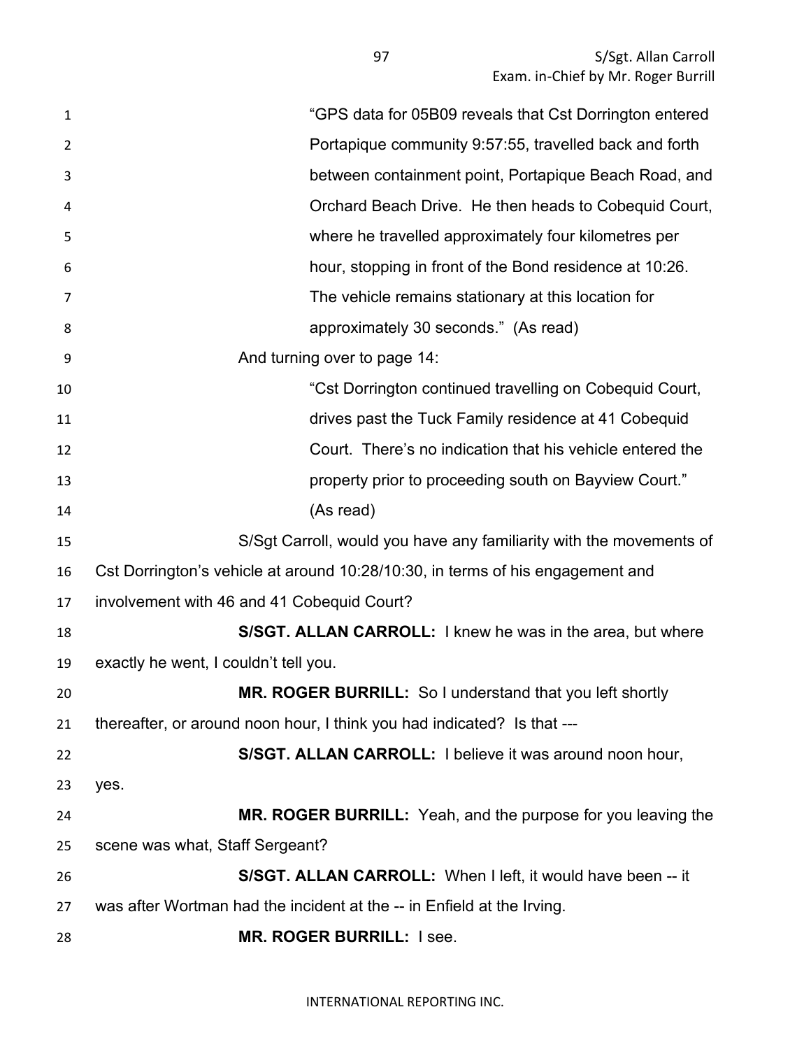> "GPS data for 05B09 reveals that Cst Dorrington entered Portapique community 9:57:55, travelled back and forth between containment point, Portapique Beach Road, and Orchard Beach Drive. He then heads to Cobequid Court, where he travelled approximately four kilometres per hour, stopping in front of the Bond residence at 10:26. The vehicle remains stationary at this location for approximately 30 seconds." (As read)

And turning over to page 14:

> "Cst Dorrington continued travelling on Cobequid Court, drives past the Tuck Family residence at 41 Cobequid Court. There's no indication that his vehicle entered the property prior to proceeding south on Bayview Court." (As read)

S/Sgt Carroll, would you have any familiarity with the movements of Cst Dorrington's vehicle at around 10:28/10:30, in terms of his engagement and involvement with 46 and 41 Cobequid Court?

**S/SGT. ALLAN CARROLL:** I knew he was in the area, but where exactly he went, I couldn't tell you.

**MR. ROGER BURRILL:** So I understand that you left shortly thereafter, or around noon hour, I think you had indicated? Is that ---

**S/SGT. ALLAN CARROLL:** I believe it was around noon hour, yes.

**MR. ROGER BURRILL:** Yeah, and the purpose for you leaving the scene was what, Staff Sergeant?

**S/SGT. ALLAN CARROLL:** When I left, it would have been -- it was after Wortman had the incident at the -- in Enfield at the Irving.

**MR. ROGER BURRILL:** I see.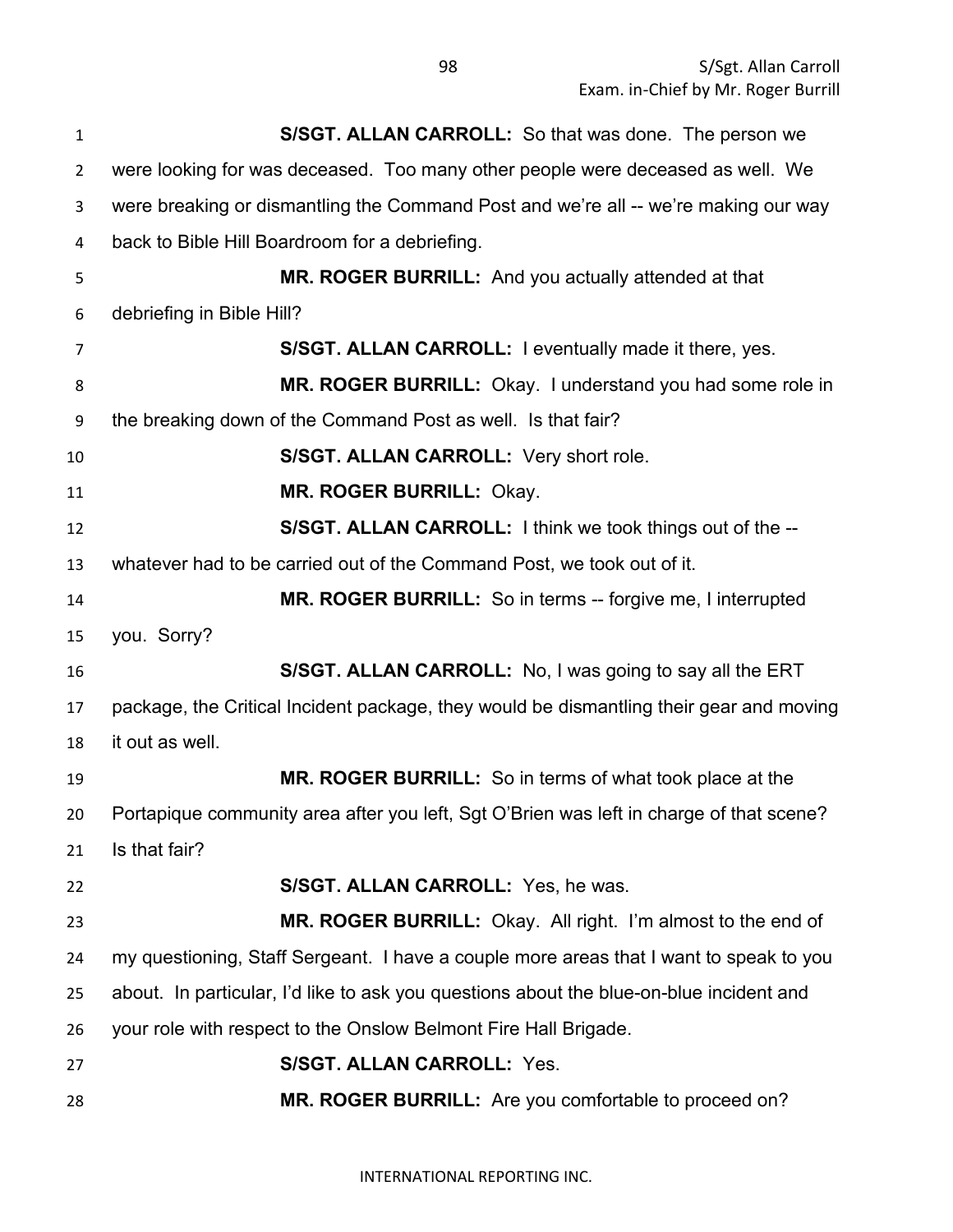**S/SGT. ALLAN CARROLL:** So that was done. The person we were looking for was deceased. Too many other people were deceased as well. We were breaking or dismantling the Command Post and we're all -- we're making our way back to Bible Hill Boardroom for a debriefing.

**MR. ROGER BURRILL:** And you actually attended at that debriefing in Bible Hill?

**S/SGT. ALLAN CARROLL:** I eventually made it there, yes.

**MR. ROGER BURRILL:** Okay. I understand you had some role in the breaking down of the Command Post as well. Is that fair?

**S/SGT. ALLAN CARROLL:** Very short role.

**MR. ROGER BURRILL:** Okay.

**S/SGT. ALLAN CARROLL:** I think we took things out of the -- whatever had to be carried out of the Command Post, we took out of it.

**MR. ROGER BURRILL:** So in terms -- forgive me, I interrupted you. Sorry?

**S/SGT. ALLAN CARROLL:** No, I was going to say all the ERT package, the Critical Incident package, they would be dismantling their gear and moving it out as well.

**MR. ROGER BURRILL:** So in terms of what took place at the Portapique community area after you left, Sgt O'Brien was left in charge of that scene? Is that fair?

**S/SGT. ALLAN CARROLL:** Yes, he was.

**MR. ROGER BURRILL:** Okay. All right. I'm almost to the end of my questioning, Staff Sergeant. I have a couple more areas that I want to speak to you about. In particular, I'd like to ask you questions about the blue-on-blue incident and your role with respect to the Onslow Belmont Fire Hall Brigade.

**S/SGT. ALLAN CARROLL:** Yes.

**MR. ROGER BURRILL:** Are you comfortable to proceed on?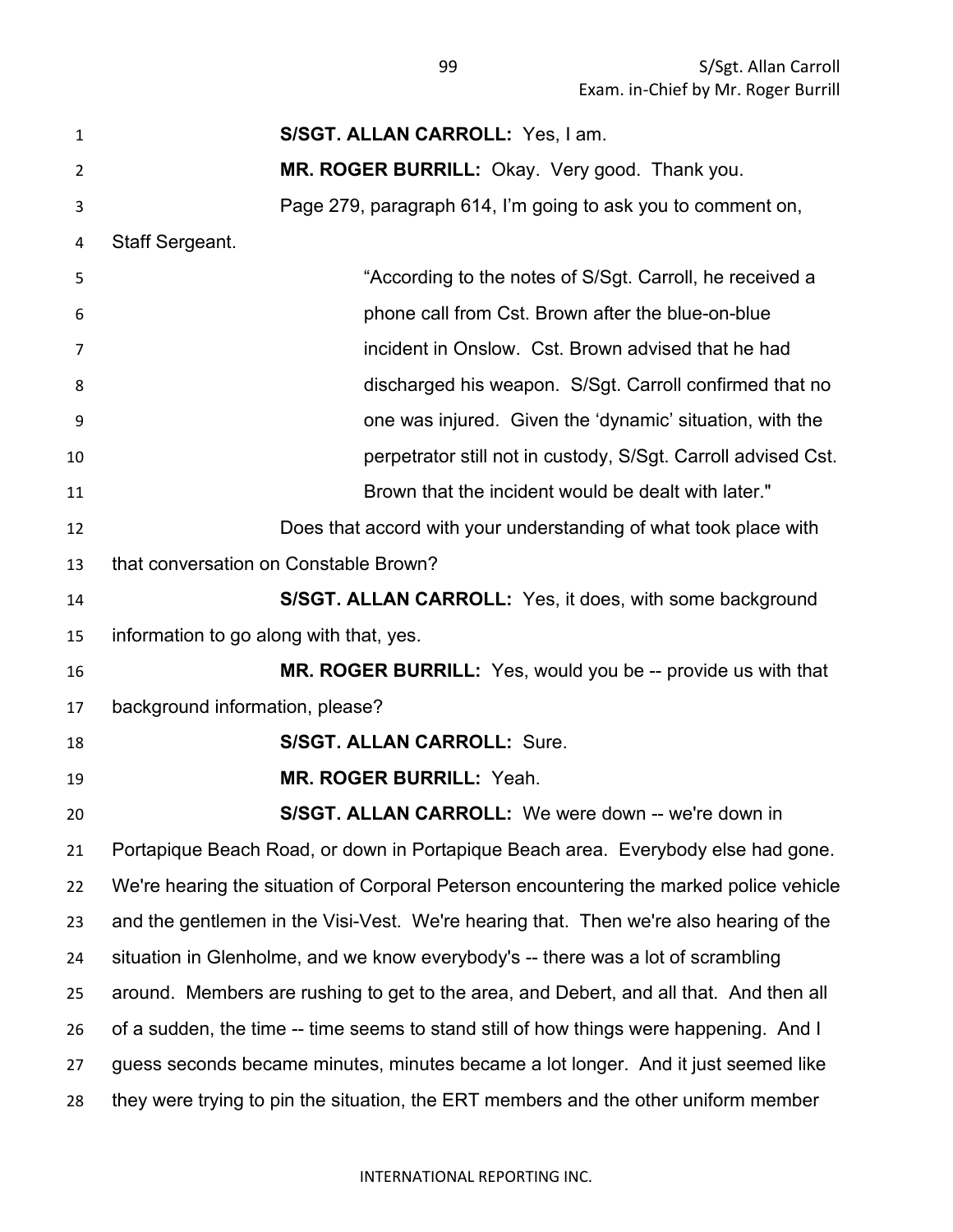**S/SGT. ALLAN CARROLL:** Yes, I am.

**MR. ROGER BURRILL:** Okay. Very good. Thank you.

Page 279, paragraph 614, I'm going to ask you to comment on, Staff Sergeant.

> "According to the notes of S/Sgt. Carroll, he received a phone call from Cst. Brown after the blue-on-blue incident in Onslow. Cst. Brown advised that he had discharged his weapon. S/Sgt. Carroll confirmed that no one was injured. Given the 'dynamic' situation, with the perpetrator still not in custody, S/Sgt. Carroll advised Cst. Brown that the incident would be dealt with later."

Does that accord with your understanding of what took place with that conversation on Constable Brown?

**S/SGT. ALLAN CARROLL:** Yes, it does, with some background information to go along with that, yes.

**MR. ROGER BURRILL:** Yes, would you be -- provide us with that background information, please?

**S/SGT. ALLAN CARROLL:** Sure.

**MR. ROGER BURRILL:** Yeah.

**S/SGT. ALLAN CARROLL:** We were down -- we're down in Portapique Beach Road, or down in Portapique Beach area. Everybody else had gone. We're hearing the situation of Corporal Peterson encountering the marked police vehicle and the gentlemen in the Visi-Vest. We're hearing that. Then we're also hearing of the situation in Glenholme, and we know everybody's -- there was a lot of scrambling around. Members are rushing to get to the area, and Debert, and all that. And then all of a sudden, the time -- time seems to stand still of how things were happening. And I guess seconds became minutes, minutes became a lot longer. And it just seemed like they were trying to pin the situation, the ERT members and the other uniform member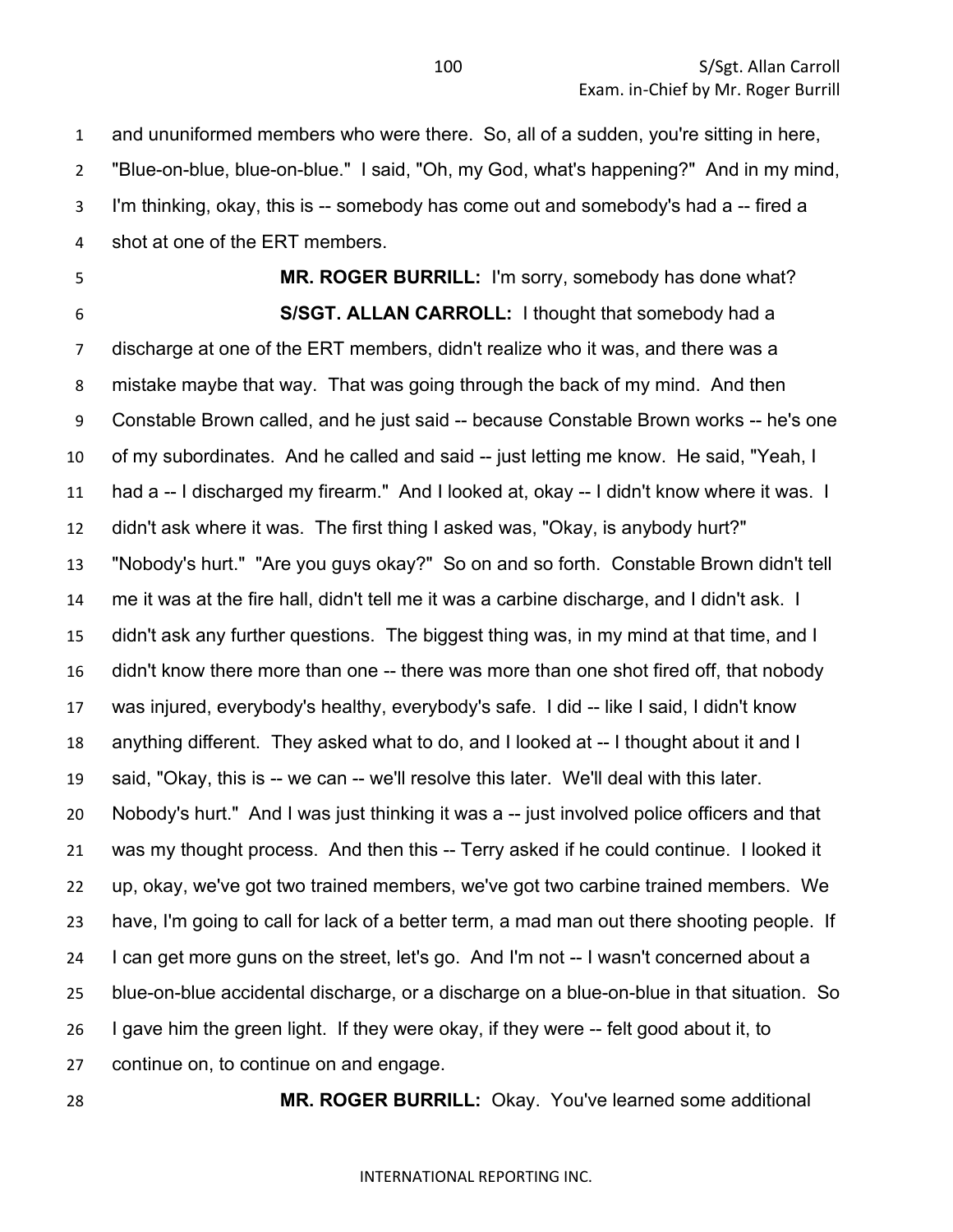and ununiformed members who were there. So, all of a sudden, you're sitting in here, "Blue-on-blue, blue-on-blue." I said, "Oh, my God, what's happening?" And in my mind, I'm thinking, okay, this is -- somebody has come out and somebody's had a -- fired a shot at one of the ERT members.

**MR. ROGER BURRILL:** I'm sorry, somebody has done what?

**S/SGT. ALLAN CARROLL:** I thought that somebody had a discharge at one of the ERT members, didn't realize who it was, and there was a mistake maybe that way. That was going through the back of my mind. And then Constable Brown called, and he just said -- because Constable Brown works -- he's one of my subordinates. And he called and said -- just letting me know. He said, "Yeah, I had a -- I discharged my firearm." And I looked at, okay -- I didn't know where it was. I didn't ask where it was. The first thing I asked was, "Okay, is anybody hurt?" "Nobody's hurt." "Are you guys okay?" So on and so forth. Constable Brown didn't tell me it was at the fire hall, didn't tell me it was a carbine discharge, and I didn't ask. I didn't ask any further questions. The biggest thing was, in my mind at that time, and I didn't know there more than one -- there was more than one shot fired off, that nobody was injured, everybody's healthy, everybody's safe. I did -- like I said, I didn't know anything different. They asked what to do, and I looked at -- I thought about it and I said, "Okay, this is -- we can -- we'll resolve this later. We'll deal with this later. Nobody's hurt." And I was just thinking it was a -- just involved police officers and that was my thought process. And then this -- Terry asked if he could continue. I looked it up, okay, we've got two trained members, we've got two carbine trained members. We have, I'm going to call for lack of a better term, a mad man out there shooting people. If I can get more guns on the street, let's go. And I'm not -- I wasn't concerned about a blue-on-blue accidental discharge, or a discharge on a blue-on-blue in that situation. So I gave him the green light. If they were okay, if they were -- felt good about it, to continue on, to continue on and engage.

**MR. ROGER BURRILL:** Okay. You've learned some additional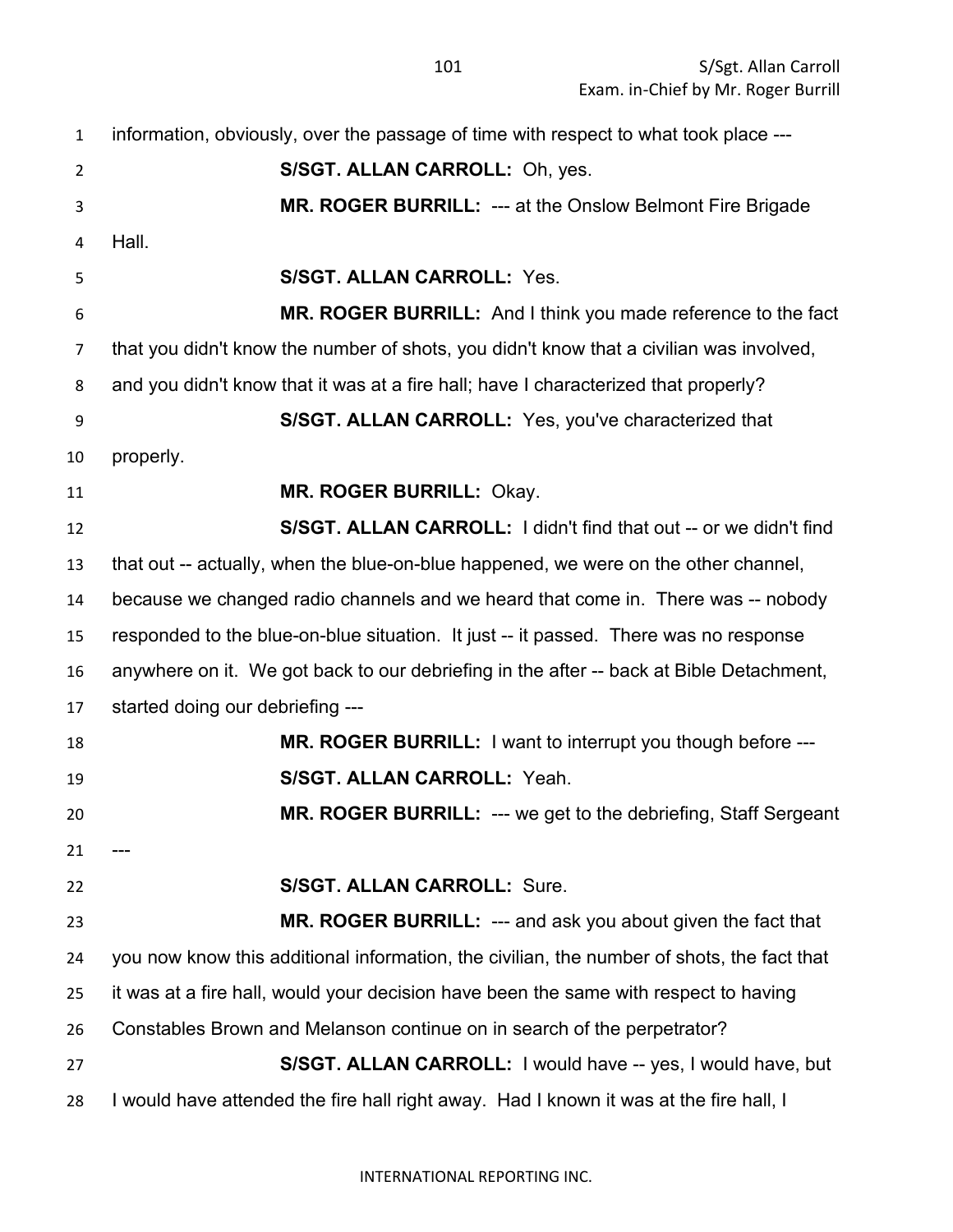information, obviously, over the passage of time with respect to what took place ---

**S/SGT. ALLAN CARROLL:** Oh, yes.

**MR. ROGER BURRILL:** --- at the Onslow Belmont Fire Brigade Hall.

**S/SGT. ALLAN CARROLL:** Yes.

**MR. ROGER BURRILL:** And I think you made reference to the fact that you didn't know the number of shots, you didn't know that a civilian was involved, and you didn't know that it was at a fire hall; have I characterized that properly?

**S/SGT. ALLAN CARROLL:** Yes, you've characterized that properly.

**MR. ROGER BURRILL:** Okay.

**S/SGT. ALLAN CARROLL:** I didn't find that out -- or we didn't find that out -- actually, when the blue-on-blue happened, we were on the other channel, because we changed radio channels and we heard that come in. There was -- nobody responded to the blue-on-blue situation. It just -- it passed. There was no response anywhere on it. We got back to our debriefing in the after -- back at Bible Detachment, started doing our debriefing ---

**MR. ROGER BURRILL:** I want to interrupt you though before ---

**S/SGT. ALLAN CARROLL:** Yeah.

**MR. ROGER BURRILL:** --- we get to the debriefing, Staff Sergeant ---

**S/SGT. ALLAN CARROLL:** Sure.

**MR. ROGER BURRILL:** --- and ask you about given the fact that you now know this additional information, the civilian, the number of shots, the fact that it was at a fire hall, would your decision have been the same with respect to having Constables Brown and Melanson continue on in search of the perpetrator?

**S/SGT. ALLAN CARROLL:** I would have -- yes, I would have, but I would have attended the fire hall right away. Had I known it was at the fire hall, I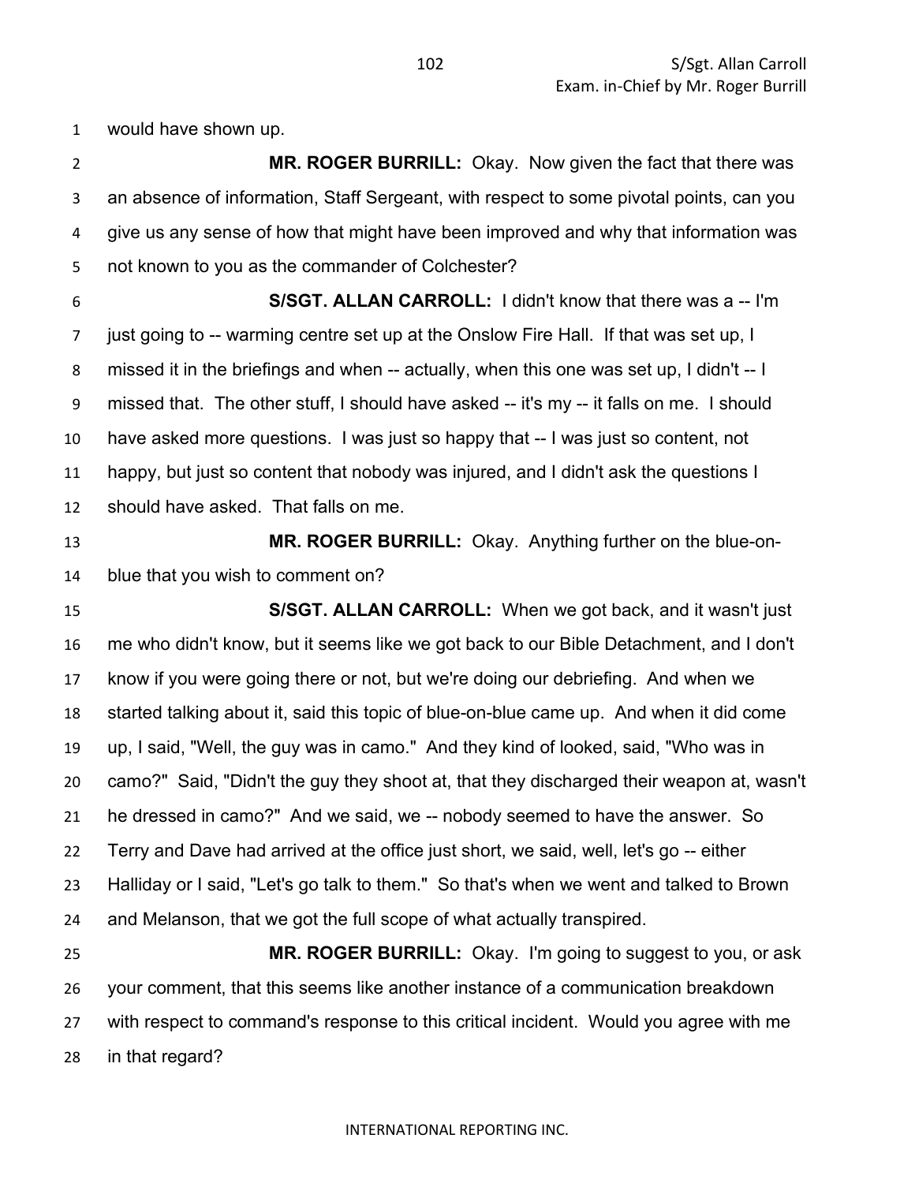would have shown up.

**MR. ROGER BURRILL:** Okay. Now given the fact that there was an absence of information, Staff Sergeant, with respect to some pivotal points, can you give us any sense of how that might have been improved and why that information was not known to you as the commander of Colchester?

**S/SGT. ALLAN CARROLL:** I didn't know that there was a -- I'm just going to -- warming centre set up at the Onslow Fire Hall. If that was set up, I missed it in the briefings and when -- actually, when this one was set up, I didn't -- I missed that. The other stuff, I should have asked -- it's my -- it falls on me. I should have asked more questions. I was just so happy that -- I was just so content, not happy, but just so content that nobody was injured, and I didn't ask the questions I should have asked. That falls on me.

**MR. ROGER BURRILL:** Okay. Anything further on the blue-on-blue that you wish to comment on?

**S/SGT. ALLAN CARROLL:** When we got back, and it wasn't just me who didn't know, but it seems like we got back to our Bible Detachment, and I don't know if you were going there or not, but we're doing our debriefing. And when we started talking about it, said this topic of blue-on-blue came up. And when it did come up, I said, "Well, the guy was in camo." And they kind of looked, said, "Who was in camo?" Said, "Didn't the guy they shoot at, that they discharged their weapon at, wasn't he dressed in camo?" And we said, we -- nobody seemed to have the answer. So Terry and Dave had arrived at the office just short, we said, well, let's go -- either Halliday or I said, "Let's go talk to them." So that's when we went and talked to Brown and Melanson, that we got the full scope of what actually transpired.

**MR. ROGER BURRILL:** Okay. I'm going to suggest to you, or ask your comment, that this seems like another instance of a communication breakdown with respect to command's response to this critical incident. Would you agree with me in that regard?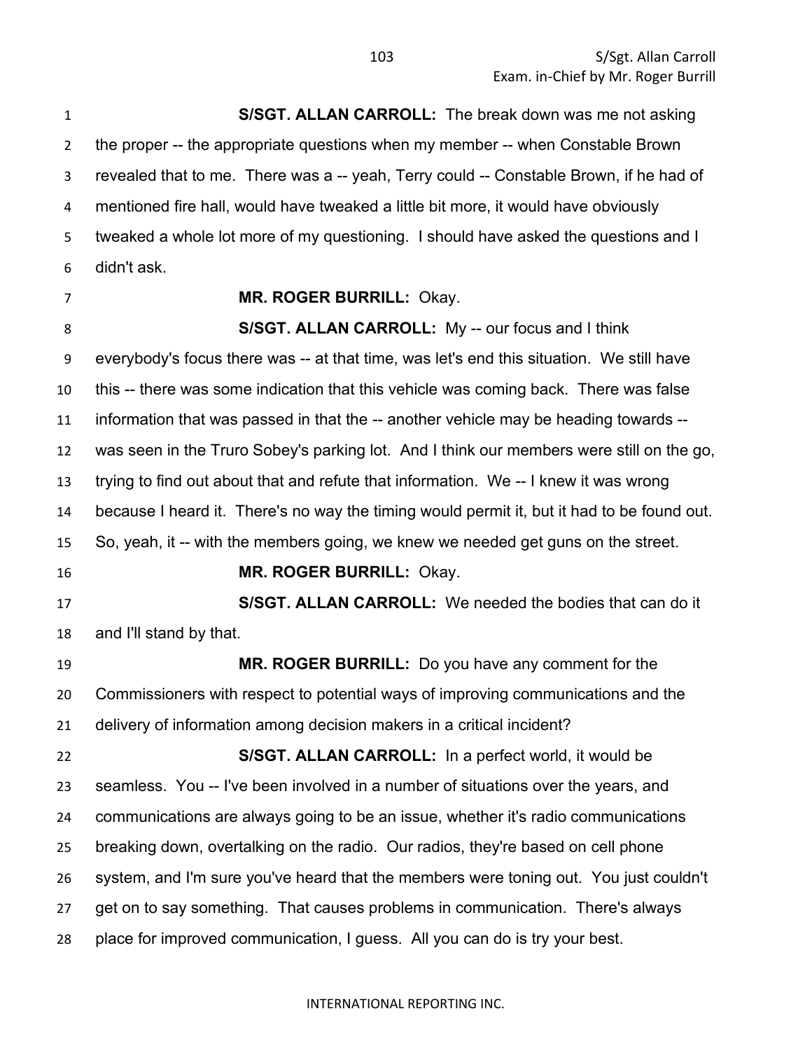**S/SGT. ALLAN CARROLL:** The break down was me not asking the proper -- the appropriate questions when my member -- when Constable Brown revealed that to me. There was a -- yeah, Terry could -- Constable Brown, if he had of mentioned fire hall, would have tweaked a little bit more, it would have obviously tweaked a whole lot more of my questioning. I should have asked the questions and I didn't ask.

**MR. ROGER BURRILL:** Okay.

**S/SGT. ALLAN CARROLL:** My -- our focus and I think everybody's focus there was -- at that time, was let's end this situation. We still have this -- there was some indication that this vehicle was coming back. There was false information that was passed in that the -- another vehicle may be heading towards -- was seen in the Truro Sobey's parking lot. And I think our members were still on the go, trying to find out about that and refute that information. We -- I knew it was wrong because I heard it. There's no way the timing would permit it, but it had to be found out. So, yeah, it -- with the members going, we knew we needed get guns on the street.

**MR. ROGER BURRILL:** Okay.

**S/SGT. ALLAN CARROLL:** We needed the bodies that can do it and I'll stand by that.

**MR. ROGER BURRILL:** Do you have any comment for the Commissioners with respect to potential ways of improving communications and the delivery of information among decision makers in a critical incident?

**S/SGT. ALLAN CARROLL:** In a perfect world, it would be seamless. You -- I've been involved in a number of situations over the years, and communications are always going to be an issue, whether it's radio communications breaking down, overtalking on the radio. Our radios, they're based on cell phone system, and I'm sure you've heard that the members were toning out. You just couldn't get on to say something. That causes problems in communication. There's always place for improved communication, I guess. All you can do is try your best.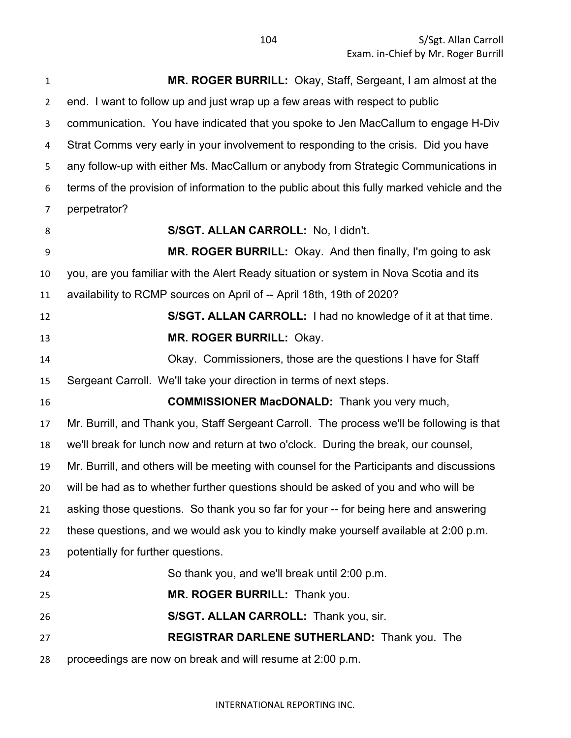**MR. ROGER BURRILL:** Okay, Staff, Sergeant, I am almost at the end. I want to follow up and just wrap up a few areas with respect to public communication. You have indicated that you spoke to Jen MacCallum to engage H-Div Strat Comms very early in your involvement to responding to the crisis. Did you have any follow-up with either Ms. MacCallum or anybody from Strategic Communications in terms of the provision of information to the public about this fully marked vehicle and the perpetrator?

**S/SGT. ALLAN CARROLL:** No, I didn't.

**MR. ROGER BURRILL:** Okay. And then finally, I'm going to ask you, are you familiar with the Alert Ready situation or system in Nova Scotia and its availability to RCMP sources on April of -- April 18th, 19th of 2020?

**S/SGT. ALLAN CARROLL:** I had no knowledge of it at that time.

**MR. ROGER BURRILL:** Okay.

Okay. Commissioners, those are the questions I have for Staff Sergeant Carroll. We'll take your direction in terms of next steps.

**COMMISSIONER MacDONALD:** Thank you very much, Mr. Burrill, and Thank you, Staff Sergeant Carroll. The process we'll be following is that we'll break for lunch now and return at two o'clock. During the break, our counsel, Mr. Burrill, and others will be meeting with counsel for the Participants and discussions will be had as to whether further questions should be asked of you and who will be asking those questions. So thank you so far for your -- for being here and answering these questions, and we would ask you to kindly make yourself available at 2:00 p.m. potentially for further questions.

So thank you, and we'll break until 2:00 p.m.

**MR. ROGER BURRILL:** Thank you.

**S/SGT. ALLAN CARROLL:** Thank you, sir.

**REGISTRAR DARLENE SUTHERLAND:** Thank you. The proceedings are now on break and will resume at 2:00 p.m.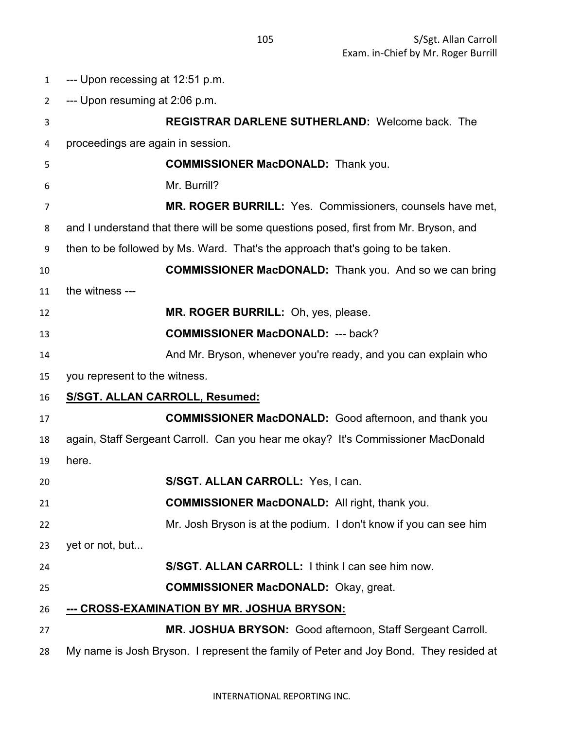--- Upon recessing at 12:51 p.m.

--- Upon resuming at 2:06 p.m.

**REGISTRAR DARLENE SUTHERLAND:** Welcome back. The proceedings are again in session.

**COMMISSIONER MacDONALD:** Thank you.

Mr. Burrill?

**MR. ROGER BURRILL:** Yes. Commissioners, counsels have met, and I understand that there will be some questions posed, first from Mr. Bryson, and then to be followed by Ms. Ward. That's the approach that's going to be taken.

**COMMISSIONER MacDONALD:** Thank you. And so we can bring the witness ---

**MR. ROGER BURRILL:** Oh, yes, please.

**COMMISSIONER MacDONALD:** --- back?

And Mr. Bryson, whenever you're ready, and you can explain who you represent to the witness.

**S/SGT. ALLAN CARROLL, Resumed:**

**COMMISSIONER MacDONALD:** Good afternoon, and thank you again, Staff Sergeant Carroll. Can you hear me okay? It's Commissioner MacDonald here.

**S/SGT. ALLAN CARROLL:** Yes, I can.

**COMMISSIONER MacDONALD:** All right, thank you.

Mr. Josh Bryson is at the podium. I don't know if you can see him yet or not, but...

**S/SGT. ALLAN CARROLL:** I think I can see him now.

**COMMISSIONER MacDONALD:** Okay, great.

**--- CROSS-EXAMINATION BY MR. JOSHUA BRYSON:**

**MR. JOSHUA BRYSON:** Good afternoon, Staff Sergeant Carroll. My name is Josh Bryson. I represent the family of Peter and Joy Bond. They resided at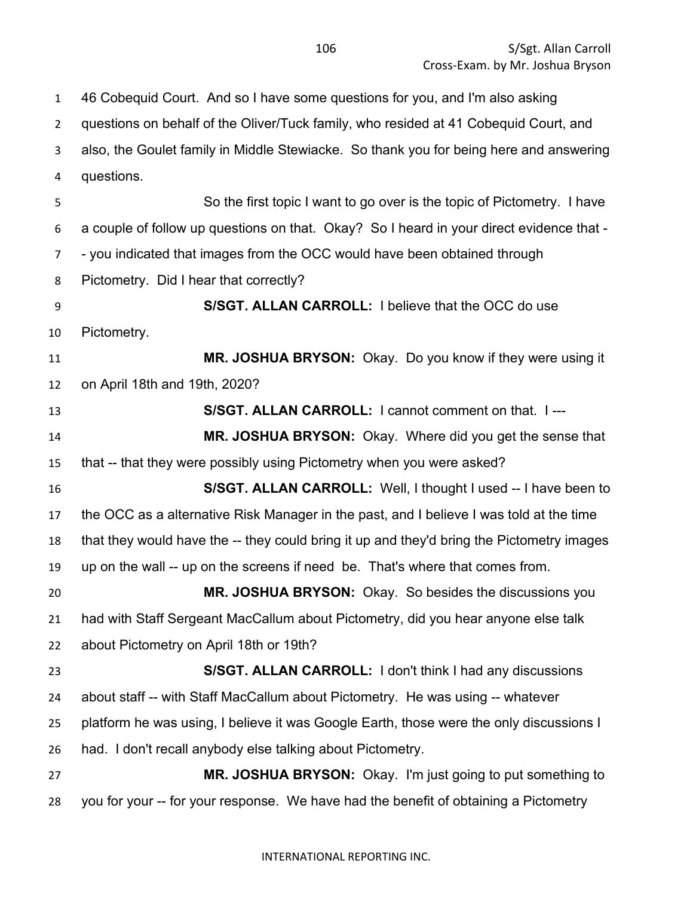46 Cobequid Court. And so I have some questions for you, and I'm also asking questions on behalf of the Oliver/Tuck family, who resided at 41 Cobequid Court, and also, the Goulet family in Middle Stewiacke. So thank you for being here and answering questions.

So the first topic I want to go over is the topic of Pictometry. I have a couple of follow up questions on that. Okay? So I heard in your direct evidence that -- you indicated that images from the OCC would have been obtained through Pictometry. Did I hear that correctly?

**S/SGT. ALLAN CARROLL:** I believe that the OCC do use Pictometry.

**MR. JOSHUA BRYSON:** Okay. Do you know if they were using it on April 18th and 19th, 2020?

**S/SGT. ALLAN CARROLL:** I cannot comment on that. I ---

**MR. JOSHUA BRYSON:** Okay. Where did you get the sense that that -- that they were possibly using Pictometry when you were asked?

**S/SGT. ALLAN CARROLL:** Well, I thought I used -- I have been to the OCC as a alternative Risk Manager in the past, and I believe I was told at the time that they would have the -- they could bring it up and they'd bring the Pictometry images up on the wall -- up on the screens if need be. That's where that comes from.

**MR. JOSHUA BRYSON:** Okay. So besides the discussions you had with Staff Sergeant MacCallum about Pictometry, did you hear anyone else talk about Pictometry on April 18th or 19th?

**S/SGT. ALLAN CARROLL:** I don't think I had any discussions about staff -- with Staff MacCallum about Pictometry. He was using -- whatever platform he was using, I believe it was Google Earth, those were the only discussions I had. I don't recall anybody else talking about Pictometry.

**MR. JOSHUA BRYSON:** Okay. I'm just going to put something to you for your -- for your response. We have had the benefit of obtaining a Pictometry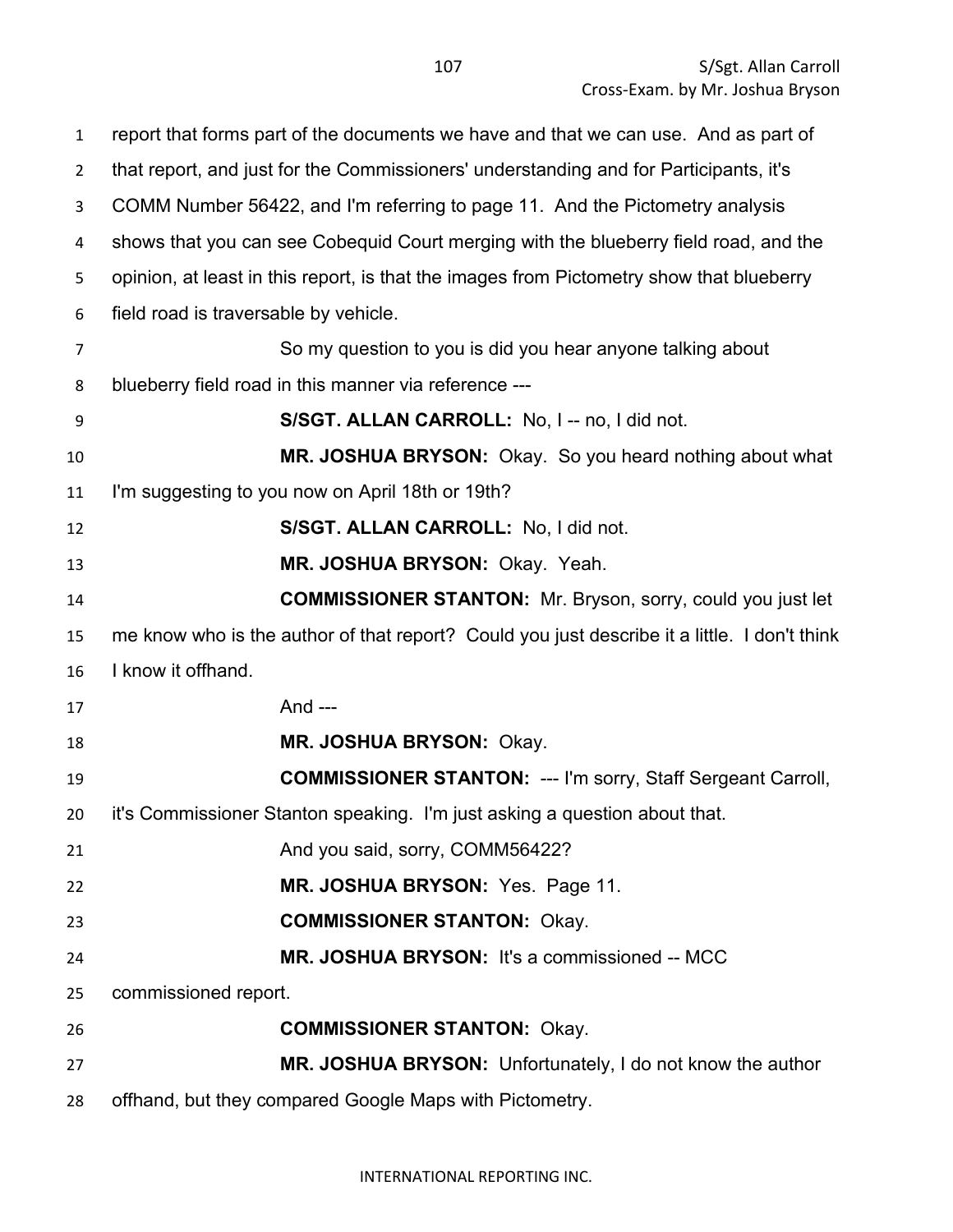report that forms part of the documents we have and that we can use. And as part of that report, and just for the Commissioners' understanding and for Participants, it's COMM Number 56422, and I'm referring to page 11. And the Pictometry analysis shows that you can see Cobequid Court merging with the blueberry field road, and the opinion, at least in this report, is that the images from Pictometry show that blueberry field road is traversable by vehicle.

So my question to you is did you hear anyone talking about blueberry field road in this manner via reference ---

**S/SGT. ALLAN CARROLL:** No, I -- no, I did not.

**MR. JOSHUA BRYSON:** Okay. So you heard nothing about what I'm suggesting to you now on April 18th or 19th?

**S/SGT. ALLAN CARROLL:** No, I did not.

**MR. JOSHUA BRYSON:** Okay. Yeah.

**COMMISSIONER STANTON:** Mr. Bryson, sorry, could you just let me know who is the author of that report? Could you just describe it a little. I don't think I know it offhand.

And ---

**MR. JOSHUA BRYSON:** Okay.

**COMMISSIONER STANTON:** --- I'm sorry, Staff Sergeant Carroll, it's Commissioner Stanton speaking. I'm just asking a question about that.

And you said, sorry, COMM56422?

**MR. JOSHUA BRYSON:** Yes. Page 11.

**COMMISSIONER STANTON:** Okay.

**MR. JOSHUA BRYSON:** It's a commissioned -- MCC commissioned report.

**COMMISSIONER STANTON:** Okay.

**MR. JOSHUA BRYSON:** Unfortunately, I do not know the author offhand, but they compared Google Maps with Pictometry.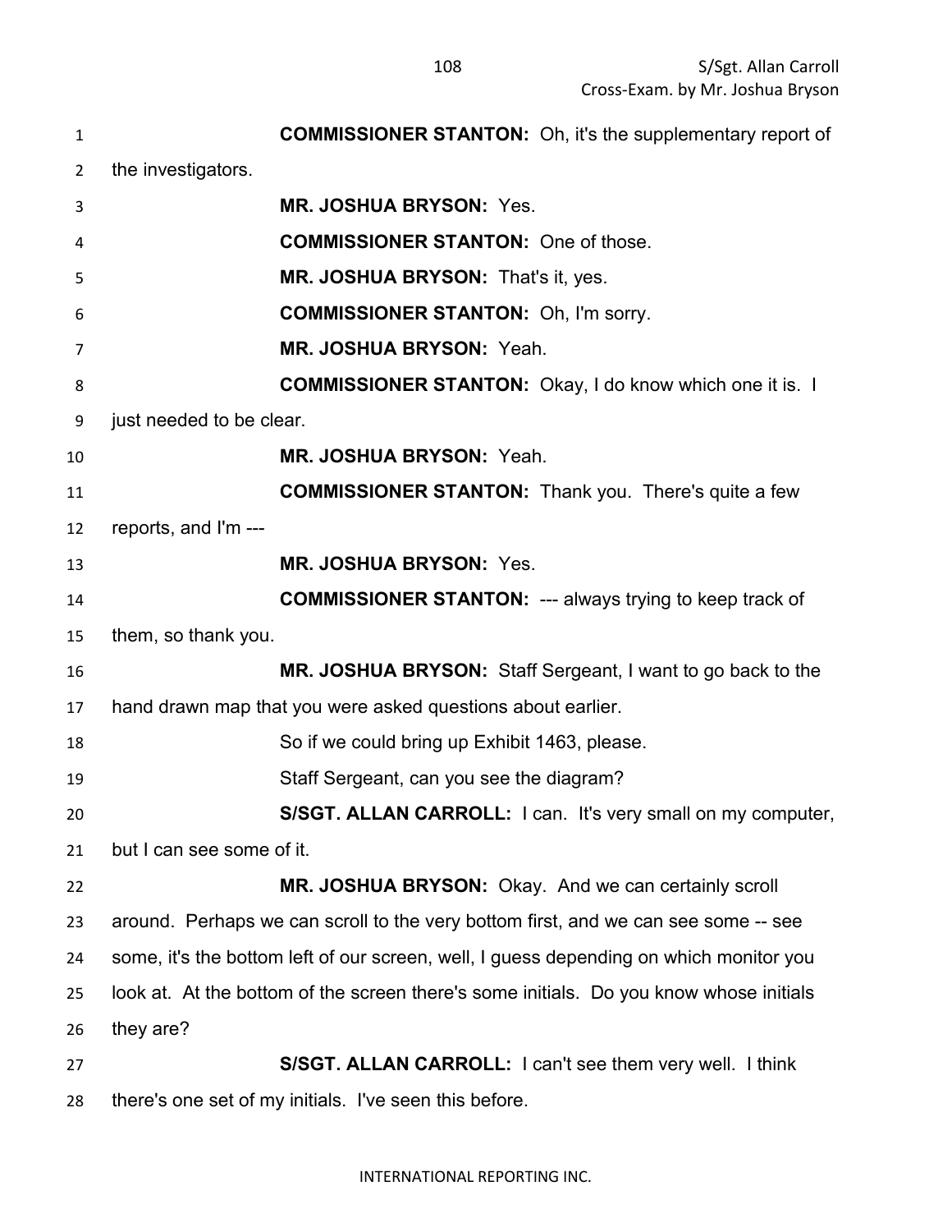**COMMISSIONER STANTON:** Oh, it's the supplementary report of the investigators.

**MR. JOSHUA BRYSON:** Yes.

**COMMISSIONER STANTON:** One of those.

**MR. JOSHUA BRYSON:** That's it, yes.

**COMMISSIONER STANTON:** Oh, I'm sorry.

**MR. JOSHUA BRYSON:** Yeah.

**COMMISSIONER STANTON:** Okay, I do know which one it is. I just needed to be clear.

**MR. JOSHUA BRYSON:** Yeah.

**COMMISSIONER STANTON:** Thank you. There's quite a few reports, and I'm ---

**MR. JOSHUA BRYSON:** Yes.

**COMMISSIONER STANTON:** --- always trying to keep track of them, so thank you.

**MR. JOSHUA BRYSON:** Staff Sergeant, I want to go back to the hand drawn map that you were asked questions about earlier.

So if we could bring up Exhibit 1463, please.

Staff Sergeant, can you see the diagram?

**S/SGT. ALLAN CARROLL:** I can. It's very small on my computer, but I can see some of it.

**MR. JOSHUA BRYSON:** Okay. And we can certainly scroll around. Perhaps we can scroll to the very bottom first, and we can see some -- see some, it's the bottom left of our screen, well, I guess depending on which monitor you look at. At the bottom of the screen there's some initials. Do you know whose initials they are?

**S/SGT. ALLAN CARROLL:** I can't see them very well. I think there's one set of my initials. I've seen this before.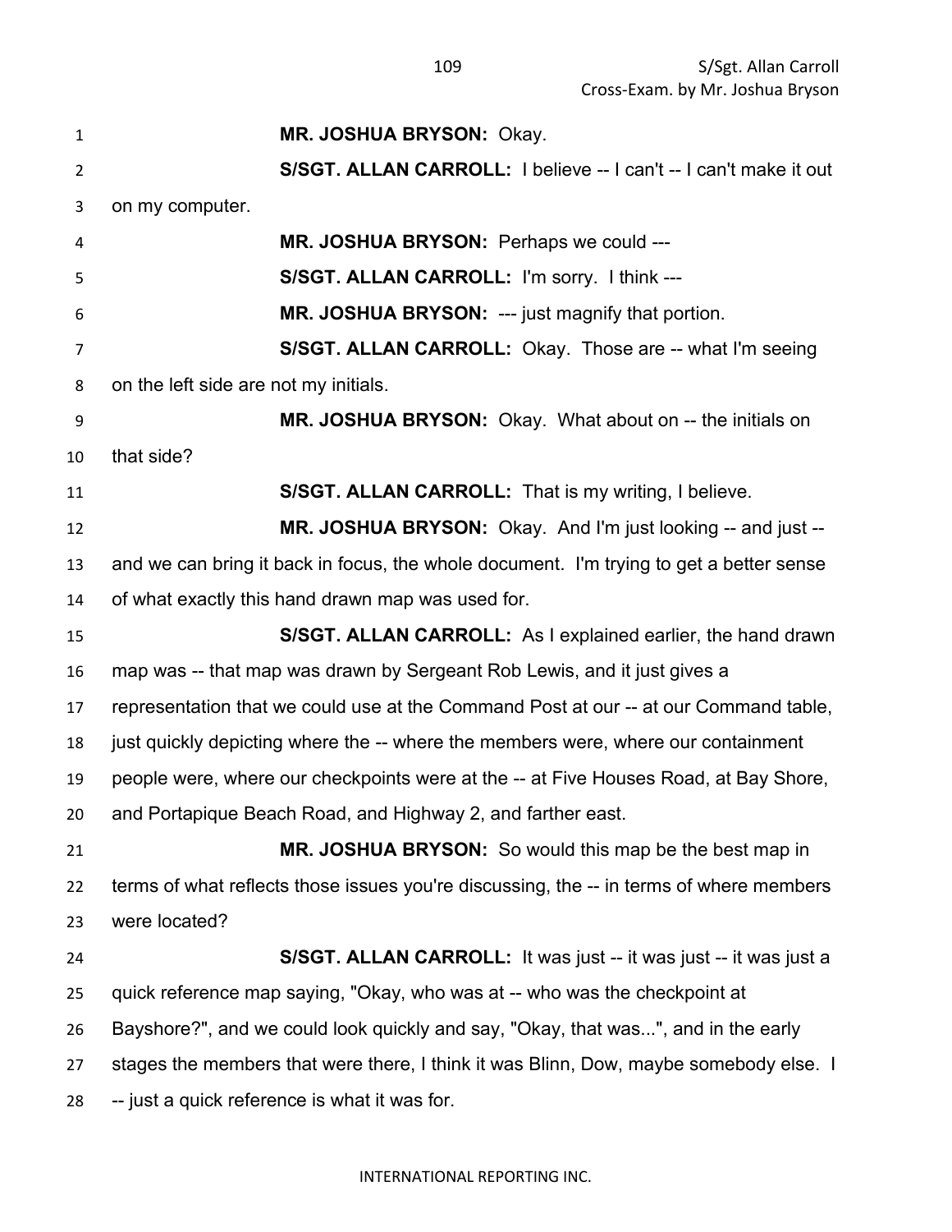**MR. JOSHUA BRYSON:** Okay.

**S/SGT. ALLAN CARROLL:** I believe -- I can't -- I can't make it out on my computer.

**MR. JOSHUA BRYSON:** Perhaps we could ---

**S/SGT. ALLAN CARROLL:** I'm sorry. I think ---

**MR. JOSHUA BRYSON:** --- just magnify that portion.

**S/SGT. ALLAN CARROLL:** Okay. Those are -- what I'm seeing on the left side are not my initials.

**MR. JOSHUA BRYSON:** Okay. What about on -- the initials on that side?

**S/SGT. ALLAN CARROLL:** That is my writing, I believe.

**MR. JOSHUA BRYSON:** Okay. And I'm just looking -- and just -- and we can bring it back in focus, the whole document. I'm trying to get a better sense of what exactly this hand drawn map was used for.

**S/SGT. ALLAN CARROLL:** As I explained earlier, the hand drawn map was -- that map was drawn by Sergeant Rob Lewis, and it just gives a representation that we could use at the Command Post at our -- at our Command table, just quickly depicting where the -- where the members were, where our containment people were, where our checkpoints were at the -- at Five Houses Road, at Bay Shore, and Portapique Beach Road, and Highway 2, and farther east.

**MR. JOSHUA BRYSON:** So would this map be the best map in terms of what reflects those issues you're discussing, the -- in terms of where members were located?

**S/SGT. ALLAN CARROLL:** It was just -- it was just -- it was just a quick reference map saying, "Okay, who was at -- who was the checkpoint at Bayshore?", and we could look quickly and say, "Okay, that was...", and in the early stages the members that were there, I think it was Blinn, Dow, maybe somebody else. I -- just a quick reference is what it was for.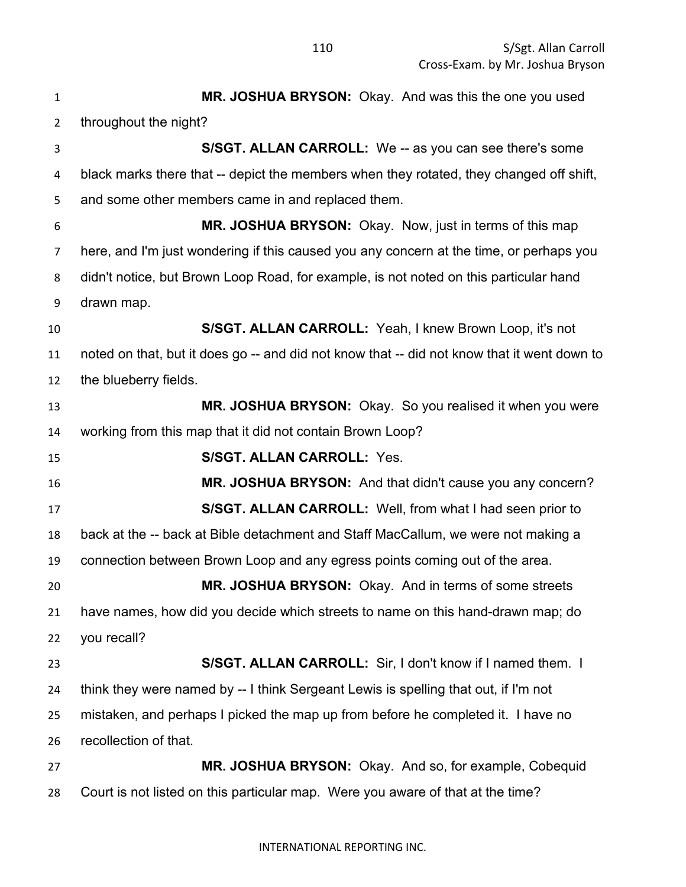**MR. JOSHUA BRYSON:** Okay. And was this the one you used throughout the night?

**S/SGT. ALLAN CARROLL:** We -- as you can see there's some black marks there that -- depict the members when they rotated, they changed off shift, and some other members came in and replaced them.

**MR. JOSHUA BRYSON:** Okay. Now, just in terms of this map here, and I'm just wondering if this caused you any concern at the time, or perhaps you didn't notice, but Brown Loop Road, for example, is not noted on this particular hand drawn map.

**S/SGT. ALLAN CARROLL:** Yeah, I knew Brown Loop, it's not noted on that, but it does go -- and did not know that -- did not know that it went down to the blueberry fields.

**MR. JOSHUA BRYSON:** Okay. So you realised it when you were working from this map that it did not contain Brown Loop?

**S/SGT. ALLAN CARROLL:** Yes.

**MR. JOSHUA BRYSON:** And that didn't cause you any concern?

**S/SGT. ALLAN CARROLL:** Well, from what I had seen prior to back at the -- back at Bible detachment and Staff MacCallum, we were not making a connection between Brown Loop and any egress points coming out of the area.

**MR. JOSHUA BRYSON:** Okay. And in terms of some streets have names, how did you decide which streets to name on this hand-drawn map; do you recall?

**S/SGT. ALLAN CARROLL:** Sir, I don't know if I named them. I think they were named by -- I think Sergeant Lewis is spelling that out, if I'm not mistaken, and perhaps I picked the map up from before he completed it. I have no recollection of that.

**MR. JOSHUA BRYSON:** Okay. And so, for example, Cobequid Court is not listed on this particular map. Were you aware of that at the time?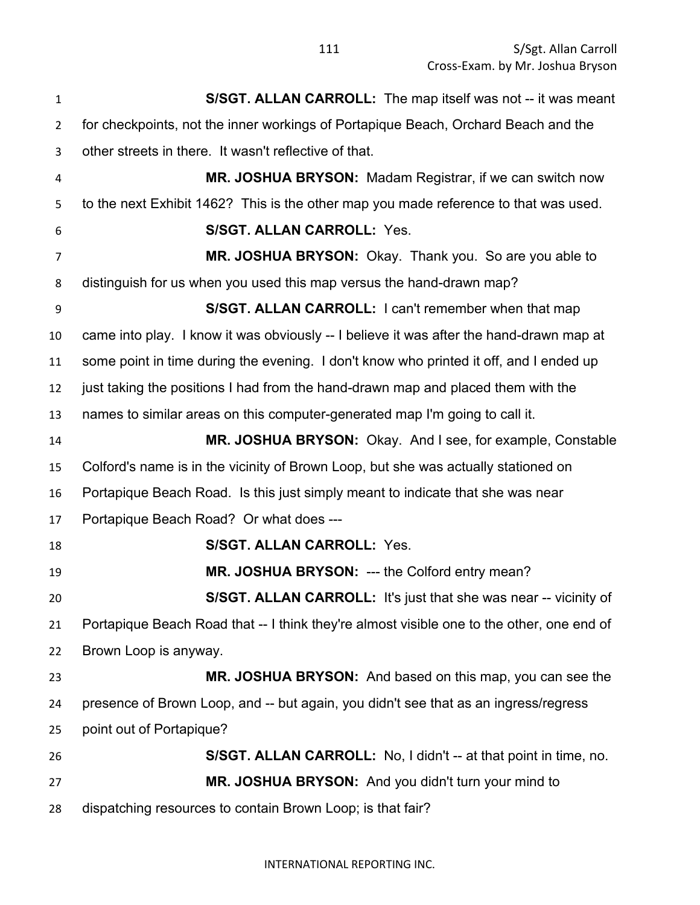**S/SGT. ALLAN CARROLL:** The map itself was not -- it was meant for checkpoints, not the inner workings of Portapique Beach, Orchard Beach and the other streets in there. It wasn't reflective of that.

**MR. JOSHUA BRYSON:** Madam Registrar, if we can switch now to the next Exhibit 1462? This is the other map you made reference to that was used.

**S/SGT. ALLAN CARROLL:** Yes.

**MR. JOSHUA BRYSON:** Okay. Thank you. So are you able to distinguish for us when you used this map versus the hand-drawn map?

**S/SGT. ALLAN CARROLL:** I can't remember when that map came into play. I know it was obviously -- I believe it was after the hand-drawn map at some point in time during the evening. I don't know who printed it off, and I ended up just taking the positions I had from the hand-drawn map and placed them with the names to similar areas on this computer-generated map I'm going to call it.

**MR. JOSHUA BRYSON:** Okay. And I see, for example, Constable Colford's name is in the vicinity of Brown Loop, but she was actually stationed on Portapique Beach Road. Is this just simply meant to indicate that she was near Portapique Beach Road? Or what does ---

**S/SGT. ALLAN CARROLL:** Yes.

**MR. JOSHUA BRYSON:** --- the Colford entry mean?

**S/SGT. ALLAN CARROLL:** It's just that she was near -- vicinity of Portapique Beach Road that -- I think they're almost visible one to the other, one end of Brown Loop is anyway.

**MR. JOSHUA BRYSON:** And based on this map, you can see the presence of Brown Loop, and -- but again, you didn't see that as an ingress/regress point out of Portapique?

**S/SGT. ALLAN CARROLL:** No, I didn't -- at that point in time, no.

**MR. JOSHUA BRYSON:** And you didn't turn your mind to dispatching resources to contain Brown Loop; is that fair?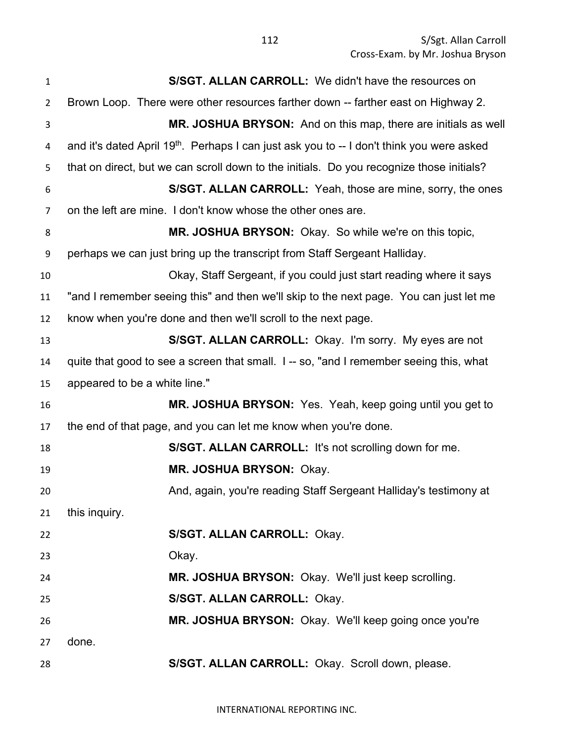**S/SGT. ALLAN CARROLL:** We didn't have the resources on Brown Loop. There were other resources farther down -- farther east on Highway 2.

**MR. JOSHUA BRYSON:** And on this map, there are initials as well and it's dated April 19th. Perhaps I can just ask you to -- I don't think you were asked that on direct, but we can scroll down to the initials. Do you recognize those initials?

**S/SGT. ALLAN CARROLL:** Yeah, those are mine, sorry, the ones on the left are mine. I don't know whose the other ones are.

**MR. JOSHUA BRYSON:** Okay. So while we're on this topic, perhaps we can just bring up the transcript from Staff Sergeant Halliday.

Okay, Staff Sergeant, if you could just start reading where it says "and I remember seeing this" and then we'll skip to the next page. You can just let me know when you're done and then we'll scroll to the next page.

**S/SGT. ALLAN CARROLL:** Okay. I'm sorry. My eyes are not quite that good to see a screen that small. I -- so, "and I remember seeing this, what appeared to be a white line."

**MR. JOSHUA BRYSON:** Yes. Yeah, keep going until you get to the end of that page, and you can let me know when you're done.

**S/SGT. ALLAN CARROLL:** It's not scrolling down for me.

**MR. JOSHUA BRYSON:** Okay.

And, again, you're reading Staff Sergeant Halliday's testimony at this inquiry.

**S/SGT. ALLAN CARROLL:** Okay.

Okay.

**MR. JOSHUA BRYSON:** Okay. We'll just keep scrolling.

**S/SGT. ALLAN CARROLL:** Okay.

**MR. JOSHUA BRYSON:** Okay. We'll keep going once you're done.

**S/SGT. ALLAN CARROLL:** Okay. Scroll down, please.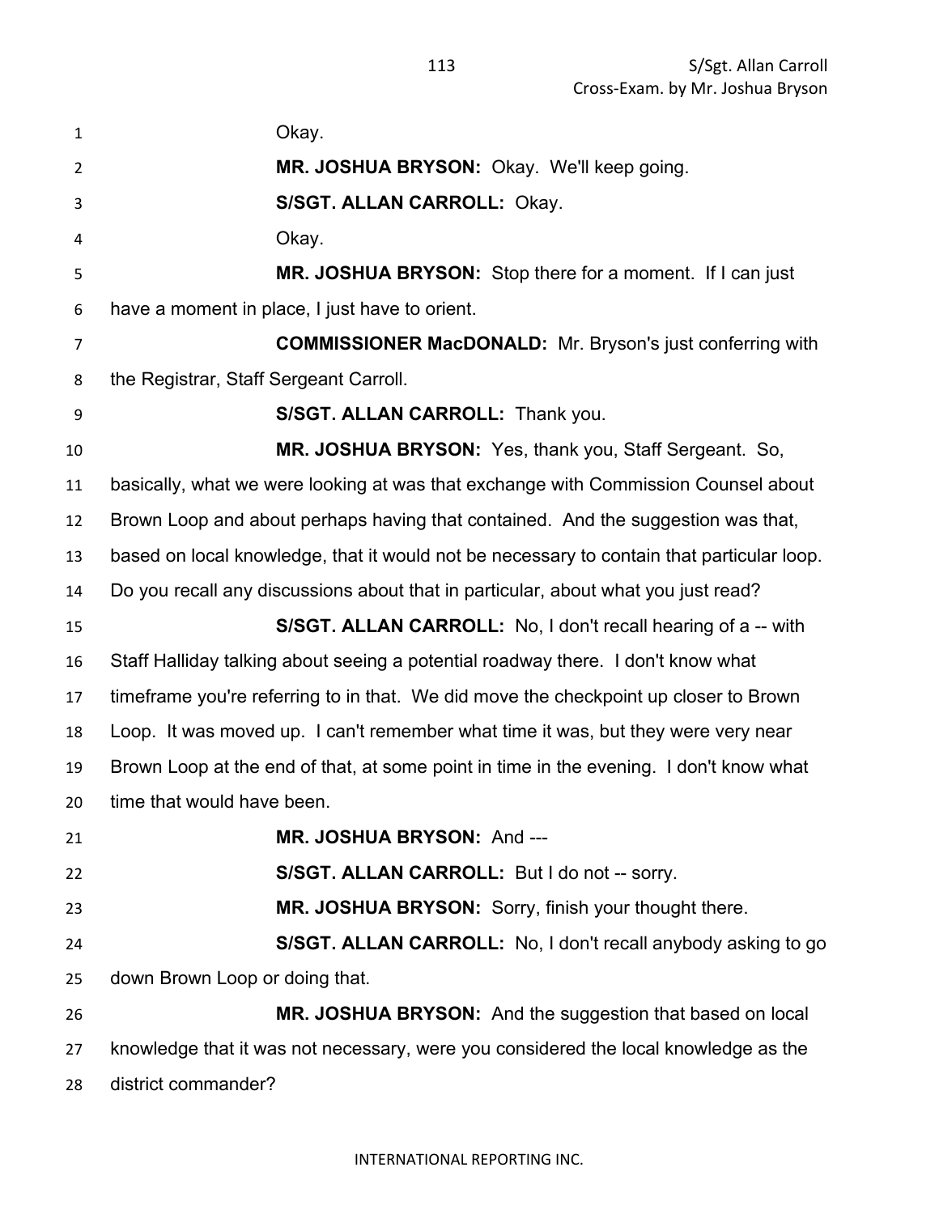Okay.

**MR. JOSHUA BRYSON:** Okay. We'll keep going.

**S/SGT. ALLAN CARROLL:** Okay.

Okay.

**MR. JOSHUA BRYSON:** Stop there for a moment. If I can just have a moment in place, I just have to orient.

**COMMISSIONER MacDONALD:** Mr. Bryson's just conferring with the Registrar, Staff Sergeant Carroll.

**S/SGT. ALLAN CARROLL:** Thank you.

**MR. JOSHUA BRYSON:** Yes, thank you, Staff Sergeant. So, basically, what we were looking at was that exchange with Commission Counsel about Brown Loop and about perhaps having that contained. And the suggestion was that, based on local knowledge, that it would not be necessary to contain that particular loop. Do you recall any discussions about that in particular, about what you just read?

**S/SGT. ALLAN CARROLL:** No, I don't recall hearing of a -- with Staff Halliday talking about seeing a potential roadway there. I don't know what timeframe you're referring to in that. We did move the checkpoint up closer to Brown Loop. It was moved up. I can't remember what time it was, but they were very near Brown Loop at the end of that, at some point in time in the evening. I don't know what time that would have been.

**MR. JOSHUA BRYSON:** And ---

**S/SGT. ALLAN CARROLL:** But I do not -- sorry.

**MR. JOSHUA BRYSON:** Sorry, finish your thought there.

**S/SGT. ALLAN CARROLL:** No, I don't recall anybody asking to go down Brown Loop or doing that.

**MR. JOSHUA BRYSON:** And the suggestion that based on local knowledge that it was not necessary, were you considered the local knowledge as the district commander?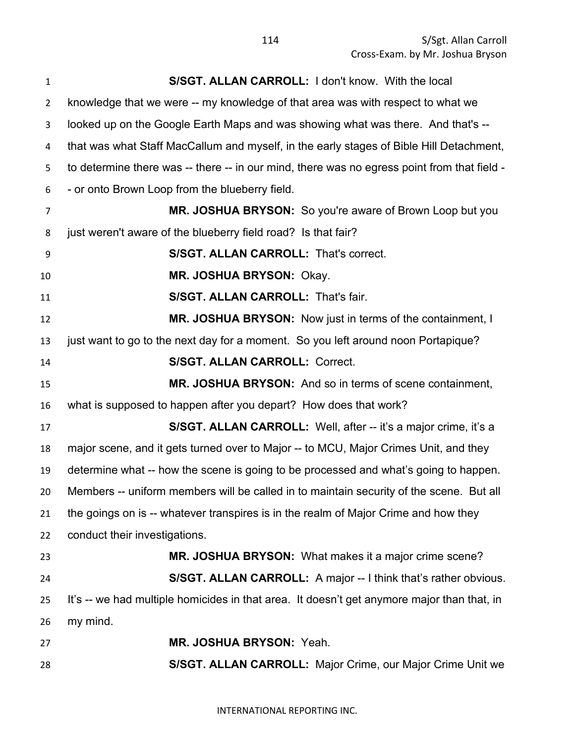**S/SGT. ALLAN CARROLL:** I don't know. With the local knowledge that we were -- my knowledge of that area was with respect to what we looked up on the Google Earth Maps and was showing what was there. And that's -- that was what Staff MacCallum and myself, in the early stages of Bible Hill Detachment, to determine there was -- there -- in our mind, there was no egress point from that field -- or onto Brown Loop from the blueberry field.

**MR. JOSHUA BRYSON:** So you're aware of Brown Loop but you just weren't aware of the blueberry field road? Is that fair?

**S/SGT. ALLAN CARROLL:** That's correct.

**MR. JOSHUA BRYSON:** Okay.

**S/SGT. ALLAN CARROLL:** That's fair.

**MR. JOSHUA BRYSON:** Now just in terms of the containment, I just want to go to the next day for a moment. So you left around noon Portapique?

**S/SGT. ALLAN CARROLL:** Correct.

**MR. JOSHUA BRYSON:** And so in terms of scene containment, what is supposed to happen after you depart? How does that work?

**S/SGT. ALLAN CARROLL:** Well, after -- it's a major crime, it's a major scene, and it gets turned over to Major -- to MCU, Major Crimes Unit, and they determine what -- how the scene is going to be processed and what's going to happen. Members -- uniform members will be called in to maintain security of the scene. But all the goings on is -- whatever transpires is in the realm of Major Crime and how they conduct their investigations.

**MR. JOSHUA BRYSON:** What makes it a major crime scene?

**S/SGT. ALLAN CARROLL:** A major -- I think that's rather obvious. It's -- we had multiple homicides in that area. It doesn't get anymore major than that, in my mind.

**MR. JOSHUA BRYSON:** Yeah.

**S/SGT. ALLAN CARROLL:** Major Crime, our Major Crime Unit we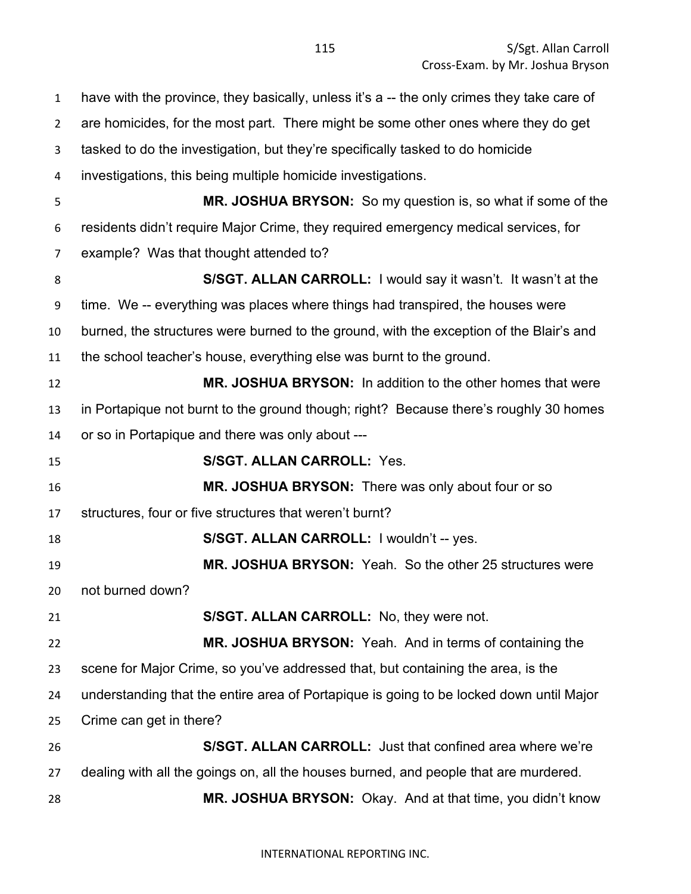have with the province, they basically, unless it's a -- the only crimes they take care of are homicides, for the most part. There might be some other ones where they do get tasked to do the investigation, but they're specifically tasked to do homicide investigations, this being multiple homicide investigations.

**MR. JOSHUA BRYSON:** So my question is, so what if some of the residents didn't require Major Crime, they required emergency medical services, for example? Was that thought attended to?

**S/SGT. ALLAN CARROLL:** I would say it wasn't. It wasn't at the time. We -- everything was places where things had transpired, the houses were burned, the structures were burned to the ground, with the exception of the Blair's and the school teacher's house, everything else was burnt to the ground.

**MR. JOSHUA BRYSON:** In addition to the other homes that were in Portapique not burnt to the ground though; right? Because there's roughly 30 homes or so in Portapique and there was only about ---

**S/SGT. ALLAN CARROLL:** Yes.

**MR. JOSHUA BRYSON:** There was only about four or so structures, four or five structures that weren't burnt?

**S/SGT. ALLAN CARROLL:** I wouldn't -- yes.

**MR. JOSHUA BRYSON:** Yeah. So the other 25 structures were not burned down?

**S/SGT. ALLAN CARROLL:** No, they were not.

**MR. JOSHUA BRYSON:** Yeah. And in terms of containing the scene for Major Crime, so you've addressed that, but containing the area, is the understanding that the entire area of Portapique is going to be locked down until Major Crime can get in there?

**S/SGT. ALLAN CARROLL:** Just that confined area where we're dealing with all the goings on, all the houses burned, and people that are murdered.

**MR. JOSHUA BRYSON:** Okay. And at that time, you didn't know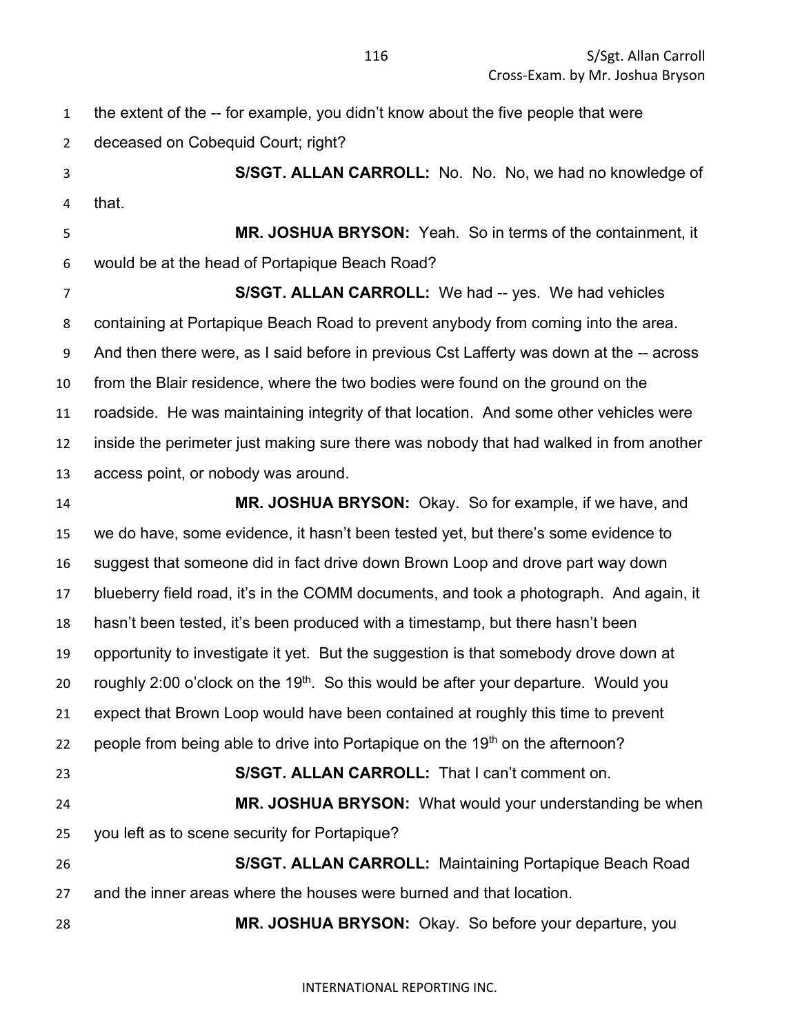the extent of the -- for example, you didn't know about the five people that were deceased on Cobequid Court; right?

**S/SGT. ALLAN CARROLL:** No. No. No, we had no knowledge of that.

**MR. JOSHUA BRYSON:** Yeah. So in terms of the containment, it would be at the head of Portapique Beach Road?

**S/SGT. ALLAN CARROLL:** We had -- yes. We had vehicles containing at Portapique Beach Road to prevent anybody from coming into the area. And then there were, as I said before in previous Cst Lafferty was down at the -- across from the Blair residence, where the two bodies were found on the ground on the roadside. He was maintaining integrity of that location. And some other vehicles were inside the perimeter just making sure there was nobody that had walked in from another access point, or nobody was around.

**MR. JOSHUA BRYSON:** Okay. So for example, if we have, and we do have, some evidence, it hasn't been tested yet, but there's some evidence to suggest that someone did in fact drive down Brown Loop and drove part way down blueberry field road, it's in the COMM documents, and took a photograph. And again, it hasn't been tested, it's been produced with a timestamp, but there hasn't been opportunity to investigate it yet. But the suggestion is that somebody drove down at roughly 2:00 o'clock on the 19th. So this would be after your departure. Would you expect that Brown Loop would have been contained at roughly this time to prevent people from being able to drive into Portapique on the 19th on the afternoon?

**S/SGT. ALLAN CARROLL:** That I can't comment on.

**MR. JOSHUA BRYSON:** What would your understanding be when you left as to scene security for Portapique?

**S/SGT. ALLAN CARROLL:** Maintaining Portapique Beach Road and the inner areas where the houses were burned and that location.

**MR. JOSHUA BRYSON:** Okay. So before your departure, you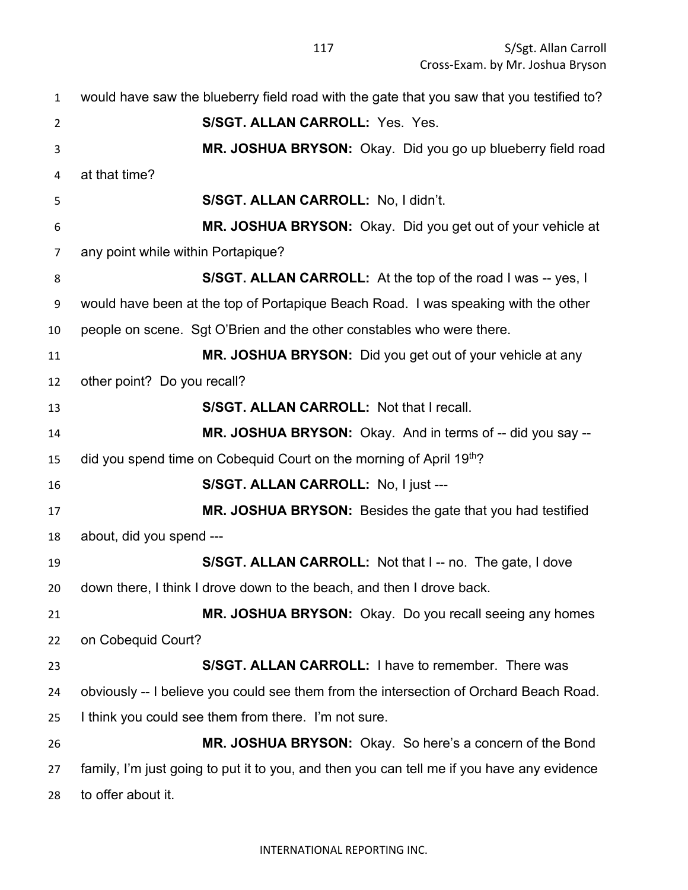would have saw the blueberry field road with the gate that you saw that you testified to?

**S/SGT. ALLAN CARROLL:** Yes. Yes.

**MR. JOSHUA BRYSON:** Okay. Did you go up blueberry field road at that time?

**S/SGT. ALLAN CARROLL:** No, I didn't.

**MR. JOSHUA BRYSON:** Okay. Did you get out of your vehicle at any point while within Portapique?

**S/SGT. ALLAN CARROLL:** At the top of the road I was -- yes, I would have been at the top of Portapique Beach Road. I was speaking with the other people on scene. Sgt O'Brien and the other constables who were there.

**MR. JOSHUA BRYSON:** Did you get out of your vehicle at any other point? Do you recall?

**S/SGT. ALLAN CARROLL:** Not that I recall.

**MR. JOSHUA BRYSON:** Okay. And in terms of -- did you say -- did you spend time on Cobequid Court on the morning of April 19th?

**S/SGT. ALLAN CARROLL:** No, I just ---

**MR. JOSHUA BRYSON:** Besides the gate that you had testified about, did you spend ---

**S/SGT. ALLAN CARROLL:** Not that I -- no. The gate, I dove down there, I think I drove down to the beach, and then I drove back.

**MR. JOSHUA BRYSON:** Okay. Do you recall seeing any homes on Cobequid Court?

**S/SGT. ALLAN CARROLL:** I have to remember. There was obviously -- I believe you could see them from the intersection of Orchard Beach Road. I think you could see them from there. I'm not sure.

**MR. JOSHUA BRYSON:** Okay. So here's a concern of the Bond family, I'm just going to put it to you, and then you can tell me if you have any evidence to offer about it.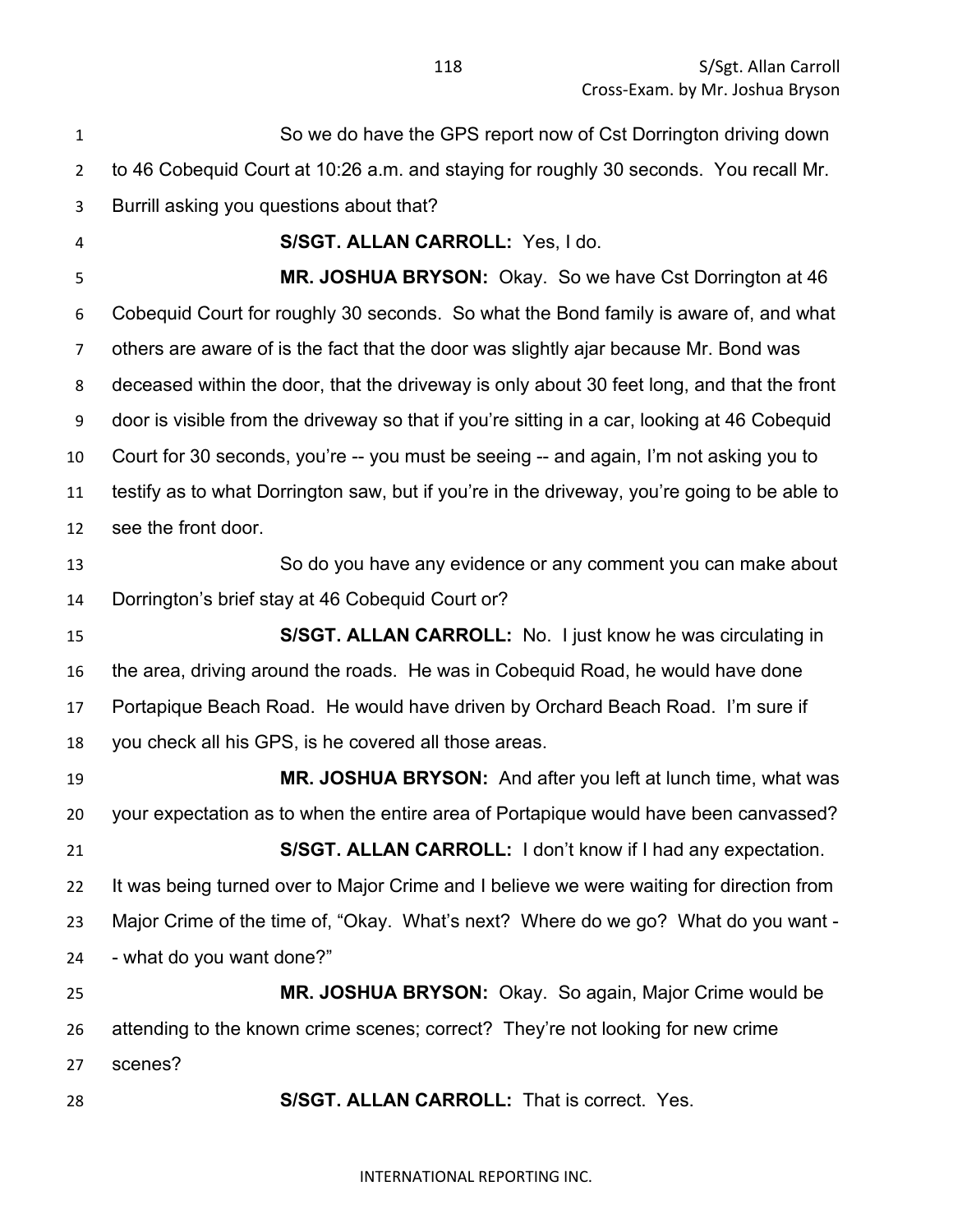So we do have the GPS report now of Cst Dorrington driving down to 46 Cobequid Court at 10:26 a.m. and staying for roughly 30 seconds. You recall Mr. Burrill asking you questions about that?

**S/SGT. ALLAN CARROLL:** Yes, I do.

**MR. JOSHUA BRYSON:** Okay. So we have Cst Dorrington at 46 Cobequid Court for roughly 30 seconds. So what the Bond family is aware of, and what others are aware of is the fact that the door was slightly ajar because Mr. Bond was deceased within the door, that the driveway is only about 30 feet long, and that the front door is visible from the driveway so that if you're sitting in a car, looking at 46 Cobequid Court for 30 seconds, you're -- you must be seeing -- and again, I'm not asking you to testify as to what Dorrington saw, but if you're in the driveway, you're going to be able to see the front door.

So do you have any evidence or any comment you can make about Dorrington's brief stay at 46 Cobequid Court or?

**S/SGT. ALLAN CARROLL:** No. I just know he was circulating in the area, driving around the roads. He was in Cobequid Road, he would have done Portapique Beach Road. He would have driven by Orchard Beach Road. I'm sure if you check all his GPS, is he covered all those areas.

**MR. JOSHUA BRYSON:** And after you left at lunch time, what was your expectation as to when the entire area of Portapique would have been canvassed?

**S/SGT. ALLAN CARROLL:** I don't know if I had any expectation. It was being turned over to Major Crime and I believe we were waiting for direction from Major Crime of the time of, "Okay. What's next? Where do we go? What do you want - - what do you want done?"

**MR. JOSHUA BRYSON:** Okay. So again, Major Crime would be attending to the known crime scenes; correct? They're not looking for new crime scenes?

**S/SGT. ALLAN CARROLL:** That is correct. Yes.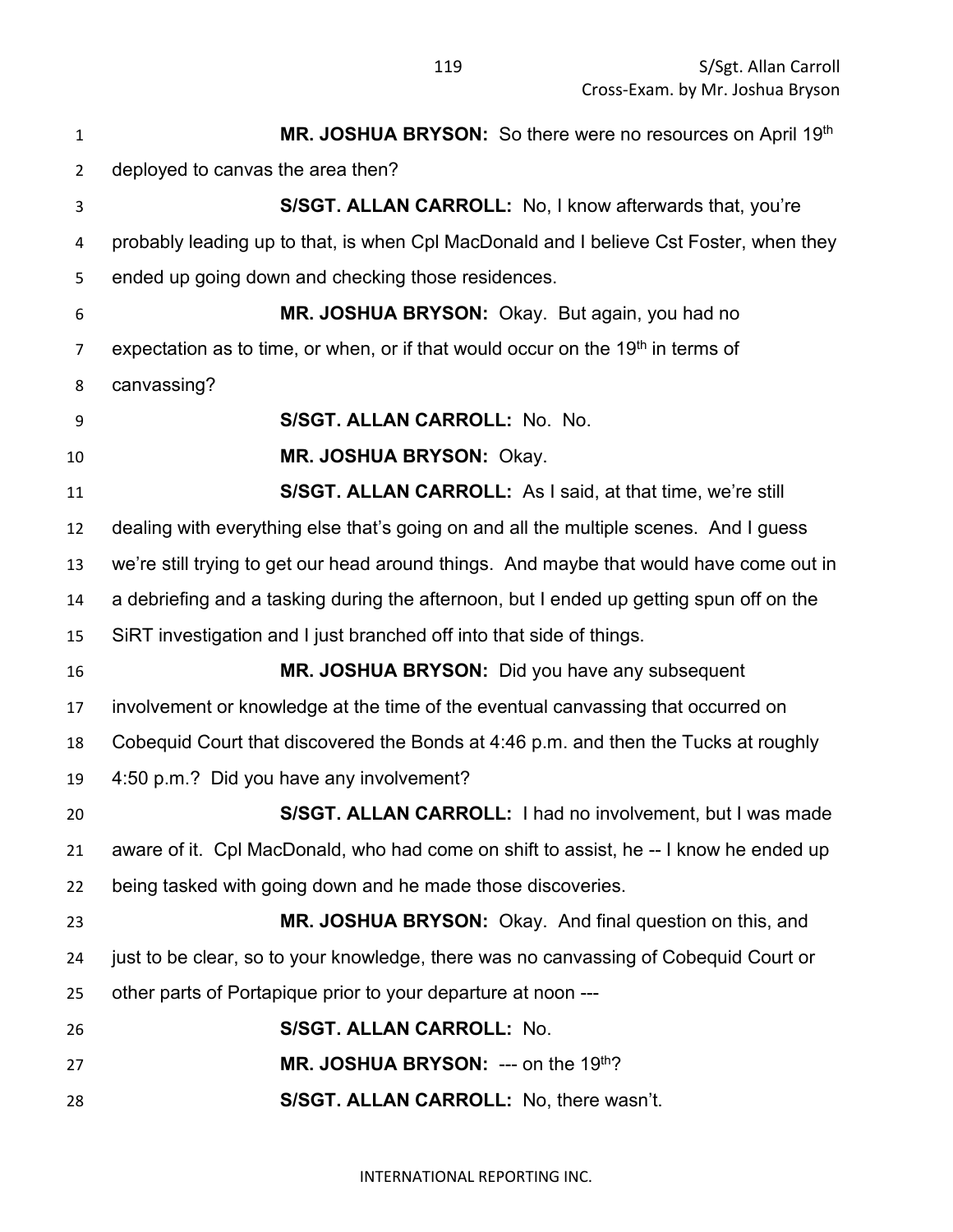**MR. JOSHUA BRYSON:** So there were no resources on April 19th deployed to canvas the area then?

**S/SGT. ALLAN CARROLL:** No, I know afterwards that, you're probably leading up to that, is when Cpl MacDonald and I believe Cst Foster, when they ended up going down and checking those residences.

**MR. JOSHUA BRYSON:** Okay. But again, you had no expectation as to time, or when, or if that would occur on the 19th in terms of canvassing?

**S/SGT. ALLAN CARROLL:** No. No.

**MR. JOSHUA BRYSON:** Okay.

**S/SGT. ALLAN CARROLL:** As I said, at that time, we're still dealing with everything else that's going on and all the multiple scenes. And I guess we're still trying to get our head around things. And maybe that would have come out in a debriefing and a tasking during the afternoon, but I ended up getting spun off on the SiRT investigation and I just branched off into that side of things.

**MR. JOSHUA BRYSON:** Did you have any subsequent involvement or knowledge at the time of the eventual canvassing that occurred on Cobequid Court that discovered the Bonds at 4:46 p.m. and then the Tucks at roughly 4:50 p.m.? Did you have any involvement?

**S/SGT. ALLAN CARROLL:** I had no involvement, but I was made aware of it. Cpl MacDonald, who had come on shift to assist, he -- I know he ended up being tasked with going down and he made those discoveries.

**MR. JOSHUA BRYSON:** Okay. And final question on this, and just to be clear, so to your knowledge, there was no canvassing of Cobequid Court or other parts of Portapique prior to your departure at noon ---

**S/SGT. ALLAN CARROLL:** No.

**MR. JOSHUA BRYSON:** --- on the 19th?

**S/SGT. ALLAN CARROLL:** No, there wasn't.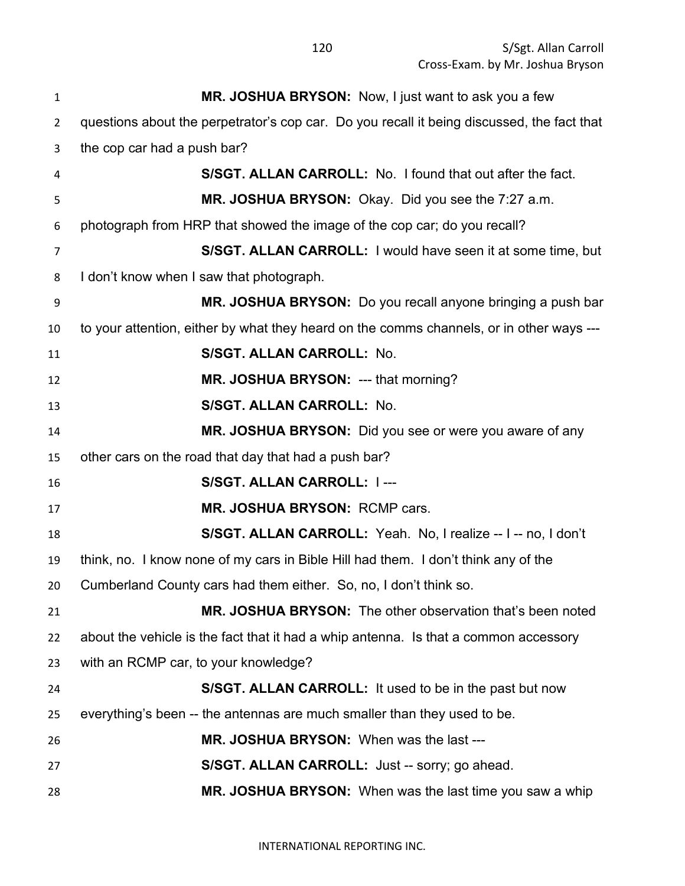**MR. JOSHUA BRYSON:** Now, I just want to ask you a few questions about the perpetrator's cop car. Do you recall it being discussed, the fact that the cop car had a push bar?

**S/SGT. ALLAN CARROLL:** No. I found that out after the fact.

**MR. JOSHUA BRYSON:** Okay. Did you see the 7:27 a.m. photograph from HRP that showed the image of the cop car; do you recall?

**S/SGT. ALLAN CARROLL:** I would have seen it at some time, but I don't know when I saw that photograph.

**MR. JOSHUA BRYSON:** Do you recall anyone bringing a push bar to your attention, either by what they heard on the comms channels, or in other ways ---

**S/SGT. ALLAN CARROLL:** No.

**MR. JOSHUA BRYSON:** --- that morning?

**S/SGT. ALLAN CARROLL:** No.

**MR. JOSHUA BRYSON:** Did you see or were you aware of any other cars on the road that day that had a push bar?

**S/SGT. ALLAN CARROLL:** I ---

**MR. JOSHUA BRYSON:** RCMP cars.

**S/SGT. ALLAN CARROLL:** Yeah. No, I realize -- I -- no, I don't think, no. I know none of my cars in Bible Hill had them. I don't think any of the Cumberland County cars had them either. So, no, I don't think so.

**MR. JOSHUA BRYSON:** The other observation that's been noted about the vehicle is the fact that it had a whip antenna. Is that a common accessory with an RCMP car, to your knowledge?

**S/SGT. ALLAN CARROLL:** It used to be in the past but now everything's been -- the antennas are much smaller than they used to be.

**MR. JOSHUA BRYSON:** When was the last ---

**S/SGT. ALLAN CARROLL:** Just -- sorry; go ahead.

**MR. JOSHUA BRYSON:** When was the last time you saw a whip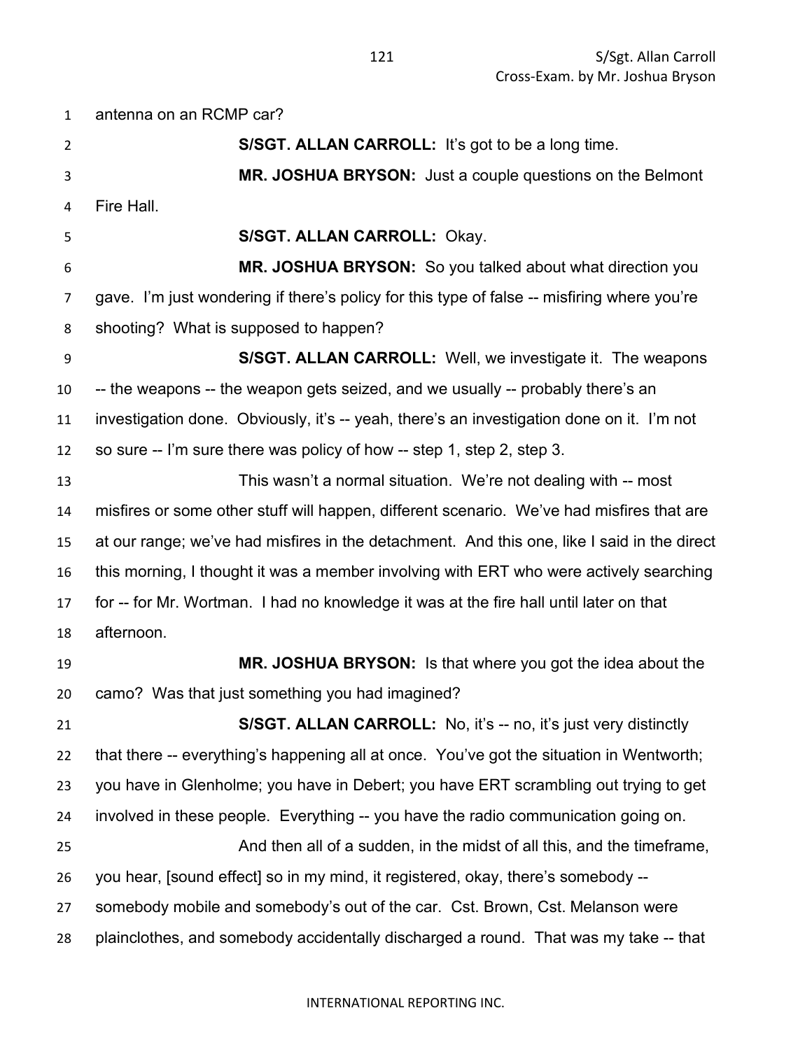antenna on an RCMP car?

**S/SGT. ALLAN CARROLL:** It's got to be a long time.

**MR. JOSHUA BRYSON:** Just a couple questions on the Belmont Fire Hall.

**S/SGT. ALLAN CARROLL:** Okay.

**MR. JOSHUA BRYSON:** So you talked about what direction you gave. I'm just wondering if there's policy for this type of false -- misfiring where you're shooting? What is supposed to happen?

**S/SGT. ALLAN CARROLL:** Well, we investigate it. The weapons -- the weapons -- the weapon gets seized, and we usually -- probably there's an investigation done. Obviously, it's -- yeah, there's an investigation done on it. I'm not so sure -- I'm sure there was policy of how -- step 1, step 2, step 3.

This wasn't a normal situation. We're not dealing with -- most misfires or some other stuff will happen, different scenario. We've had misfires that are at our range; we've had misfires in the detachment. And this one, like I said in the direct this morning, I thought it was a member involving with ERT who were actively searching for -- for Mr. Wortman. I had no knowledge it was at the fire hall until later on that afternoon.

**MR. JOSHUA BRYSON:** Is that where you got the idea about the camo? Was that just something you had imagined?

**S/SGT. ALLAN CARROLL:** No, it's -- no, it's just very distinctly that there -- everything's happening all at once. You've got the situation in Wentworth; you have in Glenholme; you have in Debert; you have ERT scrambling out trying to get involved in these people. Everything -- you have the radio communication going on.

And then all of a sudden, in the midst of all this, and the timeframe, you hear, [sound effect] so in my mind, it registered, okay, there's somebody -- somebody mobile and somebody's out of the car. Cst. Brown, Cst. Melanson were plainclothes, and somebody accidentally discharged a round. That was my take -- that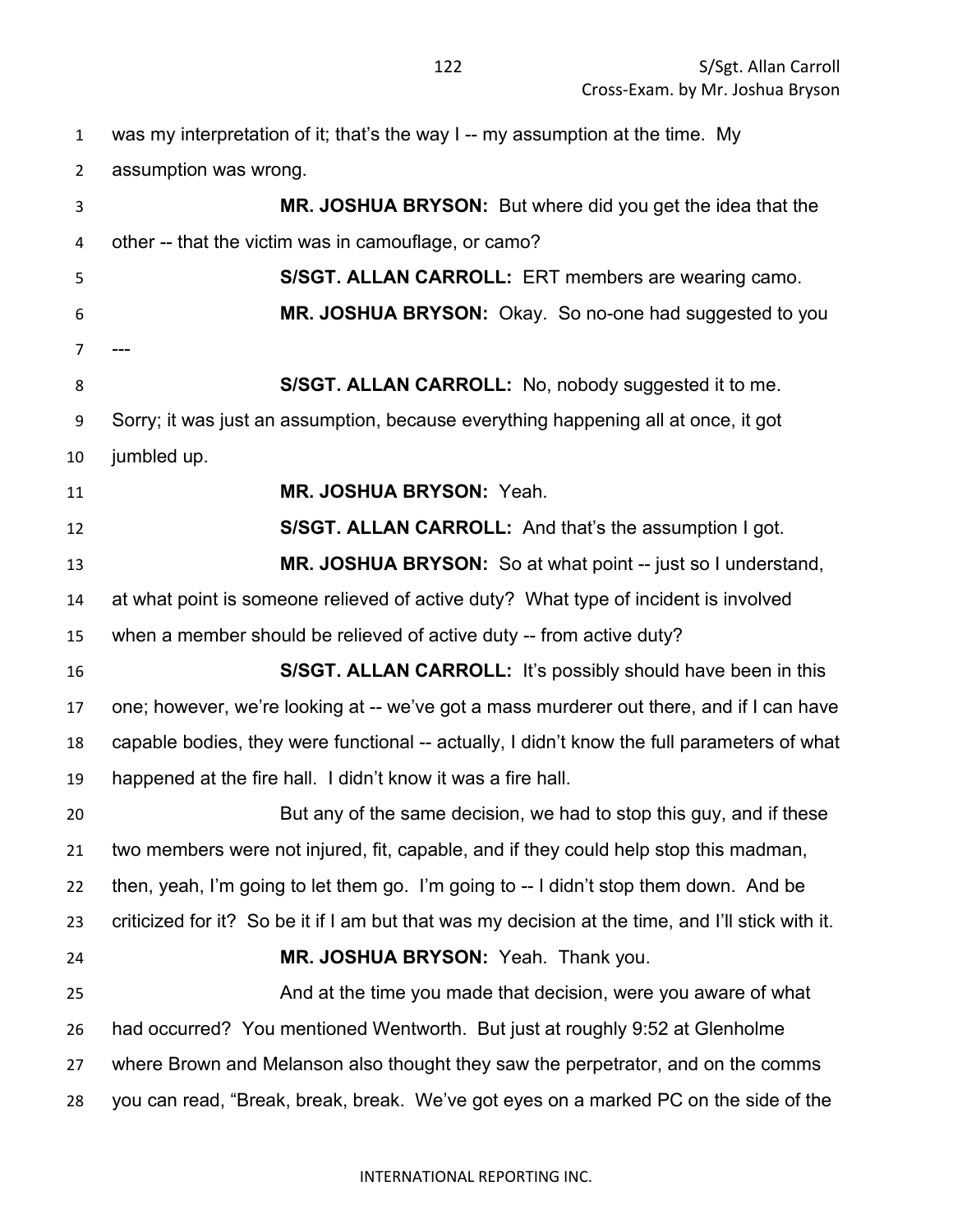was my interpretation of it; that's the way I -- my assumption at the time. My assumption was wrong.

**MR. JOSHUA BRYSON:** But where did you get the idea that the other -- that the victim was in camouflage, or camo?

**S/SGT. ALLAN CARROLL:** ERT members are wearing camo.

**MR. JOSHUA BRYSON:** Okay. So no-one had suggested to you ---

**S/SGT. ALLAN CARROLL:** No, nobody suggested it to me. Sorry; it was just an assumption, because everything happening all at once, it got jumbled up.

**MR. JOSHUA BRYSON:** Yeah.

**S/SGT. ALLAN CARROLL:** And that's the assumption I got.

**MR. JOSHUA BRYSON:** So at what point -- just so I understand, at what point is someone relieved of active duty? What type of incident is involved when a member should be relieved of active duty -- from active duty?

**S/SGT. ALLAN CARROLL:** It's possibly should have been in this one; however, we're looking at -- we've got a mass murderer out there, and if I can have capable bodies, they were functional -- actually, I didn't know the full parameters of what happened at the fire hall. I didn't know it was a fire hall.

But any of the same decision, we had to stop this guy, and if these two members were not injured, fit, capable, and if they could help stop this madman, then, yeah, I'm going to let them go. I'm going to -- I didn't stop them down. And be criticized for it? So be it if I am but that was my decision at the time, and I'll stick with it.

**MR. JOSHUA BRYSON:** Yeah. Thank you.

And at the time you made that decision, were you aware of what had occurred? You mentioned Wentworth. But just at roughly 9:52 at Glenholme where Brown and Melanson also thought they saw the perpetrator, and on the comms you can read, "Break, break, break. We've got eyes on a marked PC on the side of the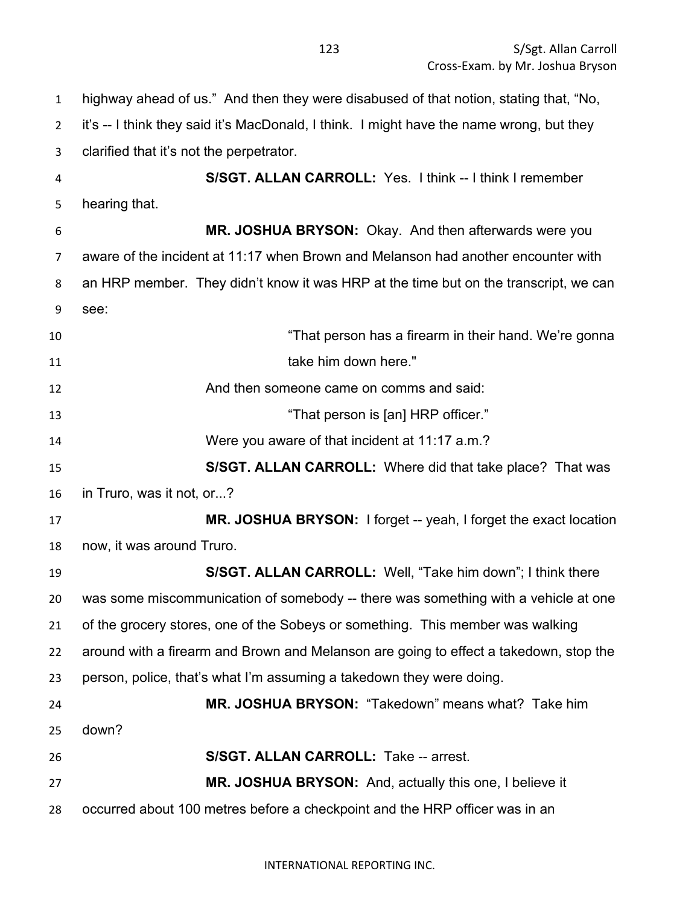highway ahead of us." And then they were disabused of that notion, stating that, "No, it's -- I think they said it's MacDonald, I think. I might have the name wrong, but they clarified that it's not the perpetrator.

**S/SGT. ALLAN CARROLL:** Yes. I think -- I think I remember hearing that.

**MR. JOSHUA BRYSON:** Okay. And then afterwards were you aware of the incident at 11:17 when Brown and Melanson had another encounter with an HRP member. They didn't know it was HRP at the time but on the transcript, we can see:

> "That person has a firearm in their hand. We're gonna take him down here."

And then someone came on comms and said:

> "That person is [an] HRP officer."

Were you aware of that incident at 11:17 a.m.?

**S/SGT. ALLAN CARROLL:** Where did that take place? That was in Truro, was it not, or...?

**MR. JOSHUA BRYSON:** I forget -- yeah, I forget the exact location now, it was around Truro.

**S/SGT. ALLAN CARROLL:** Well, "Take him down"; I think there was some miscommunication of somebody -- there was something with a vehicle at one of the grocery stores, one of the Sobeys or something. This member was walking around with a firearm and Brown and Melanson are going to effect a takedown, stop the person, police, that's what I'm assuming a takedown they were doing.

**MR. JOSHUA BRYSON:** "Takedown" means what? Take him down?

**S/SGT. ALLAN CARROLL:** Take -- arrest.

**MR. JOSHUA BRYSON:** And, actually this one, I believe it occurred about 100 metres before a checkpoint and the HRP officer was in an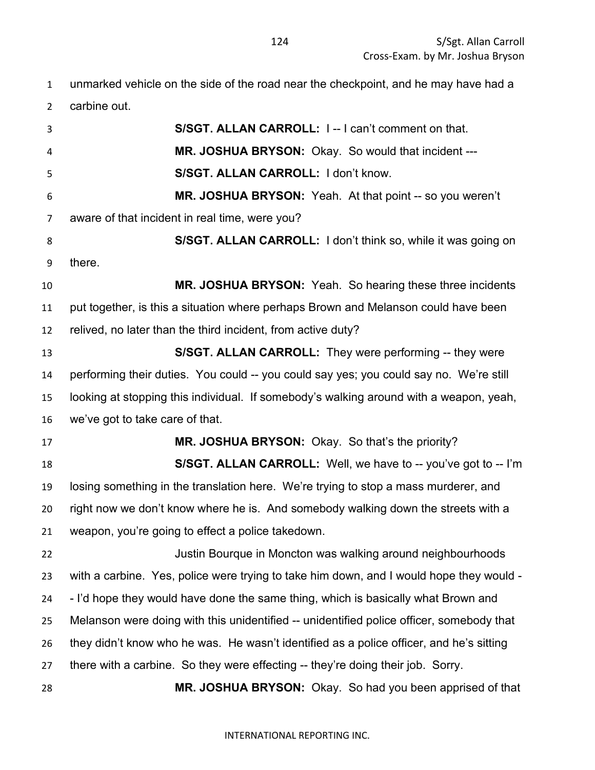unmarked vehicle on the side of the road near the checkpoint, and he may have had a carbine out.

**S/SGT. ALLAN CARROLL:** I -- I can't comment on that.

**MR. JOSHUA BRYSON:** Okay. So would that incident ---

**S/SGT. ALLAN CARROLL:** I don't know.

**MR. JOSHUA BRYSON:** Yeah. At that point -- so you weren't aware of that incident in real time, were you?

**S/SGT. ALLAN CARROLL:** I don't think so, while it was going on there.

**MR. JOSHUA BRYSON:** Yeah. So hearing these three incidents put together, is this a situation where perhaps Brown and Melanson could have been relived, no later than the third incident, from active duty?

**S/SGT. ALLAN CARROLL:** They were performing -- they were performing their duties. You could -- you could say yes; you could say no. We're still looking at stopping this individual. If somebody's walking around with a weapon, yeah, we've got to take care of that.

**MR. JOSHUA BRYSON:** Okay. So that's the priority?

**S/SGT. ALLAN CARROLL:** Well, we have to -- you've got to -- I'm losing something in the translation here. We're trying to stop a mass murderer, and right now we don't know where he is. And somebody walking down the streets with a weapon, you're going to effect a police takedown.

Justin Bourque in Moncton was walking around neighbourhoods with a carbine. Yes, police were trying to take him down, and I would hope they would -- I'd hope they would have done the same thing, which is basically what Brown and Melanson were doing with this unidentified -- unidentified police officer, somebody that they didn't know who he was. He wasn't identified as a police officer, and he's sitting there with a carbine. So they were effecting -- they're doing their job. Sorry.

**MR. JOSHUA BRYSON:** Okay. So had you been apprised of that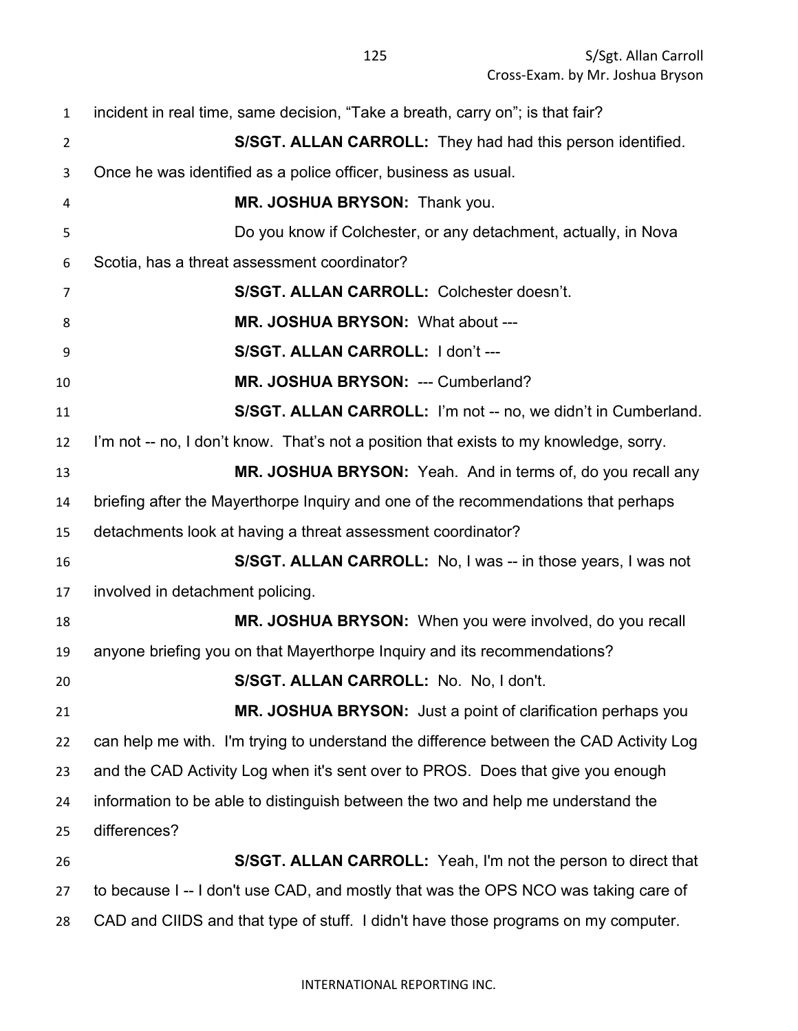incident in real time, same decision, “Take a breath, carry on”; is that fair?

**S/SGT. ALLAN CARROLL:** They had had this person identified. Once he was identified as a police officer, business as usual.

**MR. JOSHUA BRYSON:** Thank you.

Do you know if Colchester, or any detachment, actually, in Nova Scotia, has a threat assessment coordinator?

**S/SGT. ALLAN CARROLL:** Colchester doesn’t.

**MR. JOSHUA BRYSON:** What about ---

**S/SGT. ALLAN CARROLL:** I don’t ---

**MR. JOSHUA BRYSON:** --- Cumberland?

**S/SGT. ALLAN CARROLL:** I’m not -- no, we didn’t in Cumberland. I’m not -- no, I don’t know. That’s not a position that exists to my knowledge, sorry.

**MR. JOSHUA BRYSON:** Yeah. And in terms of, do you recall any briefing after the Mayerthorpe Inquiry and one of the recommendations that perhaps detachments look at having a threat assessment coordinator?

**S/SGT. ALLAN CARROLL:** No, I was -- in those years, I was not involved in detachment policing.

**MR. JOSHUA BRYSON:** When you were involved, do you recall anyone briefing you on that Mayerthorpe Inquiry and its recommendations?

**S/SGT. ALLAN CARROLL:** No. No, I don't.

**MR. JOSHUA BRYSON:** Just a point of clarification perhaps you can help me with. I'm trying to understand the difference between the CAD Activity Log and the CAD Activity Log when it's sent over to PROS. Does that give you enough information to be able to distinguish between the two and help me understand the differences?

**S/SGT. ALLAN CARROLL:** Yeah, I'm not the person to direct that to because I -- I don't use CAD, and mostly that was the OPS NCO was taking care of CAD and CIIDS and that type of stuff. I didn't have those programs on my computer.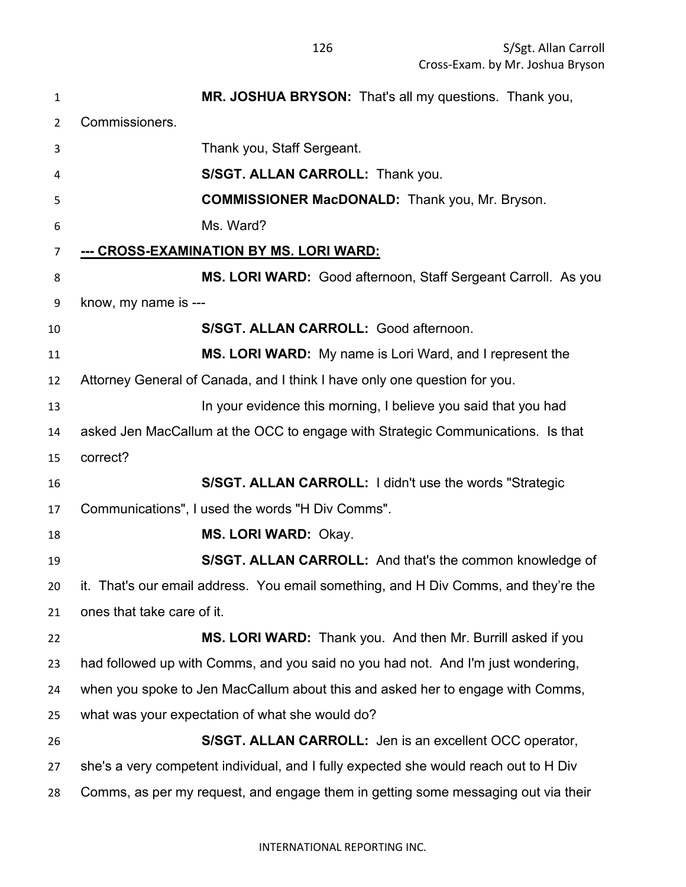**MR. JOSHUA BRYSON:** That's all my questions. Thank you, Commissioners.

Thank you, Staff Sergeant.

**S/SGT. ALLAN CARROLL:** Thank you.

**COMMISSIONER MacDONALD:** Thank you, Mr. Bryson.

Ms. Ward?

**--- CROSS-EXAMINATION BY MS. LORI WARD:**

**MS. LORI WARD:** Good afternoon, Staff Sergeant Carroll. As you know, my name is ---

**S/SGT. ALLAN CARROLL:** Good afternoon.

**MS. LORI WARD:** My name is Lori Ward, and I represent the Attorney General of Canada, and I think I have only one question for you.

In your evidence this morning, I believe you said that you had asked Jen MacCallum at the OCC to engage with Strategic Communications. Is that correct?

**S/SGT. ALLAN CARROLL:** I didn't use the words "Strategic Communications", I used the words "H Div Comms".

**MS. LORI WARD:** Okay.

**S/SGT. ALLAN CARROLL:** And that's the common knowledge of it. That's our email address. You email something, and H Div Comms, and they're the ones that take care of it.

**MS. LORI WARD:** Thank you. And then Mr. Burrill asked if you had followed up with Comms, and you said no you had not. And I'm just wondering, when you spoke to Jen MacCallum about this and asked her to engage with Comms, what was your expectation of what she would do?

**S/SGT. ALLAN CARROLL:** Jen is an excellent OCC operator, she's a very competent individual, and I fully expected she would reach out to H Div Comms, as per my request, and engage them in getting some messaging out via their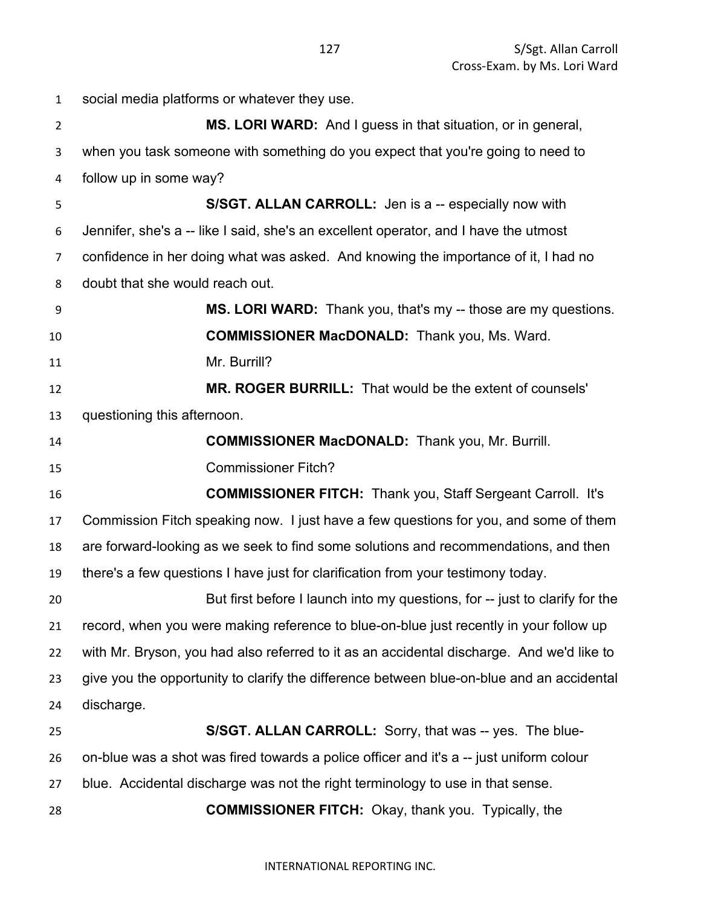social media platforms or whatever they use.

**MS. LORI WARD:** And I guess in that situation, or in general, when you task someone with something do you expect that you're going to need to follow up in some way?

**S/SGT. ALLAN CARROLL:** Jen is a -- especially now with Jennifer, she's a -- like I said, she's an excellent operator, and I have the utmost confidence in her doing what was asked. And knowing the importance of it, I had no doubt that she would reach out.

**MS. LORI WARD:** Thank you, that's my -- those are my questions.

**COMMISSIONER MacDONALD:** Thank you, Ms. Ward.

Mr. Burrill?

**MR. ROGER BURRILL:** That would be the extent of counsels' questioning this afternoon.

**COMMISSIONER MacDONALD:** Thank you, Mr. Burrill.

Commissioner Fitch?

**COMMISSIONER FITCH:** Thank you, Staff Sergeant Carroll. It's Commission Fitch speaking now. I just have a few questions for you, and some of them are forward-looking as we seek to find some solutions and recommendations, and then there's a few questions I have just for clarification from your testimony today.

But first before I launch into my questions, for -- just to clarify for the record, when you were making reference to blue-on-blue just recently in your follow up with Mr. Bryson, you had also referred to it as an accidental discharge. And we'd like to give you the opportunity to clarify the difference between blue-on-blue and an accidental discharge.

**S/SGT. ALLAN CARROLL:** Sorry, that was -- yes. The blue-on-blue was a shot was fired towards a police officer and it's a -- just uniform colour blue. Accidental discharge was not the right terminology to use in that sense.

**COMMISSIONER FITCH:** Okay, thank you. Typically, the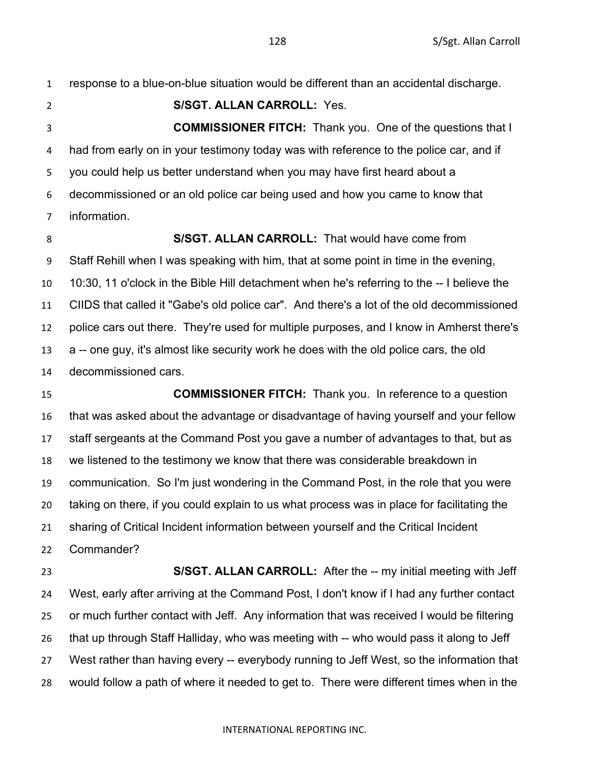response to a blue-on-blue situation would be different than an accidental discharge.

**S/SGT. ALLAN CARROLL:** Yes.

**COMMISSIONER FITCH:** Thank you. One of the questions that I had from early on in your testimony today was with reference to the police car, and if you could help us better understand when you may have first heard about a decommissioned or an old police car being used and how you came to know that information.

**S/SGT. ALLAN CARROLL:** That would have come from Staff Rehill when I was speaking with him, that at some point in time in the evening, 10:30, 11 o'clock in the Bible Hill detachment when he's referring to the -- I believe the CIIDS that called it "Gabe's old police car". And there's a lot of the old decommissioned police cars out there. They're used for multiple purposes, and I know in Amherst there's a -- one guy, it's almost like security work he does with the old police cars, the old decommissioned cars.

**COMMISSIONER FITCH:** Thank you. In reference to a question that was asked about the advantage or disadvantage of having yourself and your fellow staff sergeants at the Command Post you gave a number of advantages to that, but as we listened to the testimony we know that there was considerable breakdown in communication. So I'm just wondering in the Command Post, in the role that you were taking on there, if you could explain to us what process was in place for facilitating the sharing of Critical Incident information between yourself and the Critical Incident Commander?

**S/SGT. ALLAN CARROLL:** After the -- my initial meeting with Jeff West, early after arriving at the Command Post, I don't know if I had any further contact or much further contact with Jeff. Any information that was received I would be filtering that up through Staff Halliday, who was meeting with -- who would pass it along to Jeff West rather than having every -- everybody running to Jeff West, so the information that would follow a path of where it needed to get to. There were different times when in the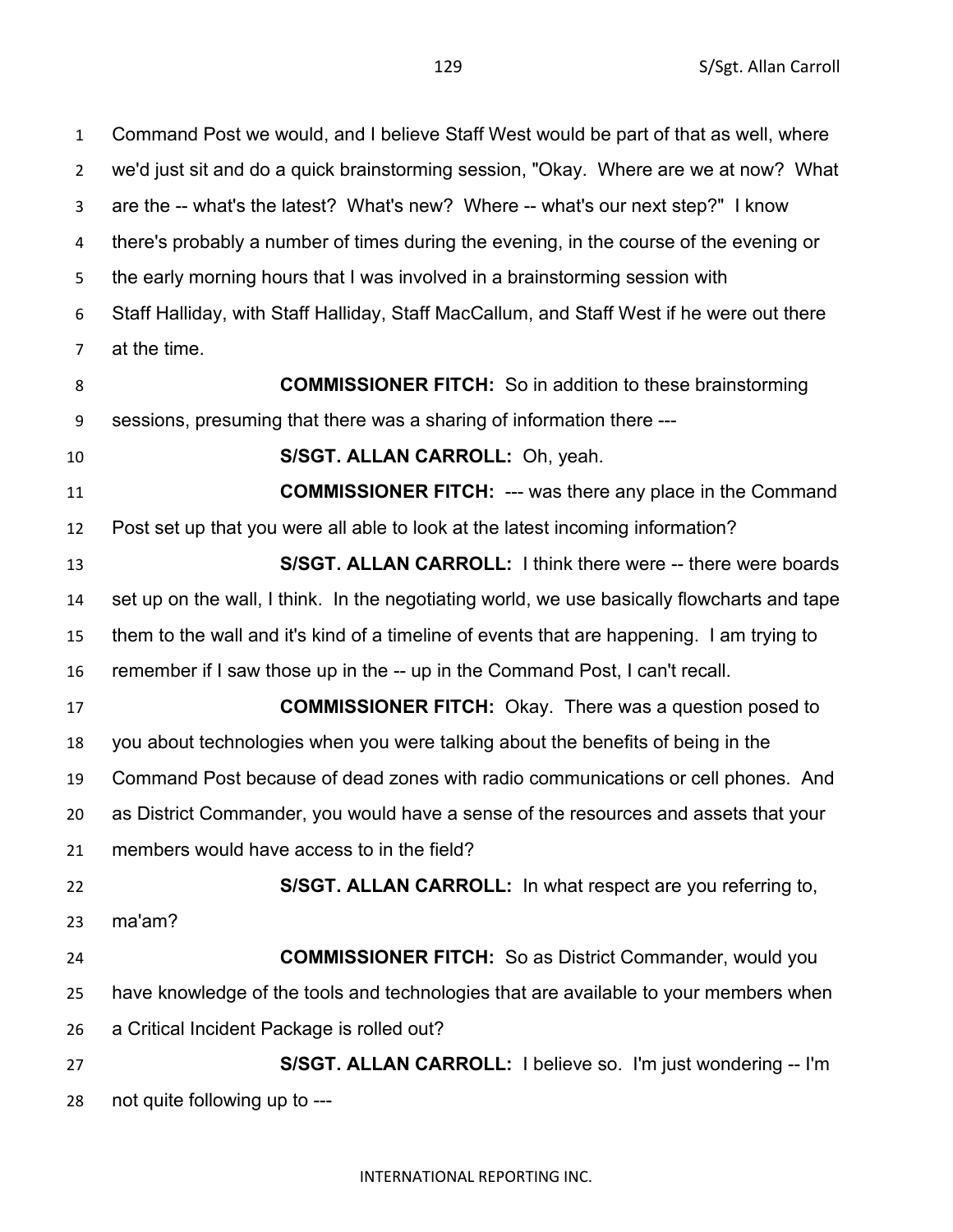Command Post we would, and I believe Staff West would be part of that as well, where we'd just sit and do a quick brainstorming session, "Okay. Where are we at now? What are the -- what's the latest? What's new? Where -- what's our next step?" I know there's probably a number of times during the evening, in the course of the evening or the early morning hours that I was involved in a brainstorming session with Staff Halliday, with Staff Halliday, Staff MacCallum, and Staff West if he were out there at the time.

**COMMISSIONER FITCH:** So in addition to these brainstorming sessions, presuming that there was a sharing of information there ---

**S/SGT. ALLAN CARROLL:** Oh, yeah.

**COMMISSIONER FITCH:** --- was there any place in the Command Post set up that you were all able to look at the latest incoming information?

**S/SGT. ALLAN CARROLL:** I think there were -- there were boards set up on the wall, I think. In the negotiating world, we use basically flowcharts and tape them to the wall and it's kind of a timeline of events that are happening. I am trying to remember if I saw those up in the -- up in the Command Post, I can't recall.

**COMMISSIONER FITCH:** Okay. There was a question posed to you about technologies when you were talking about the benefits of being in the Command Post because of dead zones with radio communications or cell phones. And as District Commander, you would have a sense of the resources and assets that your members would have access to in the field?

**S/SGT. ALLAN CARROLL:** In what respect are you referring to, ma'am?

**COMMISSIONER FITCH:** So as District Commander, would you have knowledge of the tools and technologies that are available to your members when a Critical Incident Package is rolled out?

**S/SGT. ALLAN CARROLL:** I believe so. I'm just wondering -- I'm not quite following up to ---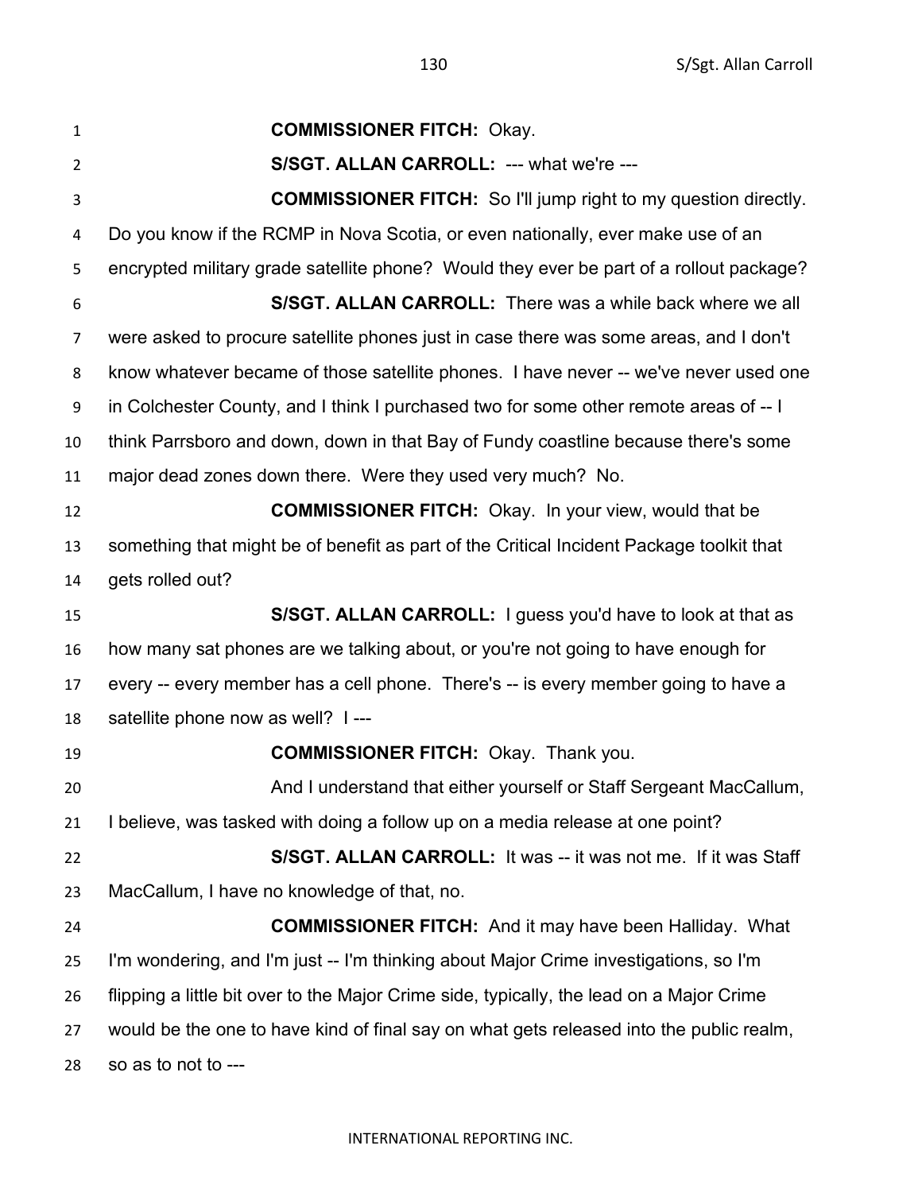**COMMISSIONER FITCH:** Okay.

**S/SGT. ALLAN CARROLL:** --- what we're ---

**COMMISSIONER FITCH:** So I'll jump right to my question directly. Do you know if the RCMP in Nova Scotia, or even nationally, ever make use of an encrypted military grade satellite phone? Would they ever be part of a rollout package?

**S/SGT. ALLAN CARROLL:** There was a while back where we all were asked to procure satellite phones just in case there was some areas, and I don't know whatever became of those satellite phones. I have never -- we've never used one in Colchester County, and I think I purchased two for some other remote areas of -- I think Parrsboro and down, down in that Bay of Fundy coastline because there's some major dead zones down there. Were they used very much? No.

**COMMISSIONER FITCH:** Okay. In your view, would that be something that might be of benefit as part of the Critical Incident Package toolkit that gets rolled out?

**S/SGT. ALLAN CARROLL:** I guess you'd have to look at that as how many sat phones are we talking about, or you're not going to have enough for every -- every member has a cell phone. There's -- is every member going to have a satellite phone now as well? I ---

**COMMISSIONER FITCH:** Okay. Thank you.

And I understand that either yourself or Staff Sergeant MacCallum, I believe, was tasked with doing a follow up on a media release at one point?

**S/SGT. ALLAN CARROLL:** It was -- it was not me. If it was Staff MacCallum, I have no knowledge of that, no.

**COMMISSIONER FITCH:** And it may have been Halliday. What I'm wondering, and I'm just -- I'm thinking about Major Crime investigations, so I'm flipping a little bit over to the Major Crime side, typically, the lead on a Major Crime would be the one to have kind of final say on what gets released into the public realm, so as to not to ---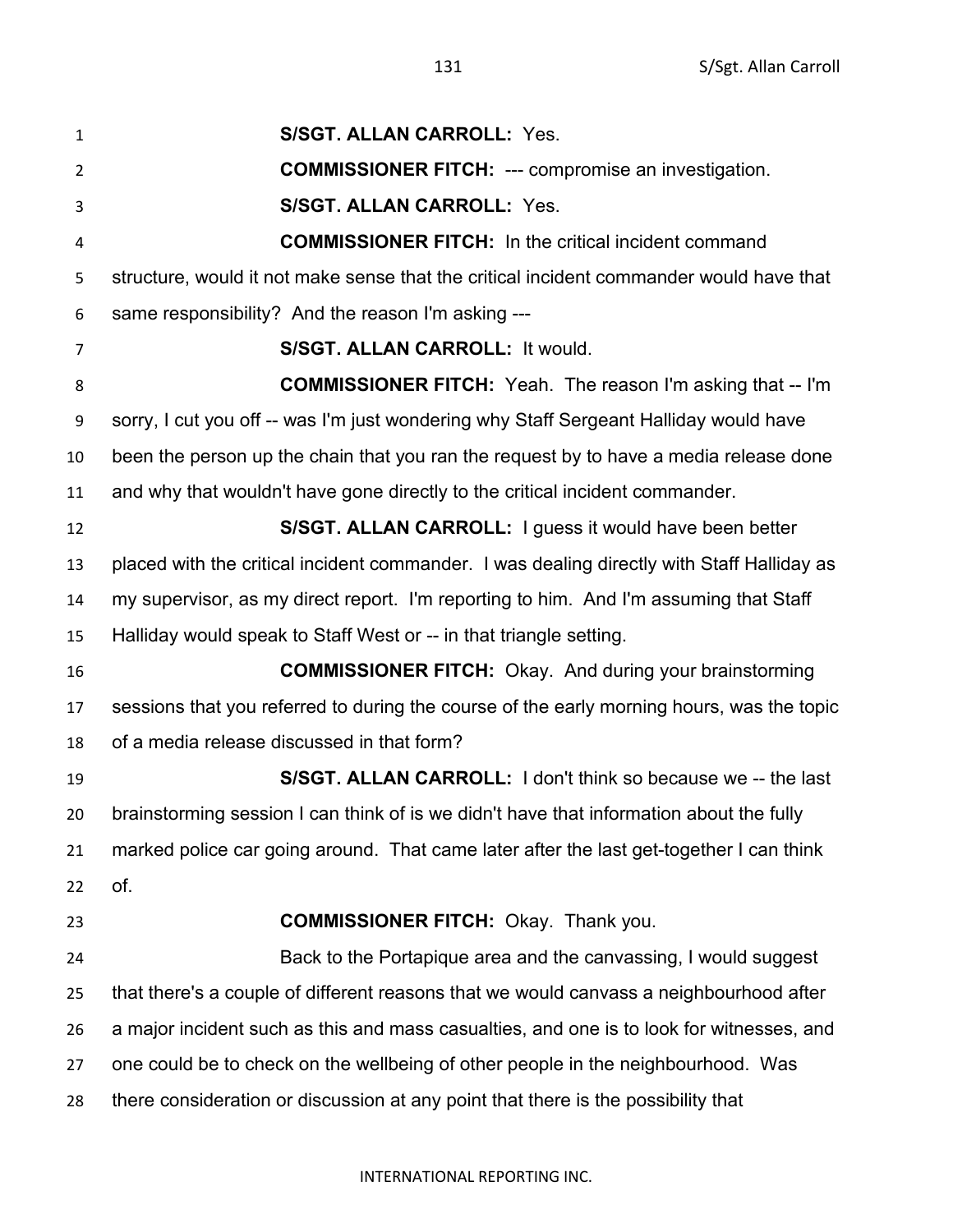**S/SGT. ALLAN CARROLL:** Yes.

**COMMISSIONER FITCH:** --- compromise an investigation.

**S/SGT. ALLAN CARROLL:** Yes.

**COMMISSIONER FITCH:** In the critical incident command structure, would it not make sense that the critical incident commander would have that same responsibility? And the reason I'm asking ---

**S/SGT. ALLAN CARROLL:** It would.

**COMMISSIONER FITCH:** Yeah. The reason I'm asking that -- I'm sorry, I cut you off -- was I'm just wondering why Staff Sergeant Halliday would have been the person up the chain that you ran the request by to have a media release done and why that wouldn't have gone directly to the critical incident commander.

**S/SGT. ALLAN CARROLL:** I guess it would have been better placed with the critical incident commander. I was dealing directly with Staff Halliday as my supervisor, as my direct report. I'm reporting to him. And I'm assuming that Staff Halliday would speak to Staff West or -- in that triangle setting.

**COMMISSIONER FITCH:** Okay. And during your brainstorming sessions that you referred to during the course of the early morning hours, was the topic of a media release discussed in that form?

**S/SGT. ALLAN CARROLL:** I don't think so because we -- the last brainstorming session I can think of is we didn't have that information about the fully marked police car going around. That came later after the last get-together I can think of.

**COMMISSIONER FITCH:** Okay. Thank you.

Back to the Portapique area and the canvassing, I would suggest that there's a couple of different reasons that we would canvass a neighbourhood after a major incident such as this and mass casualties, and one is to look for witnesses, and one could be to check on the wellbeing of other people in the neighbourhood. Was there consideration or discussion at any point that there is the possibility that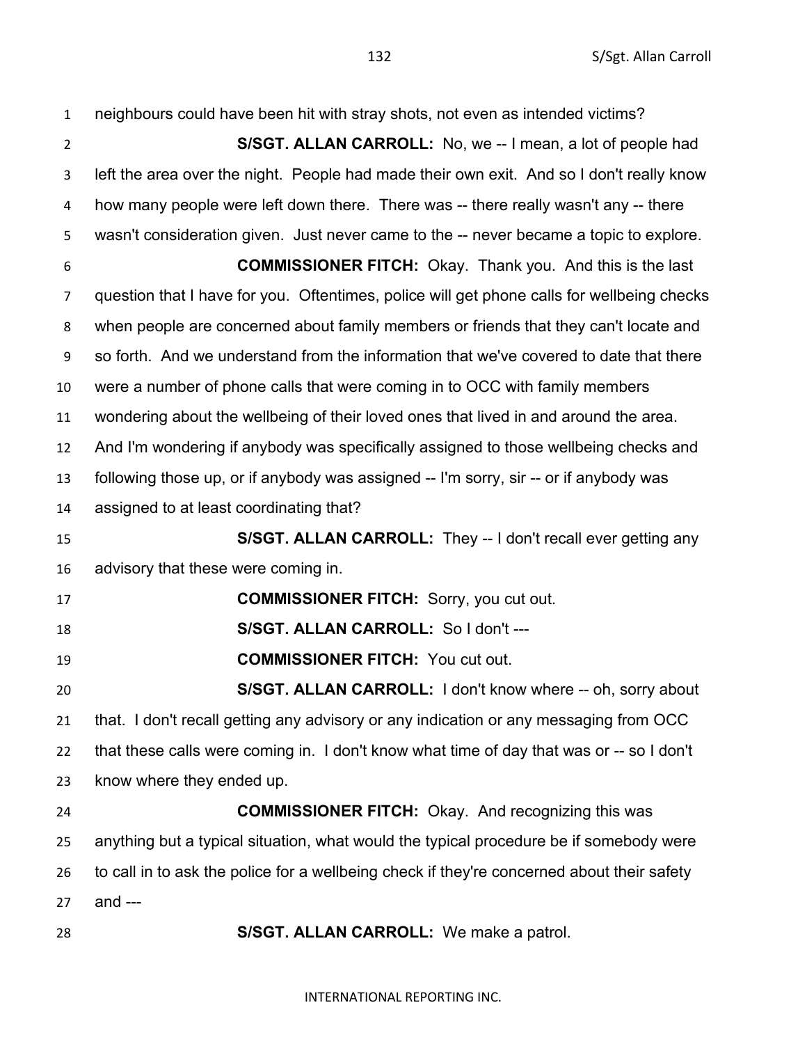neighbours could have been hit with stray shots, not even as intended victims?

**S/SGT. ALLAN CARROLL:** No, we -- I mean, a lot of people had left the area over the night. People had made their own exit. And so I don't really know how many people were left down there. There was -- there really wasn't any -- there wasn't consideration given. Just never came to the -- never became a topic to explore.

**COMMISSIONER FITCH:** Okay. Thank you. And this is the last question that I have for you. Oftentimes, police will get phone calls for wellbeing checks when people are concerned about family members or friends that they can't locate and so forth. And we understand from the information that we've covered to date that there were a number of phone calls that were coming in to OCC with family members wondering about the wellbeing of their loved ones that lived in and around the area. And I'm wondering if anybody was specifically assigned to those wellbeing checks and following those up, or if anybody was assigned -- I'm sorry, sir -- or if anybody was assigned to at least coordinating that?

**S/SGT. ALLAN CARROLL:** They -- I don't recall ever getting any advisory that these were coming in.

**COMMISSIONER FITCH:** Sorry, you cut out.

**S/SGT. ALLAN CARROLL:** So I don't ---

**COMMISSIONER FITCH:** You cut out.

**S/SGT. ALLAN CARROLL:** I don't know where -- oh, sorry about that. I don't recall getting any advisory or any indication or any messaging from OCC that these calls were coming in. I don't know what time of day that was or -- so I don't know where they ended up.

**COMMISSIONER FITCH:** Okay. And recognizing this was anything but a typical situation, what would the typical procedure be if somebody were to call in to ask the police for a wellbeing check if they're concerned about their safety and ---

**S/SGT. ALLAN CARROLL:** We make a patrol.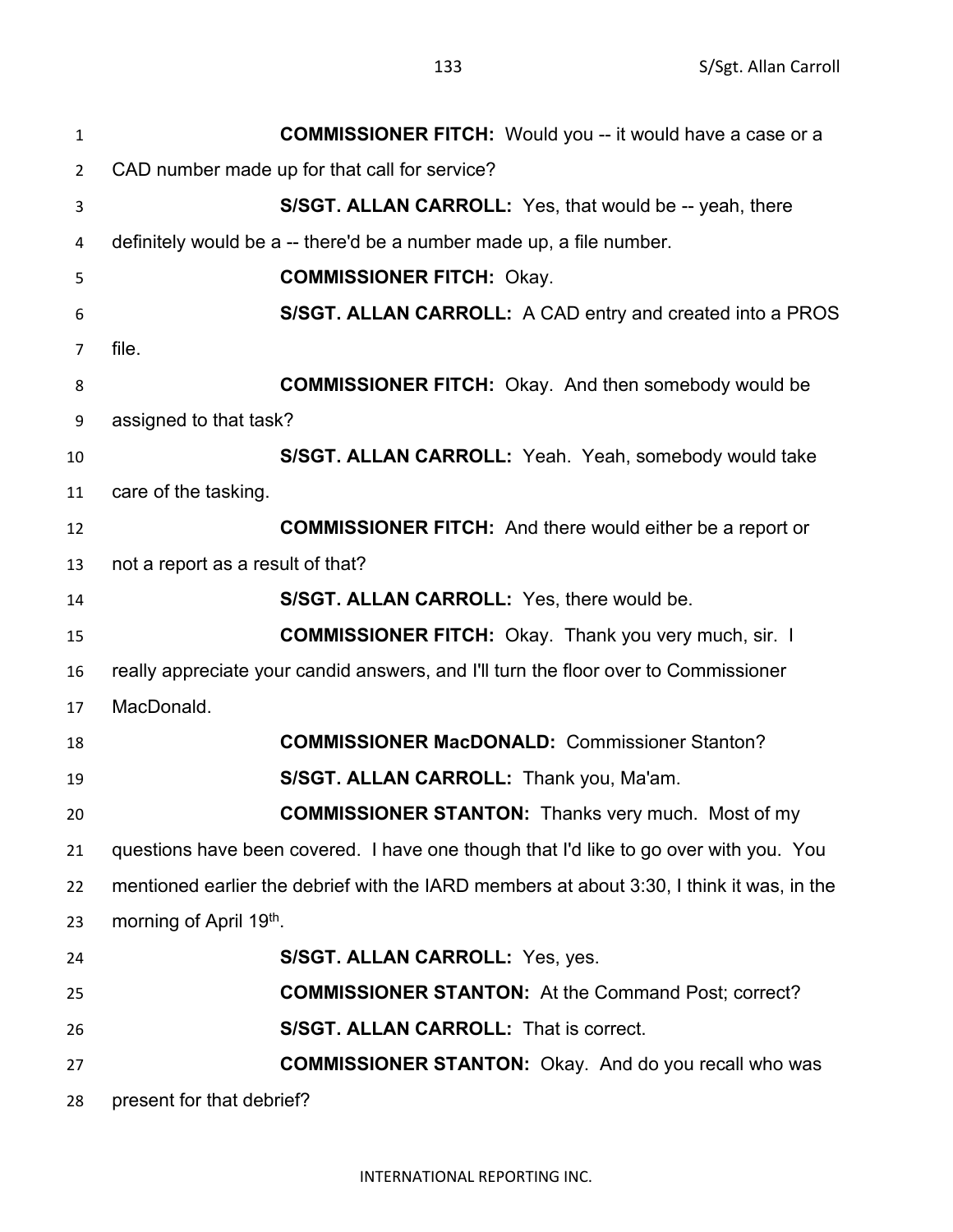**COMMISSIONER FITCH:** Would you -- it would have a case or a CAD number made up for that call for service?

**S/SGT. ALLAN CARROLL:** Yes, that would be -- yeah, there definitely would be a -- there'd be a number made up, a file number.

**COMMISSIONER FITCH:** Okay.

**S/SGT. ALLAN CARROLL:** A CAD entry and created into a PROS file.

**COMMISSIONER FITCH:** Okay. And then somebody would be assigned to that task?

**S/SGT. ALLAN CARROLL:** Yeah. Yeah, somebody would take care of the tasking.

**COMMISSIONER FITCH:** And there would either be a report or not a report as a result of that?

**S/SGT. ALLAN CARROLL:** Yes, there would be.

**COMMISSIONER FITCH:** Okay. Thank you very much, sir. I really appreciate your candid answers, and I'll turn the floor over to Commissioner MacDonald.

**COMMISSIONER MacDONALD:** Commissioner Stanton?

**S/SGT. ALLAN CARROLL:** Thank you, Ma'am.

**COMMISSIONER STANTON:** Thanks very much. Most of my questions have been covered. I have one though that I'd like to go over with you. You mentioned earlier the debrief with the IARD members at about 3:30, I think it was, in the morning of April 19th.

**S/SGT. ALLAN CARROLL:** Yes, yes.

**COMMISSIONER STANTON:** At the Command Post; correct?

**S/SGT. ALLAN CARROLL:** That is correct.

**COMMISSIONER STANTON:** Okay. And do you recall who was present for that debrief?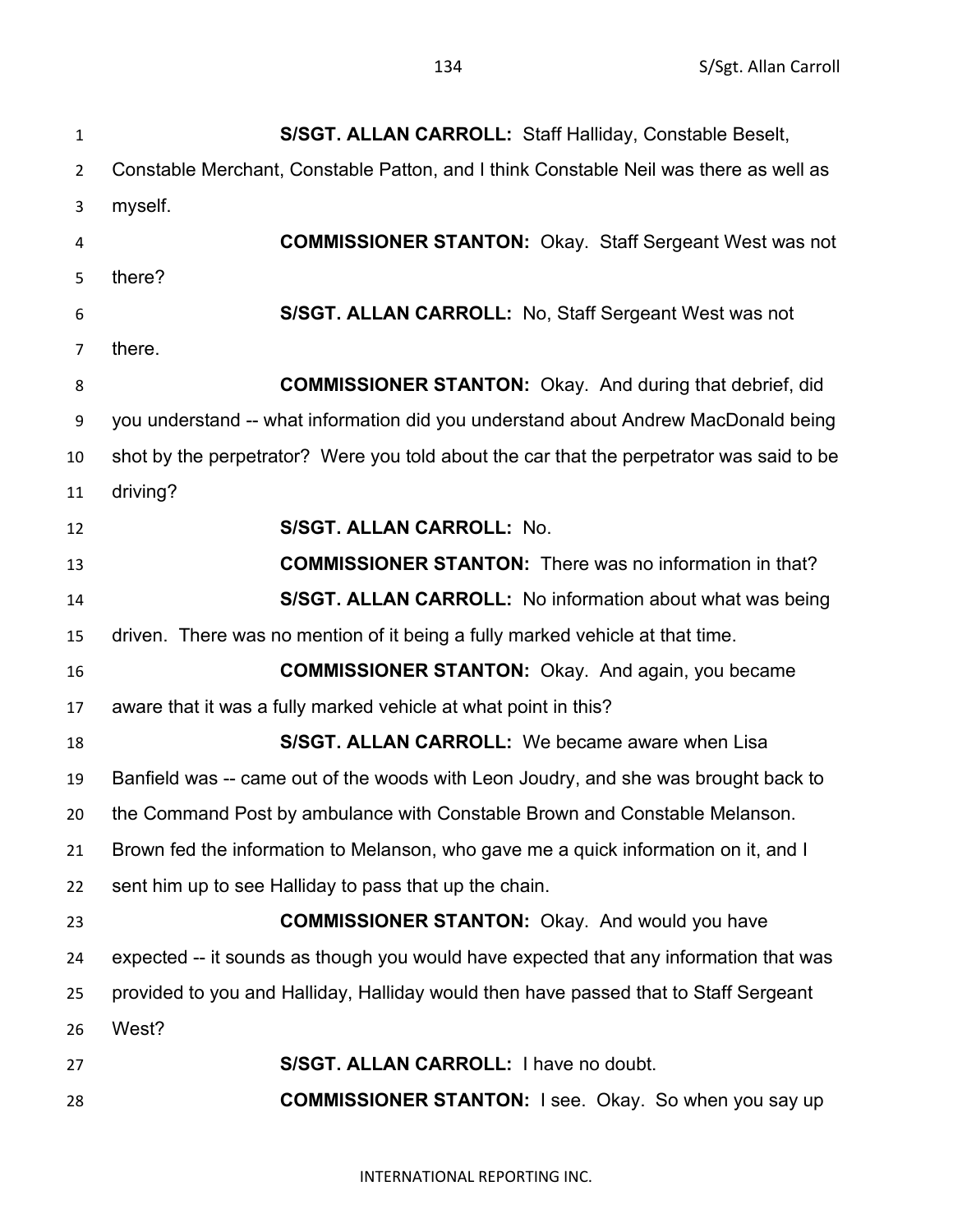**S/SGT. ALLAN CARROLL:** Staff Halliday, Constable Beselt, Constable Merchant, Constable Patton, and I think Constable Neil was there as well as myself.

**COMMISSIONER STANTON:** Okay. Staff Sergeant West was not there?

**S/SGT. ALLAN CARROLL:** No, Staff Sergeant West was not there.

**COMMISSIONER STANTON:** Okay. And during that debrief, did you understand -- what information did you understand about Andrew MacDonald being shot by the perpetrator? Were you told about the car that the perpetrator was said to be driving?

**S/SGT. ALLAN CARROLL:** No.

**COMMISSIONER STANTON:** There was no information in that?

**S/SGT. ALLAN CARROLL:** No information about what was being driven. There was no mention of it being a fully marked vehicle at that time.

**COMMISSIONER STANTON:** Okay. And again, you became aware that it was a fully marked vehicle at what point in this?

**S/SGT. ALLAN CARROLL:** We became aware when Lisa Banfield was -- came out of the woods with Leon Joudry, and she was brought back to the Command Post by ambulance with Constable Brown and Constable Melanson. Brown fed the information to Melanson, who gave me a quick information on it, and I sent him up to see Halliday to pass that up the chain.

**COMMISSIONER STANTON:** Okay. And would you have expected -- it sounds as though you would have expected that any information that was provided to you and Halliday, Halliday would then have passed that to Staff Sergeant West?

**S/SGT. ALLAN CARROLL:** I have no doubt.

**COMMISSIONER STANTON:** I see. Okay. So when you say up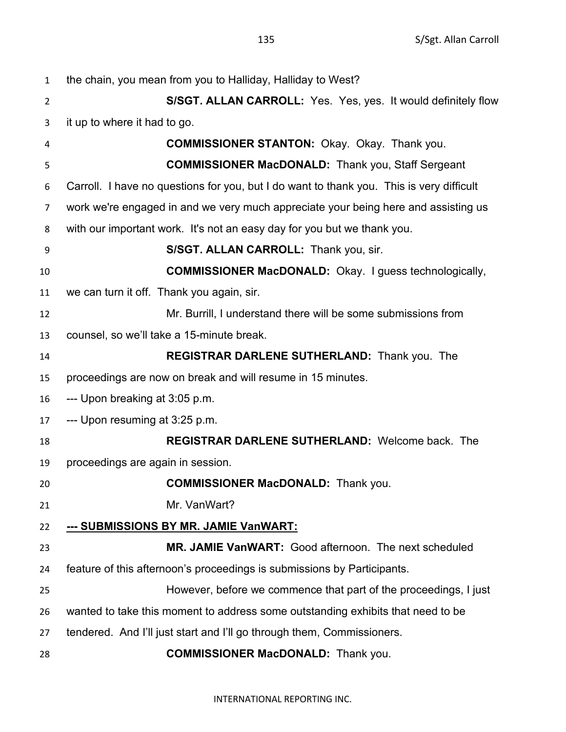the chain, you mean from you to Halliday, Halliday to West?

**S/SGT. ALLAN CARROLL:** Yes. Yes, yes. It would definitely flow it up to where it had to go.

**COMMISSIONER STANTON:** Okay. Okay. Thank you.

**COMMISSIONER MacDONALD:** Thank you, Staff Sergeant Carroll. I have no questions for you, but I do want to thank you. This is very difficult work we're engaged in and we very much appreciate your being here and assisting us with our important work. It's not an easy day for you but we thank you.

**S/SGT. ALLAN CARROLL:** Thank you, sir.

**COMMISSIONER MacDONALD:** Okay. I guess technologically, we can turn it off. Thank you again, sir.

Mr. Burrill, I understand there will be some submissions from counsel, so we'll take a 15-minute break.

**REGISTRAR DARLENE SUTHERLAND:** Thank you. The proceedings are now on break and will resume in 15 minutes.

--- Upon breaking at 3:05 p.m.

--- Upon resuming at 3:25 p.m.

**REGISTRAR DARLENE SUTHERLAND:** Welcome back. The proceedings are again in session.

**COMMISSIONER MacDONALD:** Thank you.

Mr. VanWart?

**--- SUBMISSIONS BY MR. JAMIE VanWART:**

**MR. JAMIE VanWART:** Good afternoon. The next scheduled feature of this afternoon's proceedings is submissions by Participants.

However, before we commence that part of the proceedings, I just wanted to take this moment to address some outstanding exhibits that need to be tendered. And I'll just start and I'll go through them, Commissioners.

**COMMISSIONER MacDONALD:** Thank you.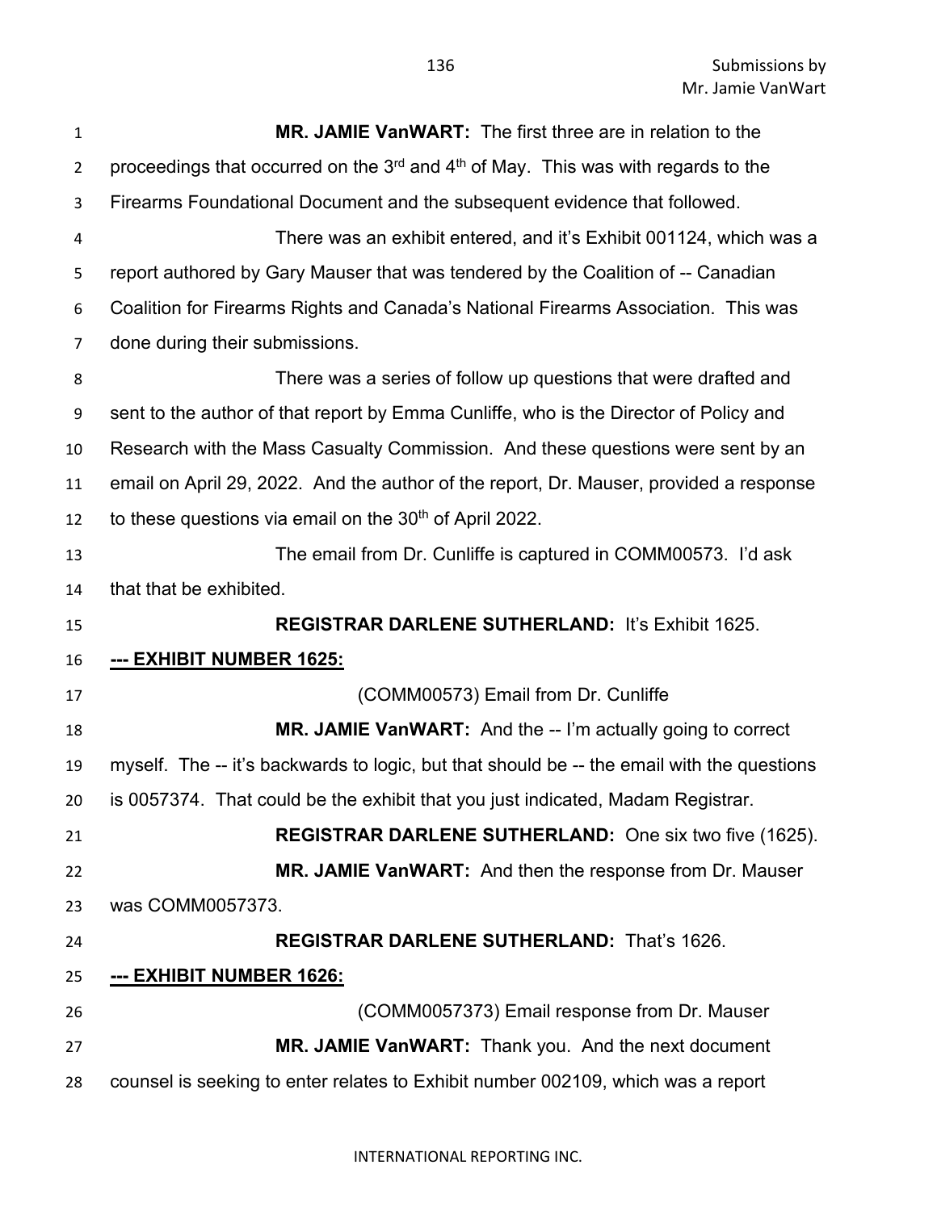**MR. JAMIE VanWART:** The first three are in relation to the proceedings that occurred on the 3rd and 4th of May. This was with regards to the Firearms Foundational Document and the subsequent evidence that followed.

There was an exhibit entered, and it's Exhibit 001124, which was a report authored by Gary Mauser that was tendered by the Coalition of -- Canadian Coalition for Firearms Rights and Canada's National Firearms Association. This was done during their submissions.

There was a series of follow up questions that were drafted and sent to the author of that report by Emma Cunliffe, who is the Director of Policy and Research with the Mass Casualty Commission. And these questions were sent by an email on April 29, 2022. And the author of the report, Dr. Mauser, provided a response to these questions via email on the 30th of April 2022.

The email from Dr. Cunliffe is captured in COMM00573. I'd ask that that be exhibited.

**REGISTRAR DARLENE SUTHERLAND:** It's Exhibit 1625.

**--- EXHIBIT NUMBER 1625:**

(COMM00573) Email from Dr. Cunliffe

**MR. JAMIE VanWART:** And the -- I'm actually going to correct myself. The -- it's backwards to logic, but that should be -- the email with the questions is 0057374. That could be the exhibit that you just indicated, Madam Registrar.

**REGISTRAR DARLENE SUTHERLAND:** One six two five (1625).

**MR. JAMIE VanWART:** And then the response from Dr. Mauser was COMM0057373.

**REGISTRAR DARLENE SUTHERLAND:** That's 1626.

**--- EXHIBIT NUMBER 1626:**

(COMM0057373) Email response from Dr. Mauser

**MR. JAMIE VanWART:** Thank you. And the next document counsel is seeking to enter relates to Exhibit number 002109, which was a report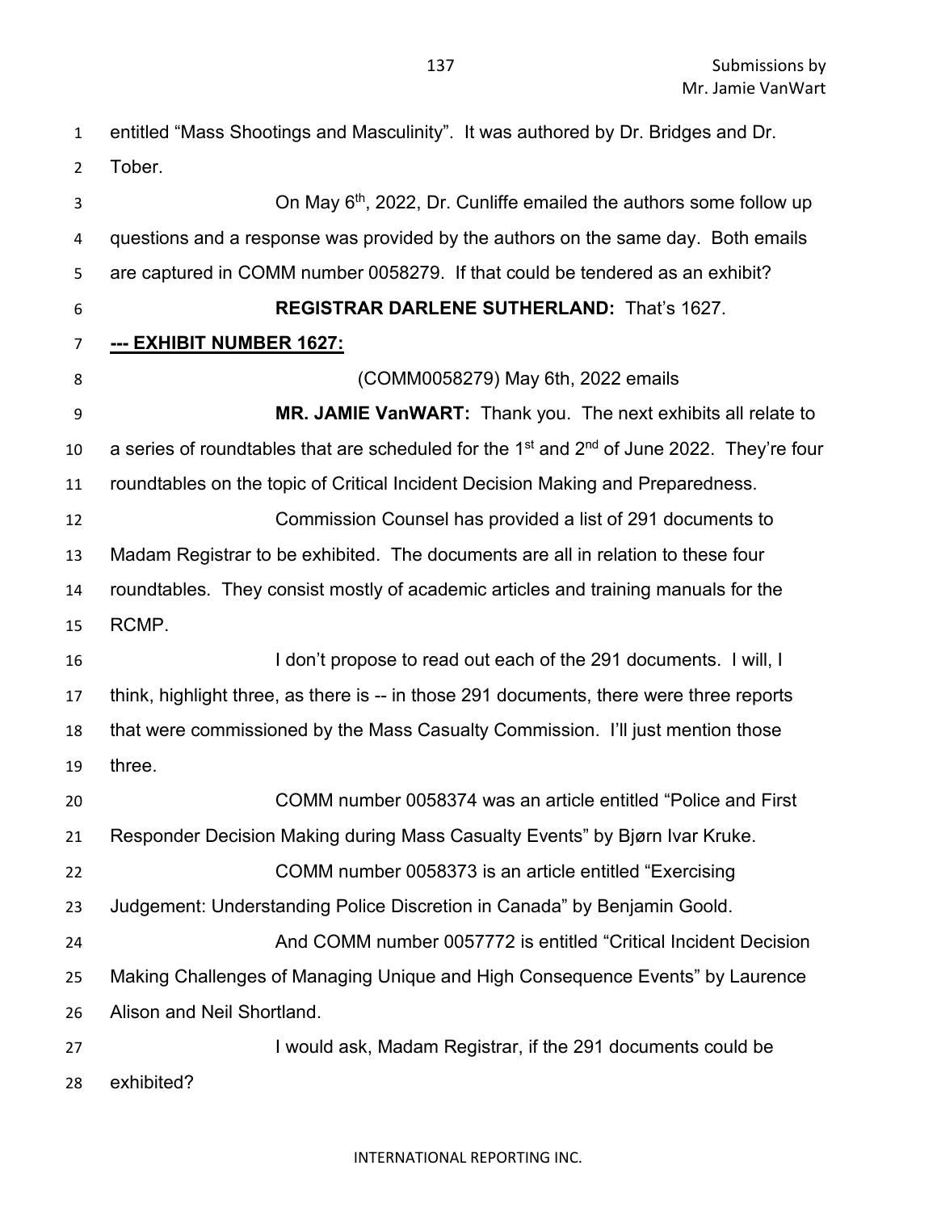entitled "Mass Shootings and Masculinity". It was authored by Dr. Bridges and Dr. Tober.

On May 6th, 2022, Dr. Cunliffe emailed the authors some follow up questions and a response was provided by the authors on the same day. Both emails are captured in COMM number 0058279. If that could be tendered as an exhibit?

**REGISTRAR DARLENE SUTHERLAND:** That's 1627.

**--- EXHIBIT NUMBER 1627:**

(COMM0058279) May 6th, 2022 emails

**MR. JAMIE VanWART:** Thank you. The next exhibits all relate to a series of roundtables that are scheduled for the 1st and 2nd of June 2022. They're four roundtables on the topic of Critical Incident Decision Making and Preparedness.

Commission Counsel has provided a list of 291 documents to Madam Registrar to be exhibited. The documents are all in relation to these four roundtables. They consist mostly of academic articles and training manuals for the RCMP.

I don't propose to read out each of the 291 documents. I will, I think, highlight three, as there is -- in those 291 documents, there were three reports that were commissioned by the Mass Casualty Commission. I'll just mention those three.

COMM number 0058374 was an article entitled "Police and First Responder Decision Making during Mass Casualty Events" by Bjørn Ivar Kruke.

COMM number 0058373 is an article entitled "Exercising Judgement: Understanding Police Discretion in Canada" by Benjamin Goold.

And COMM number 0057772 is entitled "Critical Incident Decision Making Challenges of Managing Unique and High Consequence Events" by Laurence Alison and Neil Shortland.

I would ask, Madam Registrar, if the 291 documents could be exhibited?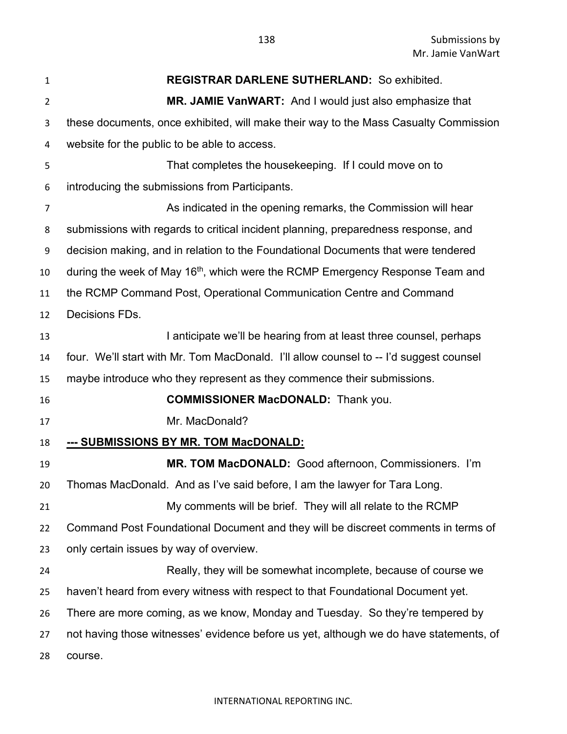**REGISTRAR DARLENE SUTHERLAND:** So exhibited.

**MR. JAMIE VanWART:** And I would just also emphasize that these documents, once exhibited, will make their way to the Mass Casualty Commission website for the public to be able to access.

That completes the housekeeping. If I could move on to introducing the submissions from Participants.

As indicated in the opening remarks, the Commission will hear submissions with regards to critical incident planning, preparedness response, and decision making, and in relation to the Foundational Documents that were tendered during the week of May 16th, which were the RCMP Emergency Response Team and the RCMP Command Post, Operational Communication Centre and Command Decisions FDs.

I anticipate we'll be hearing from at least three counsel, perhaps four. We'll start with Mr. Tom MacDonald. I'll allow counsel to -- I'd suggest counsel maybe introduce who they represent as they commence their submissions.

**COMMISSIONER MacDONALD:** Thank you.

Mr. MacDonald?

**--- SUBMISSIONS BY MR. TOM MacDONALD:**

**MR. TOM MacDONALD:** Good afternoon, Commissioners. I'm Thomas MacDonald. And as I've said before, I am the lawyer for Tara Long.

My comments will be brief. They will all relate to the RCMP Command Post Foundational Document and they will be discreet comments in terms of only certain issues by way of overview.

Really, they will be somewhat incomplete, because of course we haven't heard from every witness with respect to that Foundational Document yet. There are more coming, as we know, Monday and Tuesday. So they're tempered by not having those witnesses' evidence before us yet, although we do have statements, of course.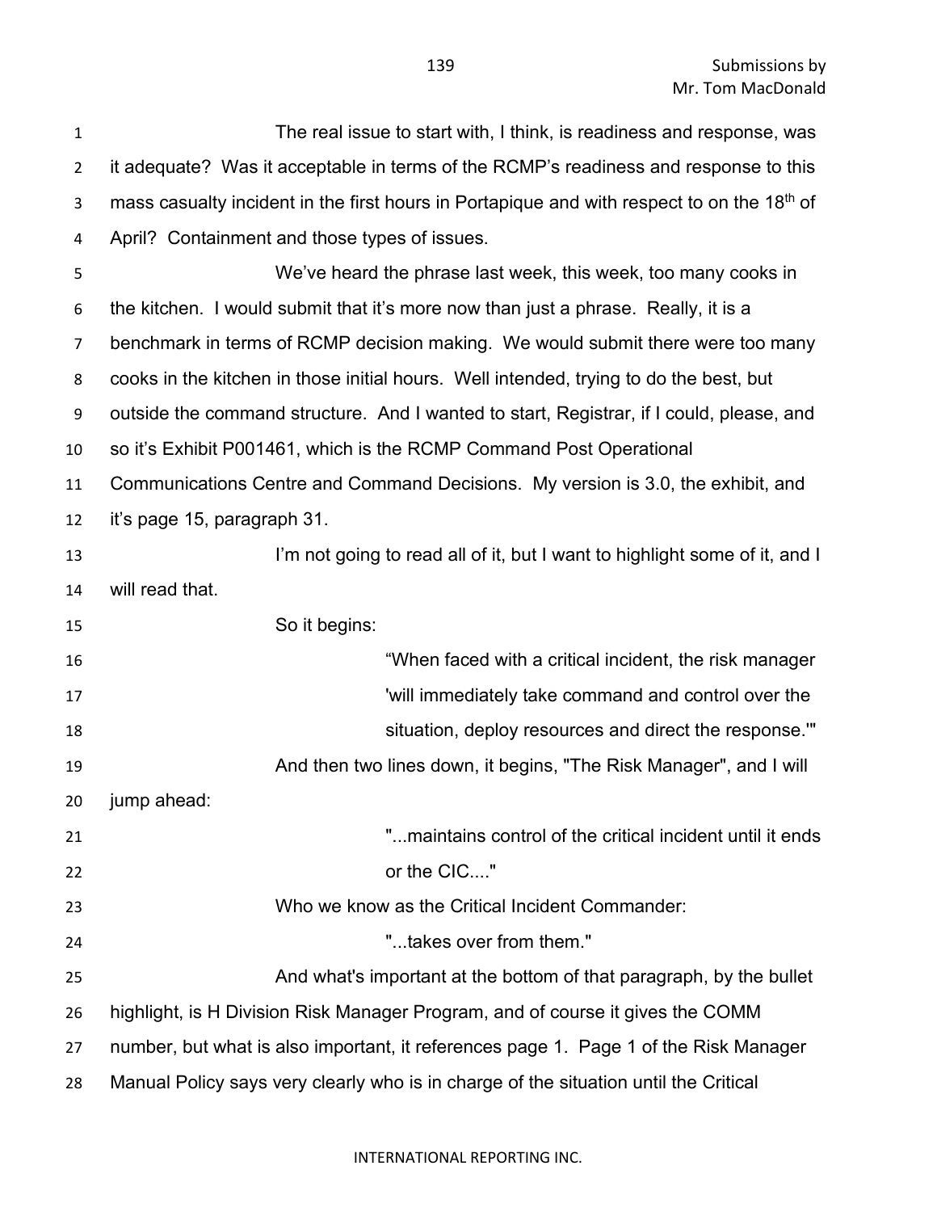The real issue to start with, I think, is readiness and response, was it adequate? Was it acceptable in terms of the RCMP's readiness and response to this mass casualty incident in the first hours in Portapique and with respect to on the 18th of April? Containment and those types of issues.

We've heard the phrase last week, this week, too many cooks in the kitchen. I would submit that it's more now than just a phrase. Really, it is a benchmark in terms of RCMP decision making. We would submit there were too many cooks in the kitchen in those initial hours. Well intended, trying to do the best, but outside the command structure. And I wanted to start, Registrar, if I could, please, and so it's Exhibit P001461, which is the RCMP Command Post Operational Communications Centre and Command Decisions. My version is 3.0, the exhibit, and it's page 15, paragraph 31.

I'm not going to read all of it, but I want to highlight some of it, and I will read that.

So it begins:

> "When faced with a critical incident, the risk manager 'will immediately take command and control over the situation, deploy resources and direct the response.'"

And then two lines down, it begins, "The Risk Manager", and I will jump ahead:

> "...maintains control of the critical incident until it ends or the CIC...."

Who we know as the Critical Incident Commander:

> "...takes over from them."

And what's important at the bottom of that paragraph, by the bullet highlight, is H Division Risk Manager Program, and of course it gives the COMM number, but what is also important, it references page 1. Page 1 of the Risk Manager Manual Policy says very clearly who is in charge of the situation until the Critical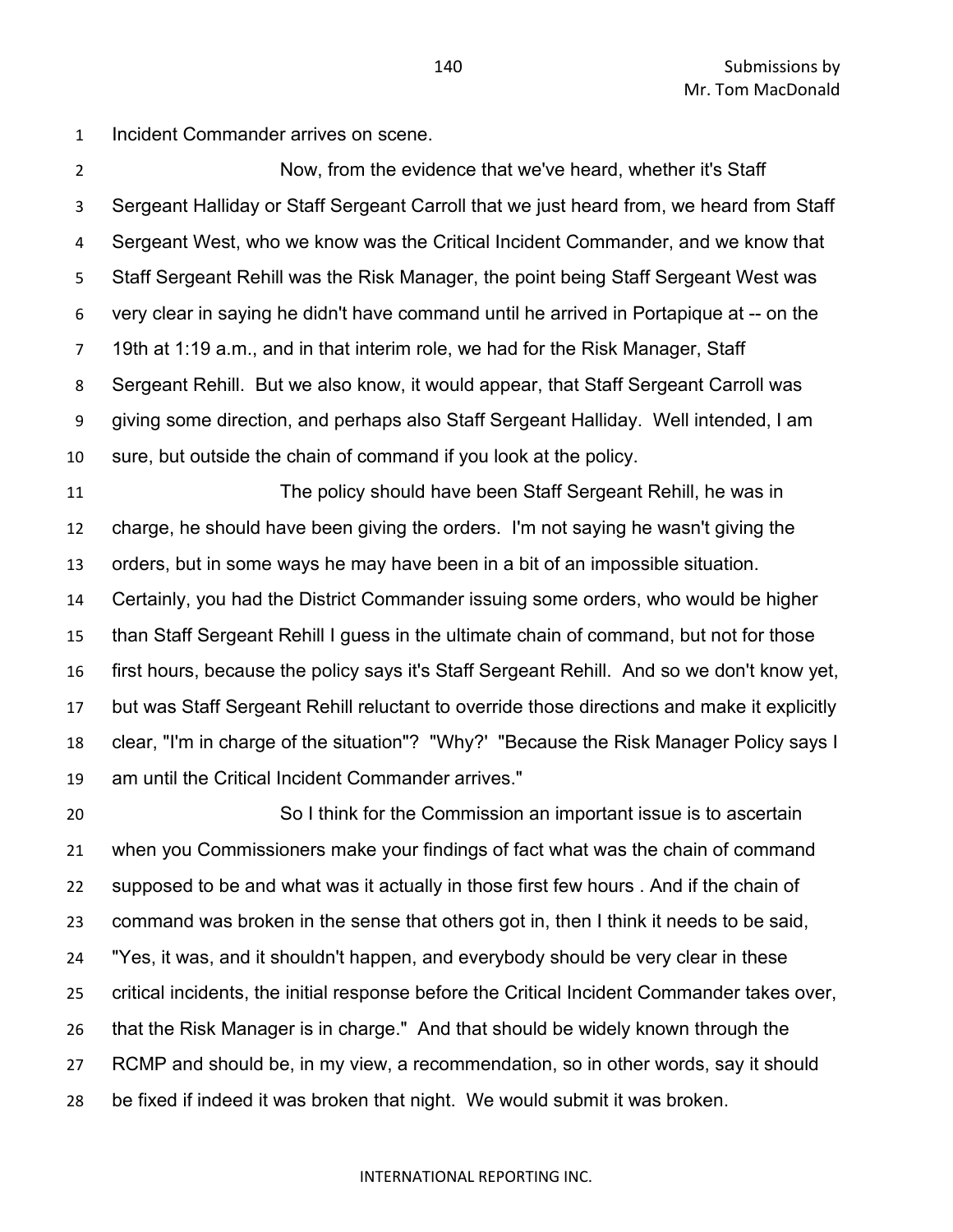Incident Commander arrives on scene.

Now, from the evidence that we've heard, whether it's Staff Sergeant Halliday or Staff Sergeant Carroll that we just heard from, we heard from Staff Sergeant West, who we know was the Critical Incident Commander, and we know that Staff Sergeant Rehill was the Risk Manager, the point being Staff Sergeant West was very clear in saying he didn't have command until he arrived in Portapique at -- on the 19th at 1:19 a.m., and in that interim role, we had for the Risk Manager, Staff Sergeant Rehill. But we also know, it would appear, that Staff Sergeant Carroll was giving some direction, and perhaps also Staff Sergeant Halliday. Well intended, I am sure, but outside the chain of command if you look at the policy.

The policy should have been Staff Sergeant Rehill, he was in charge, he should have been giving the orders. I'm not saying he wasn't giving the orders, but in some ways he may have been in a bit of an impossible situation. Certainly, you had the District Commander issuing some orders, who would be higher than Staff Sergeant Rehill I guess in the ultimate chain of command, but not for those first hours, because the policy says it's Staff Sergeant Rehill. And so we don't know yet, but was Staff Sergeant Rehill reluctant to override those directions and make it explicitly clear, "I'm in charge of the situation"? "Why?' "Because the Risk Manager Policy says I am until the Critical Incident Commander arrives."

So I think for the Commission an important issue is to ascertain when you Commissioners make your findings of fact what was the chain of command supposed to be and what was it actually in those first few hours . And if the chain of command was broken in the sense that others got in, then I think it needs to be said, "Yes, it was, and it shouldn't happen, and everybody should be very clear in these critical incidents, the initial response before the Critical Incident Commander takes over, that the Risk Manager is in charge." And that should be widely known through the RCMP and should be, in my view, a recommendation, so in other words, say it should be fixed if indeed it was broken that night. We would submit it was broken.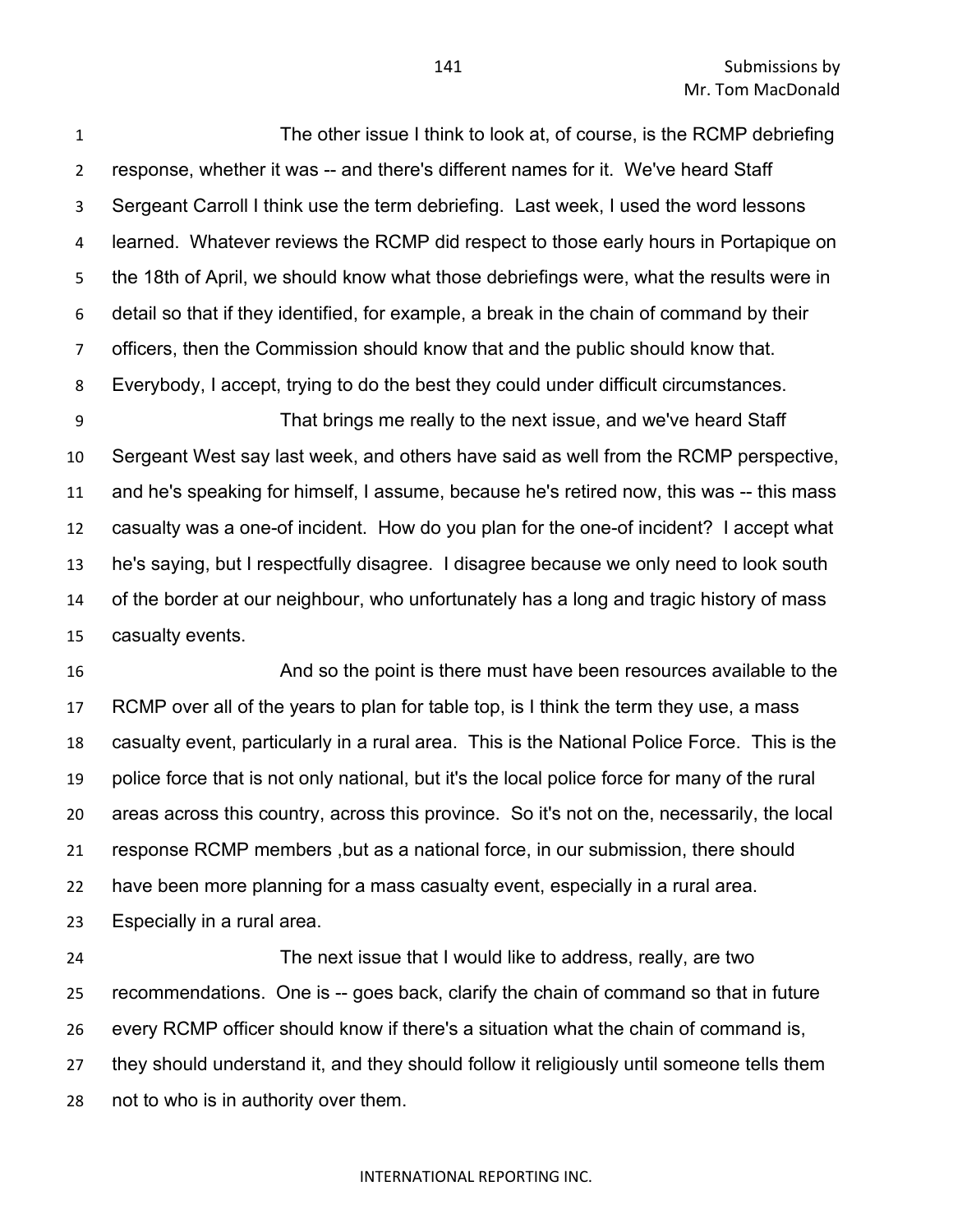The other issue I think to look at, of course, is the RCMP debriefing response, whether it was -- and there's different names for it. We've heard Staff Sergeant Carroll I think use the term debriefing. Last week, I used the word lessons learned. Whatever reviews the RCMP did respect to those early hours in Portapique on the 18th of April, we should know what those debriefings were, what the results were in detail so that if they identified, for example, a break in the chain of command by their officers, then the Commission should know that and the public should know that. Everybody, I accept, trying to do the best they could under difficult circumstances.

That brings me really to the next issue, and we've heard Staff Sergeant West say last week, and others have said as well from the RCMP perspective, and he's speaking for himself, I assume, because he's retired now, this was -- this mass casualty was a one-of incident. How do you plan for the one-of incident? I accept what he's saying, but I respectfully disagree. I disagree because we only need to look south of the border at our neighbour, who unfortunately has a long and tragic history of mass casualty events.

And so the point is there must have been resources available to the RCMP over all of the years to plan for table top, is I think the term they use, a mass casualty event, particularly in a rural area. This is the National Police Force. This is the police force that is not only national, but it's the local police force for many of the rural areas across this country, across this province. So it's not on the, necessarily, the local response RCMP members ,but as a national force, in our submission, there should have been more planning for a mass casualty event, especially in a rural area. Especially in a rural area.

The next issue that I would like to address, really, are two recommendations. One is -- goes back, clarify the chain of command so that in future every RCMP officer should know if there's a situation what the chain of command is, they should understand it, and they should follow it religiously until someone tells them not to who is in authority over them.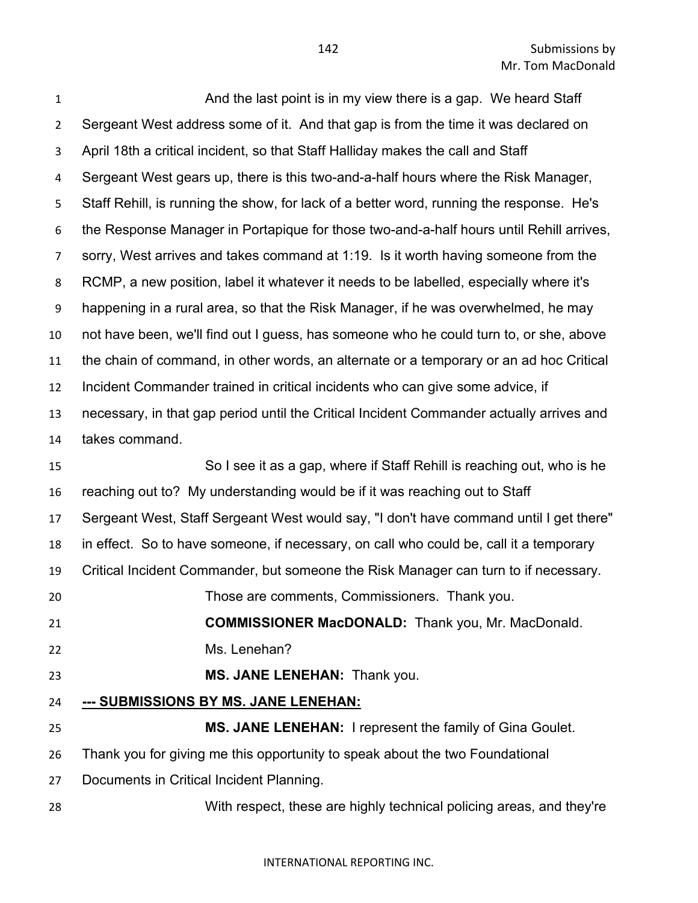And the last point is in my view there is a gap. We heard Staff Sergeant West address some of it. And that gap is from the time it was declared on April 18th a critical incident, so that Staff Halliday makes the call and Staff Sergeant West gears up, there is this two-and-a-half hours where the Risk Manager, Staff Rehill, is running the show, for lack of a better word, running the response. He's the Response Manager in Portapique for those two-and-a-half hours until Rehill arrives, sorry, West arrives and takes command at 1:19. Is it worth having someone from the RCMP, a new position, label it whatever it needs to be labelled, especially where it's happening in a rural area, so that the Risk Manager, if he was overwhelmed, he may not have been, we'll find out I guess, has someone who he could turn to, or she, above the chain of command, in other words, an alternate or a temporary or an ad hoc Critical Incident Commander trained in critical incidents who can give some advice, if necessary, in that gap period until the Critical Incident Commander actually arrives and takes command.

So I see it as a gap, where if Staff Rehill is reaching out, who is he reaching out to? My understanding would be if it was reaching out to Staff Sergeant West, Staff Sergeant West would say, "I don't have command until I get there" in effect. So to have someone, if necessary, on call who could be, call it a temporary Critical Incident Commander, but someone the Risk Manager can turn to if necessary.

Those are comments, Commissioners. Thank you.

**COMMISSIONER MacDONALD:** Thank you, Mr. MacDonald.

Ms. Lenehan?

**MS. JANE LENEHAN:** Thank you.

**--- SUBMISSIONS BY MS. JANE LENEHAN:**

**MS. JANE LENEHAN:** I represent the family of Gina Goulet. Thank you for giving me this opportunity to speak about the two Foundational Documents in Critical Incident Planning.

With respect, these are highly technical policing areas, and they're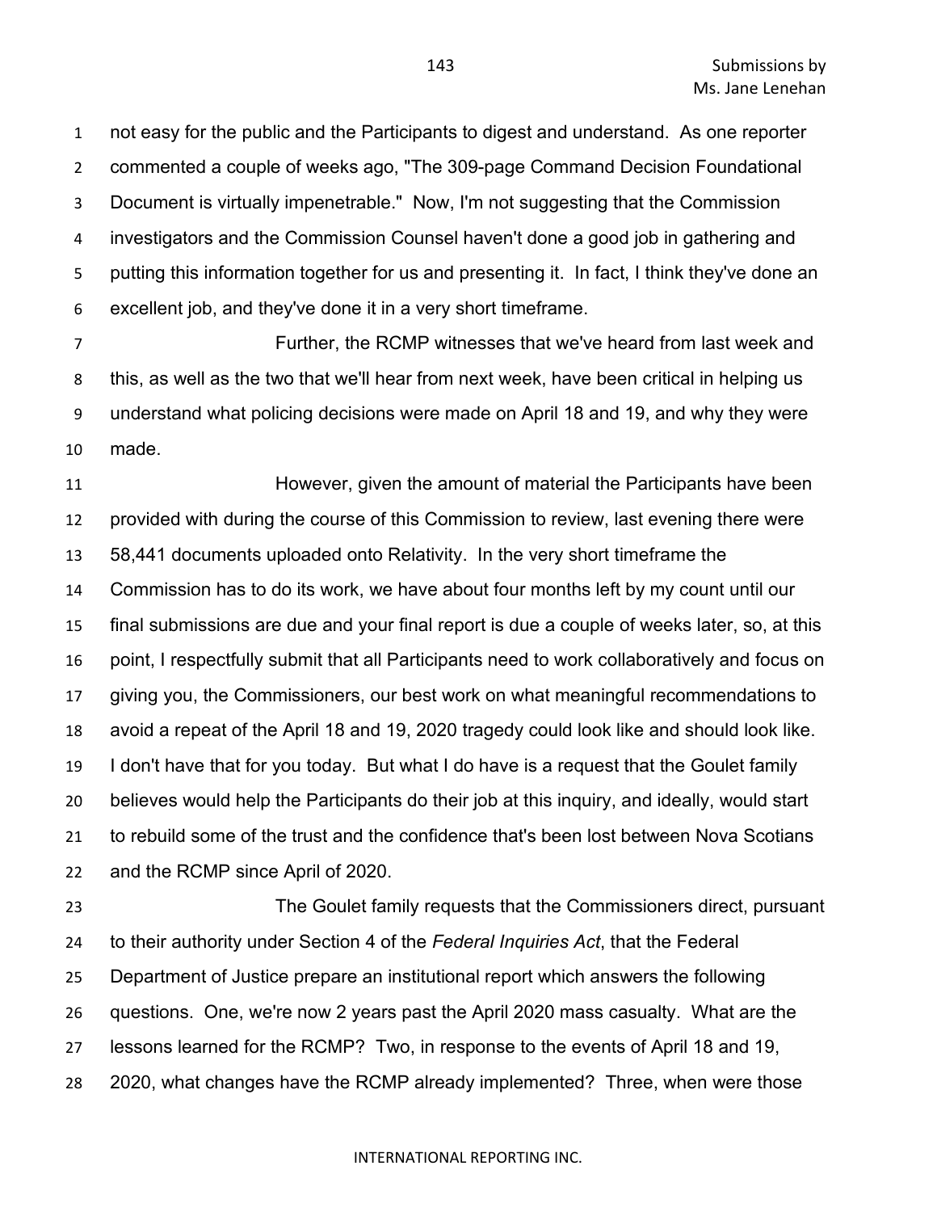not easy for the public and the Participants to digest and understand. As one reporter commented a couple of weeks ago, "The 309-page Command Decision Foundational Document is virtually impenetrable." Now, I'm not suggesting that the Commission investigators and the Commission Counsel haven't done a good job in gathering and putting this information together for us and presenting it. In fact, I think they've done an excellent job, and they've done it in a very short timeframe.

Further, the RCMP witnesses that we've heard from last week and this, as well as the two that we'll hear from next week, have been critical in helping us understand what policing decisions were made on April 18 and 19, and why they were made.

However, given the amount of material the Participants have been provided with during the course of this Commission to review, last evening there were 58,441 documents uploaded onto Relativity. In the very short timeframe the Commission has to do its work, we have about four months left by my count until our final submissions are due and your final report is due a couple of weeks later, so, at this point, I respectfully submit that all Participants need to work collaboratively and focus on giving you, the Commissioners, our best work on what meaningful recommendations to avoid a repeat of the April 18 and 19, 2020 tragedy could look like and should look like. I don't have that for you today. But what I do have is a request that the Goulet family believes would help the Participants do their job at this inquiry, and ideally, would start to rebuild some of the trust and the confidence that's been lost between Nova Scotians and the RCMP since April of 2020.

The Goulet family requests that the Commissioners direct, pursuant to their authority under Section 4 of the *Federal Inquiries Act*, that the Federal Department of Justice prepare an institutional report which answers the following questions. One, we're now 2 years past the April 2020 mass casualty. What are the lessons learned for the RCMP? Two, in response to the events of April 18 and 19, 2020, what changes have the RCMP already implemented? Three, when were those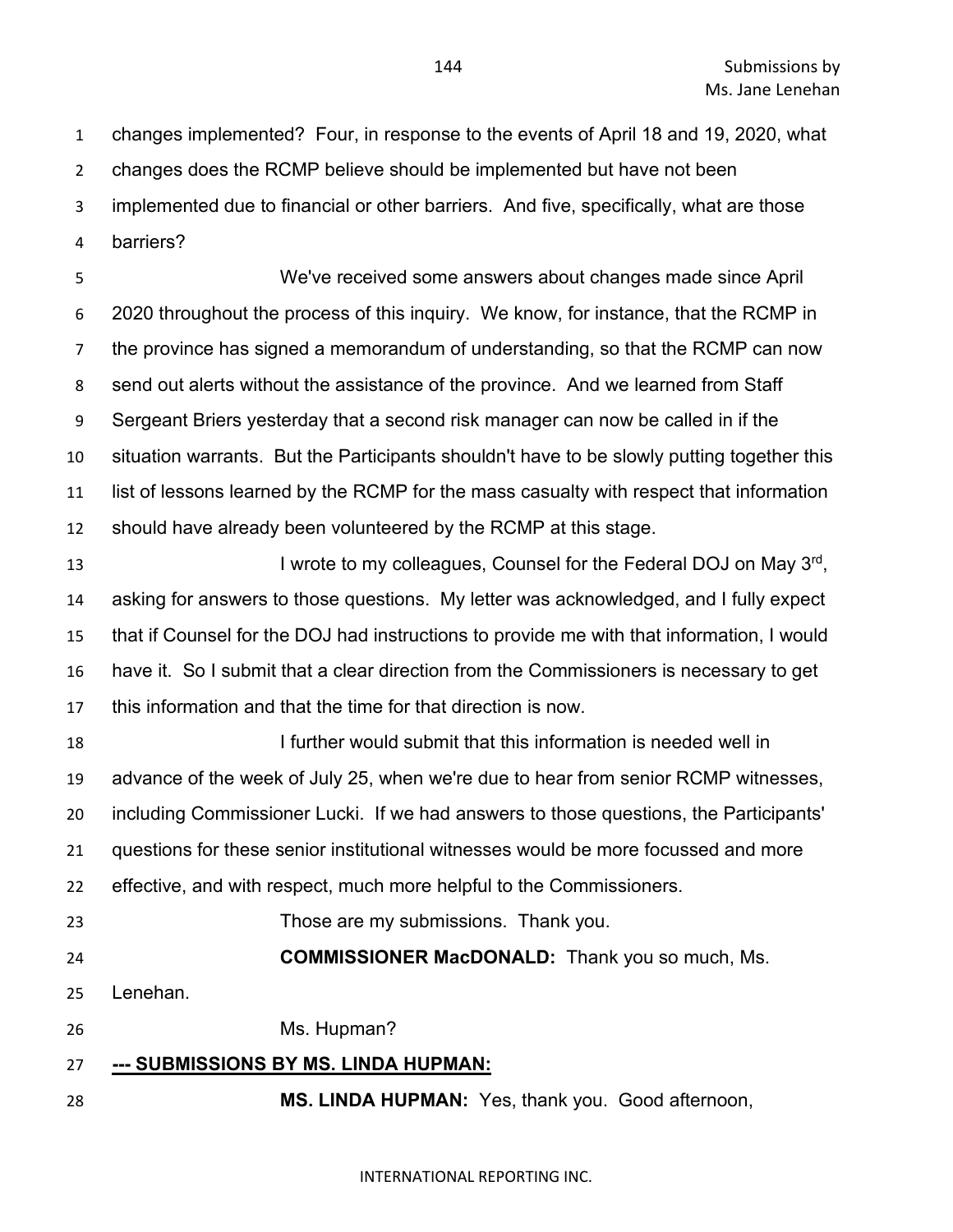changes implemented? Four, in response to the events of April 18 and 19, 2020, what changes does the RCMP believe should be implemented but have not been implemented due to financial or other barriers. And five, specifically, what are those barriers?

We've received some answers about changes made since April 2020 throughout the process of this inquiry. We know, for instance, that the RCMP in the province has signed a memorandum of understanding, so that the RCMP can now send out alerts without the assistance of the province. And we learned from Staff Sergeant Briers yesterday that a second risk manager can now be called in if the situation warrants. But the Participants shouldn't have to be slowly putting together this list of lessons learned by the RCMP for the mass casualty with respect that information should have already been volunteered by the RCMP at this stage.

I wrote to my colleagues, Counsel for the Federal DOJ on May 3rd, asking for answers to those questions. My letter was acknowledged, and I fully expect that if Counsel for the DOJ had instructions to provide me with that information, I would have it. So I submit that a clear direction from the Commissioners is necessary to get this information and that the time for that direction is now.

I further would submit that this information is needed well in advance of the week of July 25, when we're due to hear from senior RCMP witnesses, including Commissioner Lucki. If we had answers to those questions, the Participants' questions for these senior institutional witnesses would be more focussed and more effective, and with respect, much more helpful to the Commissioners.

Those are my submissions. Thank you.

**COMMISSIONER MacDONALD:** Thank you so much, Ms. Lenehan.

Ms. Hupman?

**--- SUBMISSIONS BY MS. LINDA HUPMAN:**

**MS. LINDA HUPMAN:** Yes, thank you. Good afternoon,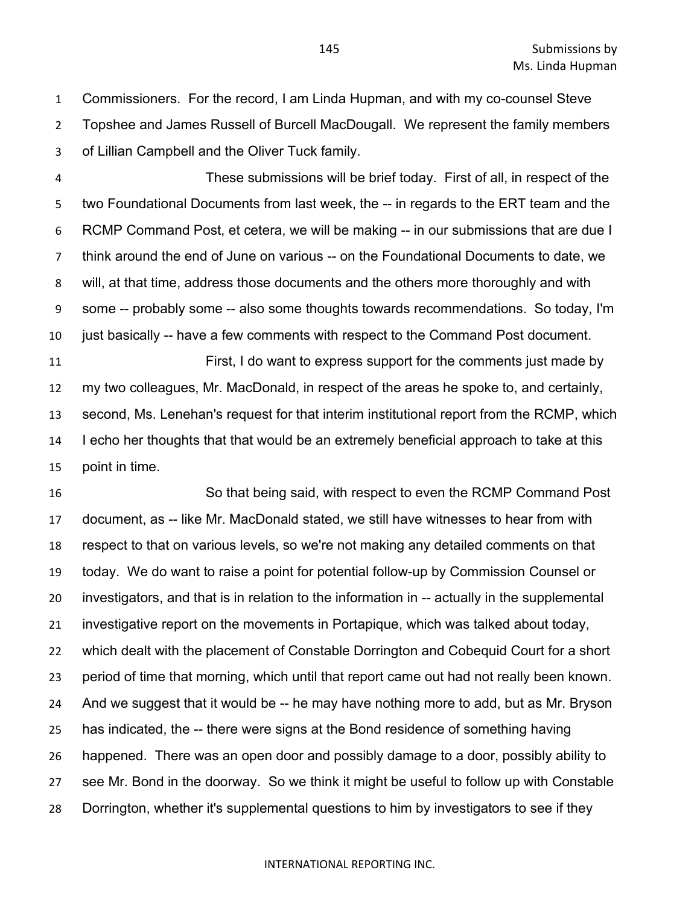Commissioners. For the record, I am Linda Hupman, and with my co-counsel Steve Topshee and James Russell of Burcell MacDougall. We represent the family members of Lillian Campbell and the Oliver Tuck family.

These submissions will be brief today. First of all, in respect of the two Foundational Documents from last week, the -- in regards to the ERT team and the RCMP Command Post, et cetera, we will be making -- in our submissions that are due I think around the end of June on various -- on the Foundational Documents to date, we will, at that time, address those documents and the others more thoroughly and with some -- probably some -- also some thoughts towards recommendations. So today, I'm just basically -- have a few comments with respect to the Command Post document.

First, I do want to express support for the comments just made by my two colleagues, Mr. MacDonald, in respect of the areas he spoke to, and certainly, second, Ms. Lenehan's request for that interim institutional report from the RCMP, which I echo her thoughts that that would be an extremely beneficial approach to take at this point in time.

So that being said, with respect to even the RCMP Command Post document, as -- like Mr. MacDonald stated, we still have witnesses to hear from with respect to that on various levels, so we're not making any detailed comments on that today. We do want to raise a point for potential follow-up by Commission Counsel or investigators, and that is in relation to the information in -- actually in the supplemental investigative report on the movements in Portapique, which was talked about today, which dealt with the placement of Constable Dorrington and Cobequid Court for a short period of time that morning, which until that report came out had not really been known. And we suggest that it would be -- he may have nothing more to add, but as Mr. Bryson has indicated, the -- there were signs at the Bond residence of something having happened. There was an open door and possibly damage to a door, possibly ability to see Mr. Bond in the doorway. So we think it might be useful to follow up with Constable Dorrington, whether it's supplemental questions to him by investigators to see if they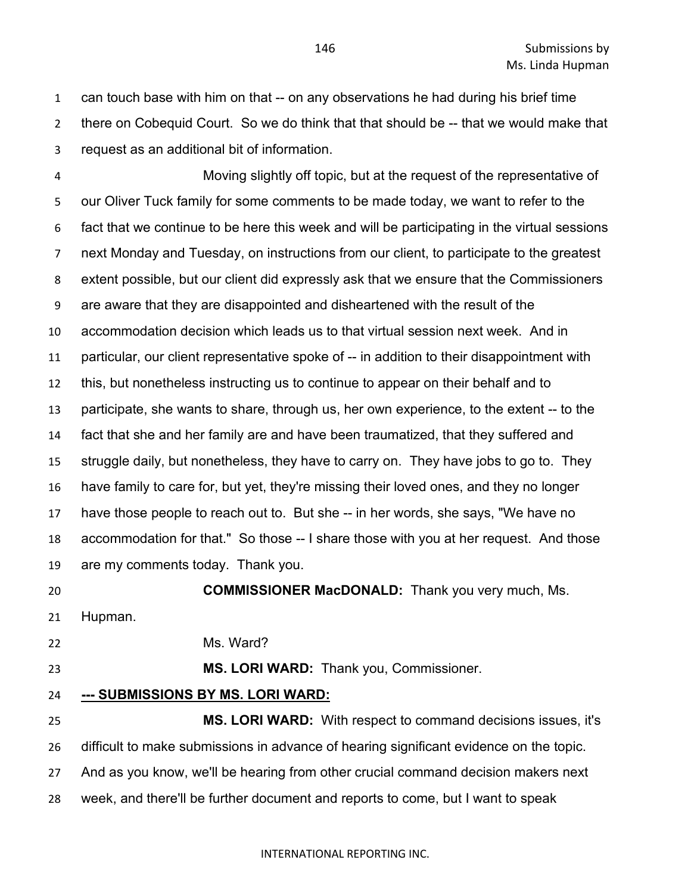can touch base with him on that -- on any observations he had during his brief time there on Cobequid Court. So we do think that that should be -- that we would make that request as an additional bit of information.

Moving slightly off topic, but at the request of the representative of our Oliver Tuck family for some comments to be made today, we want to refer to the fact that we continue to be here this week and will be participating in the virtual sessions next Monday and Tuesday, on instructions from our client, to participate to the greatest extent possible, but our client did expressly ask that we ensure that the Commissioners are aware that they are disappointed and disheartened with the result of the accommodation decision which leads us to that virtual session next week. And in particular, our client representative spoke of -- in addition to their disappointment with this, but nonetheless instructing us to continue to appear on their behalf and to participate, she wants to share, through us, her own experience, to the extent -- to the fact that she and her family are and have been traumatized, that they suffered and struggle daily, but nonetheless, they have to carry on. They have jobs to go to. They have family to care for, but yet, they're missing their loved ones, and they no longer have those people to reach out to. But she -- in her words, she says, "We have no accommodation for that." So those -- I share those with you at her request. And those are my comments today. Thank you.

**COMMISSIONER MacDONALD:** Thank you very much, Ms. Hupman.

Ms. Ward?

**MS. LORI WARD:** Thank you, Commissioner.

**--- SUBMISSIONS BY MS. LORI WARD:**

**MS. LORI WARD:** With respect to command decisions issues, it's difficult to make submissions in advance of hearing significant evidence on the topic. And as you know, we'll be hearing from other crucial command decision makers next week, and there'll be further document and reports to come, but I want to speak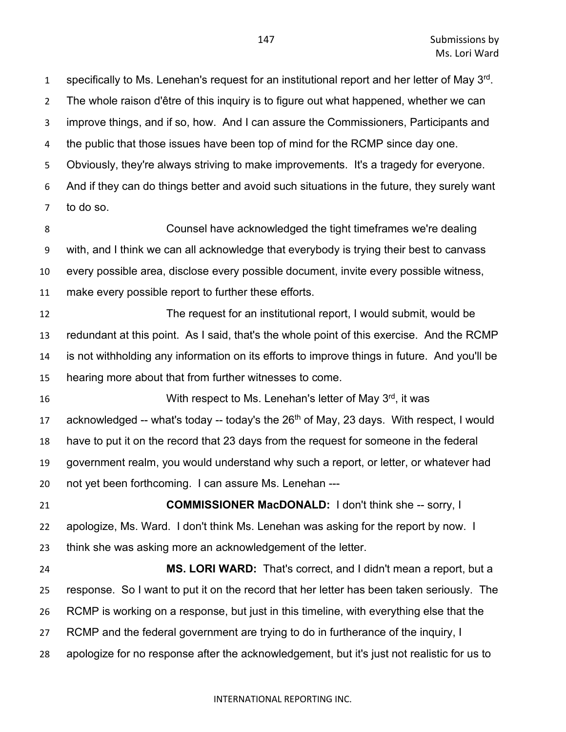specifically to Ms. Lenehan's request for an institutional report and her letter of May 3rd. The whole raison d'être of this inquiry is to figure out what happened, whether we can improve things, and if so, how. And I can assure the Commissioners, Participants and the public that those issues have been top of mind for the RCMP since day one. Obviously, they're always striving to make improvements. It's a tragedy for everyone. And if they can do things better and avoid such situations in the future, they surely want to do so.

Counsel have acknowledged the tight timeframes we're dealing with, and I think we can all acknowledge that everybody is trying their best to canvass every possible area, disclose every possible document, invite every possible witness, make every possible report to further these efforts.

The request for an institutional report, I would submit, would be redundant at this point. As I said, that's the whole point of this exercise. And the RCMP is not withholding any information on its efforts to improve things in future. And you'll be hearing more about that from further witnesses to come.

With respect to Ms. Lenehan's letter of May 3rd, it was acknowledged -- what's today -- today's the 26th of May, 23 days. With respect, I would have to put it on the record that 23 days from the request for someone in the federal government realm, you would understand why such a report, or letter, or whatever had not yet been forthcoming. I can assure Ms. Lenehan ---

**COMMISSIONER MacDONALD:** I don't think she -- sorry, I apologize, Ms. Ward. I don't think Ms. Lenehan was asking for the report by now. I think she was asking more an acknowledgement of the letter.

**MS. LORI WARD:** That's correct, and I didn't mean a report, but a response. So I want to put it on the record that her letter has been taken seriously. The RCMP is working on a response, but just in this timeline, with everything else that the RCMP and the federal government are trying to do in furtherance of the inquiry, I apologize for no response after the acknowledgement, but it's just not realistic for us to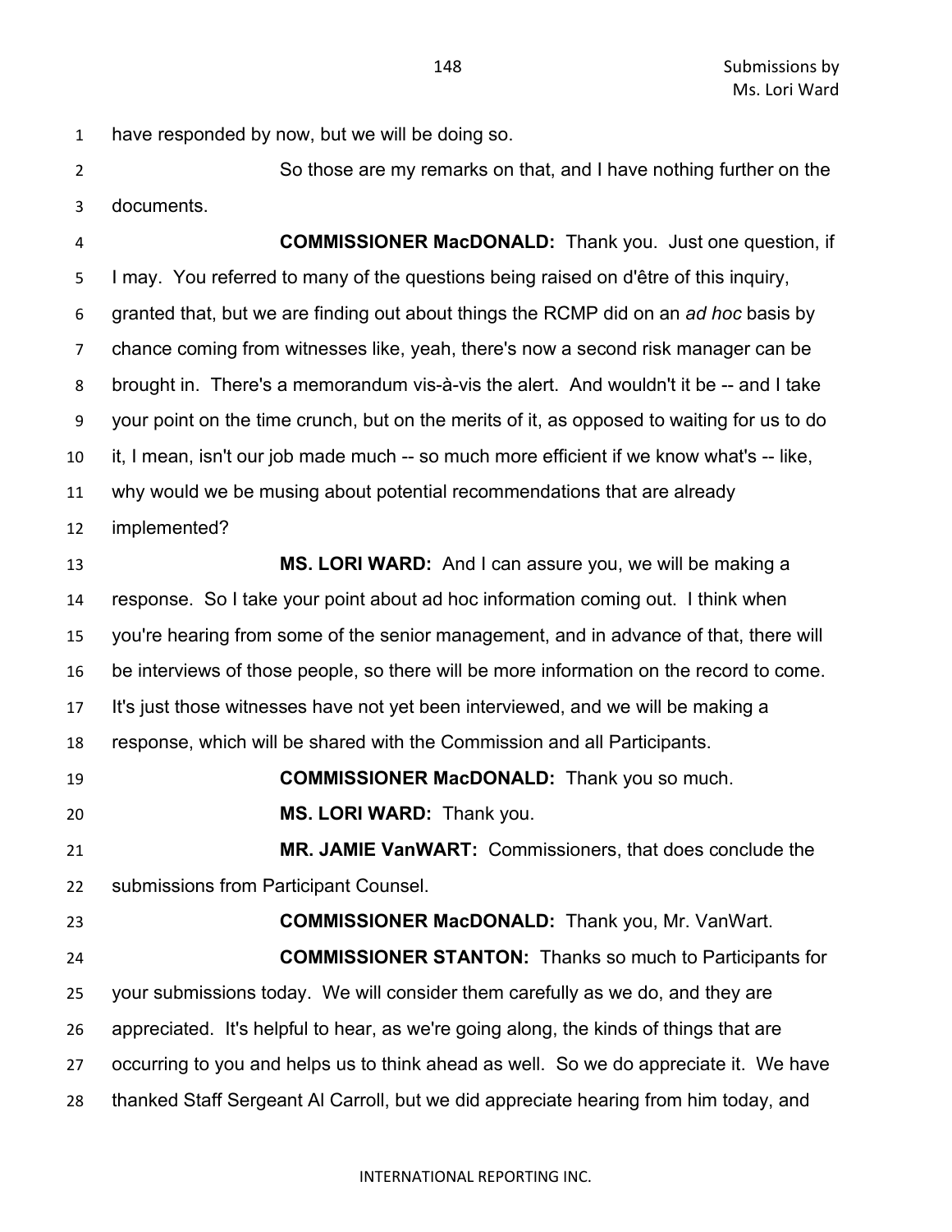have responded by now, but we will be doing so.

So those are my remarks on that, and I have nothing further on the documents.

**COMMISSIONER MacDONALD:** Thank you. Just one question, if I may. You referred to many of the questions being raised on d'être of this inquiry, granted that, but we are finding out about things the RCMP did on an *ad hoc* basis by chance coming from witnesses like, yeah, there's now a second risk manager can be brought in. There's a memorandum vis-à-vis the alert. And wouldn't it be -- and I take your point on the time crunch, but on the merits of it, as opposed to waiting for us to do it, I mean, isn't our job made much -- so much more efficient if we know what's -- like, why would we be musing about potential recommendations that are already implemented?

**MS. LORI WARD:** And I can assure you, we will be making a response. So I take your point about ad hoc information coming out. I think when you're hearing from some of the senior management, and in advance of that, there will be interviews of those people, so there will be more information on the record to come. It's just those witnesses have not yet been interviewed, and we will be making a response, which will be shared with the Commission and all Participants.

**COMMISSIONER MacDONALD:** Thank you so much.

**MS. LORI WARD:** Thank you.

**MR. JAMIE VanWART:** Commissioners, that does conclude the submissions from Participant Counsel.

**COMMISSIONER MacDONALD:** Thank you, Mr. VanWart.

**COMMISSIONER STANTON:** Thanks so much to Participants for your submissions today. We will consider them carefully as we do, and they are appreciated. It's helpful to hear, as we're going along, the kinds of things that are occurring to you and helps us to think ahead as well. So we do appreciate it. We have thanked Staff Sergeant Al Carroll, but we did appreciate hearing from him today, and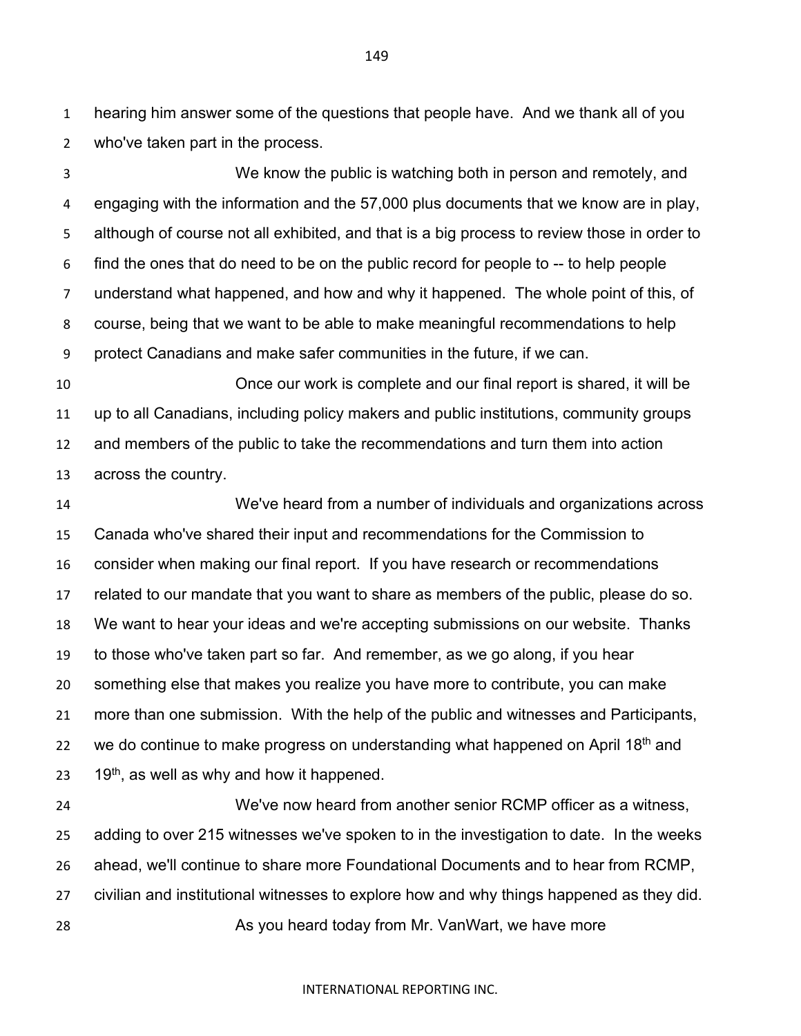hearing him answer some of the questions that people have. And we thank all of you who've taken part in the process.

We know the public is watching both in person and remotely, and engaging with the information and the 57,000 plus documents that we know are in play, although of course not all exhibited, and that is a big process to review those in order to find the ones that do need to be on the public record for people to -- to help people understand what happened, and how and why it happened. The whole point of this, of course, being that we want to be able to make meaningful recommendations to help protect Canadians and make safer communities in the future, if we can.

Once our work is complete and our final report is shared, it will be up to all Canadians, including policy makers and public institutions, community groups and members of the public to take the recommendations and turn them into action across the country.

We've heard from a number of individuals and organizations across Canada who've shared their input and recommendations for the Commission to consider when making our final report. If you have research or recommendations related to our mandate that you want to share as members of the public, please do so. We want to hear your ideas and we're accepting submissions on our website. Thanks to those who've taken part so far. And remember, as we go along, if you hear something else that makes you realize you have more to contribute, you can make more than one submission. With the help of the public and witnesses and Participants, we do continue to make progress on understanding what happened on April 18th and 19th, as well as why and how it happened.

We've now heard from another senior RCMP officer as a witness, adding to over 215 witnesses we've spoken to in the investigation to date. In the weeks ahead, we'll continue to share more Foundational Documents and to hear from RCMP, civilian and institutional witnesses to explore how and why things happened as they did.

As you heard today from Mr. VanWart, we have more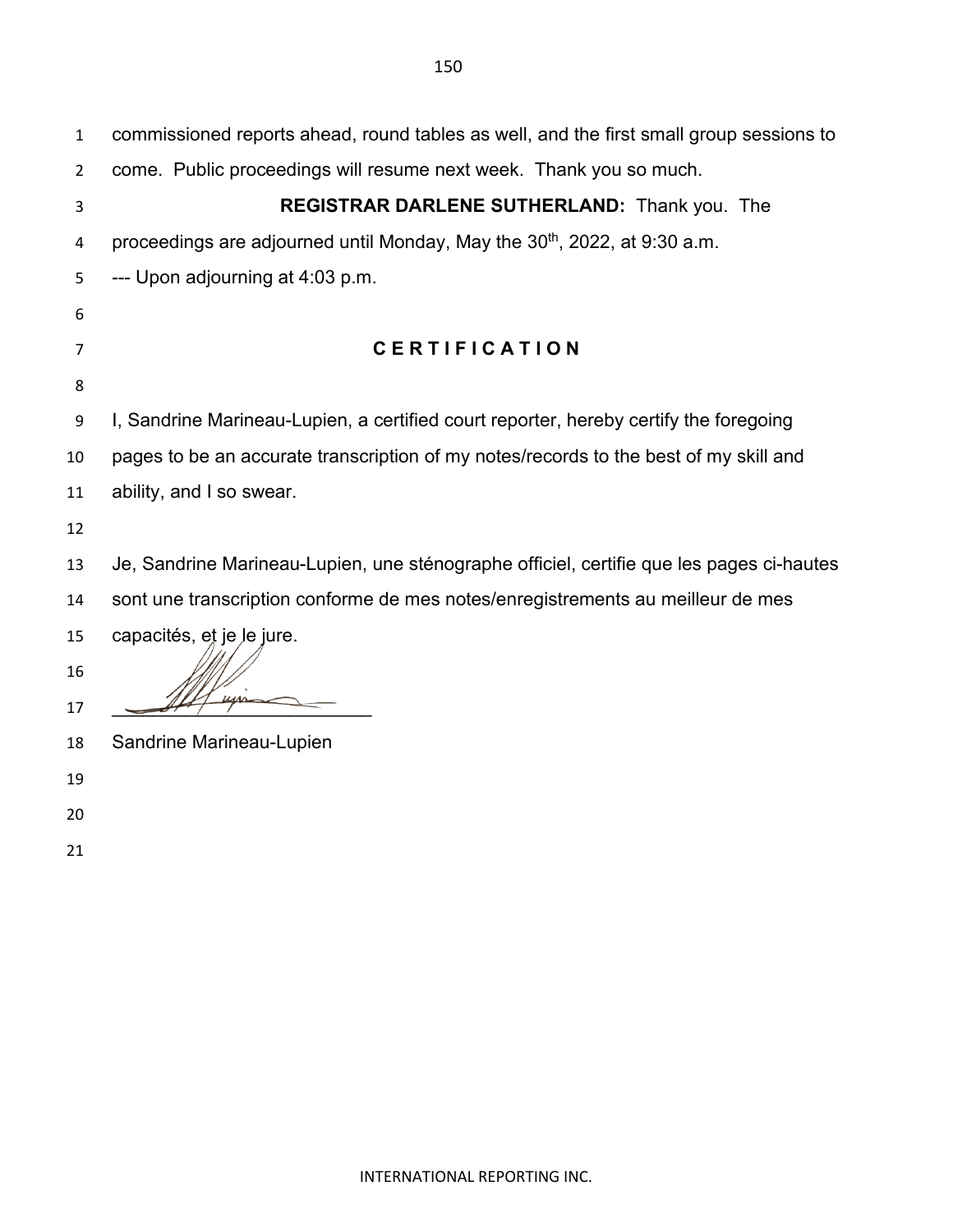commissioned reports ahead, round tables as well, and the first small group sessions to come. Public proceedings will resume next week. Thank you so much.

**REGISTRAR DARLENE SUTHERLAND:** Thank you. The proceedings are adjourned until Monday, May the 30th, 2022, at 9:30 a.m.

--- Upon adjourning at 4:03 p.m.

## C E R T I F I C A T I O N

I, Sandrine Marineau-Lupien, a certified court reporter, hereby certify the foregoing pages to be an accurate transcription of my notes/records to the best of my skill and ability, and I so swear.

Je, Sandrine Marineau-Lupien, une sténographe officiel, certifie que les pages ci-hautes sont une transcription conforme de mes notes/enregistrements au meilleur de mes capacités, et je le jure.

\_\_\_\_\_\_\_\_\_\_\_\_\_\_\_\_\_\_\_\_\_\_\_\_\_\_

Sandrine Marineau-Lupien